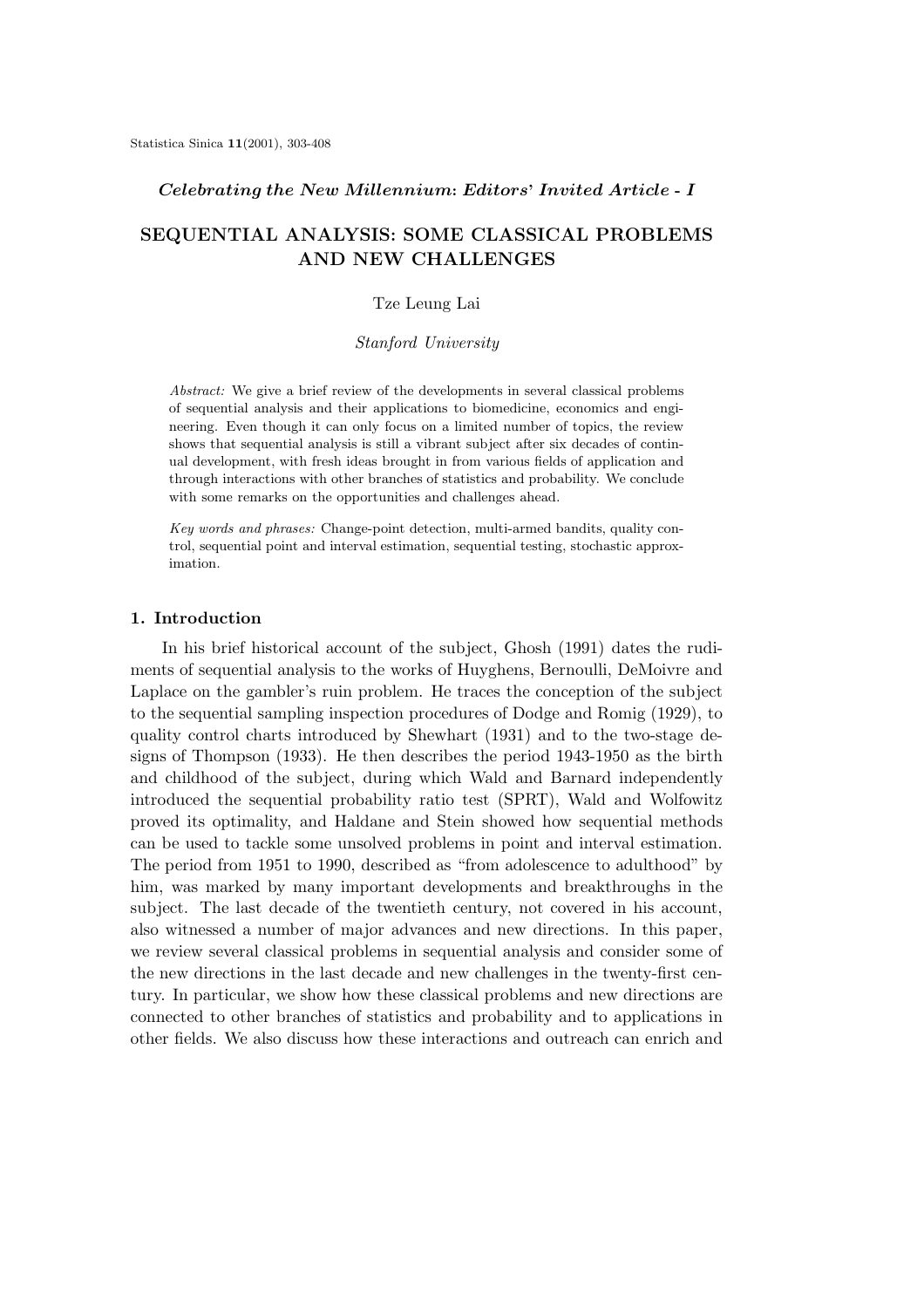*Celebrating the New Millennium: Editors' Invited Article - I*

# SEQUENTIAL ANALYSIS: SOME CLASSICAL PROBLEMS AND NEW CHALLENGES

Tze Leung Lai

*Stanford University*

*Abstract:* We give a brief review of the developments in several classical problems of sequential analysis and their applications to biomedicine, economics and engineering. Even though it can only focus on a limited number of topics, the review shows that sequential analysis is still a vibrant subject after six decades of continual development, with fresh ideas brought in from various fields of application and through interactions with other branches of statistics and probability. We conclude with some remarks on the opportunities and challenges ahead.

*Key words and phrases:* Change-point detection, multi-armed bandits, quality control, sequential point and interval estimation, sequential testing, stochastic approximation.

## 1. Introduction

In his brief historical account of the subject, Ghosh (1991) dates the rudiments of sequential analysis to the works of Huyghens, Bernoulli, DeMoivre and Laplace on the gambler's ruin problem. He traces the conception of the subject to the sequential sampling inspection procedures of Dodge and Romig (1929), to quality control charts introduced by Shewhart (1931) and to the two-stage designs of Thompson (1933). He then describes the period 1943-1950 as the birth and childhood of the subject, during which Wald and Barnard independently introduced the sequential probability ratio test (SPRT), Wald and Wolfowitz proved its optimality, and Haldane and Stein showed how sequential methods can be used to tackle some unsolved problems in point and interval estimation. The period from 1951 to 1990, described as "from adolescence to adulthood" by him, was marked by many important developments and breakthroughs in the subject. The last decade of the twentieth century, not covered in his account, also witnessed a number of major advances and new directions. In this paper, we review several classical problems in sequential analysis and consider some of the new directions in the last decade and new challenges in the twenty-first century. In particular, we show how these classical problems and new directions are connected to other branches of statistics and probability and to applications in other fields. We also discuss how these interactions and outreach can enrich and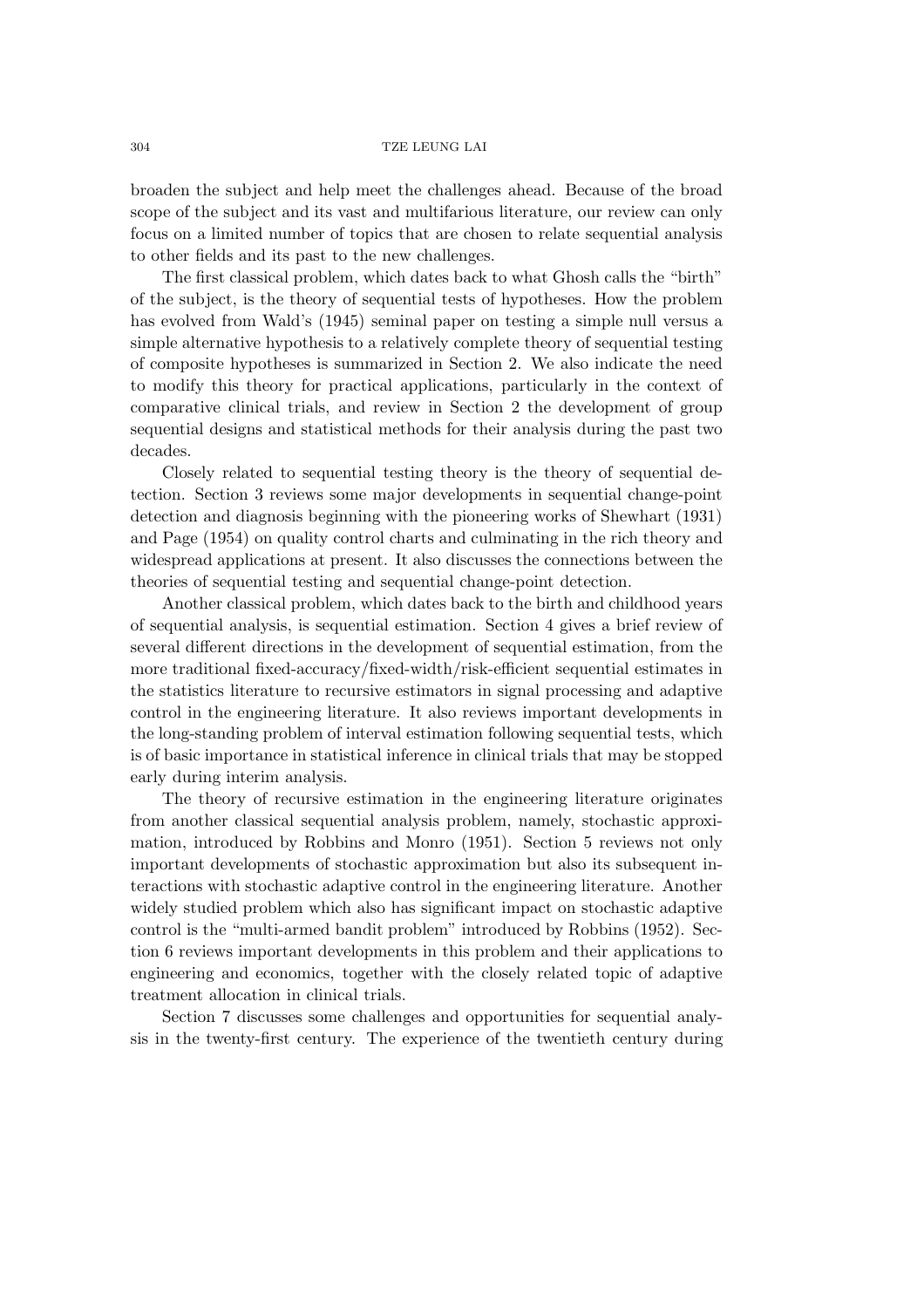broaden the subject and help meet the challenges ahead. Because of the broad scope of the subject and its vast and multifarious literature, our review can only focus on a limited number of topics that are chosen to relate sequential analysis to other fields and its past to the new challenges.

The first classical problem, which dates back to what Ghosh calls the "birth" of the subject, is the theory of sequential tests of hypotheses. How the problem has evolved from Wald's (1945) seminal paper on testing a simple null versus a simple alternative hypothesis to a relatively complete theory of sequential testing of composite hypotheses is summarized in Section 2. We also indicate the need to modify this theory for practical applications, particularly in the context of comparative clinical trials, and review in Section 2 the development of group sequential designs and statistical methods for their analysis during the past two decades.

Closely related to sequential testing theory is the theory of sequential detection. Section 3 reviews some major developments in sequential change-point detection and diagnosis beginning with the pioneering works of Shewhart (1931) and Page (1954) on quality control charts and culminating in the rich theory and widespread applications at present. It also discusses the connections between the theories of sequential testing and sequential change-point detection.

Another classical problem, which dates back to the birth and childhood years of sequential analysis, is sequential estimation. Section 4 gives a brief review of several different directions in the development of sequential estimation, from the more traditional fixed-accuracy/fixed-width/risk-efficient sequential estimates in the statistics literature to recursive estimators in signal processing and adaptive control in the engineering literature. It also reviews important developments in the long-standing problem of interval estimation following sequential tests, which is of basic importance in statistical inference in clinical trials that may be stopped early during interim analysis.

The theory of recursive estimation in the engineering literature originates from another classical sequential analysis problem, namely, stochastic approximation, introduced by Robbins and Monro (1951). Section 5 reviews not only important developments of stochastic approximation but also its subsequent interactions with stochastic adaptive control in the engineering literature. Another widely studied problem which also has significant impact on stochastic adaptive control is the "multi-armed bandit problem" introduced by Robbins (1952). Section 6 reviews important developments in this problem and their applications to engineering and economics, together with the closely related topic of adaptive treatment allocation in clinical trials.

Section 7 discusses some challenges and opportunities for sequential analysis in the twenty-first century. The experience of the twentieth century during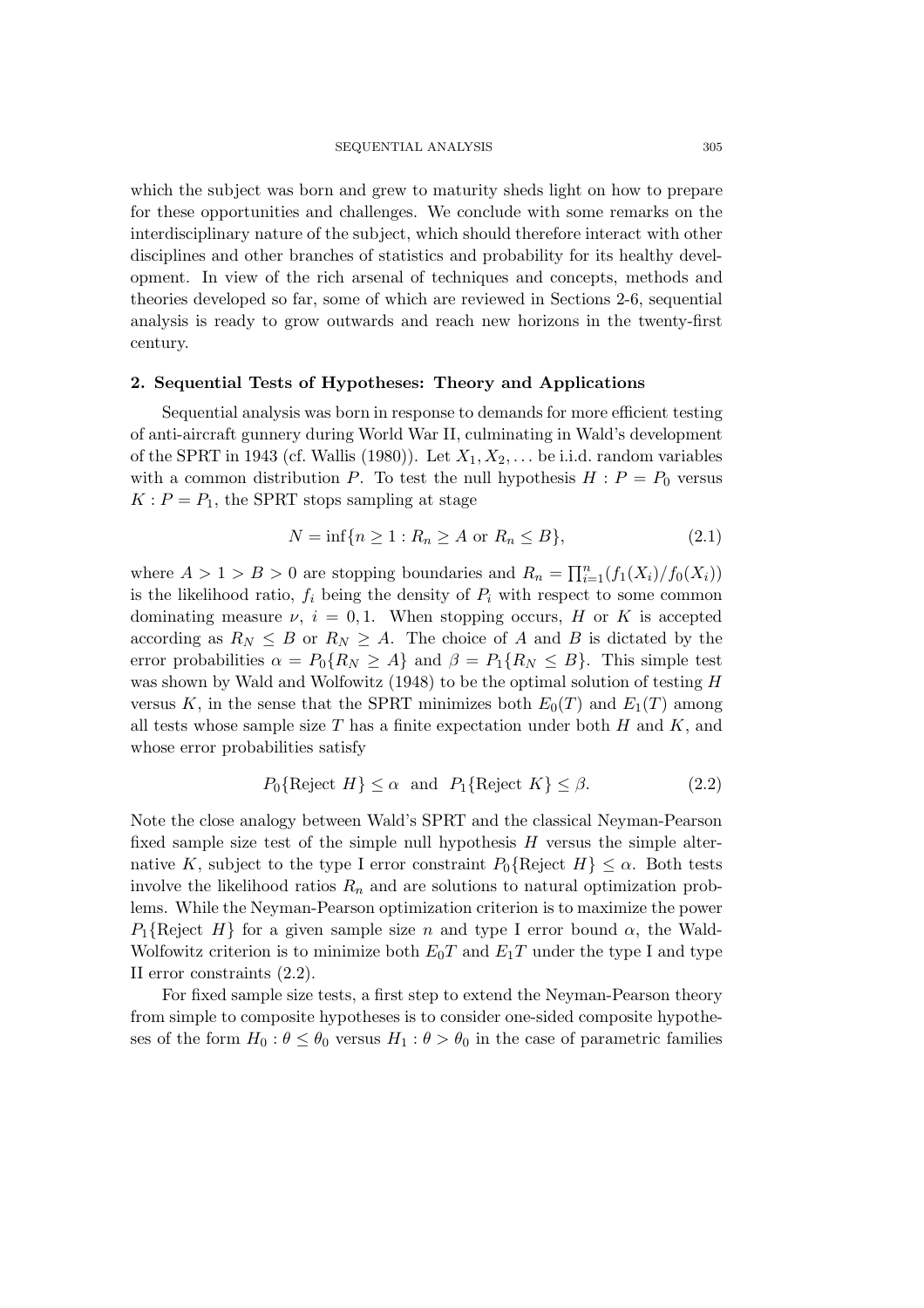which the subject was born and grew to maturity sheds light on how to prepare for these opportunities and challenges. We conclude with some remarks on the interdisciplinary nature of the subject, which should therefore interact with other disciplines and other branches of statistics and probability for its healthy development. In view of the rich arsenal of techniques and concepts, methods and theories developed so far, some of which are reviewed in Sections 2-6, sequential analysis is ready to grow outwards and reach new horizons in the twenty-first century.

## 2. Sequential Tests of Hypotheses: Theory and Applications

Sequential analysis was born in response to demands for more efficient testing of anti-aircraft gunnery during World War II, culminating in Wald's development of the SPRT in 1943 (cf. Wallis (1980)). Let $X_1, X_2, \ldots$ be i.i.d. random variables with a common distribution $P$. To test the null hypothesis $H : P = P_0$ versus $K : P = P_1$, the SPRT stops sampling at stage

$$N = \inf\{n \geq 1 : R_n \geq A \text{ or } R_n \leq B\}, \tag{2.1}$$

where $A > 1 > B > 0$ are stopping boundaries and $R_n = \prod_{i=1}^{n}(f_1(X_i)/f_0(X_i))$ is the likelihood ratio, $f_i$ being the density of $P_i$ with respect to some common dominating measure $\nu$, $i = 0, 1$. When stopping occurs, $H$ or $K$ is accepted according as $R_N \leq B$ or $R_N \geq A$. The choice of $A$ and $B$ is dictated by the error probabilities $\alpha = P_0\{R_N \geq A\}$ and $\beta = P_1\{R_N \leq B\}$. This simple test was shown by Wald and Wolfowitz (1948) to be the optimal solution of testing $H$ versus $K$, in the sense that the SPRT minimizes both $E_0(T)$ and $E_1(T)$ among all tests whose sample size $T$ has a finite expectation under both $H$ and $K$, and whose error probabilities satisfy

$$P_0\{\text{Reject } H\} \leq \alpha \quad \text{and} \quad P_1\{\text{Reject } K\} \leq \beta. \tag{2.2}$$

Note the close analogy between Wald's SPRT and the classical Neyman-Pearson fixed sample size test of the simple null hypothesis $H$ versus the simple alternative $K$, subject to the type I error constraint $P_0\{\text{Reject } H\} \leq \alpha$. Both tests involve the likelihood ratios $R_n$ and are solutions to natural optimization problems. While the Neyman-Pearson optimization criterion is to maximize the power $P_1\{\text{Reject } H\}$ for a given sample size $n$ and type I error bound $\alpha$, the Wald-Wolfowitz criterion is to minimize both $E_0T$ and $E_1T$ under the type I and type II error constraints (2.2).

For fixed sample size tests, a first step to extend the Neyman-Pearson theory from simple to composite hypotheses is to consider one-sided composite hypotheses of the form $H_0 : \theta \leq \theta_0$ versus $H_1 : \theta > \theta_0$ in the case of parametric families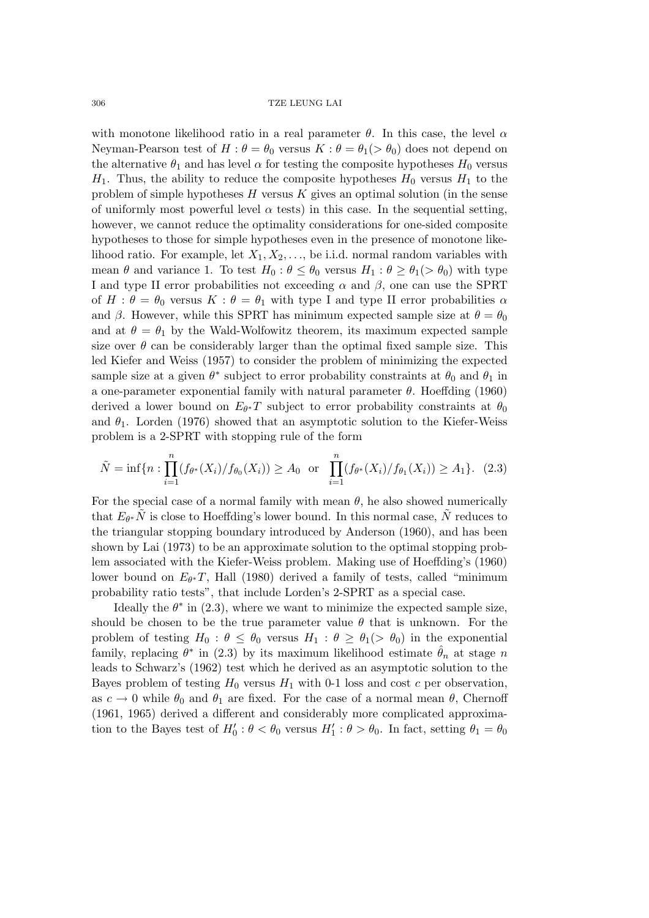with monotone likelihood ratio in a real parameter $\theta$. In this case, the level $\alpha$ Neyman-Pearson test of $H : \theta = \theta_0$ versus $K : \theta = \theta_1 (> \theta_0)$ does not depend on the alternative $\theta_1$ and has level $\alpha$ for testing the composite hypotheses $H_0$ versus $H_1$. Thus, the ability to reduce the composite hypotheses $H_0$ versus $H_1$ to the problem of simple hypotheses $H$ versus $K$ gives an optimal solution (in the sense of uniformly most powerful level $\alpha$ tests) in this case. In the sequential setting, however, we cannot reduce the optimality considerations for one-sided composite hypotheses to those for simple hypotheses even in the presence of monotone likelihood ratio. For example, let $X_1, X_2, \ldots,$ be i.i.d. normal random variables with mean $\theta$ and variance 1. To test $H_0 : \theta \leq \theta_0$ versus $H_1 : \theta \geq \theta_1 (> \theta_0)$ with type I and type II error probabilities not exceeding $\alpha$ and $\beta$, one can use the SPRT of $H : \theta = \theta_0$ versus $K : \theta = \theta_1$ with type I and type II error probabilities $\alpha$ and $\beta$. However, while this SPRT has minimum expected sample size at $\theta = \theta_0$ and at $\theta = \theta_1$ by the Wald-Wolfowitz theorem, its maximum expected sample size over $\theta$ can be considerably larger than the optimal fixed sample size. This led Kiefer and Weiss (1957) to consider the problem of minimizing the expected sample size at a given $\theta^*$ subject to error probability constraints at $\theta_0$ and $\theta_1$ in a one-parameter exponential family with natural parameter $\theta$. Hoeffding (1960) derived a lower bound on $E_{\theta^*} T$ subject to error probability constraints at $\theta_0$ and $\theta_1$. Lorden (1976) showed that an asymptotic solution to the Kiefer-Weiss problem is a 2-SPRT with stopping rule of the form

$$\tilde{N} = \inf\{n : \prod_{i=1}^{n} (f_{\theta^*}(X_i)/f_{\theta_0}(X_i)) \geq A_0 \;\text{ or }\; \prod_{i=1}^{n} (f_{\theta^*}(X_i)/f_{\theta_1}(X_i)) \geq A_1\}. \quad (2.3)$$

For the special case of a normal family with mean $\theta$, he also showed numerically that $E_{\theta^*} \tilde{N}$ is close to Hoeffding's lower bound. In this normal case, $\tilde{N}$ reduces to the triangular stopping boundary introduced by Anderson (1960), and has been shown by Lai (1973) to be an approximate solution to the optimal stopping problem associated with the Kiefer-Weiss problem. Making use of Hoeffding's (1960) lower bound on $E_{\theta^*} T$, Hall (1980) derived a family of tests, called "minimum probability ratio tests", that include Lorden's 2-SPRT as a special case.

Ideally the $\theta^*$ in (2.3), where we want to minimize the expected sample size, should be chosen to be the true parameter value $\theta$ that is unknown. For the problem of testing $H_0 : \theta \leq \theta_0$ versus $H_1 : \theta \geq \theta_1 (> \theta_0)$ in the exponential family, replacing $\theta^*$ in (2.3) by its maximum likelihood estimate $\hat{\theta}_n$ at stage $n$ leads to Schwarz's (1962) test which he derived as an asymptotic solution to the Bayes problem of testing $H_0$ versus $H_1$ with 0-1 loss and cost $c$ per observation, as $c \to 0$ while $\theta_0$ and $\theta_1$ are fixed. For the case of a normal mean $\theta$, Chernoff (1961, 1965) derived a different and considerably more complicated approximation to the Bayes test of $H_0' : \theta < \theta_0$ versus $H_1' : \theta > \theta_0$. In fact, setting $\theta_1 = \theta_0$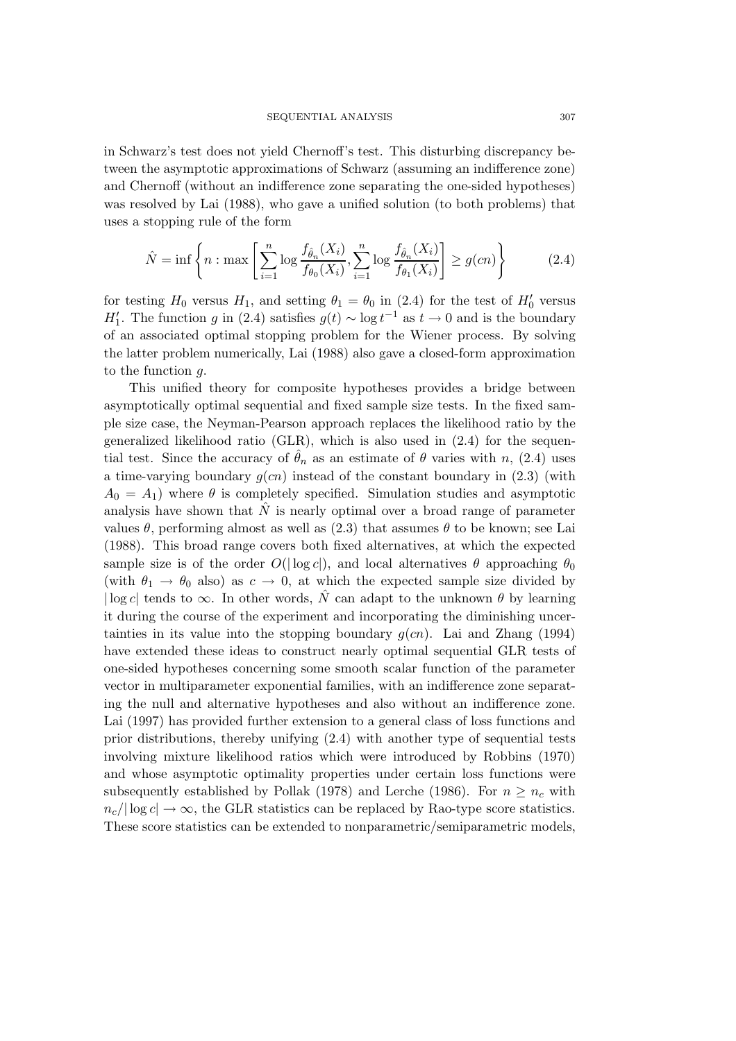in Schwarz's test does not yield Chernoff's test. This disturbing discrepancy between the asymptotic approximations of Schwarz (assuming an indifference zone) and Chernoff (without an indifference zone separating the one-sided hypotheses) was resolved by Lai (1988), who gave a unified solution (to both problems) that uses a stopping rule of the form

$$\hat{N} = \inf\left\{n : \max\left[\sum_{i=1}^{n} \log\frac{f_{\hat{\theta}_n}(X_i)}{f_{\theta_0}(X_i)}, \sum_{i=1}^{n}\log\frac{f_{\hat{\theta}_n}(X_i)}{f_{\theta_1}(X_i)}\right] \geq g(cn)\right\} \tag{2.4}$$

for testing $H_0$ versus $H_1$, and setting $\theta_1 = \theta_0$ in (2.4) for the test of $H_0'$ versus $H_1'$. The function $g$ in (2.4) satisfies $g(t) \sim \log t^{-1}$ as $t \to 0$ and is the boundary of an associated optimal stopping problem for the Wiener process. By solving the latter problem numerically, Lai (1988) also gave a closed-form approximation to the function $g$.

This unified theory for composite hypotheses provides a bridge between asymptotically optimal sequential and fixed sample size tests. In the fixed sample size case, the Neyman-Pearson approach replaces the likelihood ratio by the generalized likelihood ratio (GLR), which is also used in (2.4) for the sequential test. Since the accuracy of $\hat{\theta}_n$ as an estimate of $\theta$ varies with $n$, (2.4) uses a time-varying boundary $g(cn)$ instead of the constant boundary in (2.3) (with $A_0 = A_1$) where $\theta$ is completely specified. Simulation studies and asymptotic analysis have shown that $\hat{N}$ is nearly optimal over a broad range of parameter values $\theta$, performing almost as well as (2.3) that assumes $\theta$ to be known; see Lai (1988). This broad range covers both fixed alternatives, at which the expected sample size is of the order $O(|\log c|)$, and local alternatives $\theta$ approaching $\theta_0$ (with $\theta_1 \to \theta_0$ also) as $c \to 0$, at which the expected sample size divided by $|\log c|$ tends to $\infty$. In other words, $\hat{N}$ can adapt to the unknown $\theta$ by learning it during the course of the experiment and incorporating the diminishing uncertainties in its value into the stopping boundary $g(cn)$. Lai and Zhang (1994) have extended these ideas to construct nearly optimal sequential GLR tests of one-sided hypotheses concerning some smooth scalar function of the parameter vector in multiparameter exponential families, with an indifference zone separating the null and alternative hypotheses and also without an indifference zone. Lai (1997) has provided further extension to a general class of loss functions and prior distributions, thereby unifying (2.4) with another type of sequential tests involving mixture likelihood ratios which were introduced by Robbins (1970) and whose asymptotic optimality properties under certain loss functions were subsequently established by Pollak (1978) and Lerche (1986). For $n \geq n_c$ with $n_c/|\log c| \to \infty$, the GLR statistics can be replaced by Rao-type score statistics. These score statistics can be extended to nonparametric/semiparametric models,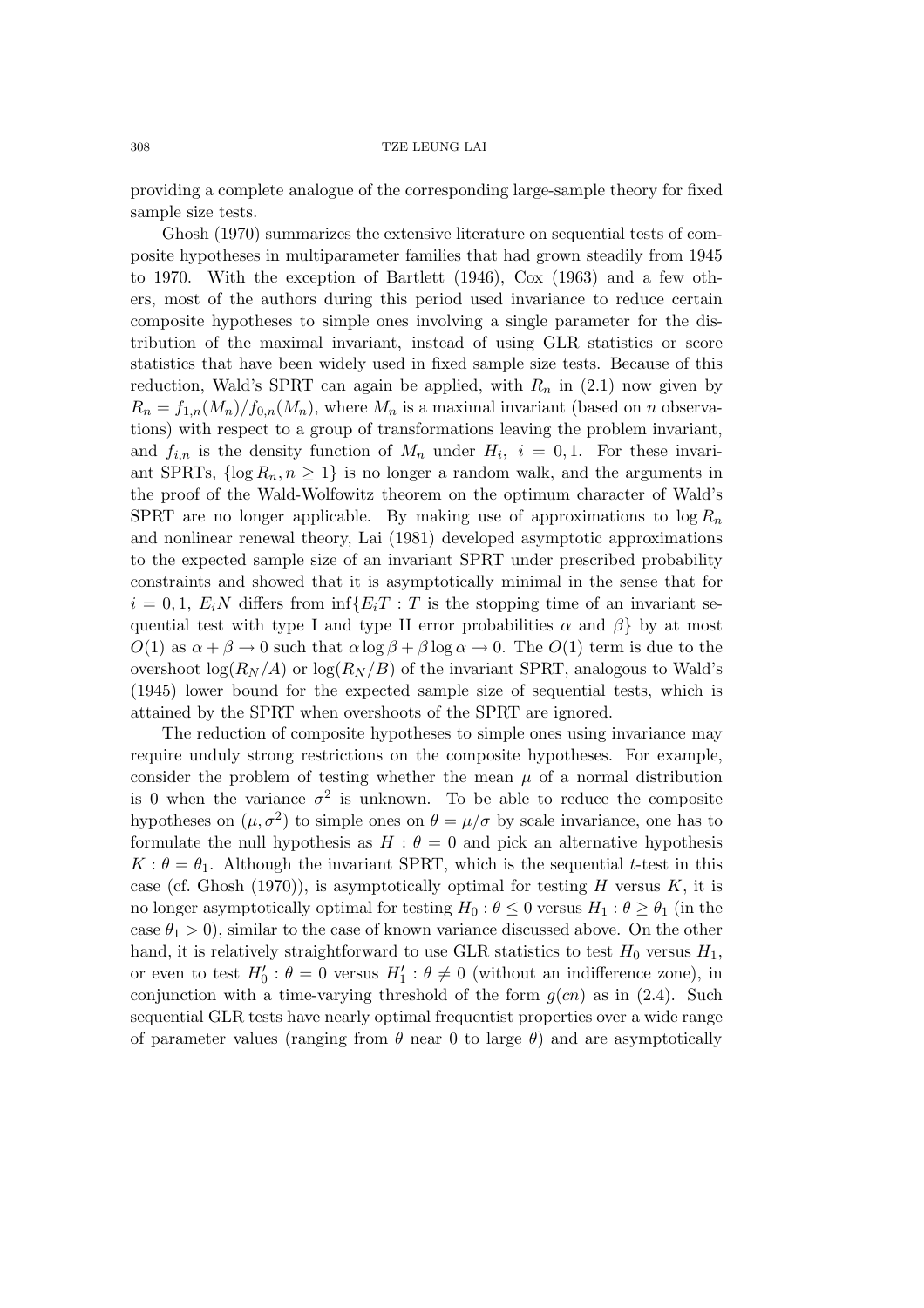providing a complete analogue of the corresponding large-sample theory for fixed sample size tests.

Ghosh (1970) summarizes the extensive literature on sequential tests of composite hypotheses in multiparameter families that had grown steadily from 1945 to 1970. With the exception of Bartlett (1946), Cox (1963) and a few others, most of the authors during this period used invariance to reduce certain composite hypotheses to simple ones involving a single parameter for the distribution of the maximal invariant, instead of using GLR statistics or score statistics that have been widely used in fixed sample size tests. Because of this reduction, Wald's SPRT can again be applied, with $R_n$ in (2.1) now given by $R_n = f_{1,n}(M_n)/f_{0,n}(M_n)$, where $M_n$ is a maximal invariant (based on $n$ observations) with respect to a group of transformations leaving the problem invariant, and $f_{i,n}$ is the density function of $M_n$ under $H_i$, $i = 0, 1$. For these invariant SPRTs, $\{\log R_n, n \geq 1\}$ is no longer a random walk, and the arguments in the proof of the Wald-Wolfowitz theorem on the optimum character of Wald's SPRT are no longer applicable. By making use of approximations to $\log R_n$ and nonlinear renewal theory, Lai (1981) developed asymptotic approximations to the expected sample size of an invariant SPRT under prescribed probability constraints and showed that it is asymptotically minimal in the sense that for $i = 0, 1$, $E_i N$ differs from $\inf\{E_i T : T$ is the stopping time of an invariant sequential test with type I and type II error probabilities $\alpha$ and $\beta\}$ by at most $O(1)$ as $\alpha + \beta \to 0$ such that $\alpha \log \beta + \beta \log \alpha \to 0$. The $O(1)$ term is due to the overshoot $\log(R_N/A)$ or $\log(R_N/B)$ of the invariant SPRT, analogous to Wald's (1945) lower bound for the expected sample size of sequential tests, which is attained by the SPRT when overshoots of the SPRT are ignored.

The reduction of composite hypotheses to simple ones using invariance may require unduly strong restrictions on the composite hypotheses. For example, consider the problem of testing whether the mean $\mu$ of a normal distribution is 0 when the variance $\sigma^2$ is unknown. To be able to reduce the composite hypotheses on $(\mu, \sigma^2)$ to simple ones on $\theta = \mu/\sigma$ by scale invariance, one has to formulate the null hypothesis as $H : \theta = 0$ and pick an alternative hypothesis $K : \theta = \theta_1$. Although the invariant SPRT, which is the sequential $t$-test in this case (cf. Ghosh (1970)), is asymptotically optimal for testing $H$ versus $K$, it is no longer asymptotically optimal for testing $H_0 : \theta \leq 0$ versus $H_1 : \theta \geq \theta_1$ (in the case $\theta_1 > 0$), similar to the case of known variance discussed above. On the other hand, it is relatively straightforward to use GLR statistics to test $H_0$ versus $H_1$, or even to test $H_0' : \theta = 0$ versus $H_1' : \theta \neq 0$ (without an indifference zone), in conjunction with a time-varying threshold of the form $g(cn)$ as in (2.4). Such sequential GLR tests have nearly optimal frequentist properties over a wide range of parameter values (ranging from $\theta$ near 0 to large $\theta$) and are asymptotically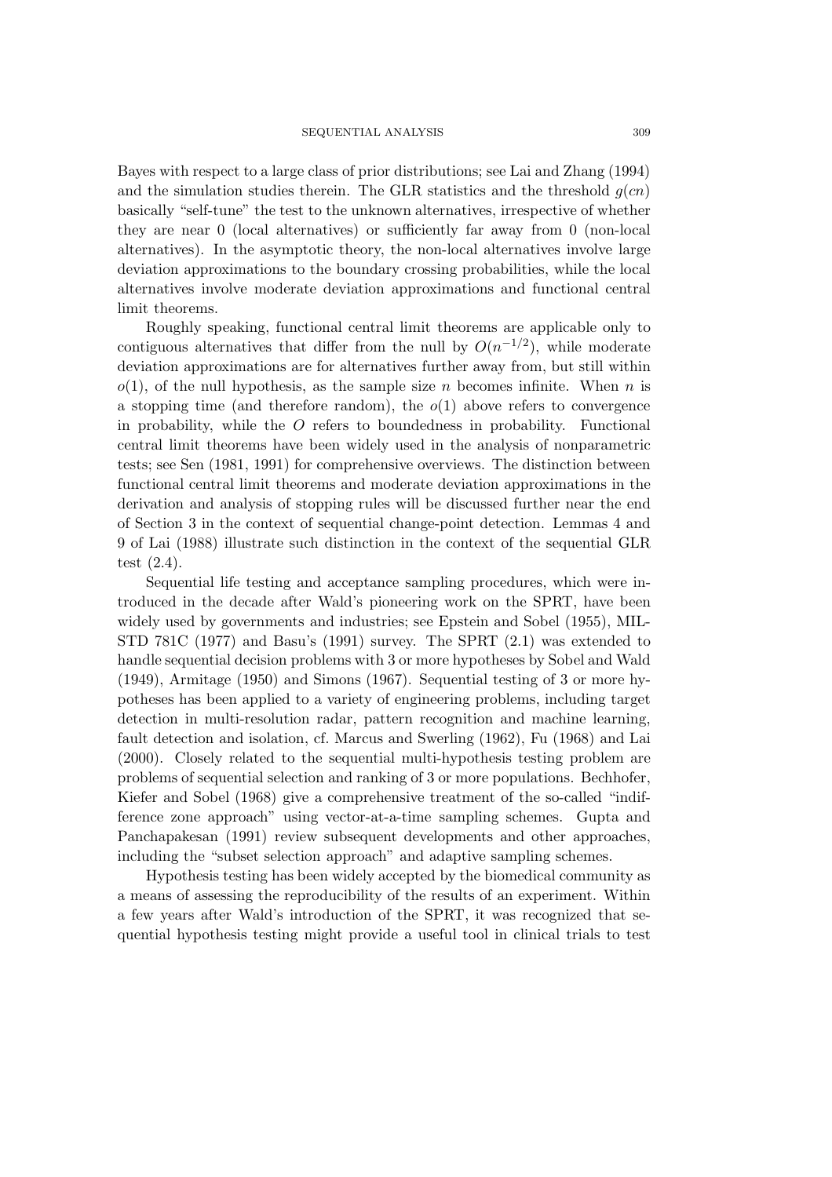Bayes with respect to a large class of prior distributions; see Lai and Zhang (1994) and the simulation studies therein. The GLR statistics and the threshold $g(cn)$ basically "self-tune" the test to the unknown alternatives, irrespective of whether they are near 0 (local alternatives) or sufficiently far away from 0 (non-local alternatives). In the asymptotic theory, the non-local alternatives involve large deviation approximations to the boundary crossing probabilities, while the local alternatives involve moderate deviation approximations and functional central limit theorems.

Roughly speaking, functional central limit theorems are applicable only to contiguous alternatives that differ from the null by $O(n^{-1/2})$, while moderate deviation approximations are for alternatives further away from, but still within $o(1)$, of the null hypothesis, as the sample size $n$ becomes infinite. When $n$ is a stopping time (and therefore random), the $o(1)$ above refers to convergence in probability, while the $O$ refers to boundedness in probability. Functional central limit theorems have been widely used in the analysis of nonparametric tests; see Sen (1981, 1991) for comprehensive overviews. The distinction between functional central limit theorems and moderate deviation approximations in the derivation and analysis of stopping rules will be discussed further near the end of Section 3 in the context of sequential change-point detection. Lemmas 4 and 9 of Lai (1988) illustrate such distinction in the context of the sequential GLR test (2.4).

Sequential life testing and acceptance sampling procedures, which were introduced in the decade after Wald's pioneering work on the SPRT, have been widely used by governments and industries; see Epstein and Sobel (1955), MIL-STD 781C (1977) and Basu's (1991) survey. The SPRT (2.1) was extended to handle sequential decision problems with 3 or more hypotheses by Sobel and Wald (1949), Armitage (1950) and Simons (1967). Sequential testing of 3 or more hypotheses has been applied to a variety of engineering problems, including target detection in multi-resolution radar, pattern recognition and machine learning, fault detection and isolation, cf. Marcus and Swerling (1962), Fu (1968) and Lai (2000). Closely related to the sequential multi-hypothesis testing problem are problems of sequential selection and ranking of 3 or more populations. Bechhofer, Kiefer and Sobel (1968) give a comprehensive treatment of the so-called "indifference zone approach" using vector-at-a-time sampling schemes. Gupta and Panchapakesan (1991) review subsequent developments and other approaches, including the "subset selection approach" and adaptive sampling schemes.

Hypothesis testing has been widely accepted by the biomedical community as a means of assessing the reproducibility of the results of an experiment. Within a few years after Wald's introduction of the SPRT, it was recognized that sequential hypothesis testing might provide a useful tool in clinical trials to test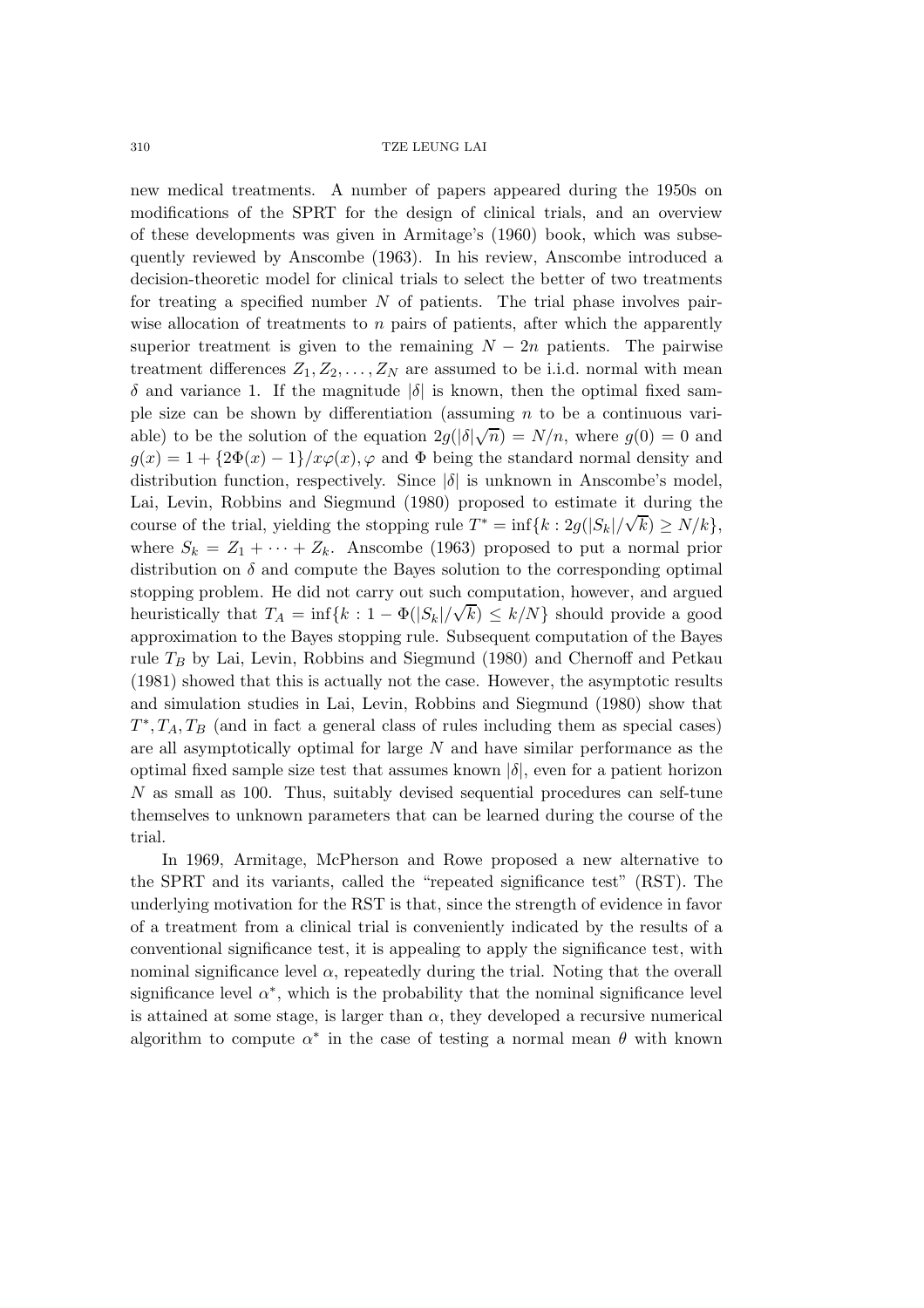new medical treatments. A number of papers appeared during the 1950s on modifications of the SPRT for the design of clinical trials, and an overview of these developments was given in Armitage's (1960) book, which was subsequently reviewed by Anscombe (1963). In his review, Anscombe introduced a decision-theoretic model for clinical trials to select the better of two treatments for treating a specified number $N$ of patients. The trial phase involves pairwise allocation of treatments to $n$ pairs of patients, after which the apparently superior treatment is given to the remaining $N - 2n$ patients. The pairwise treatment differences $Z_1, Z_2, \ldots, Z_N$ are assumed to be i.i.d. normal with mean $\delta$ and variance 1. If the magnitude $|\delta|$ is known, then the optimal fixed sample size can be shown by differentiation (assuming $n$ to be a continuous variable) to be the solution of the equation $2g(|\delta|\sqrt{n}) = N/n$, where $g(0) = 0$ and $g(x) = 1 + \{2\Phi(x) - 1\}/x\varphi(x), \varphi$ and $\Phi$ being the standard normal density and distribution function, respectively. Since $|\delta|$ is unknown in Anscombe's model, Lai, Levin, Robbins and Siegmund (1980) proposed to estimate it during the course of the trial, yielding the stopping rule $T^* = \inf\{k : 2g(|S_k|/\sqrt{k}) \geq N/k\}$, where $S_k = Z_1 + \cdots + Z_k$. Anscombe (1963) proposed to put a normal prior distribution on $\delta$ and compute the Bayes solution to the corresponding optimal stopping problem. He did not carry out such computation, however, and argued heuristically that $T_A = \inf\{k : 1 - \Phi(|S_k|/\sqrt{k}) \leq k/N\}$ should provide a good approximation to the Bayes stopping rule. Subsequent computation of the Bayes rule $T_B$ by Lai, Levin, Robbins and Siegmund (1980) and Chernoff and Petkau (1981) showed that this is actually not the case. However, the asymptotic results and simulation studies in Lai, Levin, Robbins and Siegmund (1980) show that $T^*, T_A, T_B$ (and in fact a general class of rules including them as special cases) are all asymptotically optimal for large $N$ and have similar performance as the optimal fixed sample size test that assumes known $|\delta|$, even for a patient horizon $N$ as small as 100. Thus, suitably devised sequential procedures can self-tune themselves to unknown parameters that can be learned during the course of the trial.

In 1969, Armitage, McPherson and Rowe proposed a new alternative to the SPRT and its variants, called the "repeated significance test" (RST). The underlying motivation for the RST is that, since the strength of evidence in favor of a treatment from a clinical trial is conveniently indicated by the results of a conventional significance test, it is appealing to apply the significance test, with nominal significance level $\alpha$, repeatedly during the trial. Noting that the overall significance level $\alpha^*$, which is the probability that the nominal significance level is attained at some stage, is larger than $\alpha$, they developed a recursive numerical algorithm to compute $\alpha^*$ in the case of testing a normal mean $\theta$ with known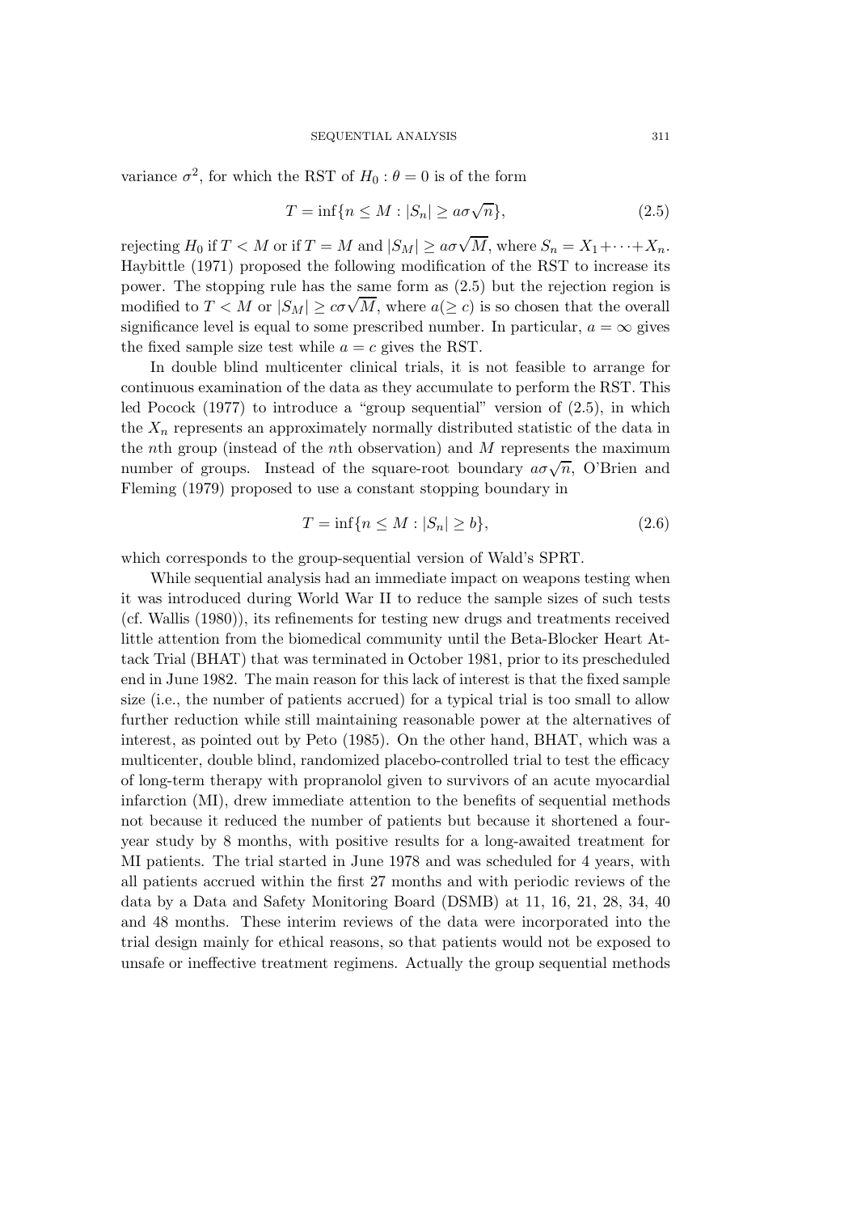variance $\sigma^2$, for which the RST of $H_0 : \theta = 0$ is of the form

$$T = \inf\{n \leq M : |S_n| \geq a\sigma\sqrt{n}\}, \tag{2.5}$$

rejecting $H_0$ if $T < M$ or if $T = M$ and $|S_M| \geq a\sigma\sqrt{M}$, where $S_n = X_1 + \cdots + X_n$. Haybittle (1971) proposed the following modification of the RST to increase its power. The stopping rule has the same form as (2.5) but the rejection region is modified to $T < M$ or $|S_M| \geq c\sigma\sqrt{M}$, where $a(\geq c)$ is so chosen that the overall significance level is equal to some prescribed number. In particular, $a = \infty$ gives the fixed sample size test while $a = c$ gives the RST.

In double blind multicenter clinical trials, it is not feasible to arrange for continuous examination of the data as they accumulate to perform the RST. This led Pocock (1977) to introduce a "group sequential" version of (2.5), in which the $X_n$ represents an approximately normally distributed statistic of the data in the $n$th group (instead of the $n$th observation) and $M$ represents the maximum number of groups. Instead of the square-root boundary $a\sigma\sqrt{n}$, O'Brien and Fleming (1979) proposed to use a constant stopping boundary in

$$T = \inf\{n \leq M : |S_n| \geq b\}, \tag{2.6}$$

which corresponds to the group-sequential version of Wald's SPRT.

While sequential analysis had an immediate impact on weapons testing when it was introduced during World War II to reduce the sample sizes of such tests (cf. Wallis (1980)), its refinements for testing new drugs and treatments received little attention from the biomedical community until the Beta-Blocker Heart Attack Trial (BHAT) that was terminated in October 1981, prior to its prescheduled end in June 1982. The main reason for this lack of interest is that the fixed sample size (i.e., the number of patients accrued) for a typical trial is too small to allow further reduction while still maintaining reasonable power at the alternatives of interest, as pointed out by Peto (1985). On the other hand, BHAT, which was a multicenter, double blind, randomized placebo-controlled trial to test the efficacy of long-term therapy with propranolol given to survivors of an acute myocardial infarction (MI), drew immediate attention to the benefits of sequential methods not because it reduced the number of patients but because it shortened a four-year study by 8 months, with positive results for a long-awaited treatment for MI patients. The trial started in June 1978 and was scheduled for 4 years, with all patients accrued within the first 27 months and with periodic reviews of the data by a Data and Safety Monitoring Board (DSMB) at 11, 16, 21, 28, 34, 40 and 48 months. These interim reviews of the data were incorporated into the trial design mainly for ethical reasons, so that patients would not be exposed to unsafe or ineffective treatment regimens. Actually the group sequential methods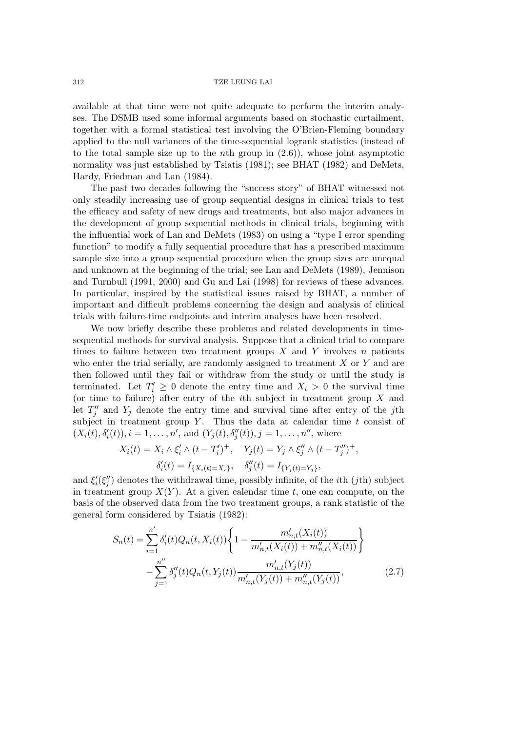available at that time were not quite adequate to perform the interim analyses. The DSMB used some informal arguments based on stochastic curtailment, together with a formal statistical test involving the O'Brien-Fleming boundary applied to the null variances of the time-sequential logrank statistics (instead of to the total sample size up to the $n$th group in (2.6)), whose joint asymptotic normality was just established by Tsiatis (1981); see BHAT (1982) and DeMets, Hardy, Friedman and Lan (1984).

The past two decades following the "success story" of BHAT witnessed not only steadily increasing use of group sequential designs in clinical trials to test the efficacy and safety of new drugs and treatments, but also major advances in the development of group sequential methods in clinical trials, beginning with the influential work of Lan and DeMets (1983) on using a "type I error spending function" to modify a fully sequential procedure that has a prescribed maximum sample size into a group sequential procedure when the group sizes are unequal and unknown at the beginning of the trial; see Lan and DeMets (1989), Jennison and Turnbull (1991, 2000) and Gu and Lai (1998) for reviews of these advances. In particular, inspired by the statistical issues raised by BHAT, a number of important and difficult problems concerning the design and analysis of clinical trials with failure-time endpoints and interim analyses have been resolved.

We now briefly describe these problems and related developments in time-sequential methods for survival analysis. Suppose that a clinical trial to compare times to failure between two treatment groups $X$ and $Y$ involves $n$ patients who enter the trial serially, are randomly assigned to treatment $X$ or $Y$ and are then followed until they fail or withdraw from the study or until the study is terminated. Let $T_i' \geq 0$ denote the entry time and $X_i > 0$ the survival time (or time to failure) after entry of the $i$th subject in treatment group $X$ and let $T_j''$ and $Y_j$ denote the entry time and survival time after entry of the $j$th subject in treatment group $Y$. Thus the data at calendar time $t$ consist of $(X_i(t), \delta_i'(t)), i = 1, \ldots, n'$, and $(Y_j(t), \delta_j''(t)), j = 1, \ldots, n''$, where

$$X_i(t) = X_i \wedge \xi_i' \wedge (t - T_i')^+, \quad Y_j(t) = Y_j \wedge \xi_j'' \wedge (t - T_j'')^+,$$
$$\delta_i'(t) = I_{\{X_i(t) = X_i\}}, \quad \delta_j''(t) = I_{\{Y_j(t) = Y_j\}},$$

and $\xi_i'(\xi_j'')$ denotes the withdrawal time, possibly infinite, of the $i$th ($j$th) subject in treatment group $X(Y)$. At a given calendar time $t$, one can compute, on the basis of the observed data from the two treatment groups, a rank statistic of the general form considered by Tsiatis (1982):

$$S_n(t) = \sum_{i=1}^{n'} \delta_i'(t) Q_n(t, X_i(t)) \left\{ 1 - \frac{m'_{n,t}(X_i(t))}{m'_{n,t}(X_i(t)) + m''_{n,t}(X_i(t))} \right\}$$
$$- \sum_{j=1}^{n''} \delta_j''(t) Q_n(t, Y_j(t)) \frac{m'_{n,t}(Y_j(t))}{m'_{n,t}(Y_j(t)) + m''_{n,t}(Y_j(t))}, \tag{2.7}$$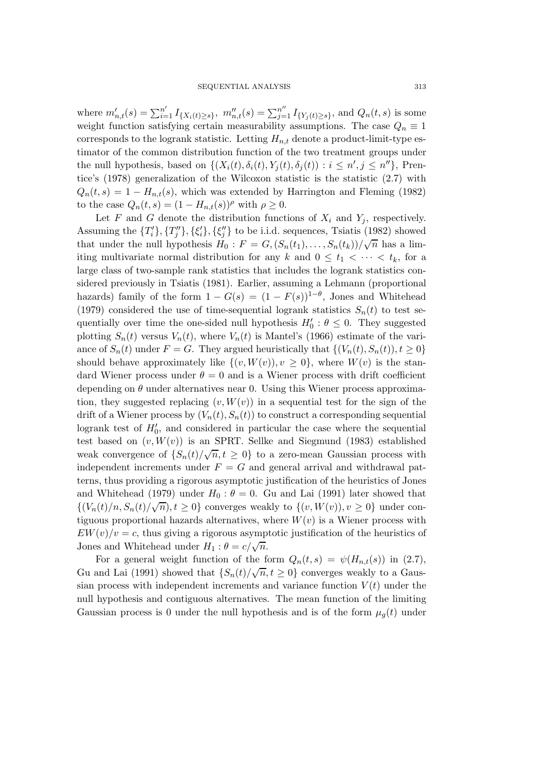where $m'_{n,t}(s) = \sum_{i=1}^{n'} I_{\{X_i(t) \geq s\}}$, $m''_{n,t}(s) = \sum_{j=1}^{n''} I_{\{Y_j(t) \geq s\}}$, and $Q_n(t,s)$ is some weight function satisfying certain measurability assumptions. The case $Q_n \equiv 1$ corresponds to the logrank statistic. Letting $H_{n,t}$ denote a product-limit-type estimator of the common distribution function of the two treatment groups under the null hypothesis, based on $\{(X_i(t), \delta_i(t), Y_j(t), \delta_j(t)) : i \leq n', j \leq n''\}$, Prentice's (1978) generalization of the Wilcoxon statistic is the statistic (2.7) with $Q_n(t,s) = 1 - H_{n,t}(s)$, which was extended by Harrington and Fleming (1982) to the case $Q_n(t,s) = (1 - H_{n,t}(s))^\rho$ with $\rho \geq 0$.

Let $F$ and $G$ denote the distribution functions of $X_i$ and $Y_j$, respectively. Assuming the $\{T'_i\}, \{T''_j\}, \{\xi'_i\}, \{\xi''_j\}$ to be i.i.d. sequences, Tsiatis (1982) showed that under the null hypothesis $H_0 : F = G, (S_n(t_1), \ldots, S_n(t_k))/\sqrt{n}$ has a limiting multivariate normal distribution for any $k$ and $0 \leq t_1 < \cdots < t_k$, for a large class of two-sample rank statistics that includes the logrank statistics considered previously in Tsiatis (1981). Earlier, assuming a Lehmann (proportional hazards) family of the form $1 - G(s) = (1 - F(s))^{1-\theta}$, Jones and Whitehead (1979) considered the use of time-sequential logrank statistics $S_n(t)$ to test sequentially over time the one-sided null hypothesis $H'_0 : \theta \leq 0$. They suggested plotting $S_n(t)$ versus $V_n(t)$, where $V_n(t)$ is Mantel's (1966) estimate of the variance of $S_n(t)$ under $F = G$. They argued heuristically that $\{(V_n(t), S_n(t)), t \geq 0\}$ should behave approximately like $\{(v, W(v)), v \geq 0\}$, where $W(v)$ is the standard Wiener process under $\theta = 0$ and is a Wiener process with drift coefficient depending on $\theta$ under alternatives near 0. Using this Wiener process approximation, they suggested replacing $(v, W(v))$ in a sequential test for the sign of the drift of a Wiener process by $(V_n(t), S_n(t))$ to construct a corresponding sequential logrank test of $H'_0$, and considered in particular the case where the sequential test based on $(v, W(v))$ is an SPRT. Sellke and Siegmund (1983) established weak convergence of $\{S_n(t)/\sqrt{n}, t \geq 0\}$ to a zero-mean Gaussian process with independent increments under $F = G$ and general arrival and withdrawal patterns, thus providing a rigorous asymptotic justification of the heuristics of Jones and Whitehead (1979) under $H_0 : \theta = 0$. Gu and Lai (1991) later showed that $\{(V_n(t)/n, S_n(t)/\sqrt{n}), t \geq 0\}$ converges weakly to $\{(v, W(v)), v \geq 0\}$ under contiguous proportional hazards alternatives, where $W(v)$ is a Wiener process with $EW(v)/v = c$, thus giving a rigorous asymptotic justification of the heuristics of Jones and Whitehead under $H_1 : \theta = c/\sqrt{n}$.

For a general weight function of the form $Q_n(t,s) = \psi(H_{n,t}(s))$ in (2.7), Gu and Lai (1991) showed that $\{S_n(t)/\sqrt{n}, t \geq 0\}$ converges weakly to a Gaussian process with independent increments and variance function $V(t)$ under the null hypothesis and contiguous alternatives. The mean function of the limiting Gaussian process is 0 under the null hypothesis and is of the form $\mu_g(t)$ under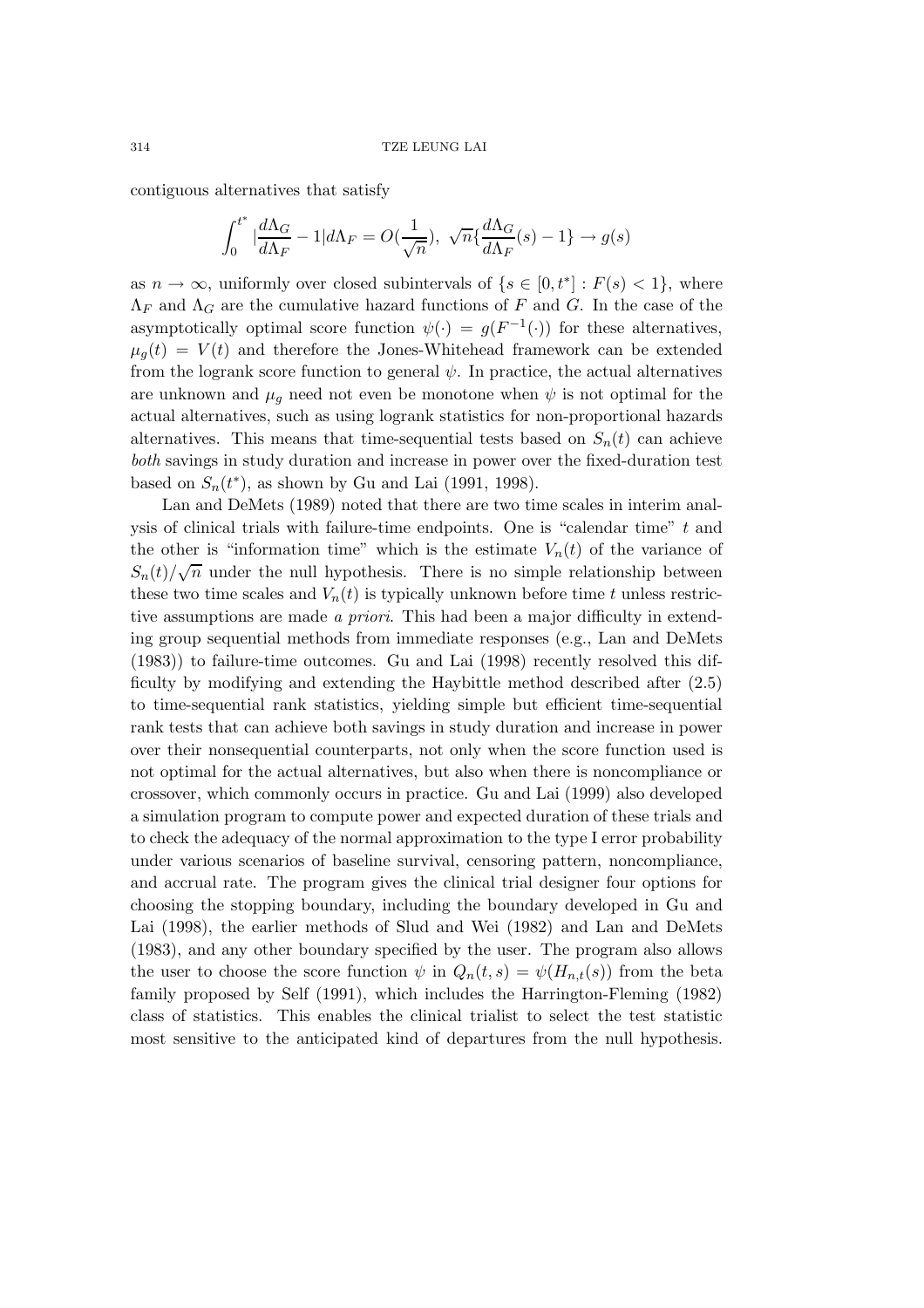contiguous alternatives that satisfy

$$\int_0^{t^*} |\frac{d\Lambda_G}{d\Lambda_F} - 1| d\Lambda_F = O(\frac{1}{\sqrt{n}}),\ \sqrt{n}\{\frac{d\Lambda_G}{d\Lambda_F}(s) - 1\} \to g(s)$$

as $n \to \infty$, uniformly over closed subintervals of $\{s \in [0, t^*] : F(s) < 1\}$, where $\Lambda_F$ and $\Lambda_G$ are the cumulative hazard functions of $F$ and $G$. In the case of the asymptotically optimal score function $\psi(\cdot) = g(F^{-1}(\cdot))$ for these alternatives, $\mu_g(t) = V(t)$ and therefore the Jones-Whitehead framework can be extended from the logrank score function to general $\psi$. In practice, the actual alternatives are unknown and $\mu_g$ need not even be monotone when $\psi$ is not optimal for the actual alternatives, such as using logrank statistics for non-proportional hazards alternatives. This means that time-sequential tests based on $S_n(t)$ can achieve *both* savings in study duration and increase in power over the fixed-duration test based on $S_n(t^*)$, as shown by Gu and Lai (1991, 1998).

Lan and DeMets (1989) noted that there are two time scales in interim analysis of clinical trials with failure-time endpoints. One is "calendar time" $t$ and the other is "information time" which is the estimate $V_n(t)$ of the variance of $S_n(t)/\sqrt{n}$ under the null hypothesis. There is no simple relationship between these two time scales and $V_n(t)$ is typically unknown before time $t$ unless restrictive assumptions are made *a priori*. This had been a major difficulty in extending group sequential methods from immediate responses (e.g., Lan and DeMets (1983)) to failure-time outcomes. Gu and Lai (1998) recently resolved this difficulty by modifying and extending the Haybittle method described after (2.5) to time-sequential rank statistics, yielding simple but efficient time-sequential rank tests that can achieve both savings in study duration and increase in power over their nonsequential counterparts, not only when the score function used is not optimal for the actual alternatives, but also when there is noncompliance or crossover, which commonly occurs in practice. Gu and Lai (1999) also developed a simulation program to compute power and expected duration of these trials and to check the adequacy of the normal approximation to the type I error probability under various scenarios of baseline survival, censoring pattern, noncompliance, and accrual rate. The program gives the clinical trial designer four options for choosing the stopping boundary, including the boundary developed in Gu and Lai (1998), the earlier methods of Slud and Wei (1982) and Lan and DeMets (1983), and any other boundary specified by the user. The program also allows the user to choose the score function $\psi$ in $Q_n(t, s) = \psi(H_{n,t}(s))$ from the beta family proposed by Self (1991), which includes the Harrington-Fleming (1982) class of statistics. This enables the clinical trialist to select the test statistic most sensitive to the anticipated kind of departures from the null hypothesis.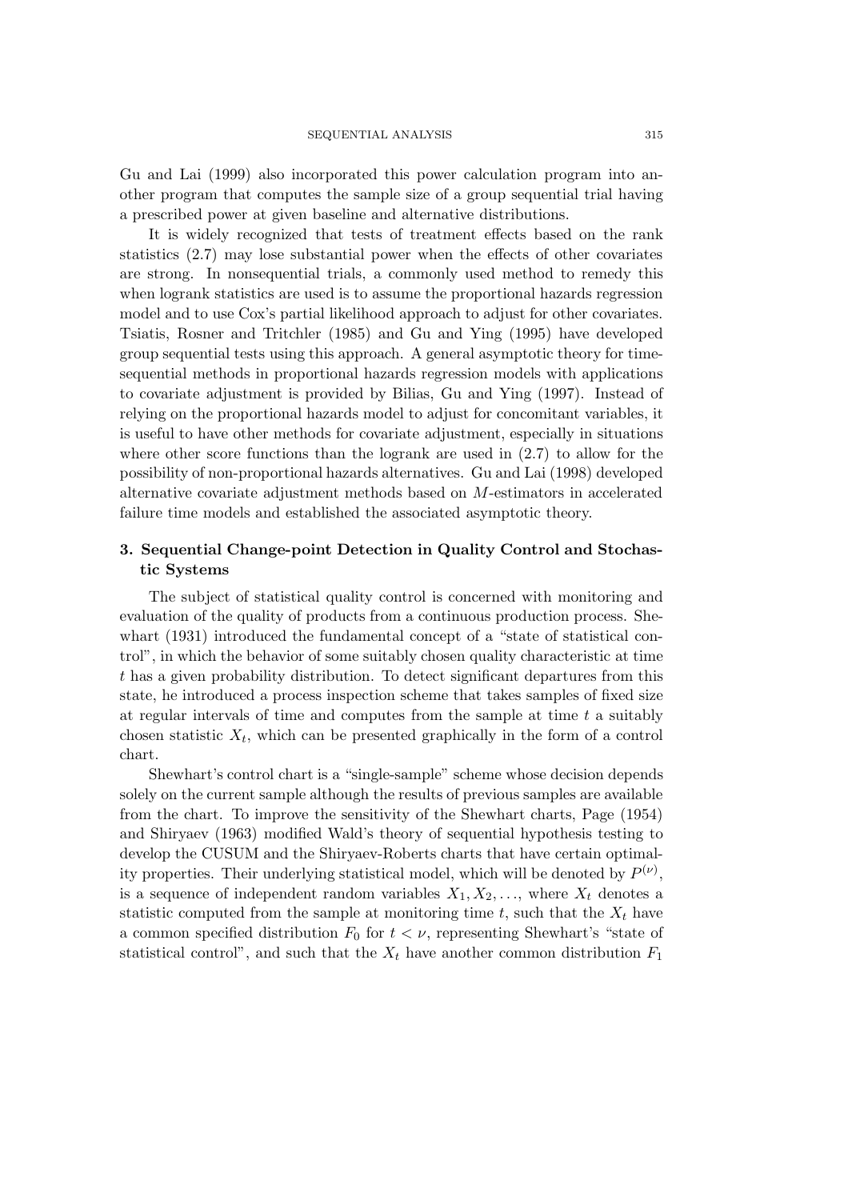Gu and Lai (1999) also incorporated this power calculation program into another program that computes the sample size of a group sequential trial having a prescribed power at given baseline and alternative distributions.

It is widely recognized that tests of treatment effects based on the rank statistics (2.7) may lose substantial power when the effects of other covariates are strong. In nonsequential trials, a commonly used method to remedy this when logrank statistics are used is to assume the proportional hazards regression model and to use Cox's partial likelihood approach to adjust for other covariates. Tsiatis, Rosner and Tritchler (1985) and Gu and Ying (1995) have developed group sequential tests using this approach. A general asymptotic theory for time-sequential methods in proportional hazards regression models with applications to covariate adjustment is provided by Bilias, Gu and Ying (1997). Instead of relying on the proportional hazards model to adjust for concomitant variables, it is useful to have other methods for covariate adjustment, especially in situations where other score functions than the logrank are used in (2.7) to allow for the possibility of non-proportional hazards alternatives. Gu and Lai (1998) developed alternative covariate adjustment methods based on $M$-estimators in accelerated failure time models and established the associated asymptotic theory.

## 3. Sequential Change-point Detection in Quality Control and Stochastic Systems

The subject of statistical quality control is concerned with monitoring and evaluation of the quality of products from a continuous production process. Shewhart (1931) introduced the fundamental concept of a "state of statistical control", in which the behavior of some suitably chosen quality characteristic at time $t$ has a given probability distribution. To detect significant departures from this state, he introduced a process inspection scheme that takes samples of fixed size at regular intervals of time and computes from the sample at time $t$ a suitably chosen statistic $X_t$, which can be presented graphically in the form of a control chart.

Shewhart's control chart is a "single-sample" scheme whose decision depends solely on the current sample although the results of previous samples are available from the chart. To improve the sensitivity of the Shewhart charts, Page (1954) and Shiryaev (1963) modified Wald's theory of sequential hypothesis testing to develop the CUSUM and the Shiryaev-Roberts charts that have certain optimality properties. Their underlying statistical model, which will be denoted by $P^{(\nu)}$, is a sequence of independent random variables $X_1, X_2, \ldots$, where $X_t$ denotes a statistic computed from the sample at monitoring time $t$, such that the $X_t$ have a common specified distribution $F_0$ for $t < \nu$, representing Shewhart's "state of statistical control", and such that the $X_t$ have another common distribution $F_1$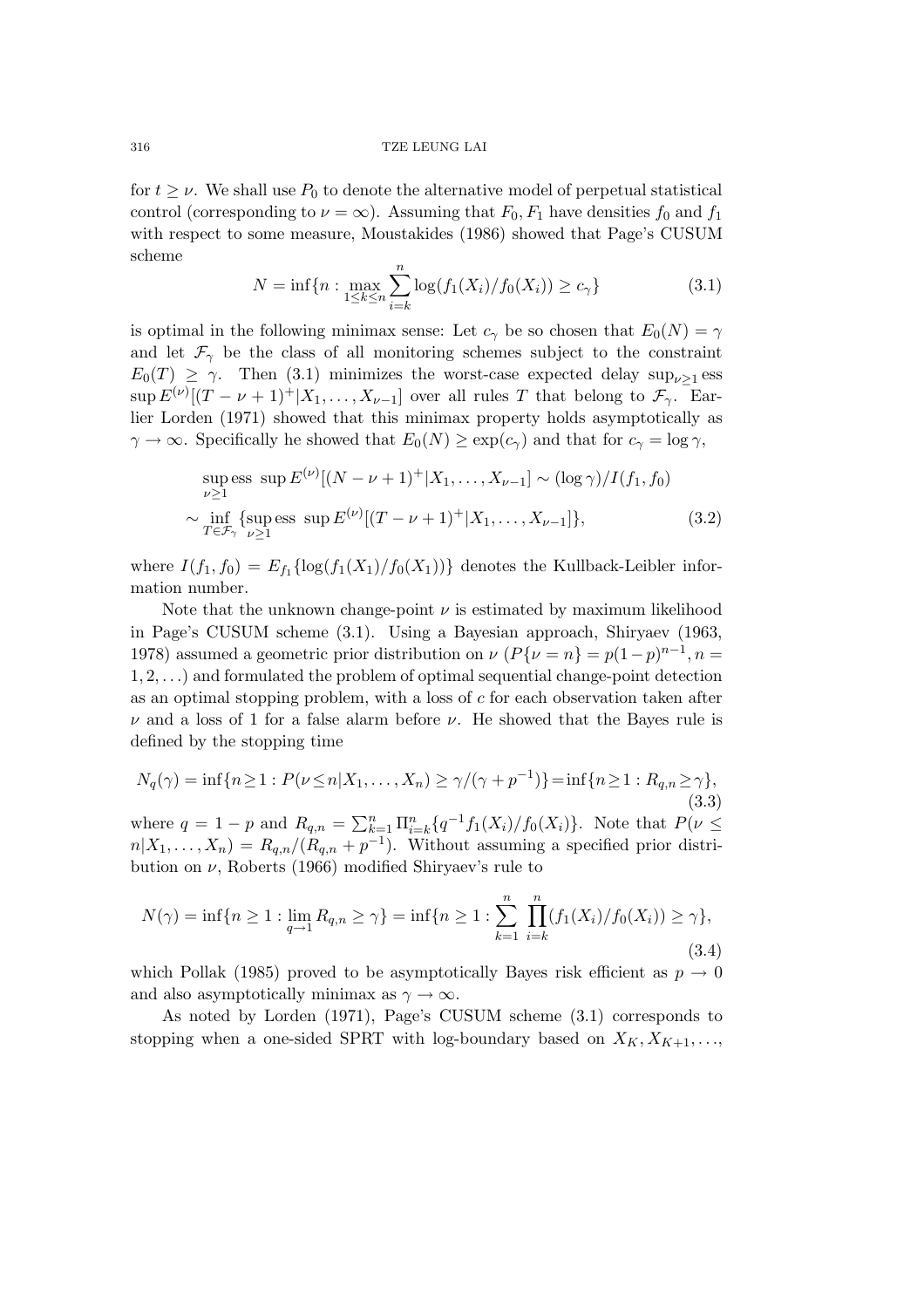for $t \geq \nu$. We shall use $P_0$ to denote the alternative model of perpetual statistical control (corresponding to $\nu = \infty$). Assuming that $F_0, F_1$ have densities $f_0$ and $f_1$ with respect to some measure, Moustakides (1986) showed that Page's CUSUM scheme

$$N = \inf\{n : \max_{1 \leq k \leq n} \sum_{i=k}^{n} \log(f_1(X_i)/f_0(X_i)) \geq c_\gamma\} \tag{3.1}$$

is optimal in the following minimax sense: Let $c_\gamma$ be so chosen that $E_0(N) = \gamma$ and let $\mathcal{F}_\gamma$ be the class of all monitoring schemes subject to the constraint $E_0(T) \geq \gamma$. Then (3.1) minimizes the worst-case expected delay $\sup_{\nu \geq 1}$ ess $\sup E^{(\nu)}[(T - \nu + 1)^+ | X_1, \ldots, X_{\nu-1}]$ over all rules $T$ that belong to $\mathcal{F}_\gamma$. Earlier Lorden (1971) showed that this minimax property holds asymptotically as $\gamma \to \infty$. Specifically he showed that $E_0(N) \geq \exp(c_\gamma)$ and that for $c_\gamma = \log \gamma$,

$$\begin{aligned}
&\sup_{\nu \geq 1} \text{ess } \sup E^{(\nu)}[(N - \nu + 1)^+ | X_1, \ldots, X_{\nu-1}] \sim (\log \gamma)/I(f_1, f_0) \\
&\sim \inf_{T \in \mathcal{F}_\gamma} \{\sup_{\nu \geq 1} \text{ess } \sup E^{(\nu)}[(T - \nu + 1)^+ | X_1, \ldots, X_{\nu-1}]\},
\end{aligned} \tag{3.2}$$

where $I(f_1, f_0) = E_{f_1}\{\log(f_1(X_1)/f_0(X_1))\}$ denotes the Kullback-Leibler information number.

Note that the unknown change-point $\nu$ is estimated by maximum likelihood in Page's CUSUM scheme (3.1). Using a Bayesian approach, Shiryaev (1963, 1978) assumed a geometric prior distribution on $\nu$ ($P\{\nu = n\} = p(1-p)^{n-1}, n = 1, 2, \ldots$) and formulated the problem of optimal sequential change-point detection as an optimal stopping problem, with a loss of $c$ for each observation taken after $\nu$ and a loss of 1 for a false alarm before $\nu$. He showed that the Bayes rule is defined by the stopping time

$$N_q(\gamma) = \inf\{n \geq 1 : P(\nu \leq n | X_1, \ldots, X_n) \geq \gamma/(\gamma + p^{-1})\} = \inf\{n \geq 1 : R_{q,n} \geq \gamma\}, \tag{3.3}$$

where $q = 1 - p$ and $R_{q,n} = \sum_{k=1}^{n} \Pi_{i=k}^{n} \{q^{-1} f_1(X_i)/f_0(X_i)\}$. Note that $P(\nu \leq n | X_1, \ldots, X_n) = R_{q,n}/(R_{q,n} + p^{-1})$. Without assuming a specified prior distribution on $\nu$, Roberts (1966) modified Shiryaev's rule to

$$N(\gamma) = \inf\{n \geq 1 : \lim_{q \to 1} R_{q,n} \geq \gamma\} = \inf\{n \geq 1 : \sum_{k=1}^{n} \prod_{i=k}^{n} (f_1(X_i)/f_0(X_i)) \geq \gamma\}, \tag{3.4}$$

which Pollak (1985) proved to be asymptotically Bayes risk efficient as $p \to 0$ and also asymptotically minimax as $\gamma \to \infty$.

As noted by Lorden (1971), Page's CUSUM scheme (3.1) corresponds to stopping when a one-sided SPRT with log-boundary based on $X_K, X_{K+1}, \ldots,$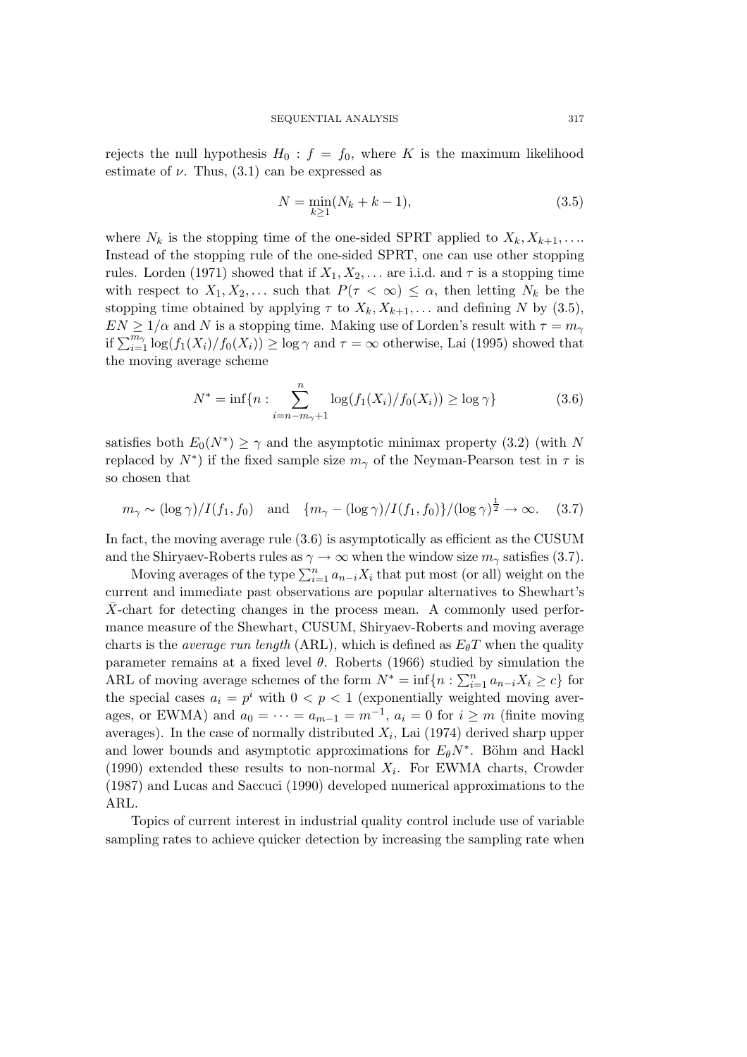rejects the null hypothesis $H_0 : f = f_0$, where $K$ is the maximum likelihood estimate of $\nu$. Thus, (3.1) can be expressed as

$$N = \min_{k \geq 1}(N_k + k - 1), \tag{3.5}$$

where $N_k$ is the stopping time of the one-sided SPRT applied to $X_k, X_{k+1}, \ldots$. Instead of the stopping rule of the one-sided SPRT, one can use other stopping rules. Lorden (1971) showed that if $X_1, X_2, \ldots$ are i.i.d. and $\tau$ is a stopping time with respect to $X_1, X_2, \ldots$ such that $P(\tau < \infty) \leq \alpha$, then letting $N_k$ be the stopping time obtained by applying $\tau$ to $X_k, X_{k+1}, \ldots$ and defining $N$ by (3.5), $EN \geq 1/\alpha$ and $N$ is a stopping time. Making use of Lorden's result with $\tau = m_\gamma$ if $\sum_{i=1}^{m_\gamma} \log(f_1(X_i)/f_0(X_i)) \geq \log \gamma$ and $\tau = \infty$ otherwise, Lai (1995) showed that the moving average scheme

$$N^* = \inf\{n : \sum_{i=n-m_\gamma+1}^{n} \log(f_1(X_i)/f_0(X_i)) \geq \log \gamma\} \tag{3.6}$$

satisfies both $E_0(N^*) \geq \gamma$ and the asymptotic minimax property (3.2) (with $N$ replaced by $N^*$) if the fixed sample size $m_\gamma$ of the Neyman-Pearson test in $\tau$ is so chosen that

$$m_\gamma \sim (\log \gamma)/I(f_1, f_0) \quad \text{and} \quad \{m_\gamma - (\log \gamma)/I(f_1, f_0)\}/(\log \gamma)^{\frac{1}{2}} \to \infty. \tag{3.7}$$

In fact, the moving average rule (3.6) is asymptotically as efficient as the CUSUM and the Shiryaev-Roberts rules as $\gamma \to \infty$ when the window size $m_\gamma$ satisfies (3.7).

Moving averages of the type $\sum_{i=1}^{n} a_{n-i} X_i$ that put most (or all) weight on the current and immediate past observations are popular alternatives to Shewhart's $\bar{X}$-chart for detecting changes in the process mean. A commonly used performance measure of the Shewhart, CUSUM, Shiryaev-Roberts and moving average charts is the *average run length* (ARL), which is defined as $E_\theta T$ when the quality parameter remains at a fixed level $\theta$. Roberts (1966) studied by simulation the ARL of moving average schemes of the form $N^* = \inf\{n : \sum_{i=1}^{n} a_{n-i} X_i \geq c\}$ for the special cases $a_i = p^i$ with $0 < p < 1$ (exponentially weighted moving averages, or EWMA) and $a_0 = \cdots = a_{m-1} = m^{-1}$, $a_i = 0$ for $i \geq m$ (finite moving averages). In the case of normally distributed $X_i$, Lai (1974) derived sharp upper and lower bounds and asymptotic approximations for $E_\theta N^*$. Böhm and Hackl (1990) extended these results to non-normal $X_i$. For EWMA charts, Crowder (1987) and Lucas and Saccuci (1990) developed numerical approximations to the ARL.

Topics of current interest in industrial quality control include use of variable sampling rates to achieve quicker detection by increasing the sampling rate when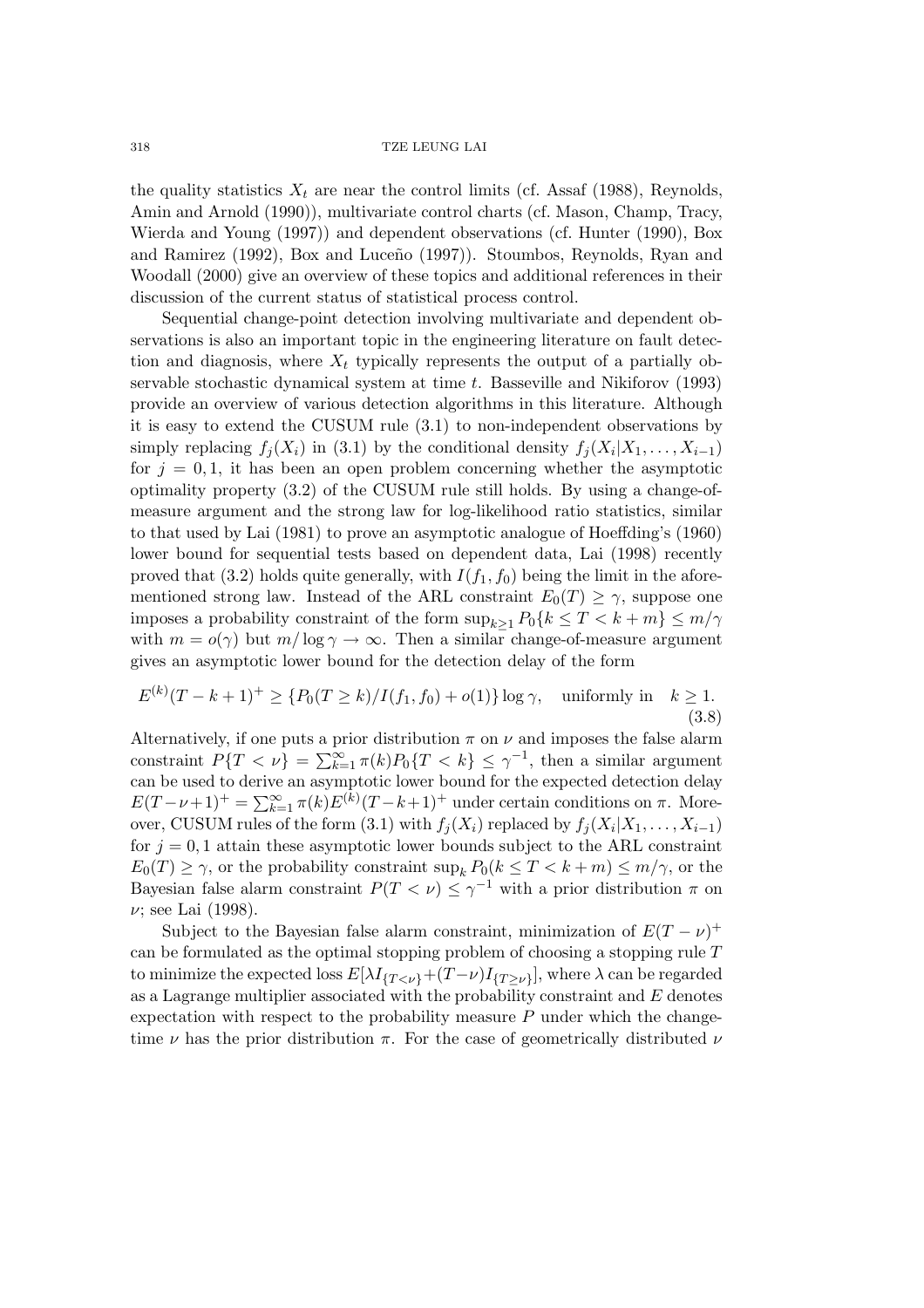the quality statistics $X_t$ are near the control limits (cf. Assaf (1988), Reynolds, Amin and Arnold (1990)), multivariate control charts (cf. Mason, Champ, Tracy, Wierda and Young (1997)) and dependent observations (cf. Hunter (1990), Box and Ramirez (1992), Box and Luceño (1997)). Stoumbos, Reynolds, Ryan and Woodall (2000) give an overview of these topics and additional references in their discussion of the current status of statistical process control.

Sequential change-point detection involving multivariate and dependent observations is also an important topic in the engineering literature on fault detection and diagnosis, where $X_t$ typically represents the output of a partially observable stochastic dynamical system at time $t$. Basseville and Nikiforov (1993) provide an overview of various detection algorithms in this literature. Although it is easy to extend the CUSUM rule (3.1) to non-independent observations by simply replacing $f_j(X_i)$ in (3.1) by the conditional density $f_j(X_i|X_1,\ldots,X_{i-1})$ for $j = 0,1$, it has been an open problem concerning whether the asymptotic optimality property (3.2) of the CUSUM rule still holds. By using a change-of-measure argument and the strong law for log-likelihood ratio statistics, similar to that used by Lai (1981) to prove an asymptotic analogue of Hoeffding's (1960) lower bound for sequential tests based on dependent data, Lai (1998) recently proved that (3.2) holds quite generally, with $I(f_1,f_0)$ being the limit in the aforementioned strong law. Instead of the ARL constraint $E_0(T) \geq \gamma$, suppose one imposes a probability constraint of the form $\sup_{k\geq 1} P_0\{k \leq T < k+m\} \leq m/\gamma$ with $m = o(\gamma)$ but $m/\log\gamma \to \infty$. Then a similar change-of-measure argument gives an asymptotic lower bound for the detection delay of the form

$$E^{(k)}(T-k+1)^+ \geq \{P_0(T \geq k)/I(f_1,f_0) + o(1)\}\log\gamma, \quad \text{uniformly in} \quad k \geq 1. \tag{3.8}$$

Alternatively, if one puts a prior distribution $\pi$ on $\nu$ and imposes the false alarm constraint $P\{T < \nu\} = \sum_{k=1}^{\infty}\pi(k)P_0\{T < k\} \leq \gamma^{-1}$, then a similar argument can be used to derive an asymptotic lower bound for the expected detection delay $E(T-\nu+1)^+ = \sum_{k=1}^{\infty}\pi(k)E^{(k)}(T-k+1)^+$ under certain conditions on $\pi$. Moreover, CUSUM rules of the form (3.1) with $f_j(X_i)$ replaced by $f_j(X_i|X_1,\ldots,X_{i-1})$ for $j = 0,1$ attain these asymptotic lower bounds subject to the ARL constraint $E_0(T) \geq \gamma$, or the probability constraint $\sup_k P_0(k \leq T < k+m) \leq m/\gamma$, or the Bayesian false alarm constraint $P(T < \nu) \leq \gamma^{-1}$ with a prior distribution $\pi$ on $\nu$; see Lai (1998).

Subject to the Bayesian false alarm constraint, minimization of $E(T-\nu)^+$ can be formulated as the optimal stopping problem of choosing a stopping rule $T$ to minimize the expected loss $E[\lambda I_{\{T<\nu\}} + (T-\nu)I_{\{T\geq\nu\}}]$, where $\lambda$ can be regarded as a Lagrange multiplier associated with the probability constraint and $E$ denotes expectation with respect to the probability measure $P$ under which the change-time $\nu$ has the prior distribution $\pi$. For the case of geometrically distributed $\nu$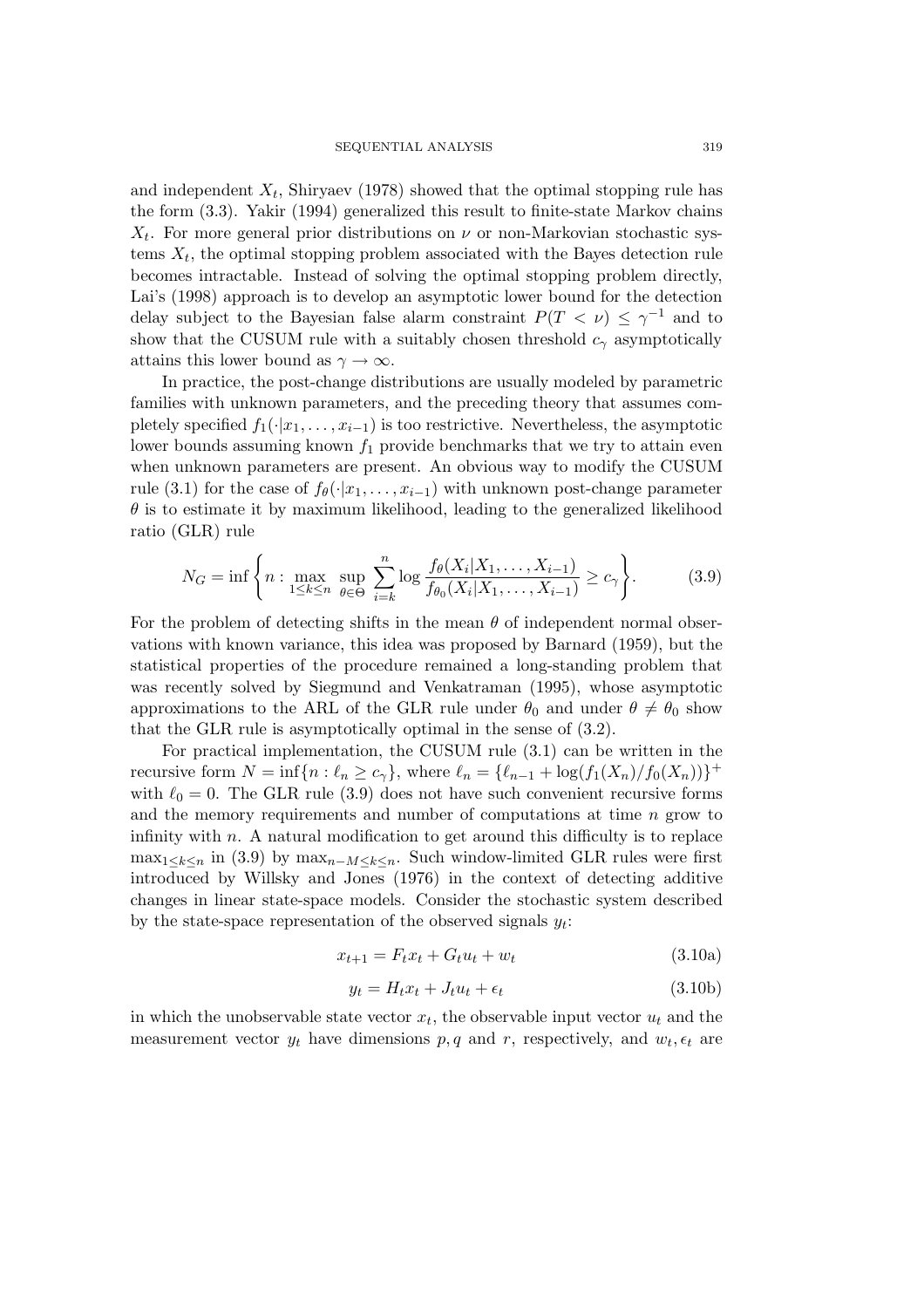and independent $X_t$, Shiryaev (1978) showed that the optimal stopping rule has the form (3.3). Yakir (1994) generalized this result to finite-state Markov chains $X_t$. For more general prior distributions on $\nu$ or non-Markovian stochastic systems $X_t$, the optimal stopping problem associated with the Bayes detection rule becomes intractable. Instead of solving the optimal stopping problem directly, Lai's (1998) approach is to develop an asymptotic lower bound for the detection delay subject to the Bayesian false alarm constraint $P(T < \nu) \leq \gamma^{-1}$ and to show that the CUSUM rule with a suitably chosen threshold $c_\gamma$ asymptotically attains this lower bound as $\gamma \to \infty$.

In practice, the post-change distributions are usually modeled by parametric families with unknown parameters, and the preceding theory that assumes completely specified $f_1(\cdot|x_1, \ldots, x_{i-1})$ is too restrictive. Nevertheless, the asymptotic lower bounds assuming known $f_1$ provide benchmarks that we try to attain even when unknown parameters are present. An obvious way to modify the CUSUM rule (3.1) for the case of $f_\theta(\cdot|x_1, \ldots, x_{i-1})$ with unknown post-change parameter $\theta$ is to estimate it by maximum likelihood, leading to the generalized likelihood ratio (GLR) rule

$$N_G = \inf\left\{n : \max_{1 \leq k \leq n} \sup_{\theta \in \Theta} \sum_{i=k}^{n} \log \frac{f_\theta(X_i|X_1, \ldots, X_{i-1})}{f_{\theta_0}(X_i|X_1, \ldots, X_{i-1})} \geq c_\gamma \right\}. \tag{3.9}$$

For the problem of detecting shifts in the mean $\theta$ of independent normal observations with known variance, this idea was proposed by Barnard (1959), but the statistical properties of the procedure remained a long-standing problem that was recently solved by Siegmund and Venkatraman (1995), whose asymptotic approximations to the ARL of the GLR rule under $\theta_0$ and under $\theta \neq \theta_0$ show that the GLR rule is asymptotically optimal in the sense of (3.2).

For practical implementation, the CUSUM rule (3.1) can be written in the recursive form $N = \inf\{n : \ell_n \geq c_\gamma\}$, where $\ell_n = \{\ell_{n-1} + \log(f_1(X_n)/f_0(X_n))\}^+$ with $\ell_0 = 0$. The GLR rule (3.9) does not have such convenient recursive forms and the memory requirements and number of computations at time $n$ grow to infinity with $n$. A natural modification to get around this difficulty is to replace $\max_{1 \leq k \leq n}$ in (3.9) by $\max_{n-M \leq k \leq n}$. Such window-limited GLR rules were first introduced by Willsky and Jones (1976) in the context of detecting additive changes in linear state-space models. Consider the stochastic system described by the state-space representation of the observed signals $y_t$:

$$x_{t+1} = F_t x_t + G_t u_t + w_t \tag{3.10a}$$

$$y_t = H_t x_t + J_t u_t + \epsilon_t \tag{3.10b}$$

in which the unobservable state vector $x_t$, the observable input vector $u_t$ and the measurement vector $y_t$ have dimensions $p, q$ and $r$, respectively, and $w_t, \epsilon_t$ are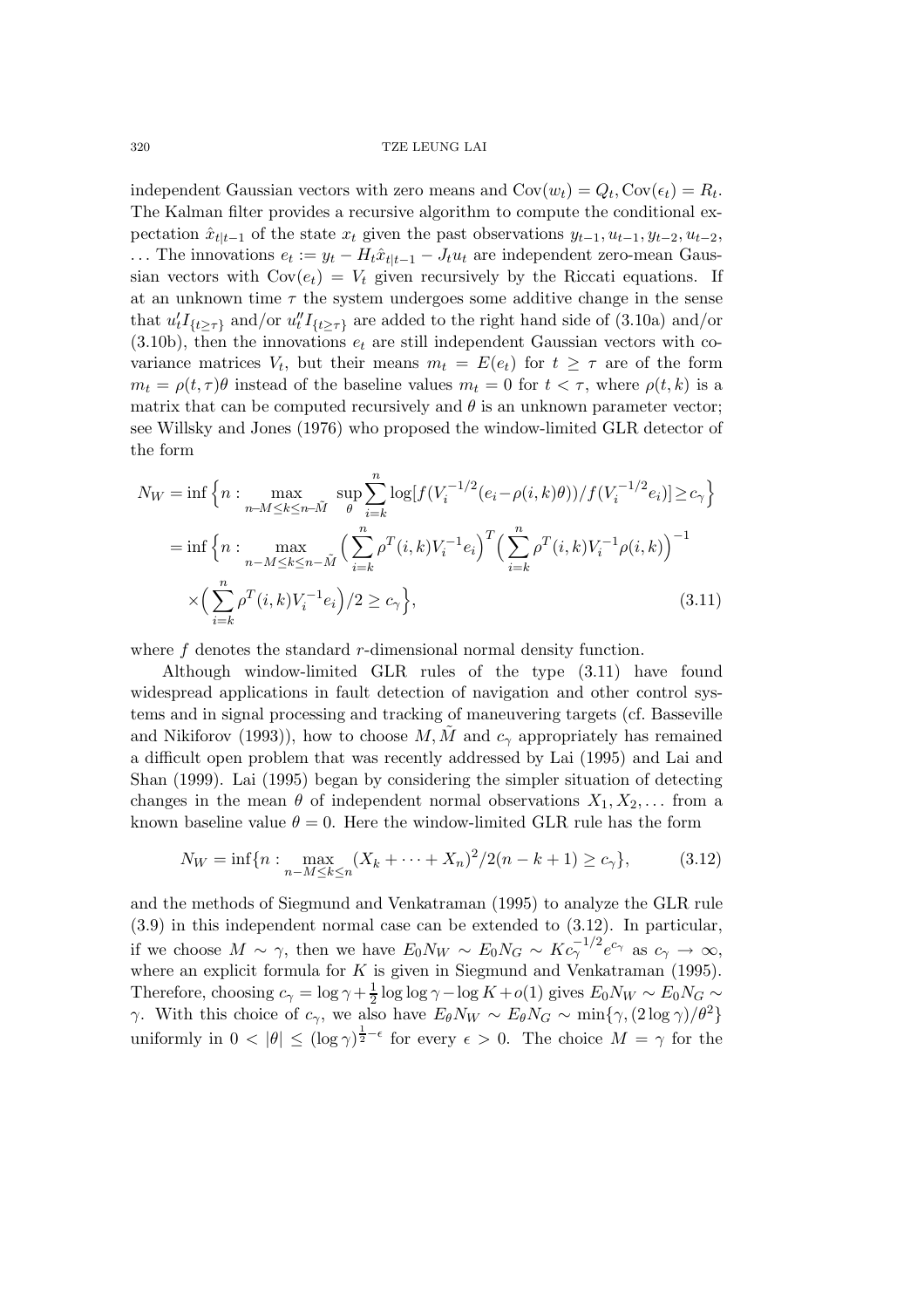independent Gaussian vectors with zero means and $\mathrm{Cov}(w_t) = Q_t, \mathrm{Cov}(\epsilon_t) = R_t$. The Kalman filter provides a recursive algorithm to compute the conditional expectation $\hat{x}_{t|t-1}$ of the state $x_t$ given the past observations $y_{t-1}, u_{t-1}, y_{t-2}, u_{t-2}, \ldots$ The innovations $e_t := y_t - H_t \hat{x}_{t|t-1} - J_t u_t$ are independent zero-mean Gaussian vectors with $\mathrm{Cov}(e_t) = V_t$ given recursively by the Riccati equations. If at an unknown time $\tau$ the system undergoes some additive change in the sense that $u_t' I_{\{t \geq \tau\}}$ and/or $u_t'' I_{\{t \geq \tau\}}$ are added to the right hand side of (3.10a) and/or (3.10b), then the innovations $e_t$ are still independent Gaussian vectors with covariance matrices $V_t$, but their means $m_t = E(e_t)$ for $t \geq \tau$ are of the form $m_t = \rho(t, \tau)\theta$ instead of the baseline values $m_t = 0$ for $t < \tau$, where $\rho(t, k)$ is a matrix that can be computed recursively and $\theta$ is an unknown parameter vector; see Willsky and Jones (1976) who proposed the window-limited GLR detector of the form

$$
\begin{aligned}
N_W &= \inf \Big\{ n : \max_{n-M \leq k \leq n-\tilde{M}} \sup_{\theta} \sum_{i=k}^{n} \log[f(V_i^{-1/2}(e_i - \rho(i,k)\theta))/f(V_i^{-1/2} e_i)] \geq c_\gamma \Big\} \\
&= \inf \Big\{ n : \max_{n-M \leq k \leq n-\tilde{M}} \Big( \sum_{i=k}^{n} \rho^T(i,k) V_i^{-1} e_i \Big)^T \Big( \sum_{i=k}^{n} \rho^T(i,k) V_i^{-1} \rho(i,k) \Big)^{-1} \\
&\quad \times \Big( \sum_{i=k}^{n} \rho^T(i,k) V_i^{-1} e_i \Big) / 2 \geq c_\gamma \Big\}, \qquad (3.11)
\end{aligned}
$$

where $f$ denotes the standard $r$-dimensional normal density function.

Although window-limited GLR rules of the type (3.11) have found widespread applications in fault detection of navigation and other control systems and in signal processing and tracking of maneuvering targets (cf. Basseville and Nikiforov (1993)), how to choose $M, \tilde{M}$ and $c_\gamma$ appropriately has remained a difficult open problem that was recently addressed by Lai (1995) and Lai and Shan (1999). Lai (1995) began by considering the simpler situation of detecting changes in the mean $\theta$ of independent normal observations $X_1, X_2, \ldots$ from a known baseline value $\theta = 0$. Here the window-limited GLR rule has the form

$$
N_W = \inf\{n : \max_{n-M \leq k \leq n} (X_k + \cdots + X_n)^2 / 2(n-k+1) \geq c_\gamma\}, \qquad (3.12)
$$

and the methods of Siegmund and Venkatraman (1995) to analyze the GLR rule (3.9) in this independent normal case can be extended to (3.12). In particular, if we choose $M \sim \gamma$, then we have $E_0 N_W \sim E_0 N_G \sim K c_\gamma^{-1/2} e^{c_\gamma}$ as $c_\gamma \to \infty$, where an explicit formula for $K$ is given in Siegmund and Venkatraman (1995). Therefore, choosing $c_\gamma = \log \gamma + \frac{1}{2} \log\log \gamma - \log K + o(1)$ gives $E_0 N_W \sim E_0 N_G \sim \gamma$. With this choice of $c_\gamma$, we also have $E_\theta N_W \sim E_\theta N_G \sim \min\{\gamma, (2\log\gamma)/\theta^2\}$ uniformly in $0 < |\theta| \leq (\log \gamma)^{\frac{1}{2} - \epsilon}$ for every $\epsilon > 0$. The choice $M = \gamma$ for the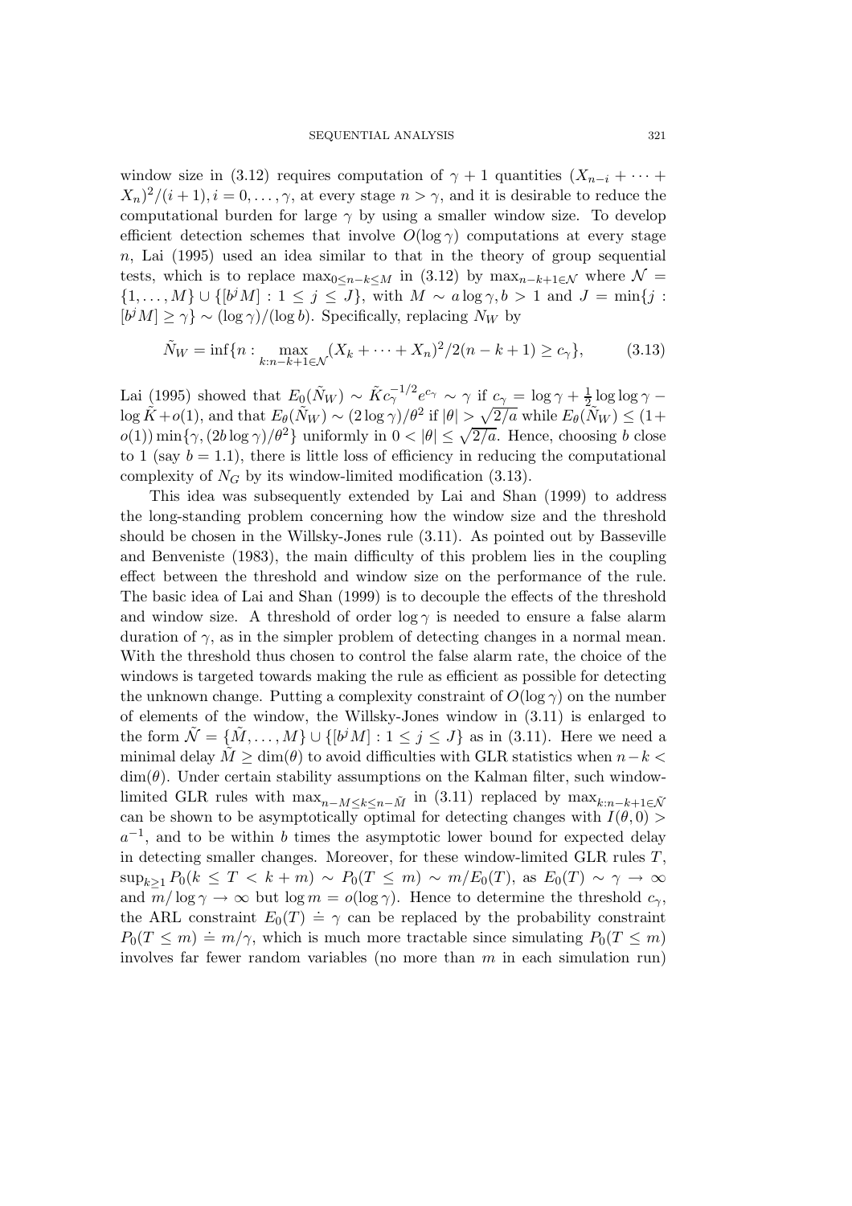window size in (3.12) requires computation of $\gamma + 1$ quantities $(X_{n-i} + \cdots + X_n)^2/(i+1), i = 0, \ldots, \gamma$, at every stage $n > \gamma$, and it is desirable to reduce the computational burden for large $\gamma$ by using a smaller window size. To develop efficient detection schemes that involve $O(\log \gamma)$ computations at every stage $n$, Lai (1995) used an idea similar to that in the theory of group sequential tests, which is to replace $\max_{0 \le n-k \le M}$ in (3.12) by $\max_{n-k+1 \in \mathcal{N}}$ where $\mathcal{N} = \{1, \ldots, M\} \cup \{[b^j M] : 1 \le j \le J\}$, with $M \sim a \log \gamma, b > 1$ and $J = \min\{j : [b^j M] \ge \gamma\} \sim (\log \gamma)/(\log b)$. Specifically, replacing $N_W$ by

$$\tilde{N}_W = \inf\{n : \max_{k:n-k+1 \in \mathcal{N}} (X_k + \cdots + X_n)^2/2(n-k+1) \ge c_\gamma\}, \tag{3.13}$$

Lai (1995) showed that $E_0(\tilde{N}_W) \sim \tilde{K} c_\gamma^{-1/2} e^{c_\gamma} \sim \gamma$ if $c_\gamma = \log \gamma + \frac{1}{2} \log \log \gamma - \log \tilde{K} + o(1)$, and that $E_\theta(\tilde{N}_W) \sim (2 \log \gamma)/\theta^2$ if $|\theta| > \sqrt{2/a}$ while $E_\theta(\tilde{N}_W) \le (1 + o(1)) \min\{\gamma, (2b \log \gamma)/\theta^2\}$ uniformly in $0 < |\theta| \le \sqrt{2/a}$. Hence, choosing $b$ close to 1 (say $b = 1.1$), there is little loss of efficiency in reducing the computational complexity of $N_G$ by its window-limited modification (3.13).

This idea was subsequently extended by Lai and Shan (1999) to address the long-standing problem concerning how the window size and the threshold should be chosen in the Willsky-Jones rule (3.11). As pointed out by Basseville and Benveniste (1983), the main difficulty of this problem lies in the coupling effect between the threshold and window size on the performance of the rule. The basic idea of Lai and Shan (1999) is to decouple the effects of the threshold and window size. A threshold of order $\log \gamma$ is needed to ensure a false alarm duration of $\gamma$, as in the simpler problem of detecting changes in a normal mean. With the threshold thus chosen to control the false alarm rate, the choice of the windows is targeted towards making the rule as efficient as possible for detecting the unknown change. Putting a complexity constraint of $O(\log \gamma)$ on the number of elements of the window, the Willsky-Jones window in (3.11) is enlarged to the form $\tilde{\mathcal{N}} = \{\tilde{M}, \ldots, M\} \cup \{[b^j M] : 1 \le j \le J\}$ as in (3.11). Here we need a minimal delay $\tilde{M} \ge \dim(\theta)$ to avoid difficulties with GLR statistics when $n - k < \dim(\theta)$. Under certain stability assumptions on the Kalman filter, such window-limited GLR rules with $\max_{n-M \le k \le n-\tilde{M}}$ in (3.11) replaced by $\max_{k:n-k+1 \in \tilde{\mathcal{N}}}$ can be shown to be asymptotically optimal for detecting changes with $I(\theta, 0) > a^{-1}$, and to be within $b$ times the asymptotic lower bound for expected delay in detecting smaller changes. Moreover, for these window-limited GLR rules $T$, $\sup_{k \ge 1} P_0(k \le T < k + m) \sim P_0(T \le m) \sim m/E_0(T)$, as $E_0(T) \sim \gamma \to \infty$ and $m/\log \gamma \to \infty$ but $\log m = o(\log \gamma)$. Hence to determine the threshold $c_\gamma$, the ARL constraint $E_0(T) \doteq \gamma$ can be replaced by the probability constraint $P_0(T \le m) \doteq m/\gamma$, which is much more tractable since simulating $P_0(T \le m)$ involves far fewer random variables (no more than $m$ in each simulation run)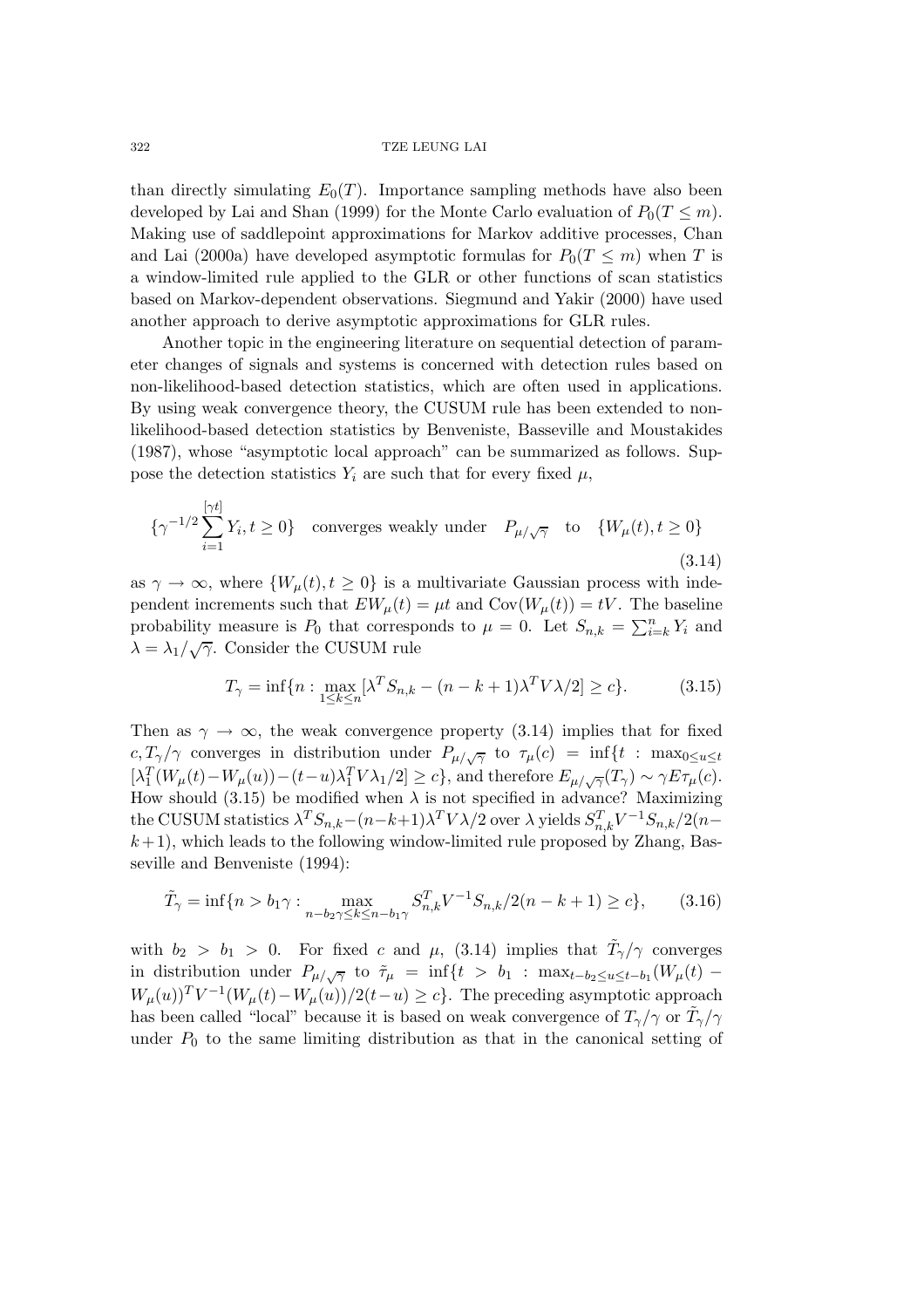than directly simulating $E_0(T)$. Importance sampling methods have also been developed by Lai and Shan (1999) for the Monte Carlo evaluation of $P_0(T \le m)$. Making use of saddlepoint approximations for Markov additive processes, Chan and Lai (2000a) have developed asymptotic formulas for $P_0(T \le m)$ when $T$ is a window-limited rule applied to the GLR or other functions of scan statistics based on Markov-dependent observations. Siegmund and Yakir (2000) have used another approach to derive asymptotic approximations for GLR rules.

Another topic in the engineering literature on sequential detection of parameter changes of signals and systems is concerned with detection rules based on non-likelihood-based detection statistics, which are often used in applications. By using weak convergence theory, the CUSUM rule has been extended to non-likelihood-based detection statistics by Benveniste, Basseville and Moustakides (1987), whose "asymptotic local approach" can be summarized as follows. Suppose the detection statistics $Y_i$ are such that for every fixed $\mu$,

$$\{\gamma^{-1/2}\sum_{i=1}^{[\gamma t]} Y_i, t \ge 0\} \quad \text{converges weakly under} \quad P_{\mu/\sqrt{\gamma}} \quad \text{to} \quad \{W_\mu(t), t \ge 0\} \tag{3.14}$$

as $\gamma \to \infty$, where $\{W_\mu(t), t \ge 0\}$ is a multivariate Gaussian process with independent increments such that $EW_\mu(t) = \mu t$ and $\text{Cov}(W_\mu(t)) = tV$. The baseline probability measure is $P_0$ that corresponds to $\mu = 0$. Let $S_{n,k} = \sum_{i=k}^n Y_i$ and $\lambda = \lambda_1/\sqrt{\gamma}$. Consider the CUSUM rule

$$T_\gamma = \inf\{n : \max_{1 \le k \le n}[\lambda^T S_{n,k} - (n-k+1)\lambda^T V \lambda/2] \ge c\}. \tag{3.15}$$

Then as $\gamma \to \infty$, the weak convergence property (3.14) implies that for fixed $c, T_\gamma/\gamma$ converges in distribution under $P_{\mu/\sqrt{\gamma}}$ to $\tau_\mu(c) = \inf\{t : \max_{0 \le u \le t} [\lambda_1^T(W_\mu(t) - W_\mu(u)) - (t-u)\lambda_1^T V \lambda_1/2] \ge c\}$, and therefore $E_{\mu/\sqrt{\gamma}}(T_\gamma) \sim \gamma E\tau_\mu(c)$. How should (3.15) be modified when $\lambda$ is not specified in advance? Maximizing the CUSUM statistics $\lambda^T S_{n,k} - (n-k+1)\lambda^T V\lambda/2$ over $\lambda$ yields $S_{n,k}^T V^{-1} S_{n,k}/2(n-k+1)$, which leads to the following window-limited rule proposed by Zhang, Basseville and Benveniste (1994):

$$\tilde{T}_\gamma = \inf\{n > b_1\gamma : \max_{n - b_2\gamma \le k \le n - b_1\gamma} S_{n,k}^T V^{-1} S_{n,k}/2(n-k+1) \ge c\}, \tag{3.16}$$

with $b_2 > b_1 > 0$. For fixed $c$ and $\mu$, (3.14) implies that $\tilde{T}_\gamma/\gamma$ converges in distribution under $P_{\mu/\sqrt{\gamma}}$ to $\tilde{\tau}_\mu = \inf\{t > b_1 : \max_{t-b_2 \le u \le t-b_1}(W_\mu(t) - W_\mu(u))^T V^{-1}(W_\mu(t) - W_\mu(u))/2(t-u) \ge c\}$. The preceding asymptotic approach has been called "local" because it is based on weak convergence of $T_\gamma/\gamma$ or $\tilde{T}_\gamma/\gamma$ under $P_0$ to the same limiting distribution as that in the canonical setting of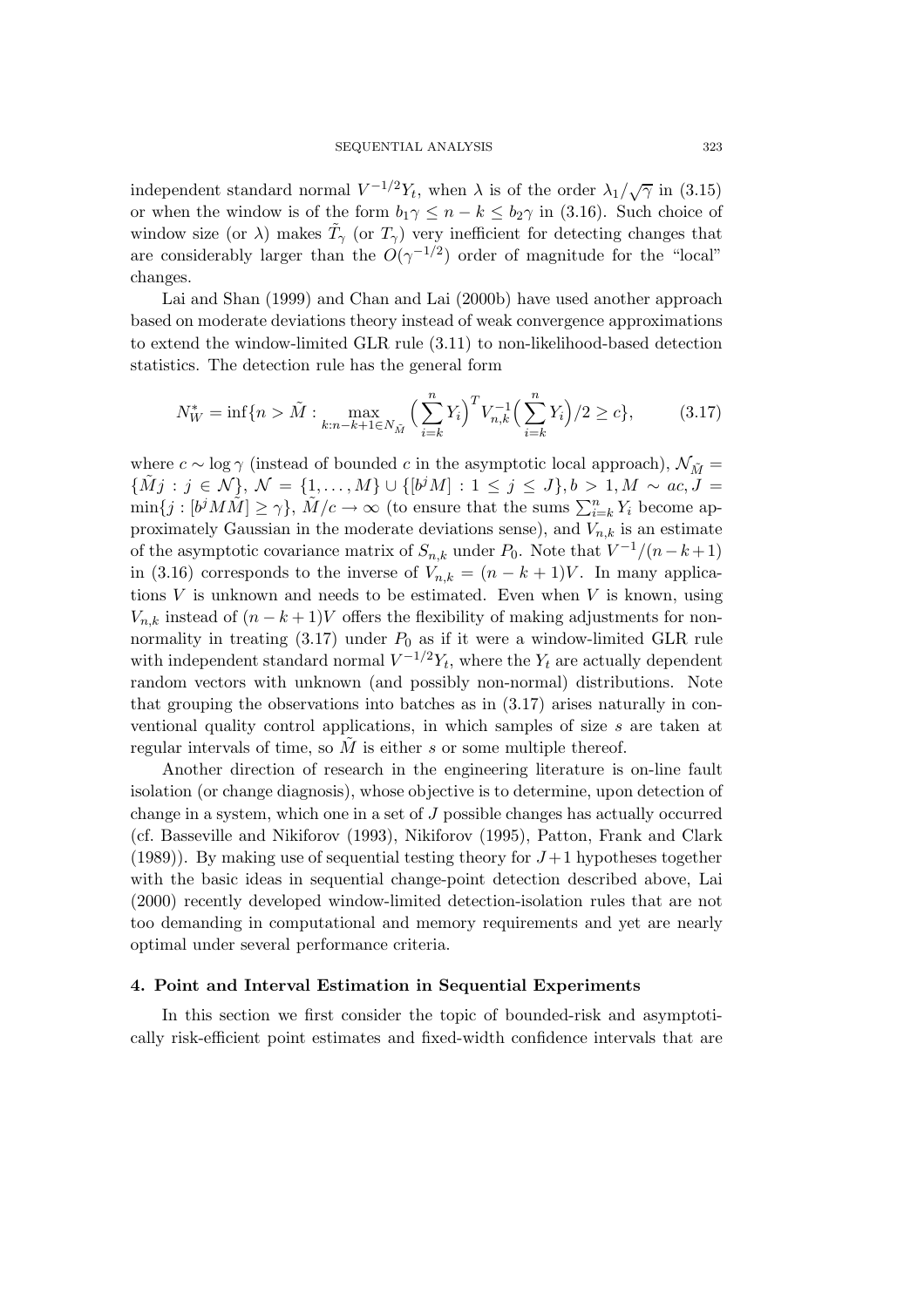independent standard normal $V^{-1/2}Y_t$, when $\lambda$ is of the order $\lambda_1/\sqrt{\gamma}$ in (3.15) or when the window is of the form $b_1\gamma \leq n-k \leq b_2\gamma$ in (3.16). Such choice of window size (or $\lambda$) makes $\tilde{T}_\gamma$ (or $T_\gamma$) very inefficient for detecting changes that are considerably larger than the $O(\gamma^{-1/2})$ order of magnitude for the "local" changes.

Lai and Shan (1999) and Chan and Lai (2000b) have used another approach based on moderate deviations theory instead of weak convergence approximations to extend the window-limited GLR rule (3.11) to non-likelihood-based detection statistics. The detection rule has the general form

$$N_W^* = \inf\{n > \tilde{M} : \max_{k: n-k+1 \in N_{\tilde{M}}} \Big(\sum_{i=k}^n Y_i\Big)^T V_{n,k}^{-1}\Big(\sum_{i=k}^n Y_i\Big)/2 \geq c\}, \tag{3.17}$$

where $c \sim \log\gamma$ (instead of bounded $c$ in the asymptotic local approach), $\mathcal{N}_{\tilde{M}} = \{\tilde{M}j : j \in \mathcal{N}\}$, $\mathcal{N} = \{1,\ldots,M\} \cup \{[b^j M] : 1 \leq j \leq J\}, b > 1, M \sim ac, J = \min\{j : [b^j M\tilde{M}] \geq \gamma\}$, $\tilde{M}/c \to \infty$ (to ensure that the sums $\sum_{i=k}^n Y_i$ become approximately Gaussian in the moderate deviations sense), and $V_{n,k}$ is an estimate of the asymptotic covariance matrix of $S_{n,k}$ under $P_0$. Note that $V^{-1}/(n-k+1)$ in (3.16) corresponds to the inverse of $V_{n,k} = (n-k+1)V$. In many applications $V$ is unknown and needs to be estimated. Even when $V$ is known, using $V_{n,k}$ instead of $(n-k+1)V$ offers the flexibility of making adjustments for non-normality in treating (3.17) under $P_0$ as if it were a window-limited GLR rule with independent standard normal $V^{-1/2}Y_t$, where the $Y_t$ are actually dependent random vectors with unknown (and possibly non-normal) distributions. Note that grouping the observations into batches as in (3.17) arises naturally in conventional quality control applications, in which samples of size $s$ are taken at regular intervals of time, so $\tilde{M}$ is either $s$ or some multiple thereof.

Another direction of research in the engineering literature is on-line fault isolation (or change diagnosis), whose objective is to determine, upon detection of change in a system, which one in a set of $J$ possible changes has actually occurred (cf. Basseville and Nikiforov (1993), Nikiforov (1995), Patton, Frank and Clark (1989)). By making use of sequential testing theory for $J+1$ hypotheses together with the basic ideas in sequential change-point detection described above, Lai (2000) recently developed window-limited detection-isolation rules that are not too demanding in computational and memory requirements and yet are nearly optimal under several performance criteria.

## 4. Point and Interval Estimation in Sequential Experiments

In this section we first consider the topic of bounded-risk and asymptotically risk-efficient point estimates and fixed-width confidence intervals that are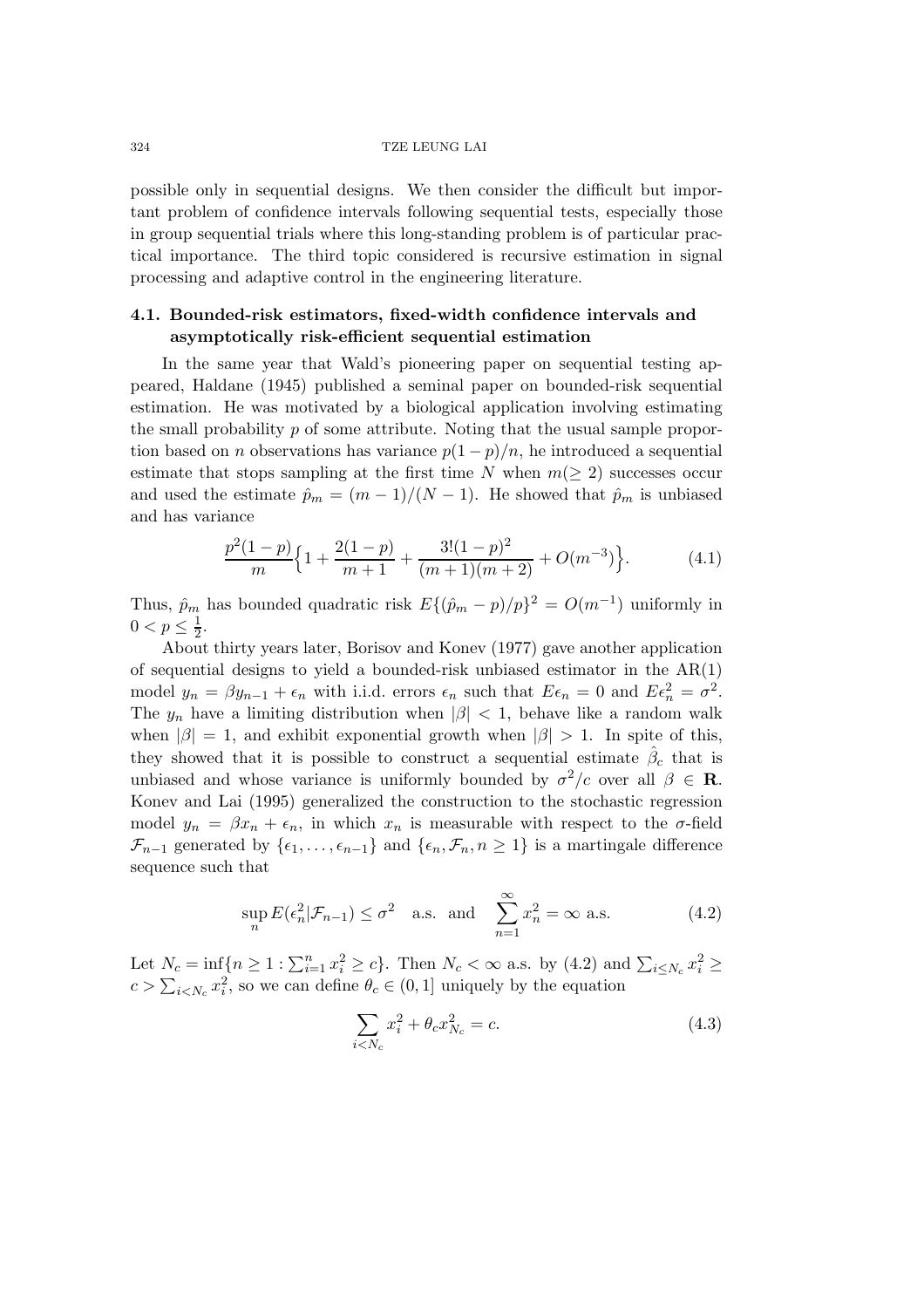possible only in sequential designs. We then consider the difficult but important problem of confidence intervals following sequential tests, especially those in group sequential trials where this long-standing problem is of particular practical importance. The third topic considered is recursive estimation in signal processing and adaptive control in the engineering literature.

### 4.1. Bounded-risk estimators, fixed-width confidence intervals and asymptotically risk-efficient sequential estimation

In the same year that Wald's pioneering paper on sequential testing appeared, Haldane (1945) published a seminal paper on bounded-risk sequential estimation. He was motivated by a biological application involving estimating the small probability $p$ of some attribute. Noting that the usual sample proportion based on $n$ observations has variance $p(1-p)/n$, he introduced a sequential estimate that stops sampling at the first time $N$ when $m(\geq 2)$ successes occur and used the estimate $\hat{p}_m = (m-1)/(N-1)$. He showed that $\hat{p}_m$ is unbiased and has variance

$$\frac{p^2(1-p)}{m}\Big\{1 + \frac{2(1-p)}{m+1} + \frac{3!(1-p)^2}{(m+1)(m+2)} + O(m^{-3})\Big\}. \tag{4.1}$$

Thus, $\hat{p}_m$ has bounded quadratic risk $E\{(\hat{p}_m - p)/p\}^2 = O(m^{-1})$ uniformly in $0 < p \leq \frac{1}{2}$.

About thirty years later, Borisov and Konev (1977) gave another application of sequential designs to yield a bounded-risk unbiased estimator in the AR(1) model $y_n = \beta y_{n-1} + \epsilon_n$ with i.i.d. errors $\epsilon_n$ such that $E\epsilon_n = 0$ and $E\epsilon_n^2 = \sigma^2$. The $y_n$ have a limiting distribution when $|\beta| < 1$, behave like a random walk when $|\beta| = 1$, and exhibit exponential growth when $|\beta| > 1$. In spite of this, they showed that it is possible to construct a sequential estimate $\hat{\beta}_c$ that is unbiased and whose variance is uniformly bounded by $\sigma^2/c$ over all $\beta \in \mathbf{R}$. Konev and Lai (1995) generalized the construction to the stochastic regression model $y_n = \beta x_n + \epsilon_n$, in which $x_n$ is measurable with respect to the $\sigma$-field $\mathcal{F}_{n-1}$ generated by $\{\epsilon_1, \ldots, \epsilon_{n-1}\}$ and $\{\epsilon_n, \mathcal{F}_n, n \geq 1\}$ is a martingale difference sequence such that

$$\sup_n E(\epsilon_n^2 | \mathcal{F}_{n-1}) \leq \sigma^2 \quad \text{a.s. and} \quad \sum_{n=1}^{\infty} x_n^2 = \infty \text{ a.s.} \tag{4.2}$$

Let $N_c = \inf\{n \geq 1 : \sum_{i=1}^n x_i^2 \geq c\}$. Then $N_c < \infty$ a.s. by (4.2) and $\sum_{i \leq N_c} x_i^2 \geq c > \sum_{i < N_c} x_i^2$, so we can define $\theta_c \in (0, 1]$ uniquely by the equation

$$\sum_{i < N_c} x_i^2 + \theta_c x_{N_c}^2 = c. \tag{4.3}$$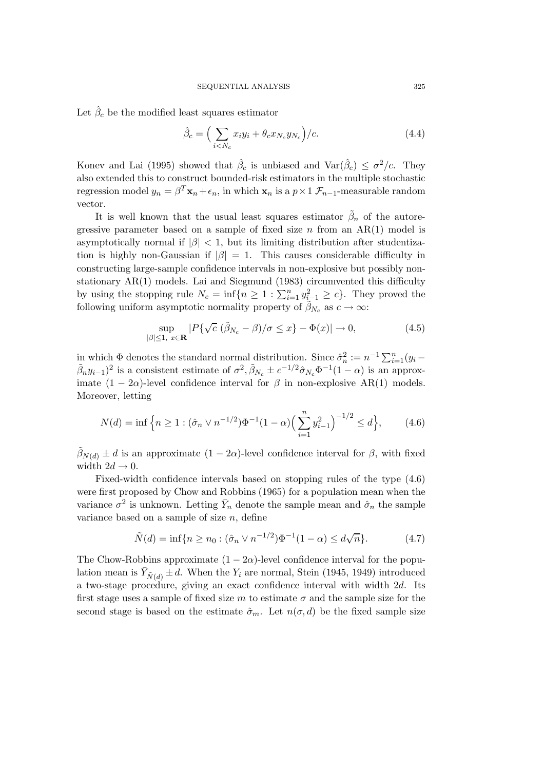Let $\hat{\beta}_c$ be the modified least squares estimator

$$\hat{\beta}_c = \Big( \sum_{i<N_c} x_i y_i + \theta_c x_{N_c} y_{N_c} \Big)/c. \tag{4.4}$$

Konev and Lai (1995) showed that $\hat{\beta}_c$ is unbiased and $\mathrm{Var}(\hat{\beta}_c) \le \sigma^2/c$. They also extended this to construct bounded-risk estimators in the multiple stochastic regression model $y_n = \beta^T \mathbf{x}_n + \epsilon_n$, in which $\mathbf{x}_n$ is a $p \times 1$ $\mathcal{F}_{n-1}$-measurable random vector.

It is well known that the usual least squares estimator $\tilde{\beta}_n$ of the autoregressive parameter based on a sample of fixed size $n$ from an AR(1) model is asymptotically normal if $|\beta| < 1$, but its limiting distribution after studentization is highly non-Gaussian if $|\beta| = 1$. This causes considerable difficulty in constructing large-sample confidence intervals in non-explosive but possibly non-stationary AR(1) models. Lai and Siegmund (1983) circumvented this difficulty by using the stopping rule $N_c = \inf\{n \ge 1 : \sum_{i=1}^n y_{i-1}^2 \ge c\}$. They proved the following uniform asymptotic normality property of $\tilde{\beta}_{N_c}$ as $c \to \infty$:

$$\sup_{|\beta|\le 1,\ x\in\mathbf{R}} |P\{\sqrt{c}\ (\tilde{\beta}_{N_c} - \beta)/\sigma \le x\} - \Phi(x)| \to 0, \tag{4.5}$$

in which $\Phi$ denotes the standard normal distribution. Since $\hat{\sigma}_n^2 := n^{-1}\sum_{i=1}^n (y_i - \tilde{\beta}_n y_{i-1})^2$ is a consistent estimate of $\sigma^2, \tilde{\beta}_{N_c} \pm c^{-1/2}\hat{\sigma}_{N_c}\Phi^{-1}(1-\alpha)$ is an approximate $(1-2\alpha)$-level confidence interval for $\beta$ in non-explosive AR(1) models. Moreover, letting

$$N(d) = \inf\Big\{n \ge 1 : (\hat{\sigma}_n \vee n^{-1/2})\Phi^{-1}(1-\alpha)\Big(\sum_{i=1}^n y_{i-1}^2\Big)^{-1/2} \le d\Big\}, \tag{4.6}$$

$\tilde{\beta}_{N(d)} \pm d$ is an approximate $(1-2\alpha)$-level confidence interval for $\beta$, with fixed width $2d \to 0$.

Fixed-width confidence intervals based on stopping rules of the type (4.6) were first proposed by Chow and Robbins (1965) for a population mean when the variance $\sigma^2$ is unknown. Letting $\bar{Y}_n$ denote the sample mean and $\hat{\sigma}_n$ the sample variance based on a sample of size $n$, define

$$\tilde{N}(d) = \inf\{n \ge n_0 : (\hat{\sigma}_n \vee n^{-1/2})\Phi^{-1}(1-\alpha) \le d\sqrt{n}\}. \tag{4.7}$$

The Chow-Robbins approximate $(1-2\alpha)$-level confidence interval for the population mean is $\bar{Y}_{\tilde{N}(d)} \pm d$. When the $Y_i$ are normal, Stein (1945, 1949) introduced a two-stage procedure, giving an exact confidence interval with width $2d$. Its first stage uses a sample of fixed size $m$ to estimate $\sigma$ and the sample size for the second stage is based on the estimate $\hat{\sigma}_m$. Let $n(\sigma, d)$ be the fixed sample size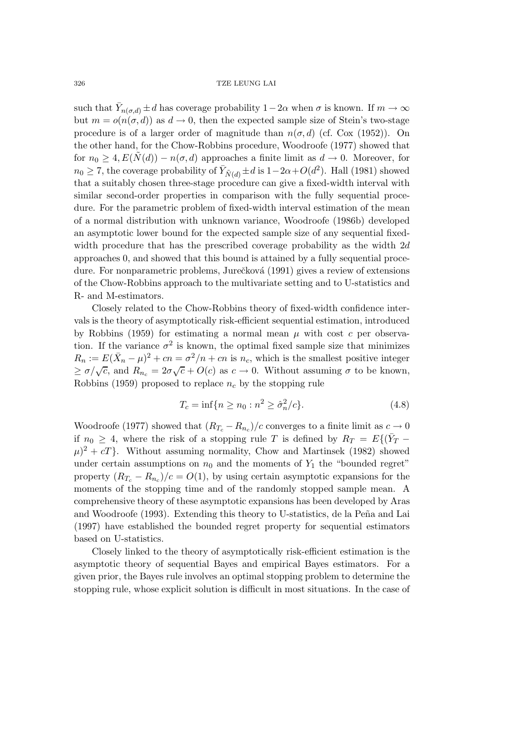such that $\bar{Y}_{n(\sigma,d)} \pm d$ has coverage probability $1-2\alpha$ when $\sigma$ is known. If $m \to \infty$ but $m = o(n(\sigma,d))$ as $d \to 0$, then the expected sample size of Stein's two-stage procedure is of a larger order of magnitude than $n(\sigma,d)$ (cf. Cox (1952)). On the other hand, for the Chow-Robbins procedure, Woodroofe (1977) showed that for $n_0 \geq 4, E(\tilde{N}(d)) - n(\sigma,d)$ approaches a finite limit as $d \to 0$. Moreover, for $n_0 \geq 7$, the coverage probability of $\bar{Y}_{\tilde{N}(d)} \pm d$ is $1-2\alpha+O(d^2)$. Hall (1981) showed that a suitably chosen three-stage procedure can give a fixed-width interval with similar second-order properties in comparison with the fully sequential procedure. For the parametric problem of fixed-width interval estimation of the mean of a normal distribution with unknown variance, Woodroofe (1986b) developed an asymptotic lower bound for the expected sample size of any sequential fixed-width procedure that has the prescribed coverage probability as the width $2d$ approaches 0, and showed that this bound is attained by a fully sequential procedure. For nonparametric problems, Jurečková (1991) gives a review of extensions of the Chow-Robbins approach to the multivariate setting and to U-statistics and R- and M-estimators.

Closely related to the Chow-Robbins theory of fixed-width confidence intervals is the theory of asymptotically risk-efficient sequential estimation, introduced by Robbins (1959) for estimating a normal mean $\mu$ with cost $c$ per observation. If the variance $\sigma^2$ is known, the optimal fixed sample size that minimizes $R_n := E(\bar{X}_n - \mu)^2 + cn = \sigma^2/n + cn$ is $n_c$, which is the smallest positive integer $\geq \sigma/\sqrt{c}$, and $R_{n_c} = 2\sigma\sqrt{c} + O(c)$ as $c \to 0$. Without assuming $\sigma$ to be known, Robbins (1959) proposed to replace $n_c$ by the stopping rule

$$T_c = \inf\{n \geq n_0 : n^2 \geq \hat{\sigma}_n^2/c\}. \tag{4.8}$$

Woodroofe (1977) showed that $(R_{T_c} - R_{n_c})/c$ converges to a finite limit as $c \to 0$ if $n_0 \geq 4$, where the risk of a stopping rule $T$ is defined by $R_T = E\{(\bar{Y}_T - \mu)^2 + cT\}$. Without assuming normality, Chow and Martinsek (1982) showed under certain assumptions on $n_0$ and the moments of $Y_1$ the "bounded regret" property $(R_{T_c} - R_{n_c})/c = O(1)$, by using certain asymptotic expansions for the moments of the stopping time and of the randomly stopped sample mean. A comprehensive theory of these asymptotic expansions has been developed by Aras and Woodroofe (1993). Extending this theory to U-statistics, de la Peña and Lai (1997) have established the bounded regret property for sequential estimators based on U-statistics.

Closely linked to the theory of asymptotically risk-efficient estimation is the asymptotic theory of sequential Bayes and empirical Bayes estimators. For a given prior, the Bayes rule involves an optimal stopping problem to determine the stopping rule, whose explicit solution is difficult in most situations. In the case of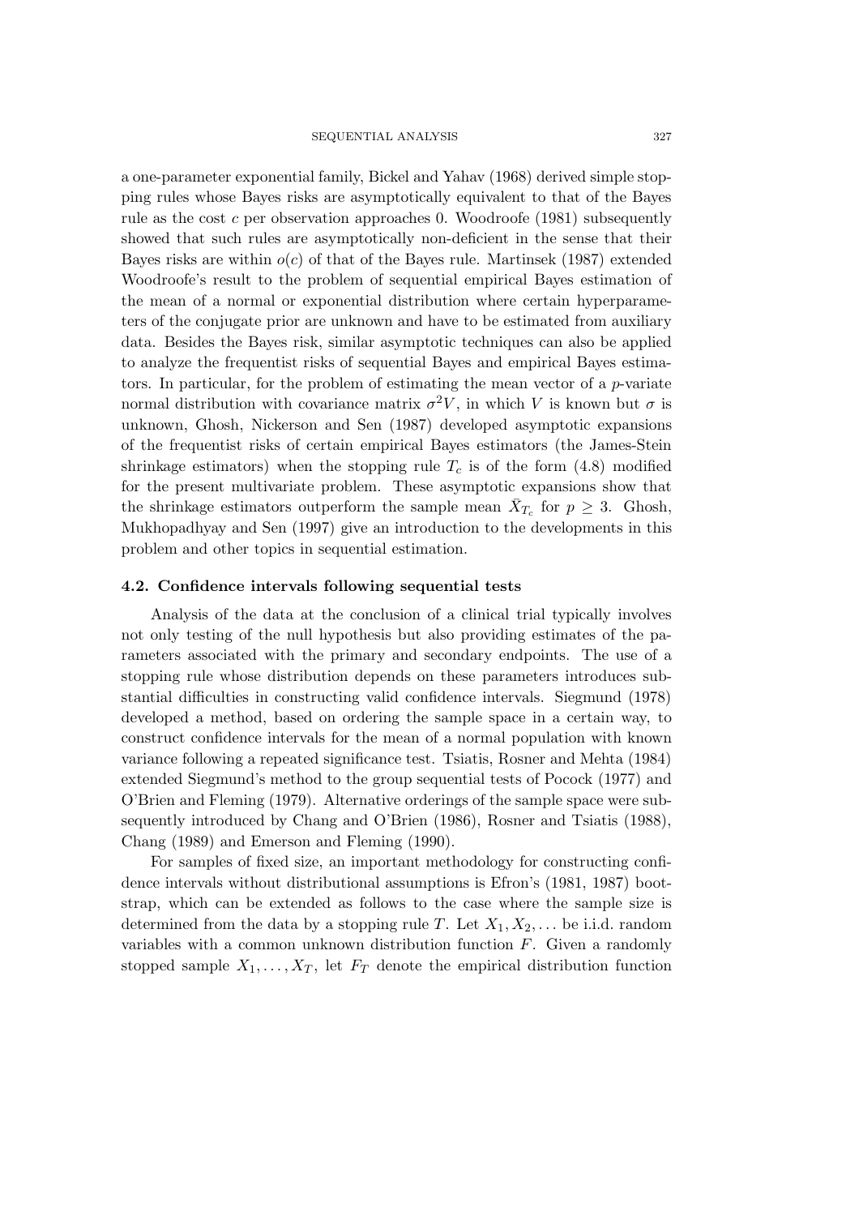a one-parameter exponential family, Bickel and Yahav (1968) derived simple stopping rules whose Bayes risks are asymptotically equivalent to that of the Bayes rule as the cost $c$ per observation approaches 0. Woodroofe (1981) subsequently showed that such rules are asymptotically non-deficient in the sense that their Bayes risks are within $o(c)$ of that of the Bayes rule. Martinsek (1987) extended Woodroofe's result to the problem of sequential empirical Bayes estimation of the mean of a normal or exponential distribution where certain hyperparameters of the conjugate prior are unknown and have to be estimated from auxiliary data. Besides the Bayes risk, similar asymptotic techniques can also be applied to analyze the frequentist risks of sequential Bayes and empirical Bayes estimators. In particular, for the problem of estimating the mean vector of a $p$-variate normal distribution with covariance matrix $\sigma^2 V$, in which $V$ is known but $\sigma$ is unknown, Ghosh, Nickerson and Sen (1987) developed asymptotic expansions of the frequentist risks of certain empirical Bayes estimators (the James-Stein shrinkage estimators) when the stopping rule $T_c$ is of the form (4.8) modified for the present multivariate problem. These asymptotic expansions show that the shrinkage estimators outperform the sample mean $\bar{X}_{T_c}$ for $p \geq 3$. Ghosh, Mukhopadhyay and Sen (1997) give an introduction to the developments in this problem and other topics in sequential estimation.

### 4.2. Confidence intervals following sequential tests

Analysis of the data at the conclusion of a clinical trial typically involves not only testing of the null hypothesis but also providing estimates of the parameters associated with the primary and secondary endpoints. The use of a stopping rule whose distribution depends on these parameters introduces substantial difficulties in constructing valid confidence intervals. Siegmund (1978) developed a method, based on ordering the sample space in a certain way, to construct confidence intervals for the mean of a normal population with known variance following a repeated significance test. Tsiatis, Rosner and Mehta (1984) extended Siegmund's method to the group sequential tests of Pocock (1977) and O'Brien and Fleming (1979). Alternative orderings of the sample space were subsequently introduced by Chang and O'Brien (1986), Rosner and Tsiatis (1988), Chang (1989) and Emerson and Fleming (1990).

For samples of fixed size, an important methodology for constructing confidence intervals without distributional assumptions is Efron's (1981, 1987) bootstrap, which can be extended as follows to the case where the sample size is determined from the data by a stopping rule $T$. Let $X_1, X_2, \ldots$ be i.i.d. random variables with a common unknown distribution function $F$. Given a randomly stopped sample $X_1, \ldots, X_T$, let $F_T$ denote the empirical distribution function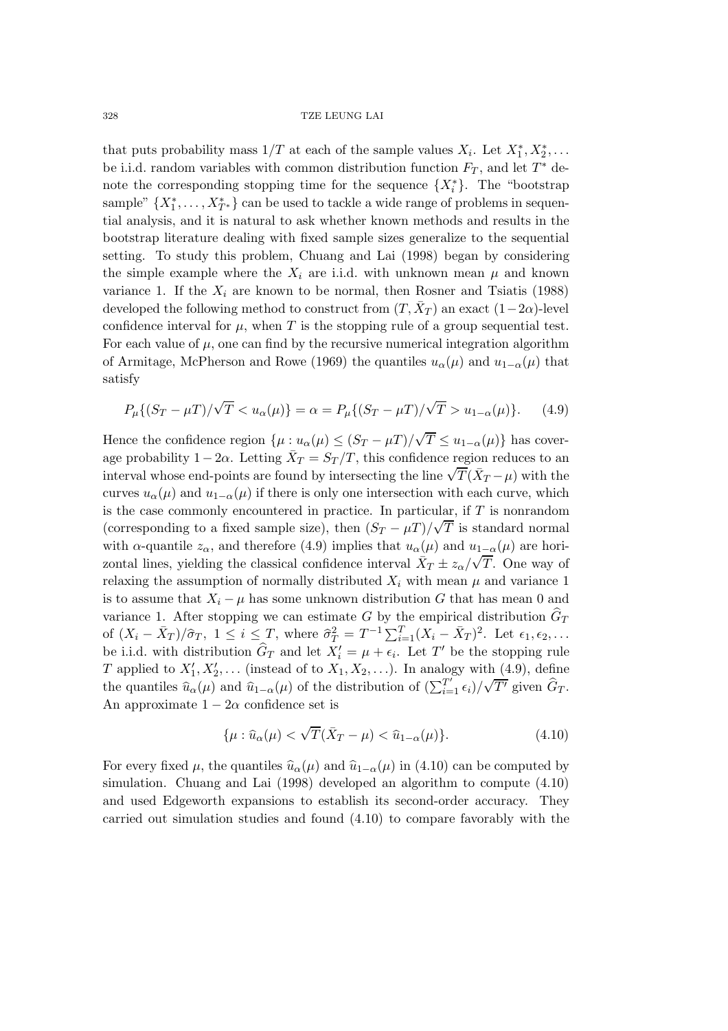that puts probability mass $1/T$ at each of the sample values $X_i$. Let $X_1^*, X_2^*, \ldots$ be i.i.d. random variables with common distribution function $F_T$, and let $T^*$ denote the corresponding stopping time for the sequence $\{X_i^*\}$. The "bootstrap sample" $\{X_1^*, \ldots, X_{T^*}^*\}$ can be used to tackle a wide range of problems in sequential analysis, and it is natural to ask whether known methods and results in the bootstrap literature dealing with fixed sample sizes generalize to the sequential setting. To study this problem, Chuang and Lai (1998) began by considering the simple example where the $X_i$ are i.i.d. with unknown mean $\mu$ and known variance 1. If the $X_i$ are known to be normal, then Rosner and Tsiatis (1988) developed the following method to construct from $(T, \bar{X}_T)$ an exact $(1-2\alpha)$-level confidence interval for $\mu$, when $T$ is the stopping rule of a group sequential test. For each value of $\mu$, one can find by the recursive numerical integration algorithm of Armitage, McPherson and Rowe (1969) the quantiles $u_\alpha(\mu)$ and $u_{1-\alpha}(\mu)$ that satisfy

$$P_\mu\{(S_T - \mu T)/\sqrt{T} < u_\alpha(\mu)\} = \alpha = P_\mu\{(S_T - \mu T)/\sqrt{T} > u_{1-\alpha}(\mu)\}. \qquad (4.9)$$

Hence the confidence region $\{\mu : u_\alpha(\mu) \le (S_T - \mu T)/\sqrt{T} \le u_{1-\alpha}(\mu)\}$ has coverage probability $1-2\alpha$. Letting $\bar{X}_T = S_T/T$, this confidence region reduces to an interval whose end-points are found by intersecting the line $\sqrt{T}(\bar{X}_T - \mu)$ with the curves $u_\alpha(\mu)$ and $u_{1-\alpha}(\mu)$ if there is only one intersection with each curve, which is the case commonly encountered in practice. In particular, if $T$ is nonrandom (corresponding to a fixed sample size), then $(S_T - \mu T)/\sqrt{T}$ is standard normal with $\alpha$-quantile $z_\alpha$, and therefore (4.9) implies that $u_\alpha(\mu)$ and $u_{1-\alpha}(\mu)$ are horizontal lines, yielding the classical confidence interval $\bar{X}_T \pm z_\alpha/\sqrt{T}$. One way of relaxing the assumption of normally distributed $X_i$ with mean $\mu$ and variance 1 is to assume that $X_i - \mu$ has some unknown distribution $G$ that has mean 0 and variance 1. After stopping we can estimate $G$ by the empirical distribution $\widehat{G}_T$ of $(X_i - \bar{X}_T)/\widehat{\sigma}_T$, $1 \le i \le T$, where $\widehat{\sigma}_T^2 = T^{-1}\sum_{i=1}^T (X_i - \bar{X}_T)^2$. Let $\epsilon_1, \epsilon_2, \ldots$ be i.i.d. with distribution $\widehat{G}_T$ and let $X_i' = \mu + \epsilon_i$. Let $T'$ be the stopping rule $T$ applied to $X_1', X_2', \ldots$ (instead of to $X_1, X_2, \ldots$). In analogy with (4.9), define the quantiles $\widehat{u}_\alpha(\mu)$ and $\widehat{u}_{1-\alpha}(\mu)$ of the distribution of $(\sum_{i=1}^{T'} \epsilon_i)/\sqrt{T'}$ given $\widehat{G}_T$. An approximate $1-2\alpha$ confidence set is

$$\{\mu : \widehat{u}_\alpha(\mu) < \sqrt{T}(\bar{X}_T - \mu) < \widehat{u}_{1-\alpha}(\mu)\}. \qquad (4.10)$$

For every fixed $\mu$, the quantiles $\widehat{u}_\alpha(\mu)$ and $\widehat{u}_{1-\alpha}(\mu)$ in (4.10) can be computed by simulation. Chuang and Lai (1998) developed an algorithm to compute (4.10) and used Edgeworth expansions to establish its second-order accuracy. They carried out simulation studies and found (4.10) to compare favorably with the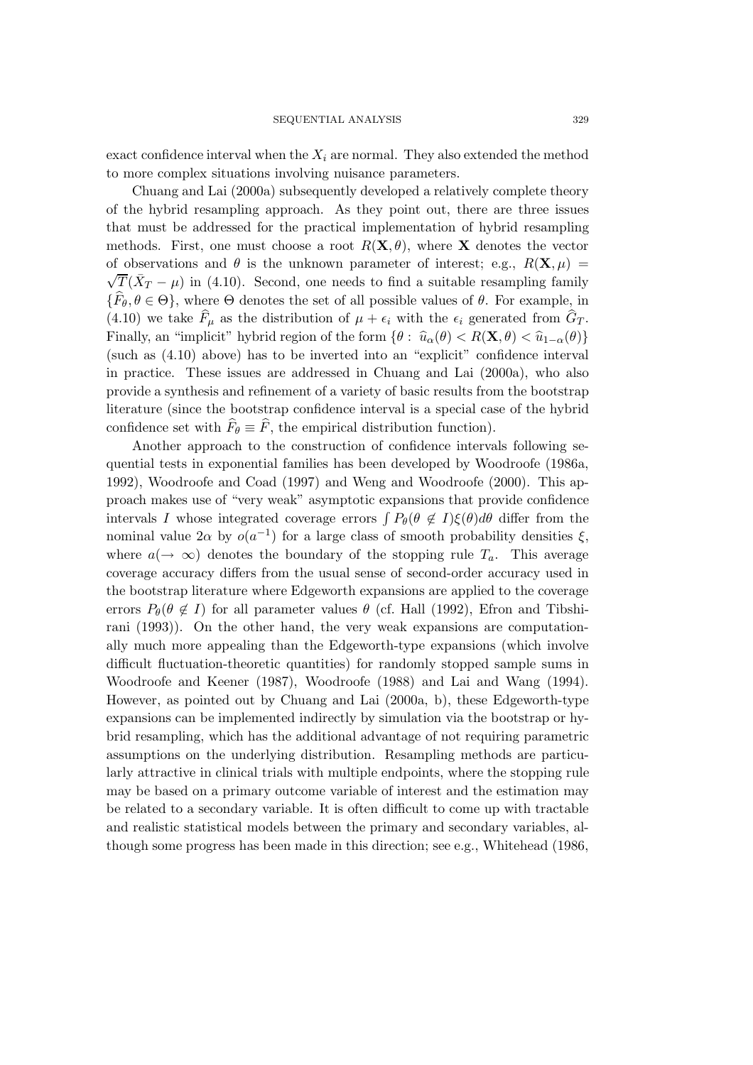exact confidence interval when the $X_i$ are normal. They also extended the method to more complex situations involving nuisance parameters.

Chuang and Lai (2000a) subsequently developed a relatively complete theory of the hybrid resampling approach. As they point out, there are three issues that must be addressed for the practical implementation of hybrid resampling methods. First, one must choose a root $R(\mathbf{X}, \theta)$, where $\mathbf{X}$ denotes the vector of observations and $\theta$ is the unknown parameter of interest; e.g., $R(\mathbf{X}, \mu) = \sqrt{T}(\bar{X}_T - \mu)$ in (4.10). Second, one needs to find a suitable resampling family $\{\widehat{F}_\theta, \theta \in \Theta\}$, where $\Theta$ denotes the set of all possible values of $\theta$. For example, in (4.10) we take $\widehat{F}_\mu$ as the distribution of $\mu + \epsilon_i$ with the $\epsilon_i$ generated from $\widehat{G}_T$. Finally, an "implicit" hybrid region of the form $\{\theta : \widehat{u}_\alpha(\theta) < R(\mathbf{X}, \theta) < \widehat{u}_{1-\alpha}(\theta)\}$ (such as (4.10) above) has to be inverted into an "explicit" confidence interval in practice. These issues are addressed in Chuang and Lai (2000a), who also provide a synthesis and refinement of a variety of basic results from the bootstrap literature (since the bootstrap confidence interval is a special case of the hybrid confidence set with $\widehat{F}_\theta \equiv \widehat{F}$, the empirical distribution function).

Another approach to the construction of confidence intervals following sequential tests in exponential families has been developed by Woodroofe (1986a, 1992), Woodroofe and Coad (1997) and Weng and Woodroofe (2000). This approach makes use of "very weak" asymptotic expansions that provide confidence intervals $I$ whose integrated coverage errors $\int P_\theta(\theta \notin I)\xi(\theta)d\theta$ differ from the nominal value $2\alpha$ by $o(a^{-1})$ for a large class of smooth probability densities $\xi$, where $a(\to \infty)$ denotes the boundary of the stopping rule $T_a$. This average coverage accuracy differs from the usual sense of second-order accuracy used in the bootstrap literature where Edgeworth expansions are applied to the coverage errors $P_\theta(\theta \notin I)$ for all parameter values $\theta$ (cf. Hall (1992), Efron and Tibshirani (1993)). On the other hand, the very weak expansions are computationally much more appealing than the Edgeworth-type expansions (which involve difficult fluctuation-theoretic quantities) for randomly stopped sample sums in Woodroofe and Keener (1987), Woodroofe (1988) and Lai and Wang (1994). However, as pointed out by Chuang and Lai (2000a, b), these Edgeworth-type expansions can be implemented indirectly by simulation via the bootstrap or hybrid resampling, which has the additional advantage of not requiring parametric assumptions on the underlying distribution. Resampling methods are particularly attractive in clinical trials with multiple endpoints, where the stopping rule may be based on a primary outcome variable of interest and the estimation may be related to a secondary variable. It is often difficult to come up with tractable and realistic statistical models between the primary and secondary variables, although some progress has been made in this direction; see e.g., Whitehead (1986,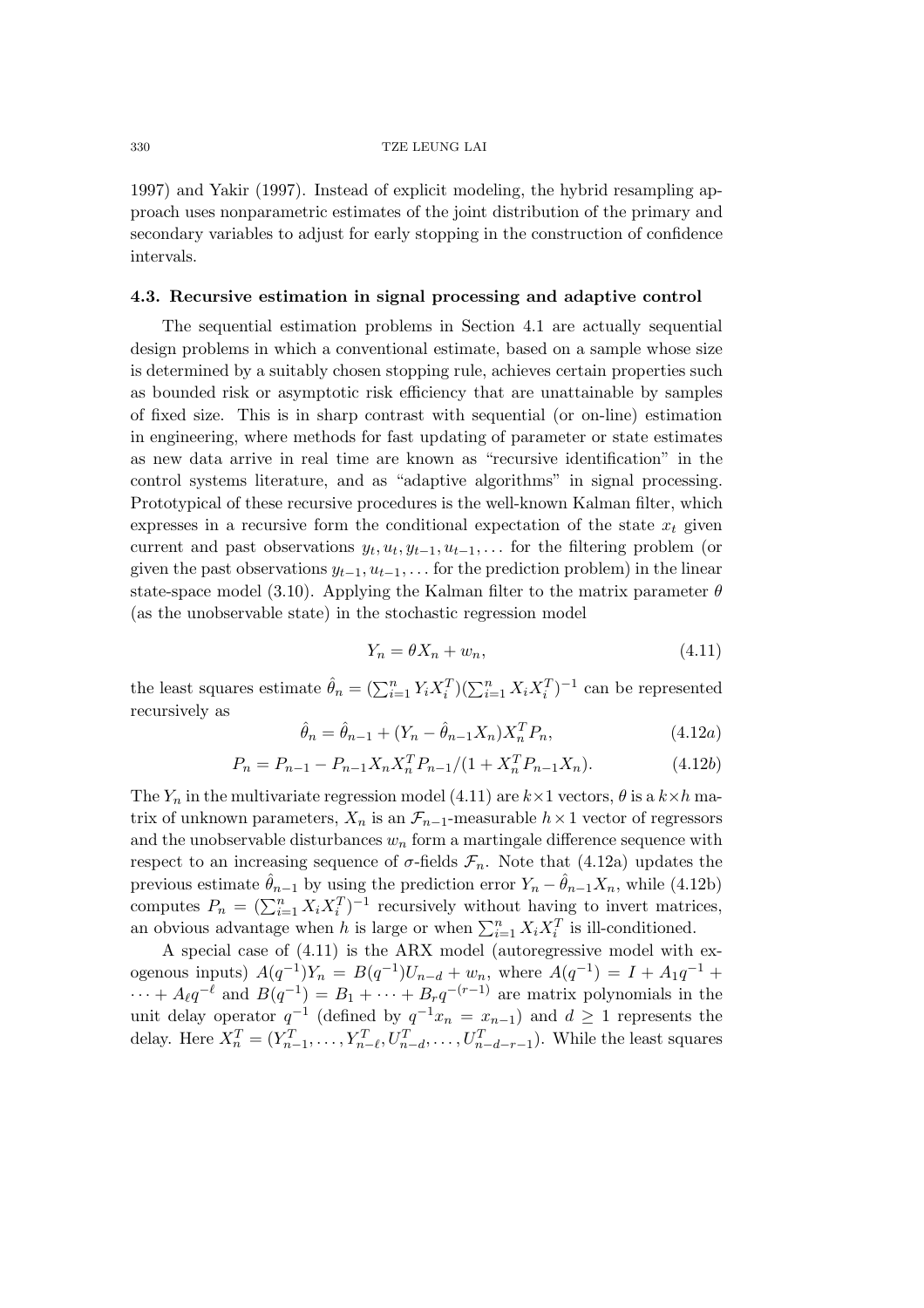1997) and Yakir (1997). Instead of explicit modeling, the hybrid resampling approach uses nonparametric estimates of the joint distribution of the primary and secondary variables to adjust for early stopping in the construction of confidence intervals.

### 4.3. Recursive estimation in signal processing and adaptive control

The sequential estimation problems in Section 4.1 are actually sequential design problems in which a conventional estimate, based on a sample whose size is determined by a suitably chosen stopping rule, achieves certain properties such as bounded risk or asymptotic risk efficiency that are unattainable by samples of fixed size. This is in sharp contrast with sequential (or on-line) estimation in engineering, where methods for fast updating of parameter or state estimates as new data arrive in real time are known as "recursive identification" in the control systems literature, and as "adaptive algorithms" in signal processing. Prototypical of these recursive procedures is the well-known Kalman filter, which expresses in a recursive form the conditional expectation of the state $x_t$ given current and past observations $y_t, u_t, y_{t-1}, u_{t-1}, \ldots$ for the filtering problem (or given the past observations $y_{t-1}, u_{t-1}, \ldots$ for the prediction problem) in the linear state-space model (3.10). Applying the Kalman filter to the matrix parameter $\theta$ (as the unobservable state) in the stochastic regression model

$$Y_n = \theta X_n + w_n, \tag{4.11}$$

the least squares estimate $\hat{\theta}_n = (\sum_{i=1}^n Y_i X_i^T)(\sum_{i=1}^n X_i X_i^T)^{-1}$ can be represented recursively as

$$\hat{\theta}_n = \hat{\theta}_{n-1} + (Y_n - \hat{\theta}_{n-1} X_n) X_n^T P_n, \tag{4.12a}$$

$$P_n = P_{n-1} - P_{n-1} X_n X_n^T P_{n-1} / (1 + X_n^T P_{n-1} X_n). \tag{4.12b}$$

The $Y_n$ in the multivariate regression model (4.11) are $k \times 1$ vectors, $\theta$ is a $k \times h$ matrix of unknown parameters, $X_n$ is an $\mathcal{F}_{n-1}$-measurable $h \times 1$ vector of regressors and the unobservable disturbances $w_n$ form a martingale difference sequence with respect to an increasing sequence of $\sigma$-fields $\mathcal{F}_n$. Note that (4.12a) updates the previous estimate $\hat{\theta}_{n-1}$ by using the prediction error $Y_n - \hat{\theta}_{n-1} X_n$, while (4.12b) computes $P_n = (\sum_{i=1}^n X_i X_i^T)^{-1}$ recursively without having to invert matrices, an obvious advantage when $h$ is large or when $\sum_{i=1}^n X_i X_i^T$ is ill-conditioned.

A special case of (4.11) is the ARX model (autoregressive model with exogenous inputs) $A(q^{-1}) Y_n = B(q^{-1}) U_{n-d} + w_n$, where $A(q^{-1}) = I + A_1 q^{-1} + \cdots + A_\ell q^{-\ell}$ and $B(q^{-1}) = B_1 + \cdots + B_r q^{-(r-1)}$ are matrix polynomials in the unit delay operator $q^{-1}$ (defined by $q^{-1} x_n = x_{n-1}$) and $d \geq 1$ represents the delay. Here $X_n^T = (Y_{n-1}^T, \ldots, Y_{n-\ell}^T, U_{n-d}^T, \ldots, U_{n-d-r-1}^T)$. While the least squares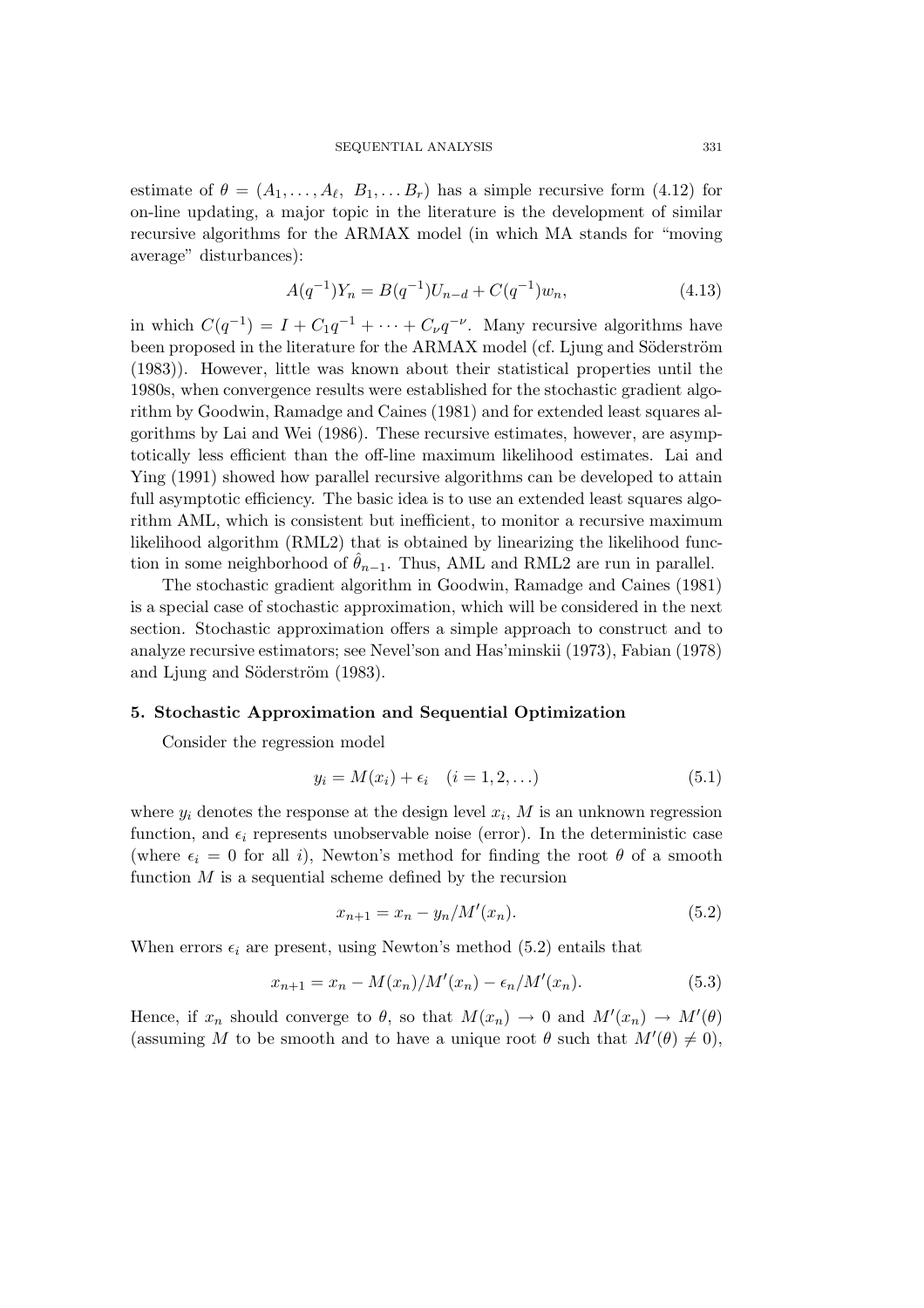estimate of $\theta = (A_1, \ldots, A_\ell,\ B_1, \ldots B_r)$ has a simple recursive form (4.12) for on-line updating, a major topic in the literature is the development of similar recursive algorithms for the ARMAX model (in which MA stands for "moving average" disturbances):

$$A(q^{-1})Y_n = B(q^{-1})U_{n-d} + C(q^{-1})w_n, \tag{4.13}$$

in which $C(q^{-1}) = I + C_1 q^{-1} + \cdots + C_\nu q^{-\nu}$. Many recursive algorithms have been proposed in the literature for the ARMAX model (cf. Ljung and Söderström (1983)). However, little was known about their statistical properties until the 1980s, when convergence results were established for the stochastic gradient algorithm by Goodwin, Ramadge and Caines (1981) and for extended least squares algorithms by Lai and Wei (1986). These recursive estimates, however, are asymptotically less efficient than the off-line maximum likelihood estimates. Lai and Ying (1991) showed how parallel recursive algorithms can be developed to attain full asymptotic efficiency. The basic idea is to use an extended least squares algorithm AML, which is consistent but inefficient, to monitor a recursive maximum likelihood algorithm (RML2) that is obtained by linearizing the likelihood function in some neighborhood of $\hat{\theta}_{n-1}$. Thus, AML and RML2 are run in parallel.

The stochastic gradient algorithm in Goodwin, Ramadge and Caines (1981) is a special case of stochastic approximation, which will be considered in the next section. Stochastic approximation offers a simple approach to construct and to analyze recursive estimators; see Nevel'son and Has'minskii (1973), Fabian (1978) and Ljung and Söderström (1983).

## 5. Stochastic Approximation and Sequential Optimization

Consider the regression model

$$y_i = M(x_i) + \epsilon_i \quad (i = 1, 2, \ldots) \tag{5.1}$$

where $y_i$ denotes the response at the design level $x_i$, $M$ is an unknown regression function, and $\epsilon_i$ represents unobservable noise (error). In the deterministic case (where $\epsilon_i = 0$ for all $i$), Newton's method for finding the root $\theta$ of a smooth function $M$ is a sequential scheme defined by the recursion

$$x_{n+1} = x_n - y_n / M'(x_n). \tag{5.2}$$

When errors $\epsilon_i$ are present, using Newton's method (5.2) entails that

$$x_{n+1} = x_n - M(x_n)/M'(x_n) - \epsilon_n / M'(x_n). \tag{5.3}$$

Hence, if $x_n$ should converge to $\theta$, so that $M(x_n) \to 0$ and $M'(x_n) \to M'(\theta)$ (assuming $M$ to be smooth and to have a unique root $\theta$ such that $M'(\theta) \neq 0$),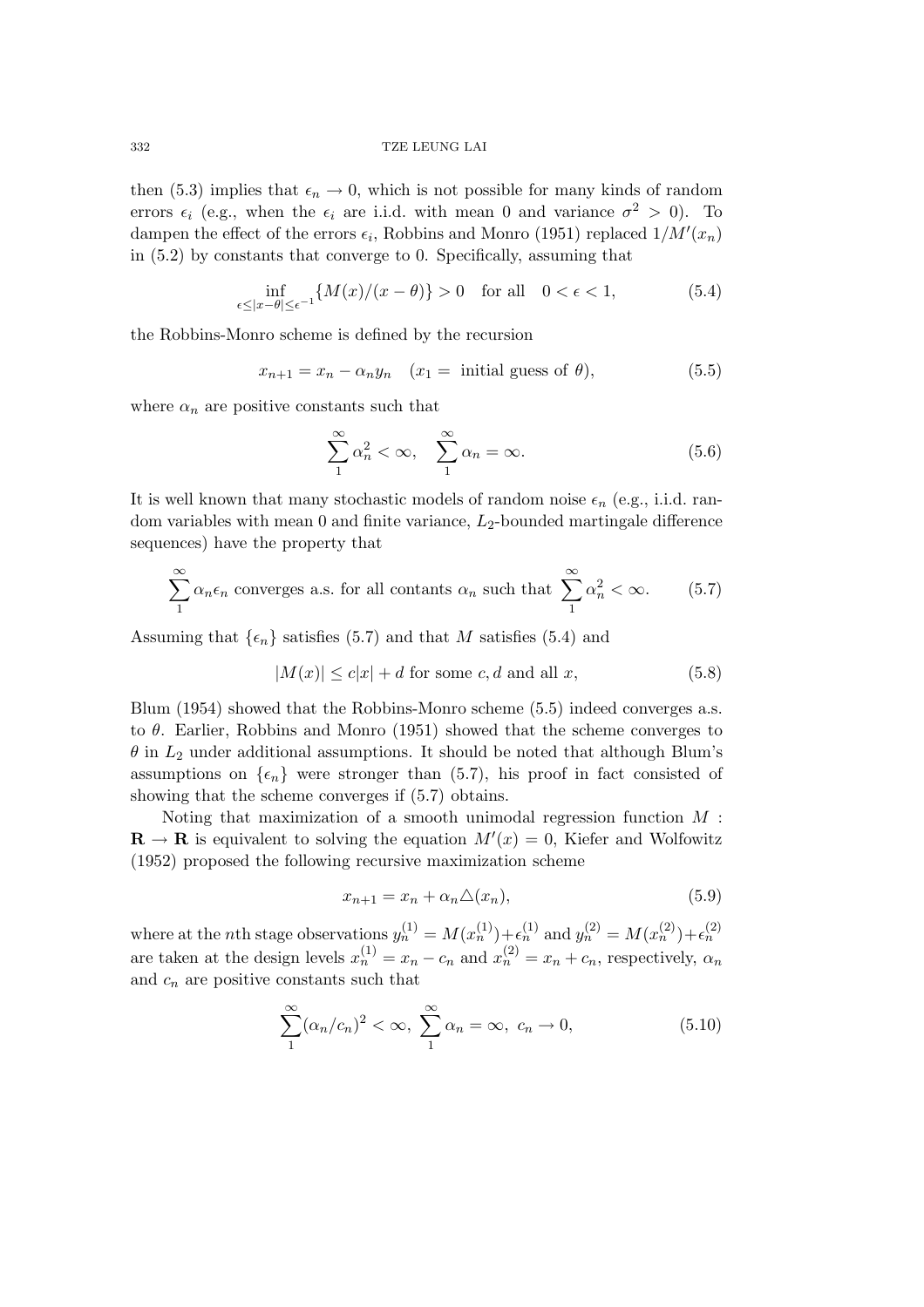then (5.3) implies that $\epsilon_n \to 0$, which is not possible for many kinds of random errors $\epsilon_i$ (e.g., when the $\epsilon_i$ are i.i.d. with mean 0 and variance $\sigma^2 > 0$). To dampen the effect of the errors $\epsilon_i$, Robbins and Monro (1951) replaced $1/M'(x_n)$ in (5.2) by constants that converge to 0. Specifically, assuming that

$$\inf_{\epsilon \le |x-\theta| \le \epsilon^{-1}} \{M(x)/(x-\theta)\} > 0 \quad \text{for all} \quad 0 < \epsilon < 1, \tag{5.4}$$

the Robbins-Monro scheme is defined by the recursion

$$x_{n+1} = x_n - \alpha_n y_n \quad (x_1 = \text{ initial guess of } \theta), \tag{5.5}$$

where $\alpha_n$ are positive constants such that

$$\sum_1^\infty \alpha_n^2 < \infty, \quad \sum_1^\infty \alpha_n = \infty. \tag{5.6}$$

It is well known that many stochastic models of random noise $\epsilon_n$ (e.g., i.i.d. random variables with mean 0 and finite variance, $L_2$-bounded martingale difference sequences) have the property that

$$\sum_1^\infty \alpha_n \epsilon_n \text{ converges a.s. for all contants } \alpha_n \text{ such that } \sum_1^\infty \alpha_n^2 < \infty. \tag{5.7}$$

Assuming that $\{\epsilon_n\}$ satisfies (5.7) and that $M$ satisfies (5.4) and

$$|M(x)| \le c|x| + d \text{ for some } c, d \text{ and all } x, \tag{5.8}$$

Blum (1954) showed that the Robbins-Monro scheme (5.5) indeed converges a.s. to $\theta$. Earlier, Robbins and Monro (1951) showed that the scheme converges to $\theta$ in $L_2$ under additional assumptions. It should be noted that although Blum's assumptions on $\{\epsilon_n\}$ were stronger than (5.7), his proof in fact consisted of showing that the scheme converges if (5.7) obtains.

Noting that maximization of a smooth unimodal regression function $M : \mathbf{R} \to \mathbf{R}$ is equivalent to solving the equation $M'(x) = 0$, Kiefer and Wolfowitz (1952) proposed the following recursive maximization scheme

$$x_{n+1} = x_n + \alpha_n \triangle(x_n), \tag{5.9}$$

where at the $n$th stage observations $y_n^{(1)} = M(x_n^{(1)}) + \epsilon_n^{(1)}$ and $y_n^{(2)} = M(x_n^{(2)}) + \epsilon_n^{(2)}$ are taken at the design levels $x_n^{(1)} = x_n - c_n$ and $x_n^{(2)} = x_n + c_n$, respectively, $\alpha_n$ and $c_n$ are positive constants such that

$$\sum_1^\infty (\alpha_n/c_n)^2 < \infty, \ \sum_1^\infty \alpha_n = \infty, \ c_n \to 0, \tag{5.10}$$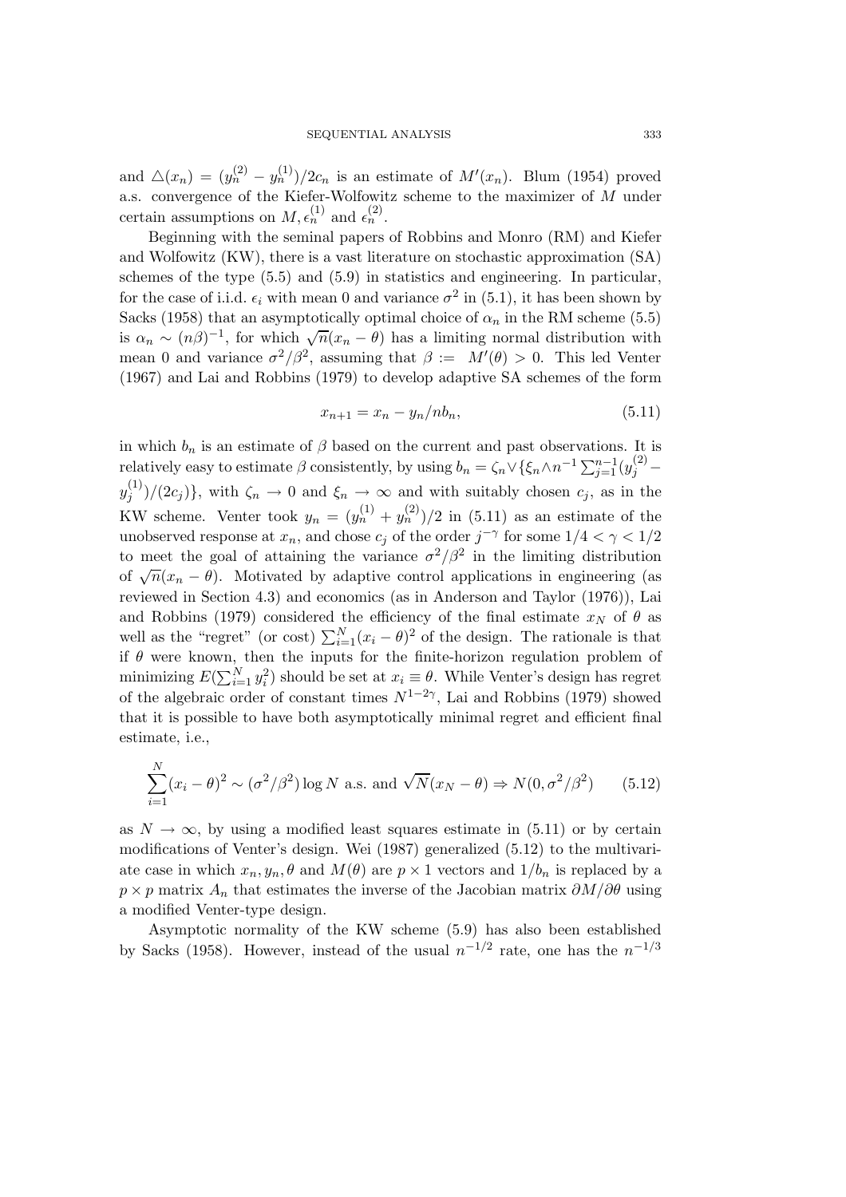and $\triangle(x_n) = (y_n^{(2)} - y_n^{(1)})/2c_n$ is an estimate of $M'(x_n)$. Blum (1954) proved a.s. convergence of the Kiefer-Wolfowitz scheme to the maximizer of $M$ under certain assumptions on $M, \epsilon_n^{(1)}$ and $\epsilon_n^{(2)}$.

Beginning with the seminal papers of Robbins and Monro (RM) and Kiefer and Wolfowitz (KW), there is a vast literature on stochastic approximation (SA) schemes of the type (5.5) and (5.9) in statistics and engineering. In particular, for the case of i.i.d. $\epsilon_i$ with mean 0 and variance $\sigma^2$ in (5.1), it has been shown by Sacks (1958) that an asymptotically optimal choice of $\alpha_n$ in the RM scheme (5.5) is $\alpha_n \sim (n\beta)^{-1}$, for which $\sqrt{n}(x_n - \theta)$ has a limiting normal distribution with mean 0 and variance $\sigma^2/\beta^2$, assuming that $\beta := M'(\theta) > 0$. This led Venter (1967) and Lai and Robbins (1979) to develop adaptive SA schemes of the form

$$x_{n+1} = x_n - y_n/nb_n, \tag{5.11}$$

in which $b_n$ is an estimate of $\beta$ based on the current and past observations. It is relatively easy to estimate $\beta$ consistently, by using $b_n = \zeta_n \vee \{\xi_n \wedge n^{-1}\sum_{j=1}^{n-1}(y_j^{(2)} - y_j^{(1)})/(2c_j)\}$, with $\zeta_n \to 0$ and $\xi_n \to \infty$ and with suitably chosen $c_j$, as in the KW scheme. Venter took $y_n = (y_n^{(1)} + y_n^{(2)})/2$ in (5.11) as an estimate of the unobserved response at $x_n$, and chose $c_j$ of the order $j^{-\gamma}$ for some $1/4 < \gamma < 1/2$ to meet the goal of attaining the variance $\sigma^2/\beta^2$ in the limiting distribution of $\sqrt{n}(x_n - \theta)$. Motivated by adaptive control applications in engineering (as reviewed in Section 4.3) and economics (as in Anderson and Taylor (1976)), Lai and Robbins (1979) considered the efficiency of the final estimate $x_N$ of $\theta$ as well as the "regret" (or cost) $\sum_{i=1}^N (x_i - \theta)^2$ of the design. The rationale is that if $\theta$ were known, then the inputs for the finite-horizon regulation problem of minimizing $E(\sum_{i=1}^N y_i^2)$ should be set at $x_i \equiv \theta$. While Venter's design has regret of the algebraic order of constant times $N^{1-2\gamma}$, Lai and Robbins (1979) showed that it is possible to have both asymptotically minimal regret and efficient final estimate, i.e.,

$$\sum_{i=1}^N (x_i - \theta)^2 \sim (\sigma^2/\beta^2)\log N \text{ a.s. and } \sqrt{N}(x_N - \theta) \Rightarrow N(0, \sigma^2/\beta^2) \tag{5.12}$$

as $N \to \infty$, by using a modified least squares estimate in (5.11) or by certain modifications of Venter's design. Wei (1987) generalized (5.12) to the multivariate case in which $x_n, y_n, \theta$ and $M(\theta)$ are $p \times 1$ vectors and $1/b_n$ is replaced by a $p \times p$ matrix $A_n$ that estimates the inverse of the Jacobian matrix $\partial M/\partial\theta$ using a modified Venter-type design.

Asymptotic normality of the KW scheme (5.9) has also been established by Sacks (1958). However, instead of the usual $n^{-1/2}$ rate, one has the $n^{-1/3}$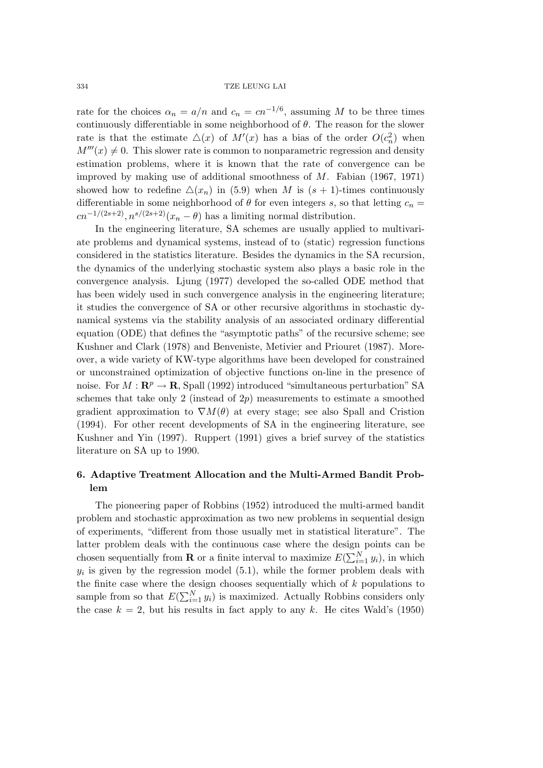rate for the choices $\alpha_n = a/n$ and $c_n = cn^{-1/6}$, assuming $M$ to be three times continuously differentiable in some neighborhood of $\theta$. The reason for the slower rate is that the estimate $\triangle(x)$ of $M'(x)$ has a bias of the order $O(c_n^2)$ when $M'''(x) \neq 0$. This slower rate is common to nonparametric regression and density estimation problems, where it is known that the rate of convergence can be improved by making use of additional smoothness of $M$. Fabian (1967, 1971) showed how to redefine $\triangle(x_n)$ in (5.9) when $M$ is $(s+1)$-times continuously differentiable in some neighborhood of $\theta$ for even integers $s$, so that letting $c_n = cn^{-1/(2s+2)}, n^{s/(2s+2)}(x_n - \theta)$ has a limiting normal distribution.

In the engineering literature, SA schemes are usually applied to multivariate problems and dynamical systems, instead of to (static) regression functions considered in the statistics literature. Besides the dynamics in the SA recursion, the dynamics of the underlying stochastic system also plays a basic role in the convergence analysis. Ljung (1977) developed the so-called ODE method that has been widely used in such convergence analysis in the engineering literature; it studies the convergence of SA or other recursive algorithms in stochastic dynamical systems via the stability analysis of an associated ordinary differential equation (ODE) that defines the "asymptotic paths" of the recursive scheme; see Kushner and Clark (1978) and Benveniste, Metivier and Priouret (1987). Moreover, a wide variety of KW-type algorithms have been developed for constrained or unconstrained optimization of objective functions on-line in the presence of noise. For $M : \mathbf{R}^p \to \mathbf{R}$, Spall (1992) introduced "simultaneous perturbation" SA schemes that take only 2 (instead of $2p$) measurements to estimate a smoothed gradient approximation to $\nabla M(\theta)$ at every stage; see also Spall and Cristion (1994). For other recent developments of SA in the engineering literature, see Kushner and Yin (1997). Ruppert (1991) gives a brief survey of the statistics literature on SA up to 1990.

## 6. Adaptive Treatment Allocation and the Multi-Armed Bandit Problem

The pioneering paper of Robbins (1952) introduced the multi-armed bandit problem and stochastic approximation as two new problems in sequential design of experiments, "different from those usually met in statistical literature". The latter problem deals with the continuous case where the design points can be chosen sequentially from $\mathbf{R}$ or a finite interval to maximize $E(\sum_{i=1}^N y_i)$, in which $y_i$ is given by the regression model (5.1), while the former problem deals with the finite case where the design chooses sequentially which of $k$ populations to sample from so that $E(\sum_{i=1}^N y_i)$ is maximized. Actually Robbins considers only the case $k = 2$, but his results in fact apply to any $k$. He cites Wald's (1950)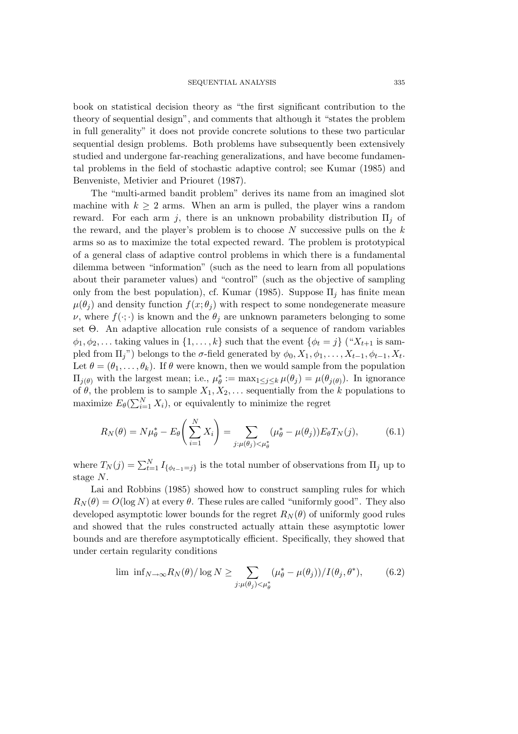book on statistical decision theory as "the first significant contribution to the theory of sequential design", and comments that although it "states the problem in full generality" it does not provide concrete solutions to these two particular sequential design problems. Both problems have subsequently been extensively studied and undergone far-reaching generalizations, and have become fundamental problems in the field of stochastic adaptive control; see Kumar (1985) and Benveniste, Metivier and Priouret (1987).

The "multi-armed bandit problem" derives its name from an imagined slot machine with $k \geq 2$ arms. When an arm is pulled, the player wins a random reward. For each arm $j$, there is an unknown probability distribution $\Pi_j$ of the reward, and the player's problem is to choose $N$ successive pulls on the $k$ arms so as to maximize the total expected reward. The problem is prototypical of a general class of adaptive control problems in which there is a fundamental dilemma between "information" (such as the need to learn from all populations about their parameter values) and "control" (such as the objective of sampling only from the best population), cf. Kumar (1985). Suppose $\Pi_j$ has finite mean $\mu(\theta_j)$ and density function $f(x;\theta_j)$ with respect to some nondegenerate measure $\nu$, where $f(\cdot;\cdot)$ is known and the $\theta_j$ are unknown parameters belonging to some set $\Theta$. An adaptive allocation rule consists of a sequence of random variables $\phi_1, \phi_2, \ldots$ taking values in $\{1, \ldots, k\}$ such that the event $\{\phi_t = j\}$ ("$X_{t+1}$ is sampled from $\Pi_j$") belongs to the $\sigma$-field generated by $\phi_0, X_1, \phi_1, \ldots, X_{t-1}, \phi_{t-1}, X_t$. Let $\theta = (\theta_1, \ldots, \theta_k)$. If $\theta$ were known, then we would sample from the population $\Pi_{j(\theta)}$ with the largest mean; i.e., $\mu_\theta^* := \max_{1 \leq j \leq k} \mu(\theta_j) = \mu(\theta_{j(\theta)})$. In ignorance of $\theta$, the problem is to sample $X_1, X_2, \ldots$ sequentially from the $k$ populations to maximize $E_\theta(\sum_{i=1}^N X_i)$, or equivalently to minimize the regret

$$R_N(\theta) = N\mu_\theta^* - E_\theta\left(\sum_{i=1}^N X_i\right) = \sum_{j:\mu(\theta_j)<\mu_\theta^*} (\mu_\theta^* - \mu(\theta_j)) E_\theta T_N(j), \tag{6.1}$$

where $T_N(j) = \sum_{t=1}^N I_{\{\phi_{t-1}=j\}}$ is the total number of observations from $\Pi_j$ up to stage $N$.

Lai and Robbins (1985) showed how to construct sampling rules for which $R_N(\theta) = O(\log N)$ at every $\theta$. These rules are called "uniformly good". They also developed asymptotic lower bounds for the regret $R_N(\theta)$ of uniformly good rules and showed that the rules constructed actually attain these asymptotic lower bounds and are therefore asymptotically efficient. Specifically, they showed that under certain regularity conditions

$$\lim\ \inf_{N\to\infty} R_N(\theta)/\log N \geq \sum_{j:\mu(\theta_j)<\mu_\theta^*} (\mu_\theta^* - \mu(\theta_j))/I(\theta_j, \theta^*), \tag{6.2}$$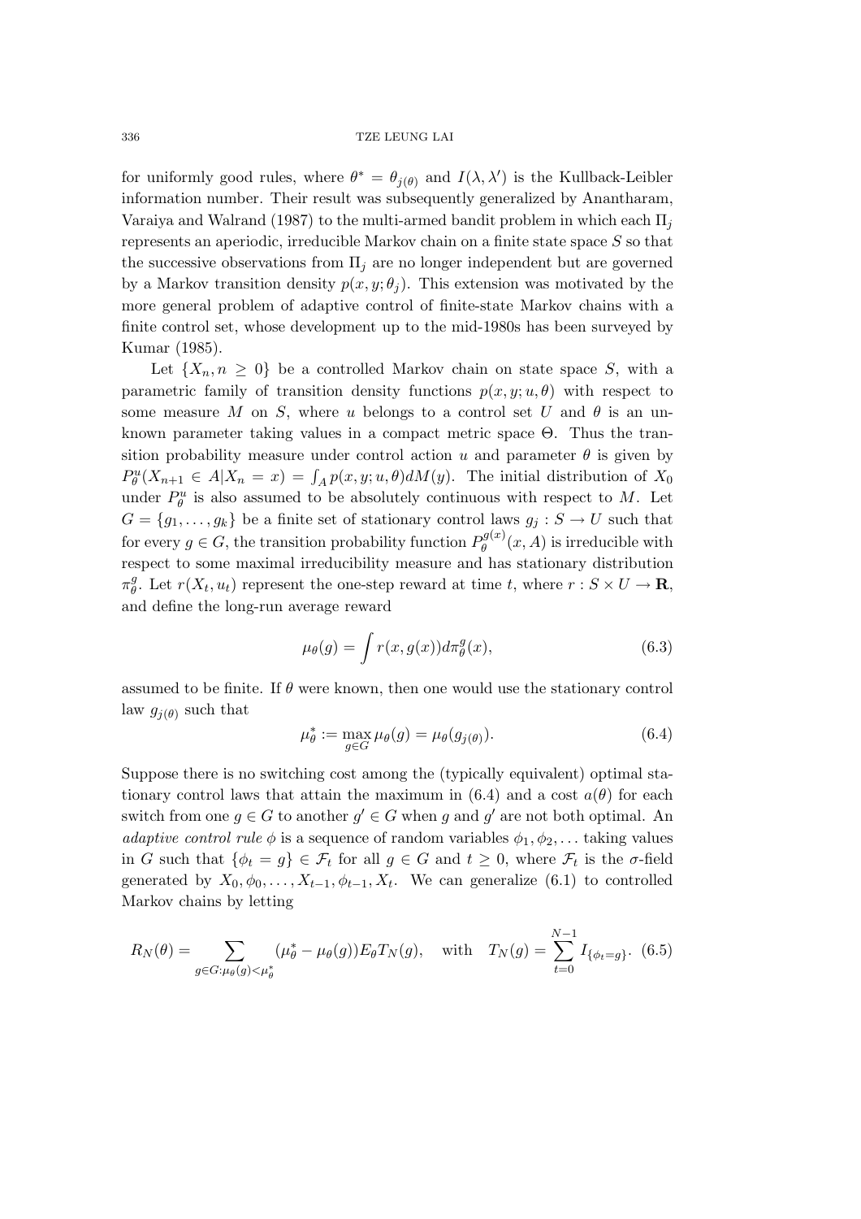for uniformly good rules, where $\theta^* = \theta_{j(\theta)}$ and $I(\lambda, \lambda')$ is the Kullback-Leibler information number. Their result was subsequently generalized by Anantharam, Varaiya and Walrand (1987) to the multi-armed bandit problem in which each $\Pi_j$ represents an aperiodic, irreducible Markov chain on a finite state space $S$ so that the successive observations from $\Pi_j$ are no longer independent but are governed by a Markov transition density $p(x, y; \theta_j)$. This extension was motivated by the more general problem of adaptive control of finite-state Markov chains with a finite control set, whose development up to the mid-1980s has been surveyed by Kumar (1985).

Let $\{X_n, n \geq 0\}$ be a controlled Markov chain on state space $S$, with a parametric family of transition density functions $p(x, y; u, \theta)$ with respect to some measure $M$ on $S$, where $u$ belongs to a control set $U$ and $\theta$ is an unknown parameter taking values in a compact metric space $\Theta$. Thus the transition probability measure under control action $u$ and parameter $\theta$ is given by $P_\theta^u(X_{n+1} \in A | X_n = x) = \int_A p(x, y; u, \theta) dM(y)$. The initial distribution of $X_0$ under $P_\theta^u$ is also assumed to be absolutely continuous with respect to $M$. Let $G = \{g_1, \ldots, g_k\}$ be a finite set of stationary control laws $g_j : S \to U$ such that for every $g \in G$, the transition probability function $P_\theta^{g(x)}(x, A)$ is irreducible with respect to some maximal irreducibility measure and has stationary distribution $\pi_\theta^g$. Let $r(X_t, u_t)$ represent the one-step reward at time $t$, where $r : S \times U \to \mathbf{R}$, and define the long-run average reward

$$\mu_\theta(g) = \int r(x, g(x)) d\pi_\theta^g(x), \tag{6.3}$$

assumed to be finite. If $\theta$ were known, then one would use the stationary control law $g_{j(\theta)}$ such that

$$\mu_\theta^* := \max_{g \in G} \mu_\theta(g) = \mu_\theta(g_{j(\theta)}). \tag{6.4}$$

Suppose there is no switching cost among the (typically equivalent) optimal stationary control laws that attain the maximum in (6.4) and a cost $a(\theta)$ for each switch from one $g \in G$ to another $g' \in G$ when $g$ and $g'$ are not both optimal. An *adaptive control rule* $\phi$ is a sequence of random variables $\phi_1, \phi_2, \ldots$ taking values in $G$ such that $\{\phi_t = g\} \in \mathcal{F}_t$ for all $g \in G$ and $t \geq 0$, where $\mathcal{F}_t$ is the $\sigma$-field generated by $X_0, \phi_0, \ldots, X_{t-1}, \phi_{t-1}, X_t$. We can generalize (6.1) to controlled Markov chains by letting

$$R_N(\theta) = \sum_{g \in G: \mu_\theta(g) < \mu_\theta^*} (\mu_\theta^* - \mu_\theta(g)) E_\theta T_N(g), \quad \text{with} \quad T_N(g) = \sum_{t=0}^{N-1} I_{\{\phi_t = g\}}. \tag{6.5}$$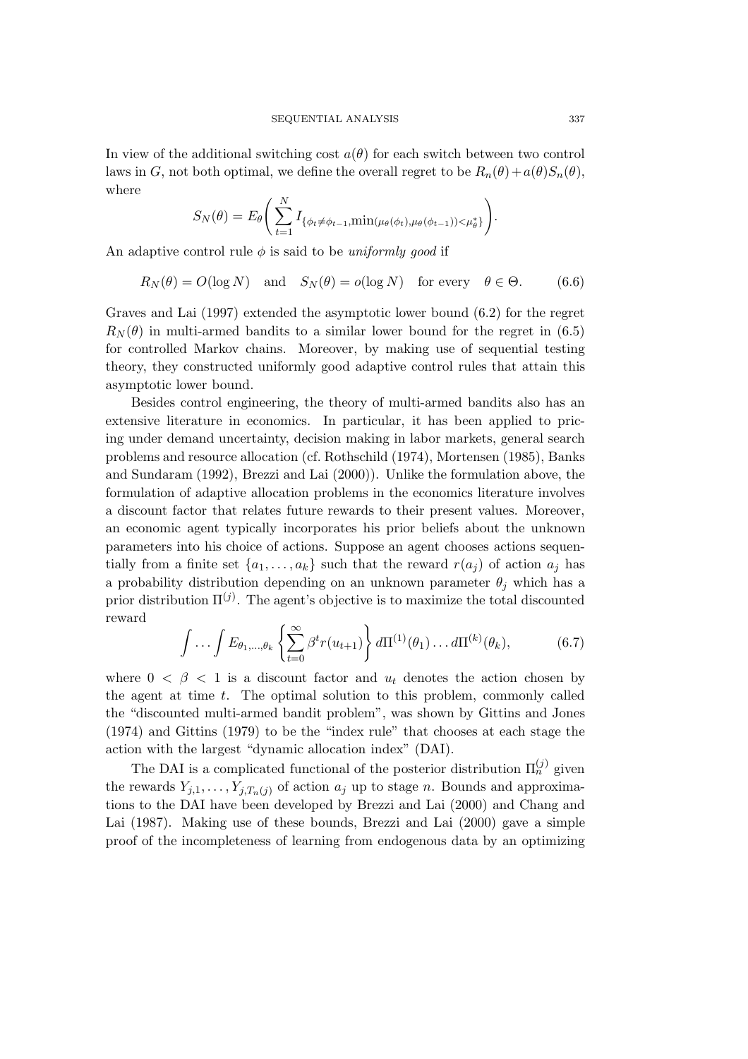In view of the additional switching cost $a(\theta)$ for each switch between two control laws in $G$, not both optimal, we define the overall regret to be $R_n(\theta) + a(\theta)S_n(\theta)$, where

$$S_N(\theta) = E_\theta\left(\sum_{t=1}^{N} I_{\{\phi_t \neq \phi_{t-1}, \min(\mu_\theta(\phi_t), \mu_\theta(\phi_{t-1})) < \mu_\theta^*\}}\right).$$

An adaptive control rule $\phi$ is said to be *uniformly good* if

$$R_N(\theta) = O(\log N) \quad \text{and} \quad S_N(\theta) = o(\log N) \quad \text{for every} \quad \theta \in \Theta. \tag{6.6}$$

Graves and Lai (1997) extended the asymptotic lower bound (6.2) for the regret $R_N(\theta)$ in multi-armed bandits to a similar lower bound for the regret in (6.5) for controlled Markov chains. Moreover, by making use of sequential testing theory, they constructed uniformly good adaptive control rules that attain this asymptotic lower bound.

Besides control engineering, the theory of multi-armed bandits also has an extensive literature in economics. In particular, it has been applied to pricing under demand uncertainty, decision making in labor markets, general search problems and resource allocation (cf. Rothschild (1974), Mortensen (1985), Banks and Sundaram (1992), Brezzi and Lai (2000)). Unlike the formulation above, the formulation of adaptive allocation problems in the economics literature involves a discount factor that relates future rewards to their present values. Moreover, an economic agent typically incorporates his prior beliefs about the unknown parameters into his choice of actions. Suppose an agent chooses actions sequentially from a finite set $\{a_1, \ldots, a_k\}$ such that the reward $r(a_j)$ of action $a_j$ has a probability distribution depending on an unknown parameter $\theta_j$ which has a prior distribution $\Pi^{(j)}$. The agent's objective is to maximize the total discounted reward

$$\int \cdots \int E_{\theta_1,\ldots,\theta_k}\left\{\sum_{t=0}^{\infty} \beta^t r(u_{t+1})\right\} d\Pi^{(1)}(\theta_1) \ldots d\Pi^{(k)}(\theta_k), \tag{6.7}$$

where $0 < \beta < 1$ is a discount factor and $u_t$ denotes the action chosen by the agent at time $t$. The optimal solution to this problem, commonly called the "discounted multi-armed bandit problem", was shown by Gittins and Jones (1974) and Gittins (1979) to be the "index rule" that chooses at each stage the action with the largest "dynamic allocation index" (DAI).

The DAI is a complicated functional of the posterior distribution $\Pi_n^{(j)}$ given the rewards $Y_{j,1}, \ldots, Y_{j,T_n(j)}$ of action $a_j$ up to stage $n$. Bounds and approximations to the DAI have been developed by Brezzi and Lai (2000) and Chang and Lai (1987). Making use of these bounds, Brezzi and Lai (2000) gave a simple proof of the incompleteness of learning from endogenous data by an optimizing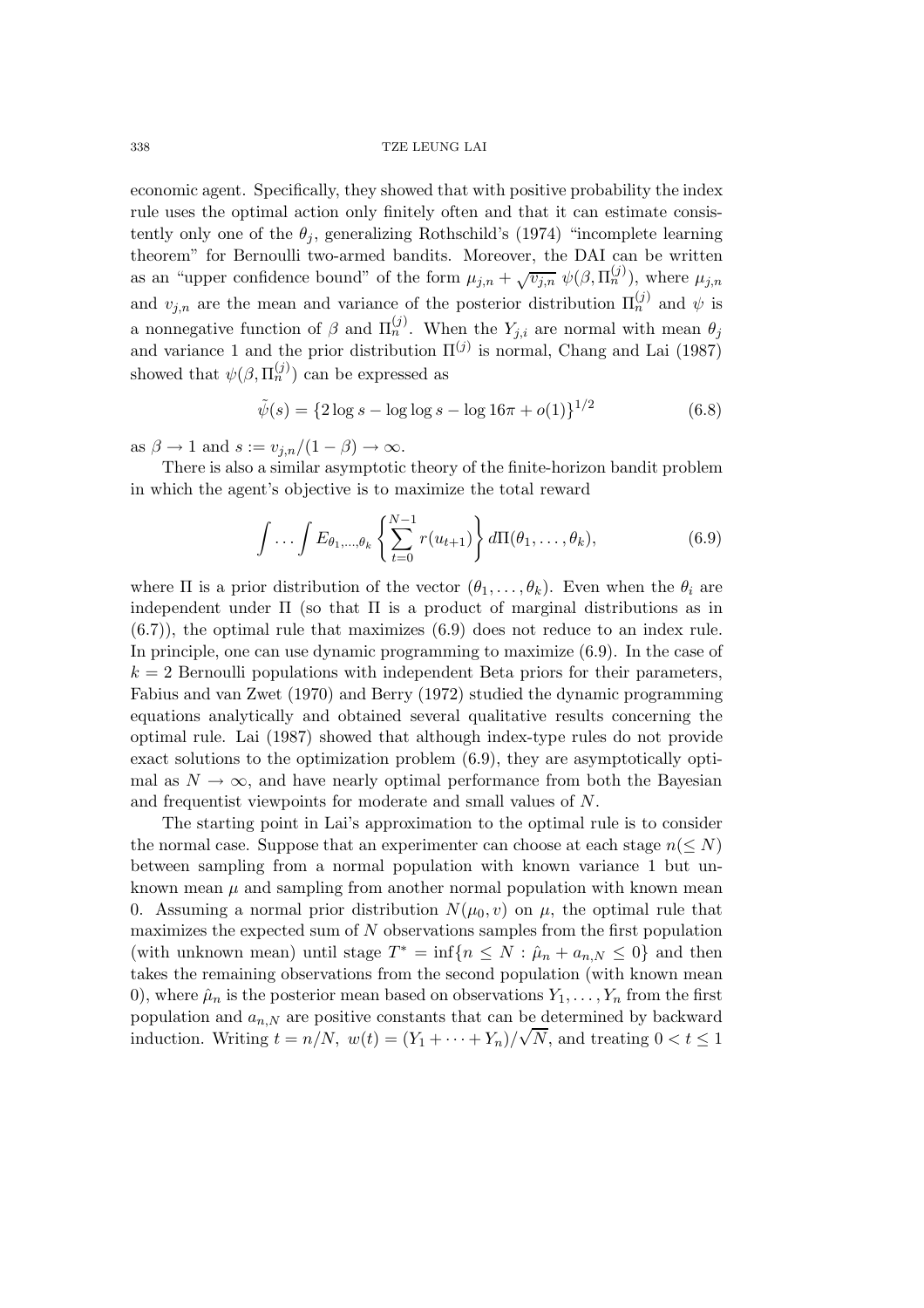economic agent. Specifically, they showed that with positive probability the index rule uses the optimal action only finitely often and that it can estimate consistently only one of the $\theta_j$, generalizing Rothschild's (1974) "incomplete learning theorem" for Bernoulli two-armed bandits. Moreover, the DAI can be written as an "upper confidence bound" of the form $\mu_{j,n} + \sqrt{v_{j,n}}\ \psi(\beta, \Pi_n^{(j)})$, where $\mu_{j,n}$ and $v_{j,n}$ are the mean and variance of the posterior distribution $\Pi_n^{(j)}$ and $\psi$ is a nonnegative function of $\beta$ and $\Pi_n^{(j)}$. When the $Y_{j,i}$ are normal with mean $\theta_j$ and variance 1 and the prior distribution $\Pi^{(j)}$ is normal, Chang and Lai (1987) showed that $\psi(\beta, \Pi_n^{(j)})$ can be expressed as

$$\tilde{\psi}(s) = \{2 \log s - \log \log s - \log 16\pi + o(1)\}^{1/2} \tag{6.8}$$

as $\beta \to 1$ and $s := v_{j,n}/(1-\beta) \to \infty$.

There is also a similar asymptotic theory of the finite-horizon bandit problem in which the agent's objective is to maximize the total reward

$$\int \cdots \int E_{\theta_1, \ldots, \theta_k} \left\{ \sum_{t=0}^{N-1} r(u_{t+1}) \right\} d\Pi(\theta_1, \ldots, \theta_k), \tag{6.9}$$

where $\Pi$ is a prior distribution of the vector $(\theta_1, \ldots, \theta_k)$. Even when the $\theta_i$ are independent under $\Pi$ (so that $\Pi$ is a product of marginal distributions as in (6.7)), the optimal rule that maximizes (6.9) does not reduce to an index rule. In principle, one can use dynamic programming to maximize (6.9). In the case of $k = 2$ Bernoulli populations with independent Beta priors for their parameters, Fabius and van Zwet (1970) and Berry (1972) studied the dynamic programming equations analytically and obtained several qualitative results concerning the optimal rule. Lai (1987) showed that although index-type rules do not provide exact solutions to the optimization problem (6.9), they are asymptotically optimal as $N \to \infty$, and have nearly optimal performance from both the Bayesian and frequentist viewpoints for moderate and small values of $N$.

The starting point in Lai's approximation to the optimal rule is to consider the normal case. Suppose that an experimenter can choose at each stage $n (\leq N)$ between sampling from a normal population with known variance 1 but unknown mean $\mu$ and sampling from another normal population with known mean 0. Assuming a normal prior distribution $N(\mu_0, v)$ on $\mu$, the optimal rule that maximizes the expected sum of $N$ observations samples from the first population (with unknown mean) until stage $T^* = \inf\{n \leq N : \hat{\mu}_n + a_{n,N} \leq 0\}$ and then takes the remaining observations from the second population (with known mean 0), where $\hat{\mu}_n$ is the posterior mean based on observations $Y_1, \ldots, Y_n$ from the first population and $a_{n,N}$ are positive constants that can be determined by backward induction. Writing $t = n/N,\ w(t) = (Y_1 + \cdots + Y_n)/\sqrt{N}$, and treating $0 < t \leq 1$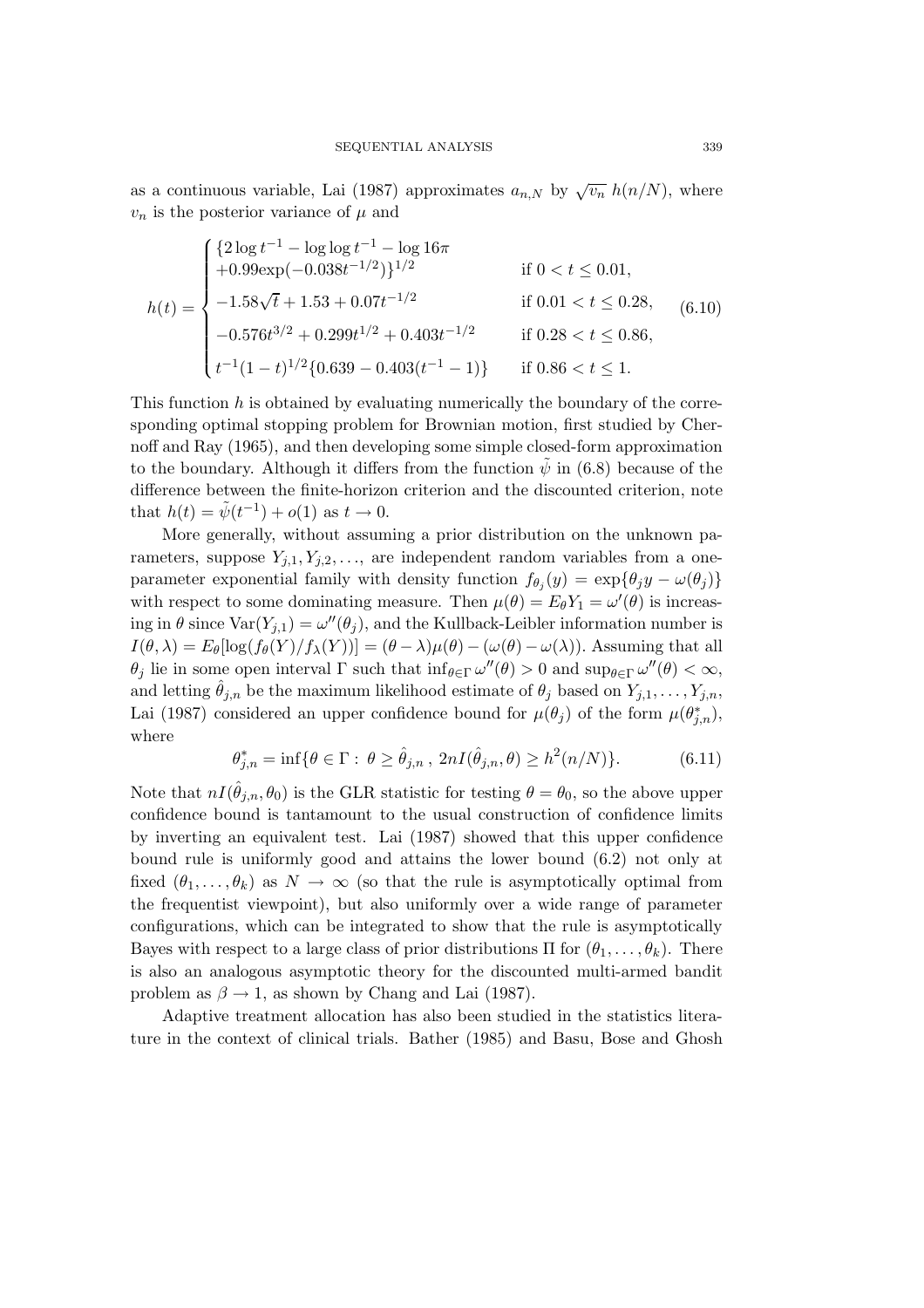as a continuous variable, Lai (1987) approximates $a_{n,N}$ by $\sqrt{v_n}\ h(n/N)$, where $v_n$ is the posterior variance of $\mu$ and

$$
h(t) = \begin{cases} \{2\log t^{-1} - \log\log t^{-1} - \log 16\pi \\ \quad +0.99\exp(-0.038t^{-1/2})\}^{1/2} & \text{if } 0 < t \leq 0.01, \\ -1.58\sqrt{t} + 1.53 + 0.07t^{-1/2} & \text{if } 0.01 < t \leq 0.28, \\ -0.576t^{3/2} + 0.299t^{1/2} + 0.403t^{-1/2} & \text{if } 0.28 < t \leq 0.86, \\ t^{-1}(1-t)^{1/2}\{0.639 - 0.403(t^{-1}-1)\} & \text{if } 0.86 < t \leq 1. \end{cases} \tag{6.10}
$$

This function $h$ is obtained by evaluating numerically the boundary of the corresponding optimal stopping problem for Brownian motion, first studied by Chernoff and Ray (1965), and then developing some simple closed-form approximation to the boundary. Although it differs from the function $\tilde{\psi}$ in (6.8) because of the difference between the finite-horizon criterion and the discounted criterion, note that $h(t) = \tilde{\psi}(t^{-1}) + o(1)$ as $t \to 0$.

More generally, without assuming a prior distribution on the unknown parameters, suppose $Y_{j,1}, Y_{j,2}, \ldots$, are independent random variables from a one-parameter exponential family with density function $f_{\theta_j}(y) = \exp\{\theta_j y - \omega(\theta_j)\}$ with respect to some dominating measure. Then $\mu(\theta) = E_\theta Y_1 = \omega'(\theta)$ is increasing in $\theta$ since $\mathrm{Var}(Y_{j,1}) = \omega''(\theta_j)$, and the Kullback-Leibler information number is $I(\theta,\lambda) = E_\theta[\log(f_\theta(Y)/f_\lambda(Y))] = (\theta-\lambda)\mu(\theta) - (\omega(\theta) - \omega(\lambda))$. Assuming that all $\theta_j$ lie in some open interval $\Gamma$ such that $\inf_{\theta\in\Gamma}\omega''(\theta) > 0$ and $\sup_{\theta\in\Gamma}\omega''(\theta) < \infty$, and letting $\hat{\theta}_{j,n}$ be the maximum likelihood estimate of $\theta_j$ based on $Y_{j,1}, \ldots, Y_{j,n}$, Lai (1987) considered an upper confidence bound for $\mu(\theta_j)$ of the form $\mu(\theta^*_{j,n})$, where

$$
\theta^*_{j,n} = \inf\{\theta \in \Gamma : \theta \geq \hat{\theta}_{j,n}\,,\ 2nI(\hat{\theta}_{j,n}, \theta) \geq h^2(n/N)\}. \tag{6.11}
$$

Note that $nI(\hat{\theta}_{j,n}, \theta_0)$ is the GLR statistic for testing $\theta = \theta_0$, so the above upper confidence bound is tantamount to the usual construction of confidence limits by inverting an equivalent test. Lai (1987) showed that this upper confidence bound rule is uniformly good and attains the lower bound (6.2) not only at fixed $(\theta_1, \ldots, \theta_k)$ as $N \to \infty$ (so that the rule is asymptotically optimal from the frequentist viewpoint), but also uniformly over a wide range of parameter configurations, which can be integrated to show that the rule is asymptotically Bayes with respect to a large class of prior distributions $\Pi$ for $(\theta_1, \ldots, \theta_k)$. There is also an analogous asymptotic theory for the discounted multi-armed bandit problem as $\beta \to 1$, as shown by Chang and Lai (1987).

Adaptive treatment allocation has also been studied in the statistics literature in the context of clinical trials. Bather (1985) and Basu, Bose and Ghosh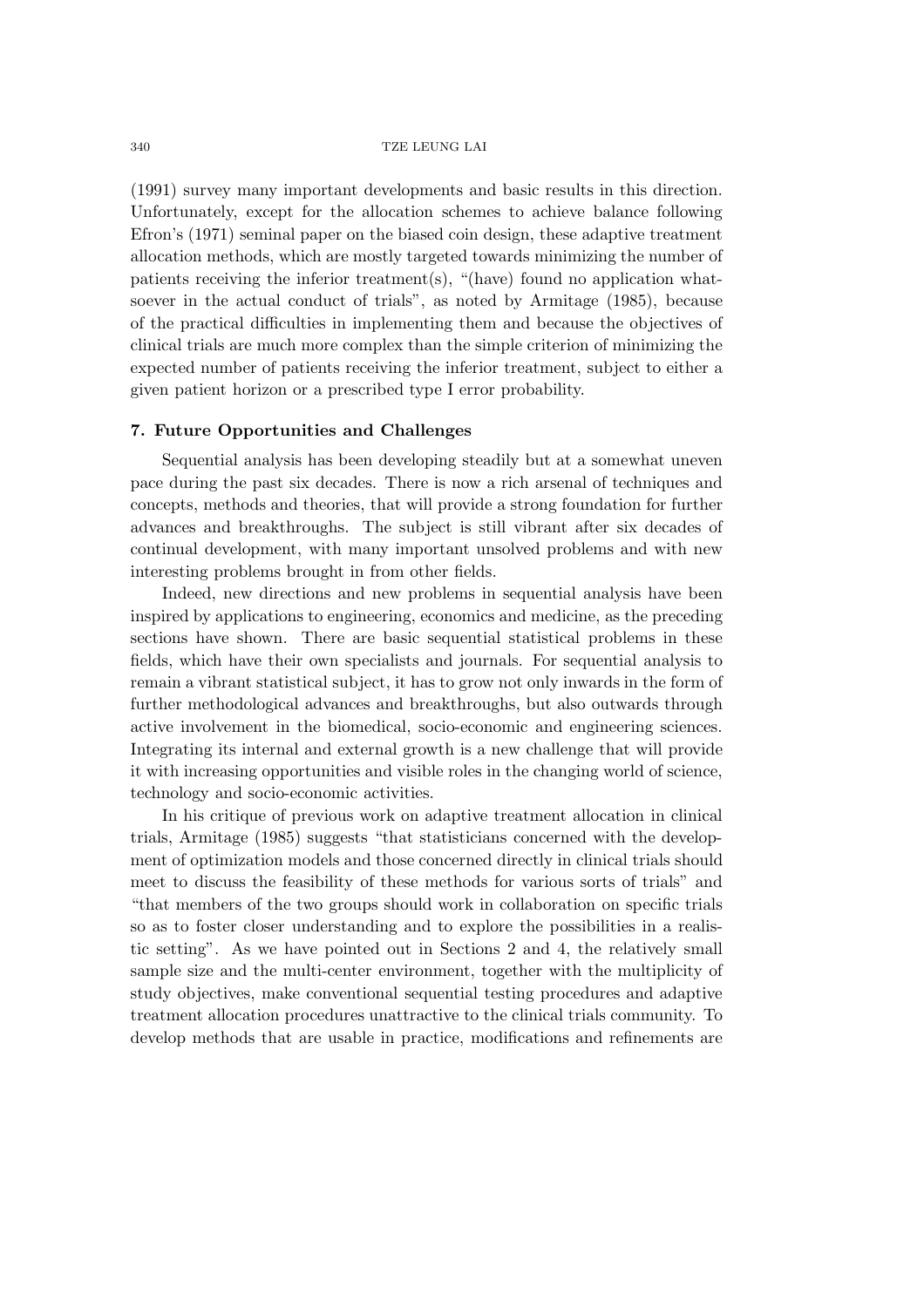(1991) survey many important developments and basic results in this direction. Unfortunately, except for the allocation schemes to achieve balance following Efron's (1971) seminal paper on the biased coin design, these adaptive treatment allocation methods, which are mostly targeted towards minimizing the number of patients receiving the inferior treatment(s), "(have) found no application whatsoever in the actual conduct of trials", as noted by Armitage (1985), because of the practical difficulties in implementing them and because the objectives of clinical trials are much more complex than the simple criterion of minimizing the expected number of patients receiving the inferior treatment, subject to either a given patient horizon or a prescribed type I error probability.

## 7. Future Opportunities and Challenges

Sequential analysis has been developing steadily but at a somewhat uneven pace during the past six decades. There is now a rich arsenal of techniques and concepts, methods and theories, that will provide a strong foundation for further advances and breakthroughs. The subject is still vibrant after six decades of continual development, with many important unsolved problems and with new interesting problems brought in from other fields.

Indeed, new directions and new problems in sequential analysis have been inspired by applications to engineering, economics and medicine, as the preceding sections have shown. There are basic sequential statistical problems in these fields, which have their own specialists and journals. For sequential analysis to remain a vibrant statistical subject, it has to grow not only inwards in the form of further methodological advances and breakthroughs, but also outwards through active involvement in the biomedical, socio-economic and engineering sciences. Integrating its internal and external growth is a new challenge that will provide it with increasing opportunities and visible roles in the changing world of science, technology and socio-economic activities.

In his critique of previous work on adaptive treatment allocation in clinical trials, Armitage (1985) suggests "that statisticians concerned with the development of optimization models and those concerned directly in clinical trials should meet to discuss the feasibility of these methods for various sorts of trials" and "that members of the two groups should work in collaboration on specific trials so as to foster closer understanding and to explore the possibilities in a realistic setting". As we have pointed out in Sections 2 and 4, the relatively small sample size and the multi-center environment, together with the multiplicity of study objectives, make conventional sequential testing procedures and adaptive treatment allocation procedures unattractive to the clinical trials community. To develop methods that are usable in practice, modifications and refinements are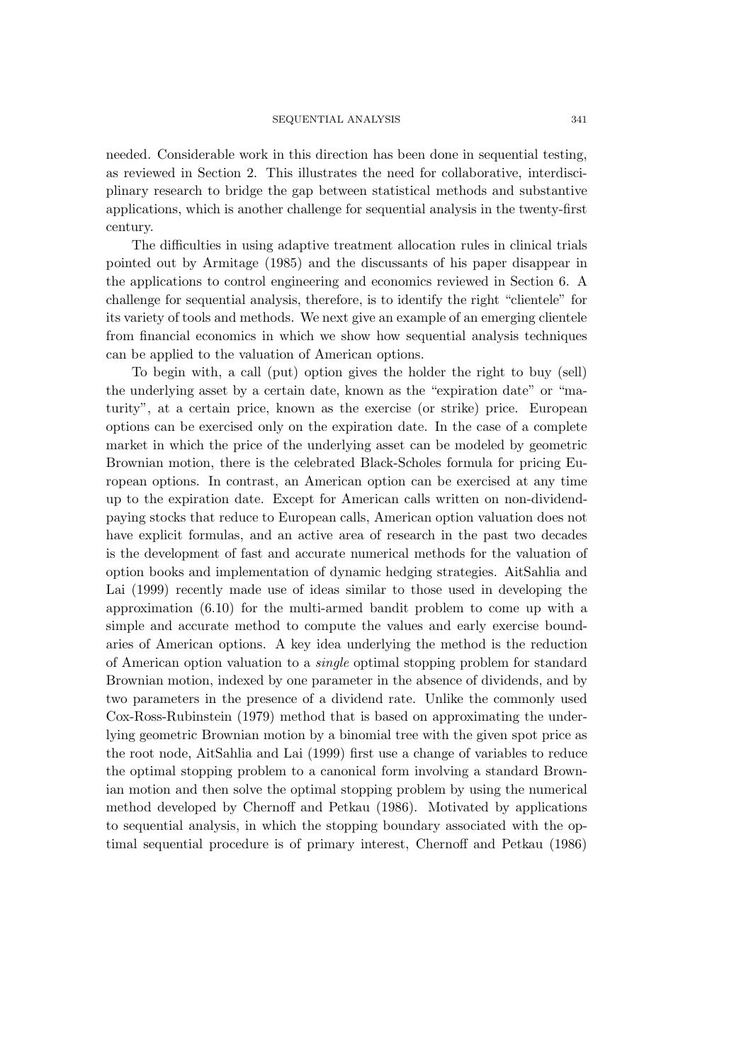needed. Considerable work in this direction has been done in sequential testing, as reviewed in Section 2. This illustrates the need for collaborative, interdisciplinary research to bridge the gap between statistical methods and substantive applications, which is another challenge for sequential analysis in the twenty-first century.

The difficulties in using adaptive treatment allocation rules in clinical trials pointed out by Armitage (1985) and the discussants of his paper disappear in the applications to control engineering and economics reviewed in Section 6. A challenge for sequential analysis, therefore, is to identify the right "clientele" for its variety of tools and methods. We next give an example of an emerging clientele from financial economics in which we show how sequential analysis techniques can be applied to the valuation of American options.

To begin with, a call (put) option gives the holder the right to buy (sell) the underlying asset by a certain date, known as the "expiration date" or "maturity", at a certain price, known as the exercise (or strike) price. European options can be exercised only on the expiration date. In the case of a complete market in which the price of the underlying asset can be modeled by geometric Brownian motion, there is the celebrated Black-Scholes formula for pricing European options. In contrast, an American option can be exercised at any time up to the expiration date. Except for American calls written on non-dividend-paying stocks that reduce to European calls, American option valuation does not have explicit formulas, and an active area of research in the past two decades is the development of fast and accurate numerical methods for the valuation of option books and implementation of dynamic hedging strategies. AitSahlia and Lai (1999) recently made use of ideas similar to those used in developing the approximation (6.10) for the multi-armed bandit problem to come up with a simple and accurate method to compute the values and early exercise boundaries of American options. A key idea underlying the method is the reduction of American option valuation to a *single* optimal stopping problem for standard Brownian motion, indexed by one parameter in the absence of dividends, and by two parameters in the presence of a dividend rate. Unlike the commonly used Cox-Ross-Rubinstein (1979) method that is based on approximating the underlying geometric Brownian motion by a binomial tree with the given spot price as the root node, AitSahlia and Lai (1999) first use a change of variables to reduce the optimal stopping problem to a canonical form involving a standard Brownian motion and then solve the optimal stopping problem by using the numerical method developed by Chernoff and Petkau (1986). Motivated by applications to sequential analysis, in which the stopping boundary associated with the optimal sequential procedure is of primary interest, Chernoff and Petkau (1986)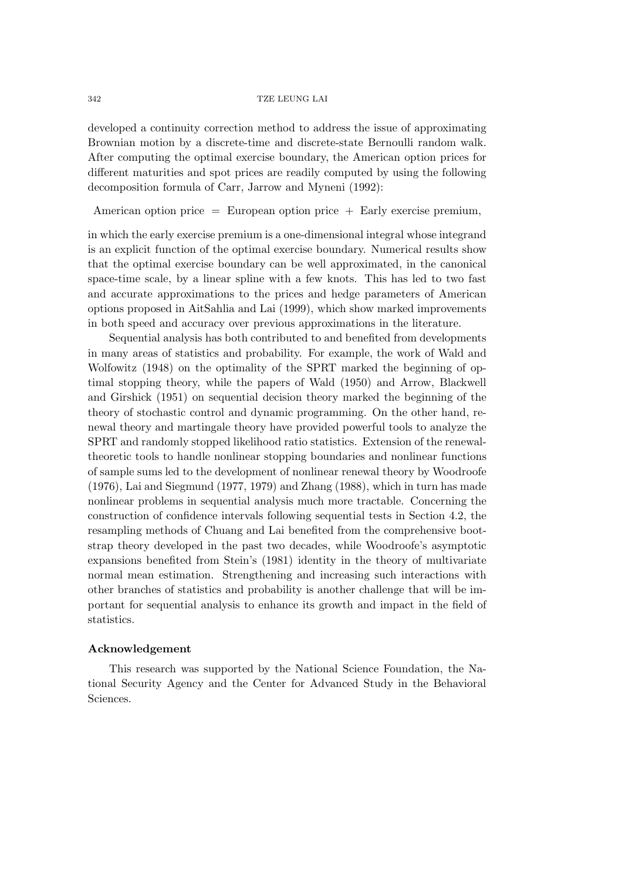developed a continuity correction method to address the issue of approximating Brownian motion by a discrete-time and discrete-state Bernoulli random walk. After computing the optimal exercise boundary, the American option prices for different maturities and spot prices are readily computed by using the following decomposition formula of Carr, Jarrow and Myneni (1992):

$$\text{American option price} = \text{European option price} + \text{Early exercise premium},$$

in which the early exercise premium is a one-dimensional integral whose integrand is an explicit function of the optimal exercise boundary. Numerical results show that the optimal exercise boundary can be well approximated, in the canonical space-time scale, by a linear spline with a few knots. This has led to two fast and accurate approximations to the prices and hedge parameters of American options proposed in AitSahlia and Lai (1999), which show marked improvements in both speed and accuracy over previous approximations in the literature.

Sequential analysis has both contributed to and benefited from developments in many areas of statistics and probability. For example, the work of Wald and Wolfowitz (1948) on the optimality of the SPRT marked the beginning of optimal stopping theory, while the papers of Wald (1950) and Arrow, Blackwell and Girshick (1951) on sequential decision theory marked the beginning of the theory of stochastic control and dynamic programming. On the other hand, renewal theory and martingale theory have provided powerful tools to analyze the SPRT and randomly stopped likelihood ratio statistics. Extension of the renewal-theoretic tools to handle nonlinear stopping boundaries and nonlinear functions of sample sums led to the development of nonlinear renewal theory by Woodroofe (1976), Lai and Siegmund (1977, 1979) and Zhang (1988), which in turn has made nonlinear problems in sequential analysis much more tractable. Concerning the construction of confidence intervals following sequential tests in Section 4.2, the resampling methods of Chuang and Lai benefited from the comprehensive bootstrap theory developed in the past two decades, while Woodroofe's asymptotic expansions benefited from Stein's (1981) identity in the theory of multivariate normal mean estimation. Strengthening and increasing such interactions with other branches of statistics and probability is another challenge that will be important for sequential analysis to enhance its growth and impact in the field of statistics.

## Acknowledgement

This research was supported by the National Science Foundation, the National Security Agency and the Center for Advanced Study in the Behavioral Sciences.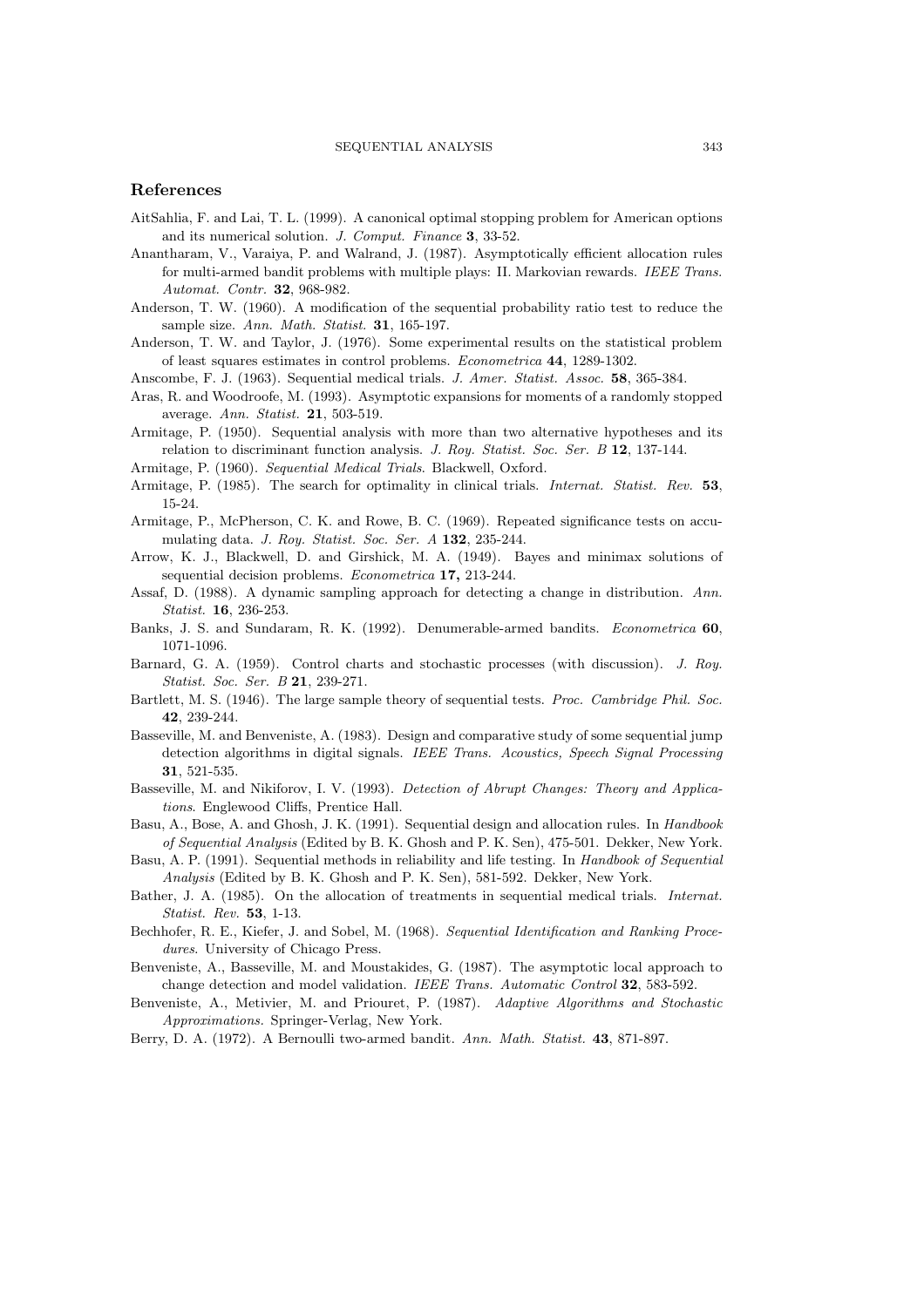## References

AitSahlia, F. and Lai, T. L. (1999). A canonical optimal stopping problem for American options and its numerical solution. *J. Comput. Finance* **3**, 33-52.

Anantharam, V., Varaiya, P. and Walrand, J. (1987). Asymptotically efficient allocation rules for multi-armed bandit problems with multiple plays: II. Markovian rewards. *IEEE Trans. Automat. Contr.* **32**, 968-982.

Anderson, T. W. (1960). A modification of the sequential probability ratio test to reduce the sample size. *Ann. Math. Statist.* **31**, 165-197.

Anderson, T. W. and Taylor, J. (1976). Some experimental results on the statistical problem of least squares estimates in control problems. *Econometrica* **44**, 1289-1302.

Anscombe, F. J. (1963). Sequential medical trials. *J. Amer. Statist. Assoc.* **58**, 365-384.

Aras, R. and Woodroofe, M. (1993). Asymptotic expansions for moments of a randomly stopped average. *Ann. Statist.* **21**, 503-519.

Armitage, P. (1950). Sequential analysis with more than two alternative hypotheses and its relation to discriminant function analysis. *J. Roy. Statist. Soc. Ser. B* **12**, 137-144.

Armitage, P. (1960). *Sequential Medical Trials*. Blackwell, Oxford.

Armitage, P. (1985). The search for optimality in clinical trials. *Internat. Statist. Rev.* **53**, 15-24.

Armitage, P., McPherson, C. K. and Rowe, B. C. (1969). Repeated significance tests on accumulating data. *J. Roy. Statist. Soc. Ser. A* **132**, 235-244.

Arrow, K. J., Blackwell, D. and Girshick, M. A. (1949). Bayes and minimax solutions of sequential decision problems. *Econometrica* **17,** 213-244.

Assaf, D. (1988). A dynamic sampling approach for detecting a change in distribution. *Ann. Statist.* **16**, 236-253.

Banks, J. S. and Sundaram, R. K. (1992). Denumerable-armed bandits. *Econometrica* **60**, 1071-1096.

Barnard, G. A. (1959). Control charts and stochastic processes (with discussion). *J. Roy. Statist. Soc. Ser. B* **21**, 239-271.

Bartlett, M. S. (1946). The large sample theory of sequential tests. *Proc. Cambridge Phil. Soc.* **42**, 239-244.

Basseville, M. and Benveniste, A. (1983). Design and comparative study of some sequential jump detection algorithms in digital signals. *IEEE Trans. Acoustics, Speech Signal Processing* **31**, 521-535.

Basseville, M. and Nikiforov, I. V. (1993). *Detection of Abrupt Changes: Theory and Applications*. Englewood Cliffs, Prentice Hall.

Basu, A., Bose, A. and Ghosh, J. K. (1991). Sequential design and allocation rules. In *Handbook of Sequential Analysis* (Edited by B. K. Ghosh and P. K. Sen), 475-501. Dekker, New York.

Basu, A. P. (1991). Sequential methods in reliability and life testing. In *Handbook of Sequential Analysis* (Edited by B. K. Ghosh and P. K. Sen), 581-592. Dekker, New York.

Bather, J. A. (1985). On the allocation of treatments in sequential medical trials. *Internat. Statist. Rev.* **53**, 1-13.

Bechhofer, R. E., Kiefer, J. and Sobel, M. (1968). *Sequential Identification and Ranking Procedures*. University of Chicago Press.

Benveniste, A., Basseville, M. and Moustakides, G. (1987). The asymptotic local approach to change detection and model validation. *IEEE Trans. Automatic Control* **32**, 583-592.

Benveniste, A., Metivier, M. and Priouret, P. (1987). *Adaptive Algorithms and Stochastic Approximations*. Springer-Verlag, New York.

Berry, D. A. (1972). A Bernoulli two-armed bandit. *Ann. Math. Statist.* **43**, 871-897.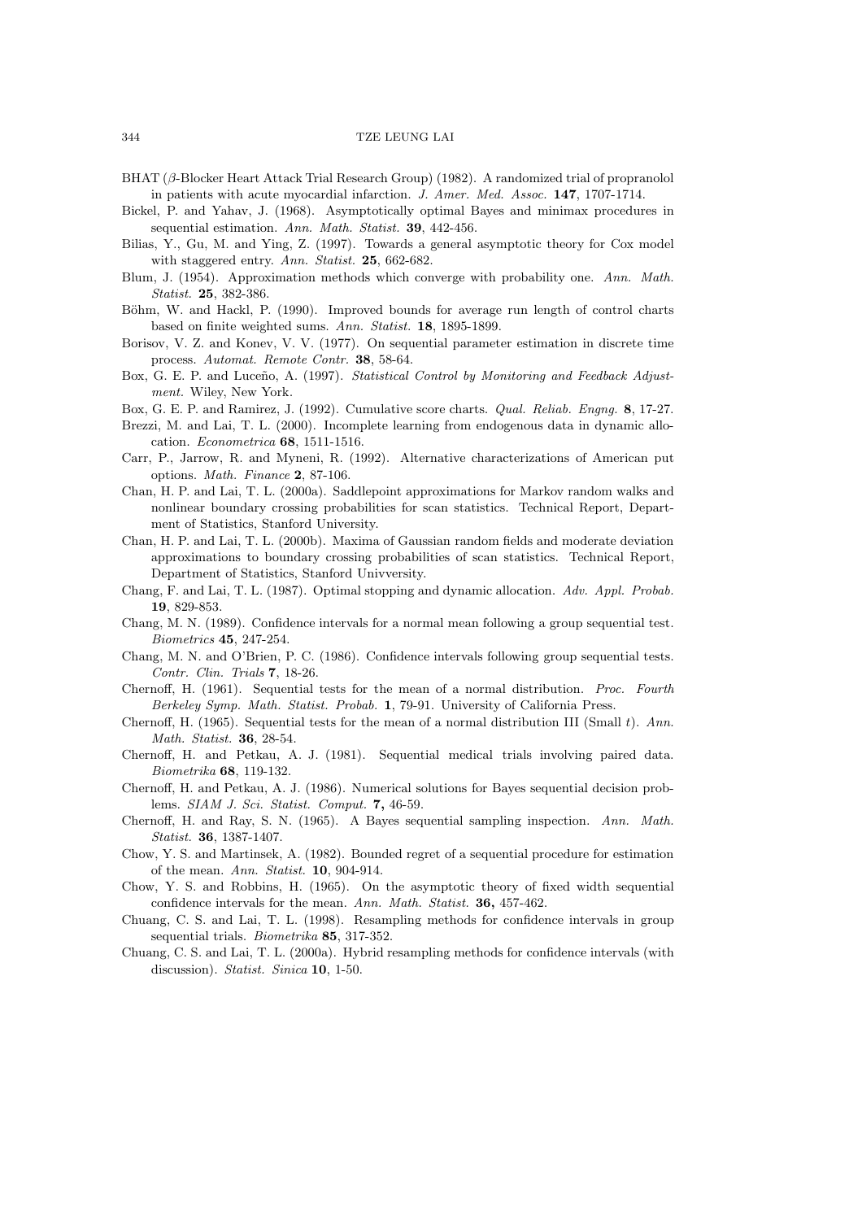BHAT ($\beta$-Blocker Heart Attack Trial Research Group) (1982). A randomized trial of propranolol in patients with acute myocardial infarction. *J. Amer. Med. Assoc.* **147**, 1707-1714.

Bickel, P. and Yahav, J. (1968). Asymptotically optimal Bayes and minimax procedures in sequential estimation. *Ann. Math. Statist.* **39**, 442-456.

Bilias, Y., Gu, M. and Ying, Z. (1997). Towards a general asymptotic theory for Cox model with staggered entry. *Ann. Statist.* **25**, 662-682.

Blum, J. (1954). Approximation methods which converge with probability one. *Ann. Math. Statist.* **25**, 382-386.

Böhm, W. and Hackl, P. (1990). Improved bounds for average run length of control charts based on finite weighted sums. *Ann. Statist.* **18**, 1895-1899.

Borisov, V. Z. and Konev, V. V. (1977). On sequential parameter estimation in discrete time process. *Automat. Remote Contr.* **38**, 58-64.

Box, G. E. P. and Luceño, A. (1997). *Statistical Control by Monitoring and Feedback Adjustment.* Wiley, New York.

Box, G. E. P. and Ramirez, J. (1992). Cumulative score charts. *Qual. Reliab. Engng.* **8**, 17-27.

Brezzi, M. and Lai, T. L. (2000). Incomplete learning from endogenous data in dynamic allocation. *Econometrica* **68**, 1511-1516.

Carr, P., Jarrow, R. and Myneni, R. (1992). Alternative characterizations of American put options. *Math. Finance* **2**, 87-106.

Chan, H. P. and Lai, T. L. (2000a). Saddlepoint approximations for Markov random walks and nonlinear boundary crossing probabilities for scan statistics. Technical Report, Department of Statistics, Stanford University.

Chan, H. P. and Lai, T. L. (2000b). Maxima of Gaussian random fields and moderate deviation approximations to boundary crossing probabilities of scan statistics. Technical Report, Department of Statistics, Stanford Univversity.

Chang, F. and Lai, T. L. (1987). Optimal stopping and dynamic allocation. *Adv. Appl. Probab.* **19**, 829-853.

Chang, M. N. (1989). Confidence intervals for a normal mean following a group sequential test. *Biometrics* **45**, 247-254.

Chang, M. N. and O'Brien, P. C. (1986). Confidence intervals following group sequential tests. *Contr. Clin. Trials* **7**, 18-26.

Chernoff, H. (1961). Sequential tests for the mean of a normal distribution. *Proc. Fourth Berkeley Symp. Math. Statist. Probab.* **1**, 79-91. University of California Press.

Chernoff, H. (1965). Sequential tests for the mean of a normal distribution III (Small $t$). *Ann. Math. Statist.* **36**, 28-54.

Chernoff, H. and Petkau, A. J. (1981). Sequential medical trials involving paired data. *Biometrika* **68**, 119-132.

Chernoff, H. and Petkau, A. J. (1986). Numerical solutions for Bayes sequential decision problems. *SIAM J. Sci. Statist. Comput.* **7,** 46-59.

Chernoff, H. and Ray, S. N. (1965). A Bayes sequential sampling inspection. *Ann. Math. Statist.* **36**, 1387-1407.

Chow, Y. S. and Martinsek, A. (1982). Bounded regret of a sequential procedure for estimation of the mean. *Ann. Statist.* **10**, 904-914.

Chow, Y. S. and Robbins, H. (1965). On the asymptotic theory of fixed width sequential confidence intervals for the mean. *Ann. Math. Statist.* **36,** 457-462.

Chuang, C. S. and Lai, T. L. (1998). Resampling methods for confidence intervals in group sequential trials. *Biometrika* **85**, 317-352.

Chuang, C. S. and Lai, T. L. (2000a). Hybrid resampling methods for confidence intervals (with discussion). *Statist. Sinica* **10**, 1-50.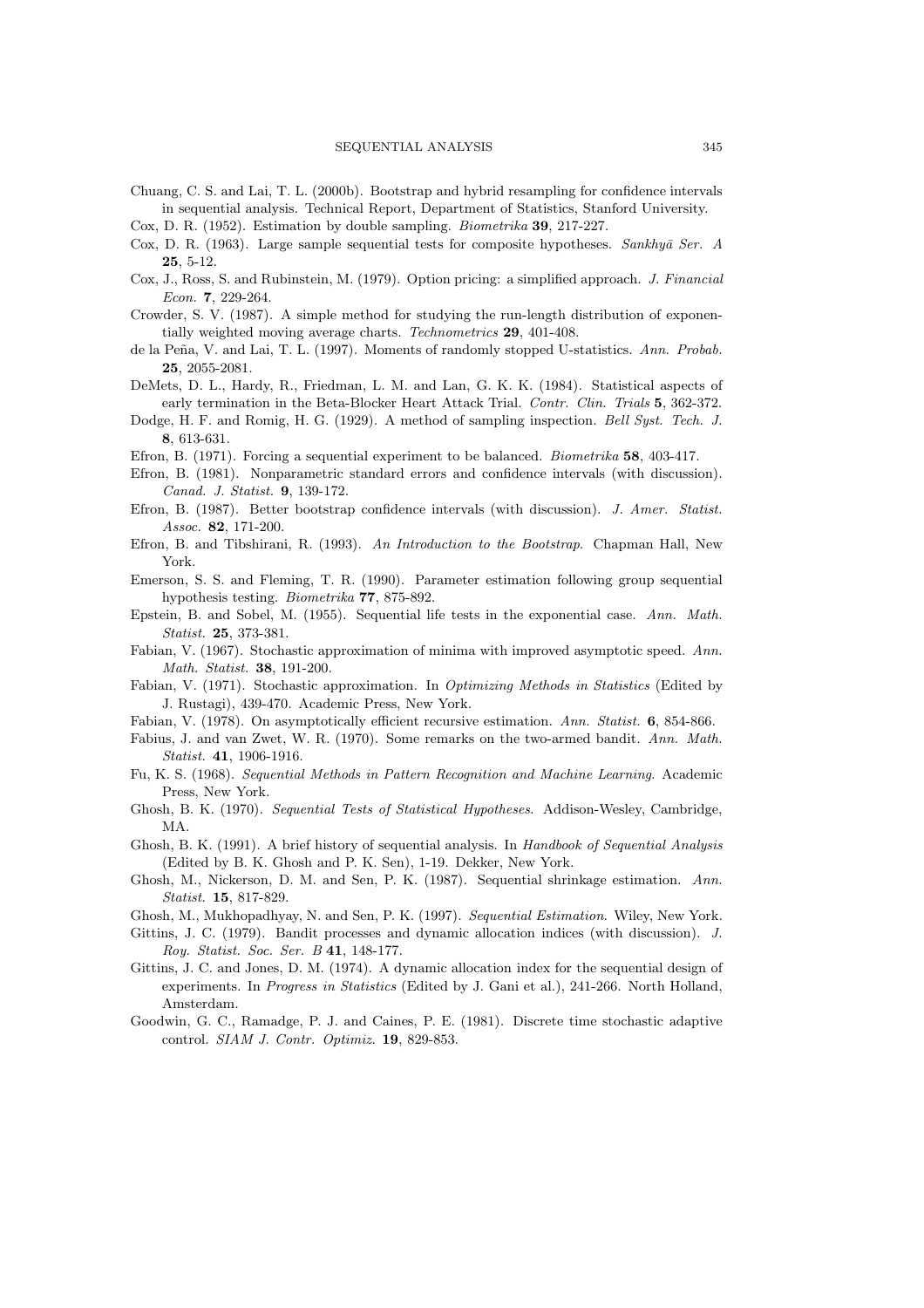Chuang, C. S. and Lai, T. L. (2000b). Bootstrap and hybrid resampling for confidence intervals in sequential analysis. Technical Report, Department of Statistics, Stanford University.

Cox, D. R. (1952). Estimation by double sampling. *Biometrika* **39**, 217-227.

Cox, D. R. (1963). Large sample sequential tests for composite hypotheses. *Sankhyā Ser. A* **25**, 5-12.

Cox, J., Ross, S. and Rubinstein, M. (1979). Option pricing: a simplified approach. *J. Financial Econ.* **7**, 229-264.

Crowder, S. V. (1987). A simple method for studying the run-length distribution of exponentially weighted moving average charts. *Technometrics* **29**, 401-408.

de la Peña, V. and Lai, T. L. (1997). Moments of randomly stopped U-statistics. *Ann. Probab.* **25**, 2055-2081.

DeMets, D. L., Hardy, R., Friedman, L. M. and Lan, G. K. K. (1984). Statistical aspects of early termination in the Beta-Blocker Heart Attack Trial. *Contr. Clin. Trials* **5**, 362-372.

Dodge, H. F. and Romig, H. G. (1929). A method of sampling inspection. *Bell Syst. Tech. J.* **8**, 613-631.

Efron, B. (1971). Forcing a sequential experiment to be balanced. *Biometrika* **58**, 403-417.

Efron, B. (1981). Nonparametric standard errors and confidence intervals (with discussion). *Canad. J. Statist.* **9**, 139-172.

Efron, B. (1987). Better bootstrap confidence intervals (with discussion). *J. Amer. Statist. Assoc.* **82**, 171-200.

Efron, B. and Tibshirani, R. (1993). *An Introduction to the Bootstrap*. Chapman Hall, New York.

Emerson, S. S. and Fleming, T. R. (1990). Parameter estimation following group sequential hypothesis testing. *Biometrika* **77**, 875-892.

Epstein, B. and Sobel, M. (1955). Sequential life tests in the exponential case. *Ann. Math. Statist.* **25**, 373-381.

Fabian, V. (1967). Stochastic approximation of minima with improved asymptotic speed. *Ann. Math. Statist.* **38**, 191-200.

Fabian, V. (1971). Stochastic approximation. In *Optimizing Methods in Statistics* (Edited by J. Rustagi), 439-470. Academic Press, New York.

Fabian, V. (1978). On asymptotically efficient recursive estimation. *Ann. Statist.* **6**, 854-866.

Fabius, J. and van Zwet, W. R. (1970). Some remarks on the two-armed bandit. *Ann. Math. Statist.* **41**, 1906-1916.

Fu, K. S. (1968). *Sequential Methods in Pattern Recognition and Machine Learning*. Academic Press, New York.

Ghosh, B. K. (1970). *Sequential Tests of Statistical Hypotheses*. Addison-Wesley, Cambridge, MA.

Ghosh, B. K. (1991). A brief history of sequential analysis. In *Handbook of Sequential Analysis* (Edited by B. K. Ghosh and P. K. Sen), 1-19. Dekker, New York.

Ghosh, M., Nickerson, D. M. and Sen, P. K. (1987). Sequential shrinkage estimation. *Ann. Statist.* **15**, 817-829.

Ghosh, M., Mukhopadhyay, N. and Sen, P. K. (1997). *Sequential Estimation*. Wiley, New York.

Gittins, J. C. (1979). Bandit processes and dynamic allocation indices (with discussion). *J. Roy. Statist. Soc. Ser. B* **41**, 148-177.

Gittins, J. C. and Jones, D. M. (1974). A dynamic allocation index for the sequential design of experiments. In *Progress in Statistics* (Edited by J. Gani et al.), 241-266. North Holland, Amsterdam.

Goodwin, G. C., Ramadge, P. J. and Caines, P. E. (1981). Discrete time stochastic adaptive control. *SIAM J. Contr. Optimiz.* **19**, 829-853.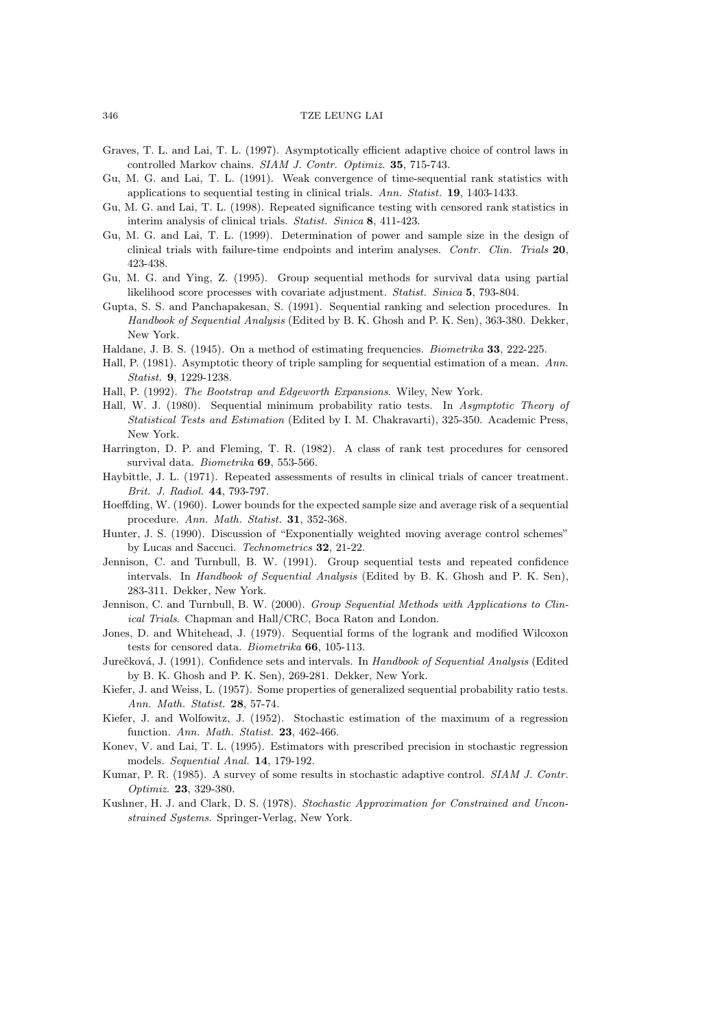Graves, T. L. and Lai, T. L. (1997). Asymptotically efficient adaptive choice of control laws in controlled Markov chains. *SIAM J. Contr. Optimiz.* **35**, 715-743.

Gu, M. G. and Lai, T. L. (1991). Weak convergence of time-sequential rank statistics with applications to sequential testing in clinical trials. *Ann. Statist.* **19**, 1403-1433.

Gu, M. G. and Lai, T. L. (1998). Repeated significance testing with censored rank statistics in interim analysis of clinical trials. *Statist. Sinica* **8**, 411-423.

Gu, M. G. and Lai, T. L. (1999). Determination of power and sample size in the design of clinical trials with failure-time endpoints and interim analyses. *Contr. Clin. Trials* **20**, 423-438.

Gu, M. G. and Ying, Z. (1995). Group sequential methods for survival data using partial likelihood score processes with covariate adjustment. *Statist. Sinica* **5**, 793-804.

Gupta, S. S. and Panchapakesan, S. (1991). Sequential ranking and selection procedures. In *Handbook of Sequential Analysis* (Edited by B. K. Ghosh and P. K. Sen), 363-380. Dekker, New York.

Haldane, J. B. S. (1945). On a method of estimating frequencies. *Biometrika* **33**, 222-225.

Hall, P. (1981). Asymptotic theory of triple sampling for sequential estimation of a mean. *Ann. Statist.* **9**, 1229-1238.

Hall, P. (1992). *The Bootstrap and Edgeworth Expansions*. Wiley, New York.

Hall, W. J. (1980). Sequential minimum probability ratio tests. In *Asymptotic Theory of Statistical Tests and Estimation* (Edited by I. M. Chakravarti), 325-350. Academic Press, New York.

Harrington, D. P. and Fleming, T. R. (1982). A class of rank test procedures for censored survival data. *Biometrika* **69**, 553-566.

Haybittle, J. L. (1971). Repeated assessments of results in clinical trials of cancer treatment. *Brit. J. Radiol.* **44**, 793-797.

Hoeffding, W. (1960). Lower bounds for the expected sample size and average risk of a sequential procedure. *Ann. Math. Statist.* **31**, 352-368.

Hunter, J. S. (1990). Discussion of "Exponentially weighted moving average control schemes" by Lucas and Saccuci. *Technometrics* **32**, 21-22.

Jennison, C. and Turnbull, B. W. (1991). Group sequential tests and repeated confidence intervals. In *Handbook of Sequential Analysis* (Edited by B. K. Ghosh and P. K. Sen), 283-311. Dekker, New York.

Jennison, C. and Turnbull, B. W. (2000). *Group Sequential Methods with Applications to Clinical Trials*. Chapman and Hall/CRC, Boca Raton and London.

Jones, D. and Whitehead, J. (1979). Sequential forms of the logrank and modified Wilcoxon tests for censored data. *Biometrika* **66**, 105-113.

Jurečková, J. (1991). Confidence sets and intervals. In *Handbook of Sequential Analysis* (Edited by B. K. Ghosh and P. K. Sen), 269-281. Dekker, New York.

Kiefer, J. and Weiss, L. (1957). Some properties of generalized sequential probability ratio tests. *Ann. Math. Statist.* **28**, 57-74.

Kiefer, J. and Wolfowitz, J. (1952). Stochastic estimation of the maximum of a regression function. *Ann. Math. Statist.* **23**, 462-466.

Konev, V. and Lai, T. L. (1995). Estimators with prescribed precision in stochastic regression models. *Sequential Anal.* **14**, 179-192.

Kumar, P. R. (1985). A survey of some results in stochastic adaptive control. *SIAM J. Contr. Optimiz.* **23**, 329-380.

Kushner, H. J. and Clark, D. S. (1978). *Stochastic Approximation for Constrained and Unconstrained Systems*. Springer-Verlag, New York.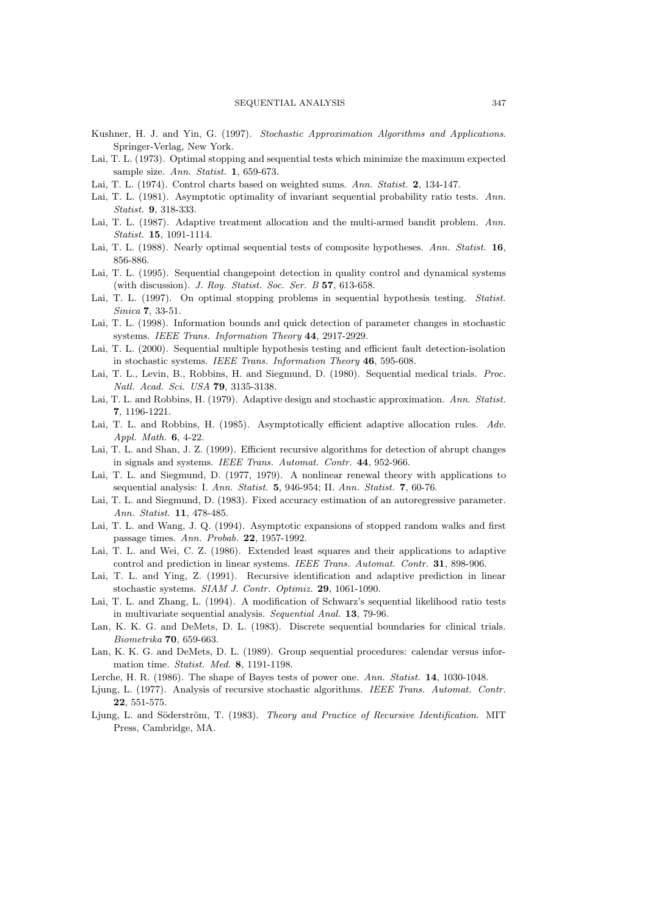Kushner, H. J. and Yin, G. (1997). *Stochastic Approximation Algorithms and Applications*. Springer-Verlag, New York.

Lai, T. L. (1973). Optimal stopping and sequential tests which minimize the maximum expected sample size. *Ann. Statist.* **1**, 659-673.

Lai, T. L. (1974). Control charts based on weighted sums. *Ann. Statist.* **2**, 134-147.

Lai, T. L. (1981). Asymptotic optimality of invariant sequential probability ratio tests. *Ann. Statist.* **9**, 318-333.

Lai, T. L. (1987). Adaptive treatment allocation and the multi-armed bandit problem. *Ann. Statist.* **15**, 1091-1114.

Lai, T. L. (1988). Nearly optimal sequential tests of composite hypotheses. *Ann. Statist.* **16**, 856-886.

Lai, T. L. (1995). Sequential changepoint detection in quality control and dynamical systems (with discussion). *J. Roy. Statist. Soc. Ser. B* **57**, 613-658.

Lai, T. L. (1997). On optimal stopping problems in sequential hypothesis testing. *Statist. Sinica* **7**, 33-51.

Lai, T. L. (1998). Information bounds and quick detection of parameter changes in stochastic systems. *IEEE Trans. Information Theory* **44**, 2917-2929.

Lai, T. L. (2000). Sequential multiple hypothesis testing and efficient fault detection-isolation in stochastic systems. *IEEE Trans. Information Theory* **46**, 595-608.

Lai, T. L., Levin, B., Robbins, H. and Siegmund, D. (1980). Sequential medical trials. *Proc. Natl. Acad. Sci. USA* **79**, 3135-3138.

Lai, T. L. and Robbins, H. (1979). Adaptive design and stochastic approximation. *Ann. Statist.* **7**, 1196-1221.

Lai, T. L. and Robbins, H. (1985). Asymptotically efficient adaptive allocation rules. *Adv. Appl. Math.* **6**, 4-22.

Lai, T. L. and Shan, J. Z. (1999). Efficient recursive algorithms for detection of abrupt changes in signals and systems. *IEEE Trans. Automat. Contr.* **44**, 952-966.

Lai, T. L. and Siegmund, D. (1977, 1979). A nonlinear renewal theory with applications to sequential analysis: I. *Ann. Statist.* **5**, 946-954; II. *Ann. Statist.* **7**, 60-76.

Lai, T. L. and Siegmund, D. (1983). Fixed accuracy estimation of an autoregressive parameter. *Ann. Statist.* **11**, 478-485.

Lai, T. L. and Wang, J. Q. (1994). Asymptotic expansions of stopped random walks and first passage times. *Ann. Probab.* **22**, 1957-1992.

Lai, T. L. and Wei, C. Z. (1986). Extended least squares and their applications to adaptive control and prediction in linear systems. *IEEE Trans. Automat. Contr.* **31**, 898-906.

Lai, T. L. and Ying, Z. (1991). Recursive identification and adaptive prediction in linear stochastic systems. *SIAM J. Contr. Optimiz.* **29**, 1061-1090.

Lai, T. L. and Zhang, L. (1994). A modification of Schwarz's sequential likelihood ratio tests in multivariate sequential analysis. *Sequential Anal.* **13**, 79-96.

Lan, K. K. G. and DeMets, D. L. (1983). Discrete sequential boundaries for clinical trials. *Biometrika* **70**, 659-663.

Lan, K. K. G. and DeMets, D. L. (1989). Group sequential procedures: calendar versus information time. *Statist. Med.* **8**, 1191-1198.

Lerche, H. R. (1986). The shape of Bayes tests of power one. *Ann. Statist.* **14**, 1030-1048.

Ljung, L. (1977). Analysis of recursive stochastic algorithms. *IEEE Trans. Automat. Contr.* **22**, 551-575.

Ljung, L. and Söderström, T. (1983). *Theory and Practice of Recursive Identification*. MIT Press, Cambridge, MA.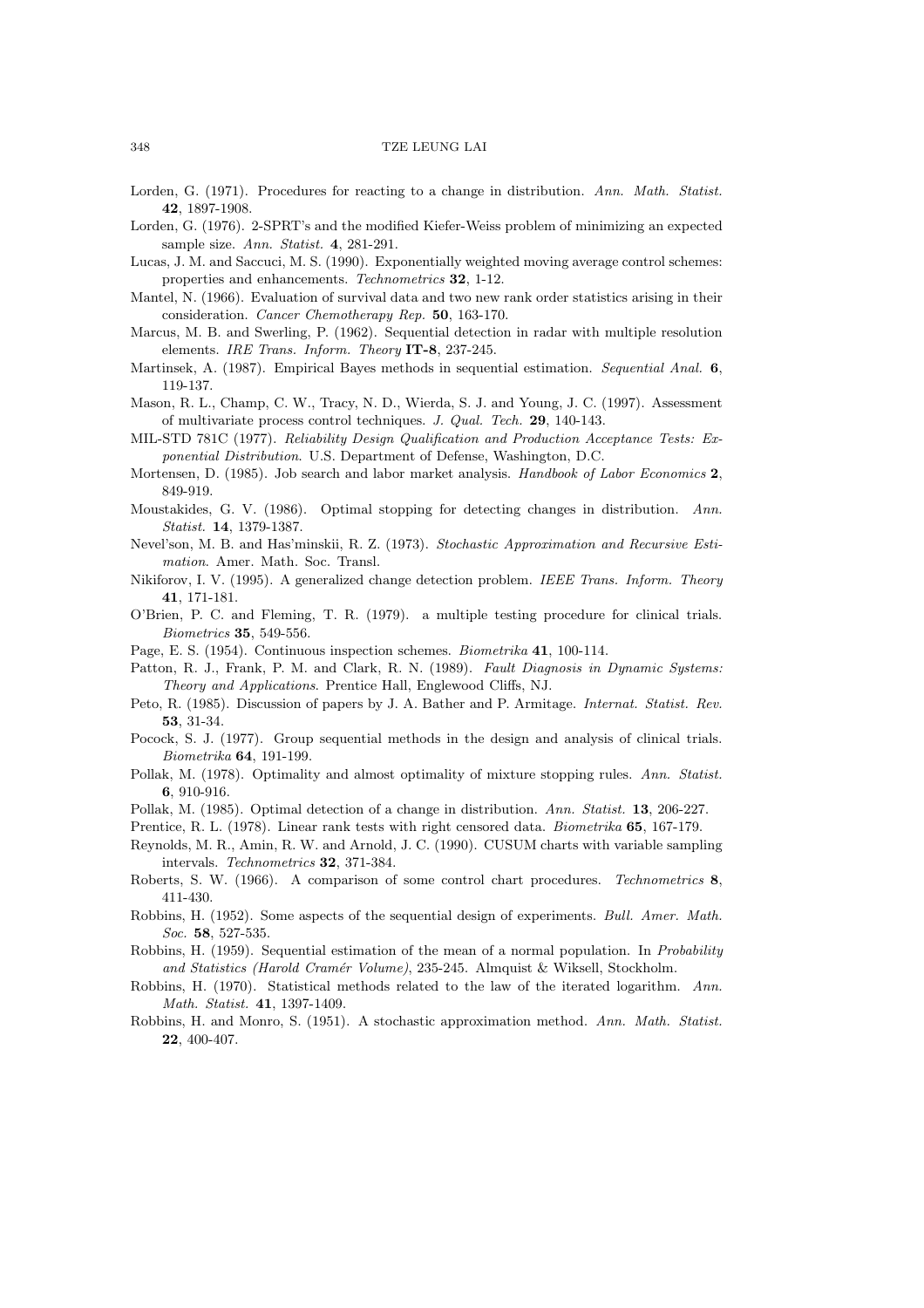Lorden, G. (1971). Procedures for reacting to a change in distribution. *Ann. Math. Statist.* **42**, 1897-1908.

Lorden, G. (1976). 2-SPRT's and the modified Kiefer-Weiss problem of minimizing an expected sample size. *Ann. Statist.* **4**, 281-291.

Lucas, J. M. and Saccuci, M. S. (1990). Exponentially weighted moving average control schemes: properties and enhancements. *Technometrics* **32**, 1-12.

Mantel, N. (1966). Evaluation of survival data and two new rank order statistics arising in their consideration. *Cancer Chemotherapy Rep.* **50**, 163-170.

Marcus, M. B. and Swerling, P. (1962). Sequential detection in radar with multiple resolution elements. *IRE Trans. Inform. Theory* **IT-8**, 237-245.

Martinsek, A. (1987). Empirical Bayes methods in sequential estimation. *Sequential Anal.* **6**, 119-137.

Mason, R. L., Champ, C. W., Tracy, N. D., Wierda, S. J. and Young, J. C. (1997). Assessment of multivariate process control techniques. *J. Qual. Tech.* **29**, 140-143.

MIL-STD 781C (1977). *Reliability Design Qualification and Production Acceptance Tests: Exponential Distribution*. U.S. Department of Defense, Washington, D.C.

Mortensen, D. (1985). Job search and labor market analysis. *Handbook of Labor Economics* **2**, 849-919.

Moustakides, G. V. (1986). Optimal stopping for detecting changes in distribution. *Ann. Statist.* **14**, 1379-1387.

Nevel'son, M. B. and Has'minskii, R. Z. (1973). *Stochastic Approximation and Recursive Estimation*. Amer. Math. Soc. Transl.

Nikiforov, I. V. (1995). A generalized change detection problem. *IEEE Trans. Inform. Theory* **41**, 171-181.

O'Brien, P. C. and Fleming, T. R. (1979). a multiple testing procedure for clinical trials. *Biometrics* **35**, 549-556.

Page, E. S. (1954). Continuous inspection schemes. *Biometrika* **41**, 100-114.

Patton, R. J., Frank, P. M. and Clark, R. N. (1989). *Fault Diagnosis in Dynamic Systems: Theory and Applications*. Prentice Hall, Englewood Cliffs, NJ.

Peto, R. (1985). Discussion of papers by J. A. Bather and P. Armitage. *Internat. Statist. Rev.* **53**, 31-34.

Pocock, S. J. (1977). Group sequential methods in the design and analysis of clinical trials. *Biometrika* **64**, 191-199.

Pollak, M. (1978). Optimality and almost optimality of mixture stopping rules. *Ann. Statist.* **6**, 910-916.

Pollak, M. (1985). Optimal detection of a change in distribution. *Ann. Statist.* **13**, 206-227.

Prentice, R. L. (1978). Linear rank tests with right censored data. *Biometrika* **65**, 167-179.

Reynolds, M. R., Amin, R. W. and Arnold, J. C. (1990). CUSUM charts with variable sampling intervals. *Technometrics* **32**, 371-384.

Roberts, S. W. (1966). A comparison of some control chart procedures. *Technometrics* **8**, 411-430.

Robbins, H. (1952). Some aspects of the sequential design of experiments. *Bull. Amer. Math. Soc.* **58**, 527-535.

Robbins, H. (1959). Sequential estimation of the mean of a normal population. In *Probability and Statistics (Harold Cramér Volume)*, 235-245. Almquist & Wiksell, Stockholm.

Robbins, H. (1970). Statistical methods related to the law of the iterated logarithm. *Ann. Math. Statist.* **41**, 1397-1409.

Robbins, H. and Monro, S. (1951). A stochastic approximation method. *Ann. Math. Statist.* **22**, 400-407.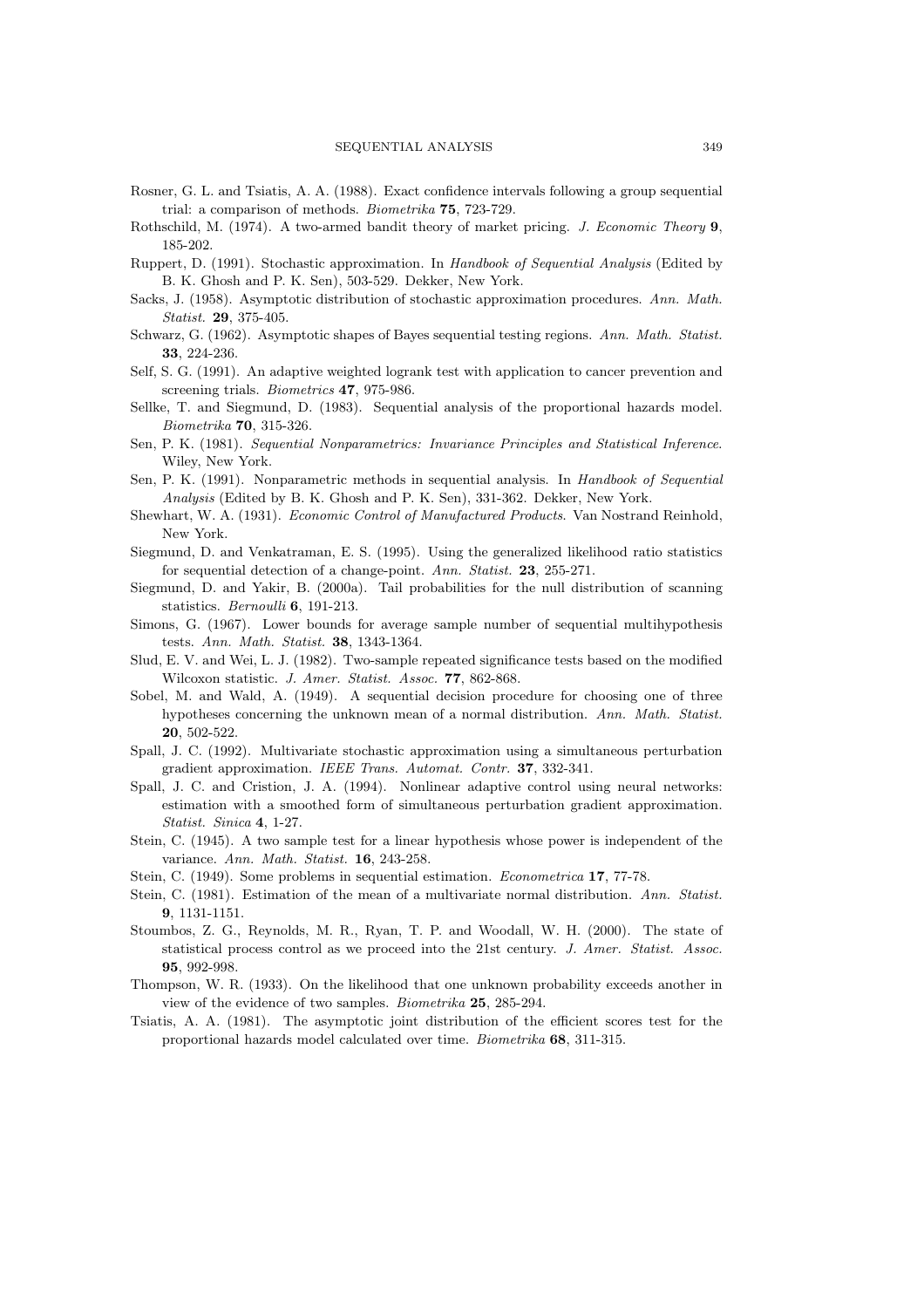Rosner, G. L. and Tsiatis, A. A. (1988). Exact confidence intervals following a group sequential trial: a comparison of methods. *Biometrika* **75**, 723-729.

Rothschild, M. (1974). A two-armed bandit theory of market pricing. *J. Economic Theory* **9**, 185-202.

Ruppert, D. (1991). Stochastic approximation. In *Handbook of Sequential Analysis* (Edited by B. K. Ghosh and P. K. Sen), 503-529. Dekker, New York.

Sacks, J. (1958). Asymptotic distribution of stochastic approximation procedures. *Ann. Math. Statist.* **29**, 375-405.

Schwarz, G. (1962). Asymptotic shapes of Bayes sequential testing regions. *Ann. Math. Statist.* **33**, 224-236.

Self, S. G. (1991). An adaptive weighted logrank test with application to cancer prevention and screening trials. *Biometrics* **47**, 975-986.

Sellke, T. and Siegmund, D. (1983). Sequential analysis of the proportional hazards model. *Biometrika* **70**, 315-326.

Sen, P. K. (1981). *Sequential Nonparametrics: Invariance Principles and Statistical Inference*. Wiley, New York.

Sen, P. K. (1991). Nonparametric methods in sequential analysis. In *Handbook of Sequential Analysis* (Edited by B. K. Ghosh and P. K. Sen), 331-362. Dekker, New York.

Shewhart, W. A. (1931). *Economic Control of Manufactured Products*. Van Nostrand Reinhold, New York.

Siegmund, D. and Venkatraman, E. S. (1995). Using the generalized likelihood ratio statistics for sequential detection of a change-point. *Ann. Statist.* **23**, 255-271.

Siegmund, D. and Yakir, B. (2000a). Tail probabilities for the null distribution of scanning statistics. *Bernoulli* **6**, 191-213.

Simons, G. (1967). Lower bounds for average sample number of sequential multihypothesis tests. *Ann. Math. Statist.* **38**, 1343-1364.

Slud, E. V. and Wei, L. J. (1982). Two-sample repeated significance tests based on the modified Wilcoxon statistic. *J. Amer. Statist. Assoc.* **77**, 862-868.

Sobel, M. and Wald, A. (1949). A sequential decision procedure for choosing one of three hypotheses concerning the unknown mean of a normal distribution. *Ann. Math. Statist.* **20**, 502-522.

Spall, J. C. (1992). Multivariate stochastic approximation using a simultaneous perturbation gradient approximation. *IEEE Trans. Automat. Contr.* **37**, 332-341.

Spall, J. C. and Cristion, J. A. (1994). Nonlinear adaptive control using neural networks: estimation with a smoothed form of simultaneous perturbation gradient approximation. *Statist. Sinica* **4**, 1-27.

Stein, C. (1945). A two sample test for a linear hypothesis whose power is independent of the variance. *Ann. Math. Statist.* **16**, 243-258.

Stein, C. (1949). Some problems in sequential estimation. *Econometrica* **17**, 77-78.

Stein, C. (1981). Estimation of the mean of a multivariate normal distribution. *Ann. Statist.* **9**, 1131-1151.

Stoumbos, Z. G., Reynolds, M. R., Ryan, T. P. and Woodall, W. H. (2000). The state of statistical process control as we proceed into the 21st century. *J. Amer. Statist. Assoc.* **95**, 992-998.

Thompson, W. R. (1933). On the likelihood that one unknown probability exceeds another in view of the evidence of two samples. *Biometrika* **25**, 285-294.

Tsiatis, A. A. (1981). The asymptotic joint distribution of the efficient scores test for the proportional hazards model calculated over time. *Biometrika* **68**, 311-315.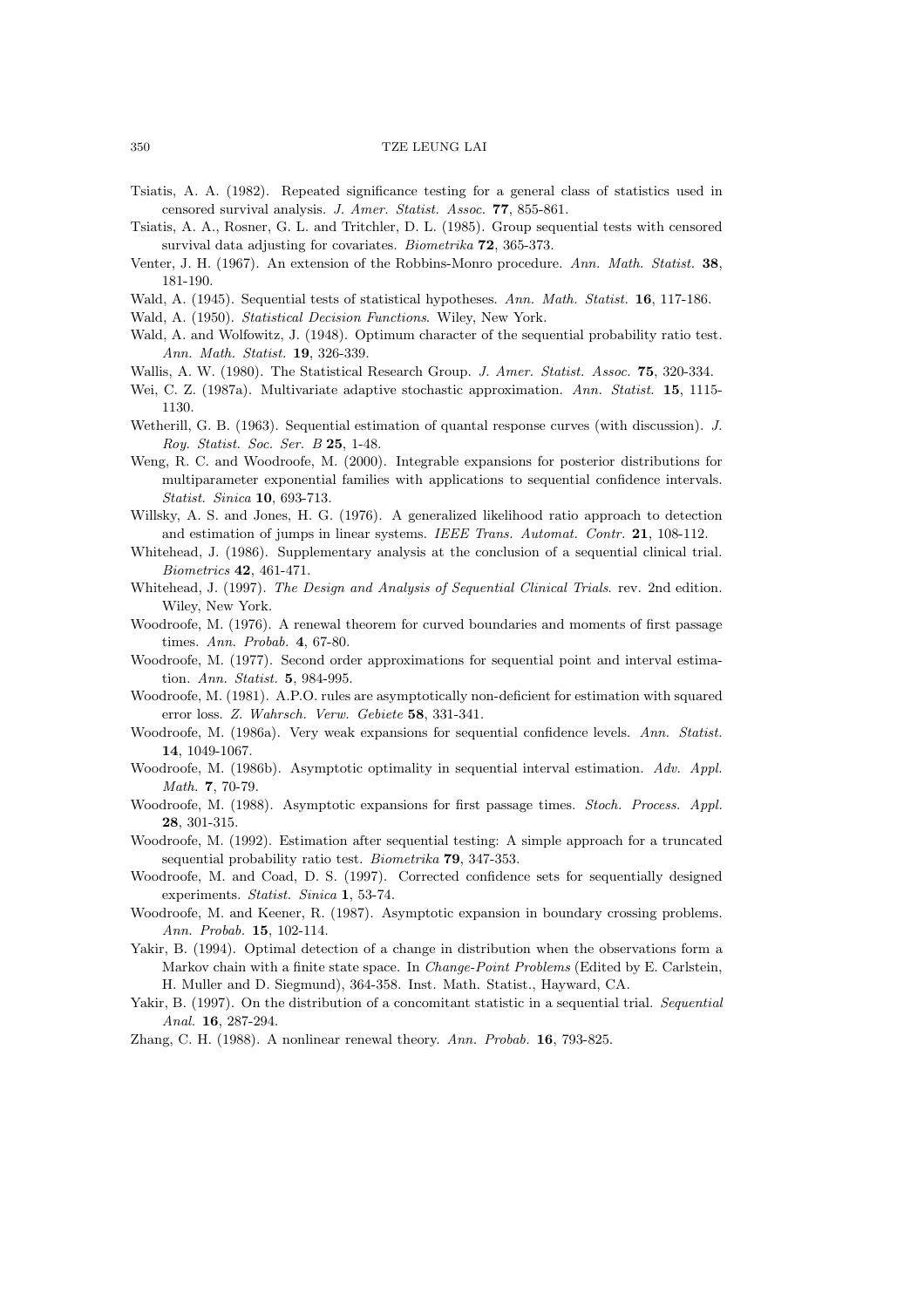Tsiatis, A. A. (1982). Repeated significance testing for a general class of statistics used in censored survival analysis. *J. Amer. Statist. Assoc.* **77**, 855-861.

Tsiatis, A. A., Rosner, G. L. and Tritchler, D. L. (1985). Group sequential tests with censored survival data adjusting for covariates. *Biometrika* **72**, 365-373.

Venter, J. H. (1967). An extension of the Robbins-Monro procedure. *Ann. Math. Statist.* **38**, 181-190.

Wald, A. (1945). Sequential tests of statistical hypotheses. *Ann. Math. Statist.* **16**, 117-186.

Wald, A. (1950). *Statistical Decision Functions*. Wiley, New York.

Wald, A. and Wolfowitz, J. (1948). Optimum character of the sequential probability ratio test. *Ann. Math. Statist.* **19**, 326-339.

Wallis, A. W. (1980). The Statistical Research Group. *J. Amer. Statist. Assoc.* **75**, 320-334.

Wei, C. Z. (1987a). Multivariate adaptive stochastic approximation. *Ann. Statist.* **15**, 1115-1130.

Wetherill, G. B. (1963). Sequential estimation of quantal response curves (with discussion). *J. Roy. Statist. Soc. Ser. B* **25**, 1-48.

Weng, R. C. and Woodroofe, M. (2000). Integrable expansions for posterior distributions for multiparameter exponential families with applications to sequential confidence intervals. *Statist. Sinica* **10**, 693-713.

Willsky, A. S. and Jones, H. G. (1976). A generalized likelihood ratio approach to detection and estimation of jumps in linear systems. *IEEE Trans. Automat. Contr.* **21**, 108-112.

Whitehead, J. (1986). Supplementary analysis at the conclusion of a sequential clinical trial. *Biometrics* **42**, 461-471.

Whitehead, J. (1997). *The Design and Analysis of Sequential Clinical Trials*. rev. 2nd edition. Wiley, New York.

Woodroofe, M. (1976). A renewal theorem for curved boundaries and moments of first passage times. *Ann. Probab.* **4**, 67-80.

Woodroofe, M. (1977). Second order approximations for sequential point and interval estimation. *Ann. Statist.* **5**, 984-995.

Woodroofe, M. (1981). A.P.O. rules are asymptotically non-deficient for estimation with squared error loss. *Z. Wahrsch. Verw. Gebiete* **58**, 331-341.

Woodroofe, M. (1986a). Very weak expansions for sequential confidence levels. *Ann. Statist.* **14**, 1049-1067.

Woodroofe, M. (1986b). Asymptotic optimality in sequential interval estimation. *Adv. Appl. Math.* **7**, 70-79.

Woodroofe, M. (1988). Asymptotic expansions for first passage times. *Stoch. Process. Appl.* **28**, 301-315.

Woodroofe, M. (1992). Estimation after sequential testing: A simple approach for a truncated sequential probability ratio test. *Biometrika* **79**, 347-353.

Woodroofe, M. and Coad, D. S. (1997). Corrected confidence sets for sequentially designed experiments. *Statist. Sinica* **1**, 53-74.

Woodroofe, M. and Keener, R. (1987). Asymptotic expansion in boundary crossing problems. *Ann. Probab.* **15**, 102-114.

Yakir, B. (1994). Optimal detection of a change in distribution when the observations form a Markov chain with a finite state space. In *Change-Point Problems* (Edited by E. Carlstein, H. Muller and D. Siegmund), 364-358. Inst. Math. Statist., Hayward, CA.

Yakir, B. (1997). On the distribution of a concomitant statistic in a sequential trial. *Sequential Anal.* **16**, 287-294.

Zhang, C. H. (1988). A nonlinear renewal theory. *Ann. Probab.* **16**, 793-825.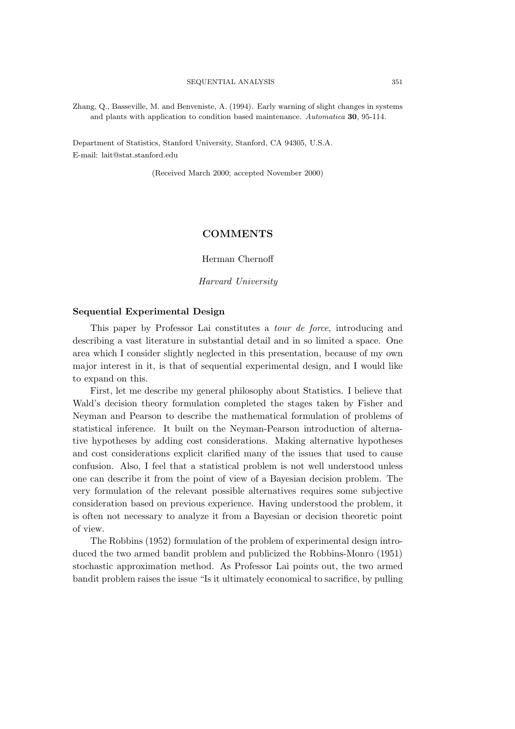Zhang, Q., Basseville, M. and Benveniste, A. (1994). Early warning of slight changes in systems and plants with application to condition based maintenance. *Automatica* **30**, 95-114.

Department of Statistics, Stanford University, Stanford, CA 94305, U.S.A.
E-mail: lait@stat.stanford.edu

(Received March 2000; accepted November 2000)

## COMMENTS

Herman Chernoff

*Harvard University*

### Sequential Experimental Design

This paper by Professor Lai constitutes a *tour de force*, introducing and describing a vast literature in substantial detail and in so limited a space. One area which I consider slightly neglected in this presentation, because of my own major interest in it, is that of sequential experimental design, and I would like to expand on this.

First, let me describe my general philosophy about Statistics. I believe that Wald's decision theory formulation completed the stages taken by Fisher and Neyman and Pearson to describe the mathematical formulation of problems of statistical inference. It built on the Neyman-Pearson introduction of alternative hypotheses by adding cost considerations. Making alternative hypotheses and cost considerations explicit clarified many of the issues that used to cause confusion. Also, I feel that a statistical problem is not well understood unless one can describe it from the point of view of a Bayesian decision problem. The very formulation of the relevant possible alternatives requires some subjective consideration based on previous experience. Having understood the problem, it is often not necessary to analyze it from a Bayesian or decision theoretic point of view.

The Robbins (1952) formulation of the problem of experimental design introduced the two armed bandit problem and publicized the Robbins-Monro (1951) stochastic approximation method. As Professor Lai points out, the two armed bandit problem raises the issue "Is it ultimately economical to sacrifice, by pulling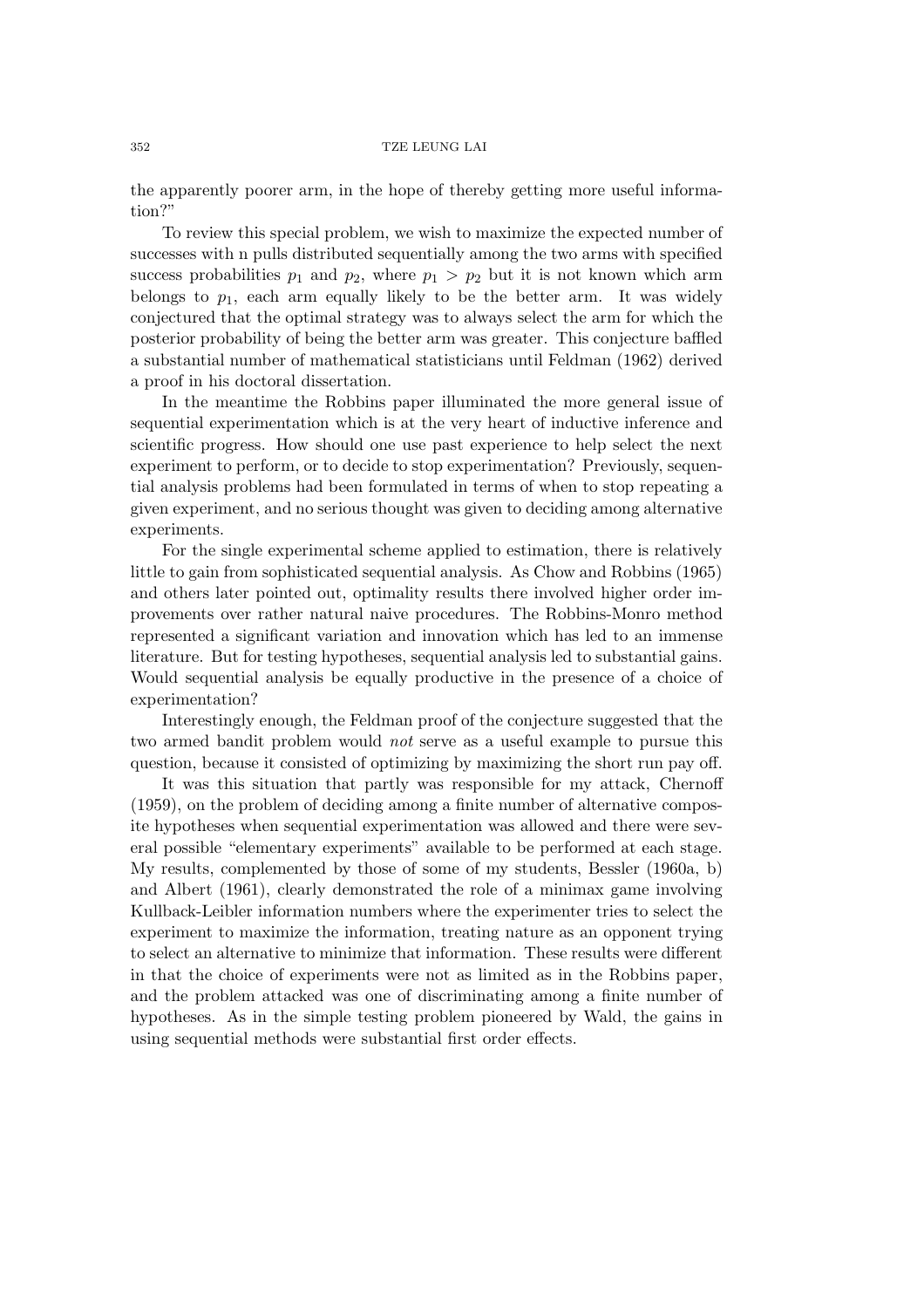the apparently poorer arm, in the hope of thereby getting more useful information?"

To review this special problem, we wish to maximize the expected number of successes with n pulls distributed sequentially among the two arms with specified success probabilities $p_1$ and $p_2$, where $p_1 > p_2$ but it is not known which arm belongs to $p_1$, each arm equally likely to be the better arm. It was widely conjectured that the optimal strategy was to always select the arm for which the posterior probability of being the better arm was greater. This conjecture baffled a substantial number of mathematical statisticians until Feldman (1962) derived a proof in his doctoral dissertation.

In the meantime the Robbins paper illuminated the more general issue of sequential experimentation which is at the very heart of inductive inference and scientific progress. How should one use past experience to help select the next experiment to perform, or to decide to stop experimentation? Previously, sequential analysis problems had been formulated in terms of when to stop repeating a given experiment, and no serious thought was given to deciding among alternative experiments.

For the single experimental scheme applied to estimation, there is relatively little to gain from sophisticated sequential analysis. As Chow and Robbins (1965) and others later pointed out, optimality results there involved higher order improvements over rather natural naive procedures. The Robbins-Monro method represented a significant variation and innovation which has led to an immense literature. But for testing hypotheses, sequential analysis led to substantial gains. Would sequential analysis be equally productive in the presence of a choice of experimentation?

Interestingly enough, the Feldman proof of the conjecture suggested that the two armed bandit problem would *not* serve as a useful example to pursue this question, because it consisted of optimizing by maximizing the short run pay off.

It was this situation that partly was responsible for my attack, Chernoff (1959), on the problem of deciding among a finite number of alternative composite hypotheses when sequential experimentation was allowed and there were several possible "elementary experiments" available to be performed at each stage. My results, complemented by those of some of my students, Bessler (1960a, b) and Albert (1961), clearly demonstrated the role of a minimax game involving Kullback-Leibler information numbers where the experimenter tries to select the experiment to maximize the information, treating nature as an opponent trying to select an alternative to minimize that information. These results were different in that the choice of experiments were not as limited as in the Robbins paper, and the problem attacked was one of discriminating among a finite number of hypotheses. As in the simple testing problem pioneered by Wald, the gains in using sequential methods were substantial first order effects.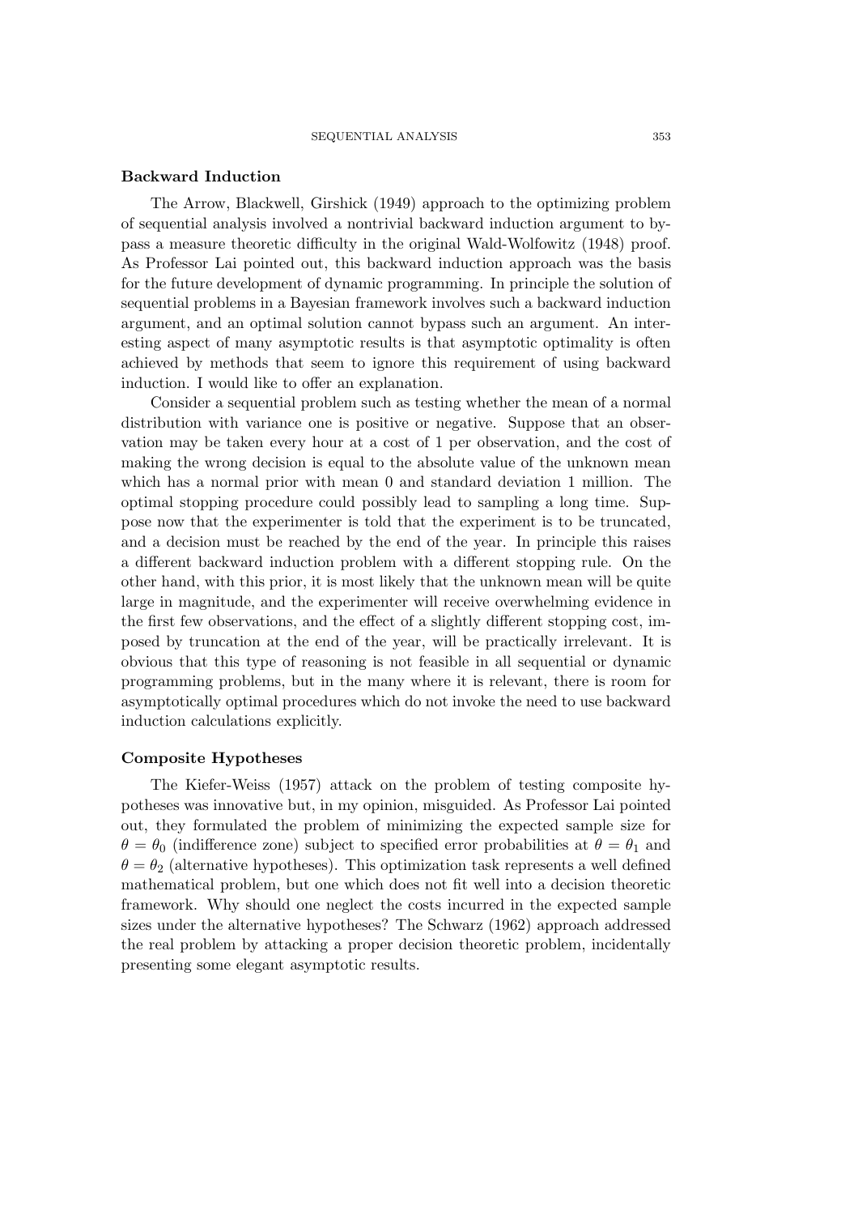**Backward Induction**

The Arrow, Blackwell, Girshick (1949) approach to the optimizing problem of sequential analysis involved a nontrivial backward induction argument to bypass a measure theoretic difficulty in the original Wald-Wolfowitz (1948) proof. As Professor Lai pointed out, this backward induction approach was the basis for the future development of dynamic programming. In principle the solution of sequential problems in a Bayesian framework involves such a backward induction argument, and an optimal solution cannot bypass such an argument. An interesting aspect of many asymptotic results is that asymptotic optimality is often achieved by methods that seem to ignore this requirement of using backward induction. I would like to offer an explanation.

Consider a sequential problem such as testing whether the mean of a normal distribution with variance one is positive or negative. Suppose that an observation may be taken every hour at a cost of 1 per observation, and the cost of making the wrong decision is equal to the absolute value of the unknown mean which has a normal prior with mean 0 and standard deviation 1 million. The optimal stopping procedure could possibly lead to sampling a long time. Suppose now that the experimenter is told that the experiment is to be truncated, and a decision must be reached by the end of the year. In principle this raises a different backward induction problem with a different stopping rule. On the other hand, with this prior, it is most likely that the unknown mean will be quite large in magnitude, and the experimenter will receive overwhelming evidence in the first few observations, and the effect of a slightly different stopping cost, imposed by truncation at the end of the year, will be practically irrelevant. It is obvious that this type of reasoning is not feasible in all sequential or dynamic programming problems, but in the many where it is relevant, there is room for asymptotically optimal procedures which do not invoke the need to use backward induction calculations explicitly.

**Composite Hypotheses**

The Kiefer-Weiss (1957) attack on the problem of testing composite hypotheses was innovative but, in my opinion, misguided. As Professor Lai pointed out, they formulated the problem of minimizing the expected sample size for $\theta = \theta_0$ (indifference zone) subject to specified error probabilities at $\theta = \theta_1$ and $\theta = \theta_2$ (alternative hypotheses). This optimization task represents a well defined mathematical problem, but one which does not fit well into a decision theoretic framework. Why should one neglect the costs incurred in the expected sample sizes under the alternative hypotheses? The Schwarz (1962) approach addressed the real problem by attacking a proper decision theoretic problem, incidentally presenting some elegant asymptotic results.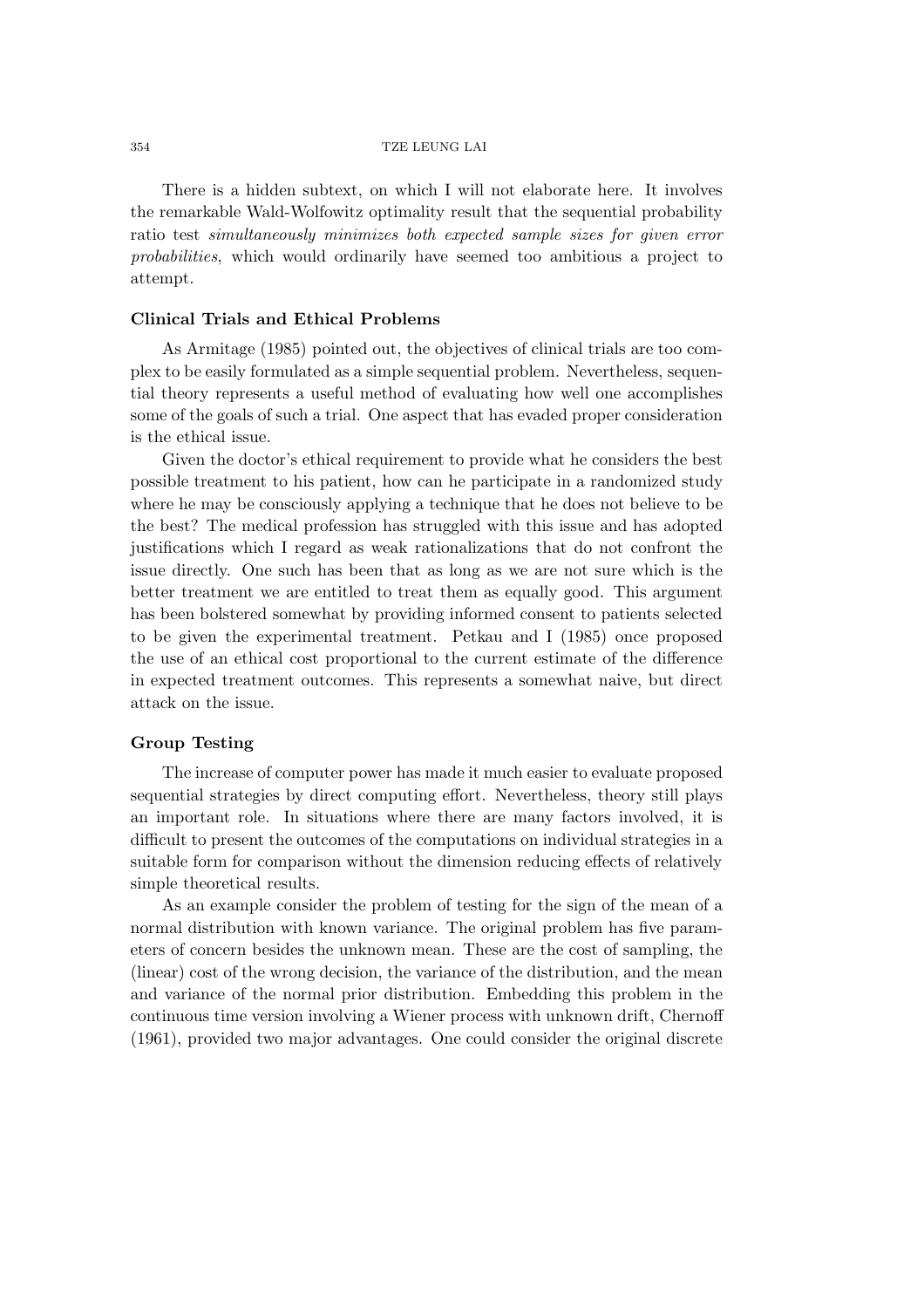There is a hidden subtext, on which I will not elaborate here. It involves the remarkable Wald-Wolfowitz optimality result that the sequential probability ratio test *simultaneously minimizes both expected sample sizes for given error probabilities*, which would ordinarily have seemed too ambitious a project to attempt.

### Clinical Trials and Ethical Problems

As Armitage (1985) pointed out, the objectives of clinical trials are too complex to be easily formulated as a simple sequential problem. Nevertheless, sequential theory represents a useful method of evaluating how well one accomplishes some of the goals of such a trial. One aspect that has evaded proper consideration is the ethical issue.

Given the doctor's ethical requirement to provide what he considers the best possible treatment to his patient, how can he participate in a randomized study where he may be consciously applying a technique that he does not believe to be the best? The medical profession has struggled with this issue and has adopted justifications which I regard as weak rationalizations that do not confront the issue directly. One such has been that as long as we are not sure which is the better treatment we are entitled to treat them as equally good. This argument has been bolstered somewhat by providing informed consent to patients selected to be given the experimental treatment. Petkau and I (1985) once proposed the use of an ethical cost proportional to the current estimate of the difference in expected treatment outcomes. This represents a somewhat naive, but direct attack on the issue.

### Group Testing

The increase of computer power has made it much easier to evaluate proposed sequential strategies by direct computing effort. Nevertheless, theory still plays an important role. In situations where there are many factors involved, it is difficult to present the outcomes of the computations on individual strategies in a suitable form for comparison without the dimension reducing effects of relatively simple theoretical results.

As an example consider the problem of testing for the sign of the mean of a normal distribution with known variance. The original problem has five parameters of concern besides the unknown mean. These are the cost of sampling, the (linear) cost of the wrong decision, the variance of the distribution, and the mean and variance of the normal prior distribution. Embedding this problem in the continuous time version involving a Wiener process with unknown drift, Chernoff (1961), provided two major advantages. One could consider the original discrete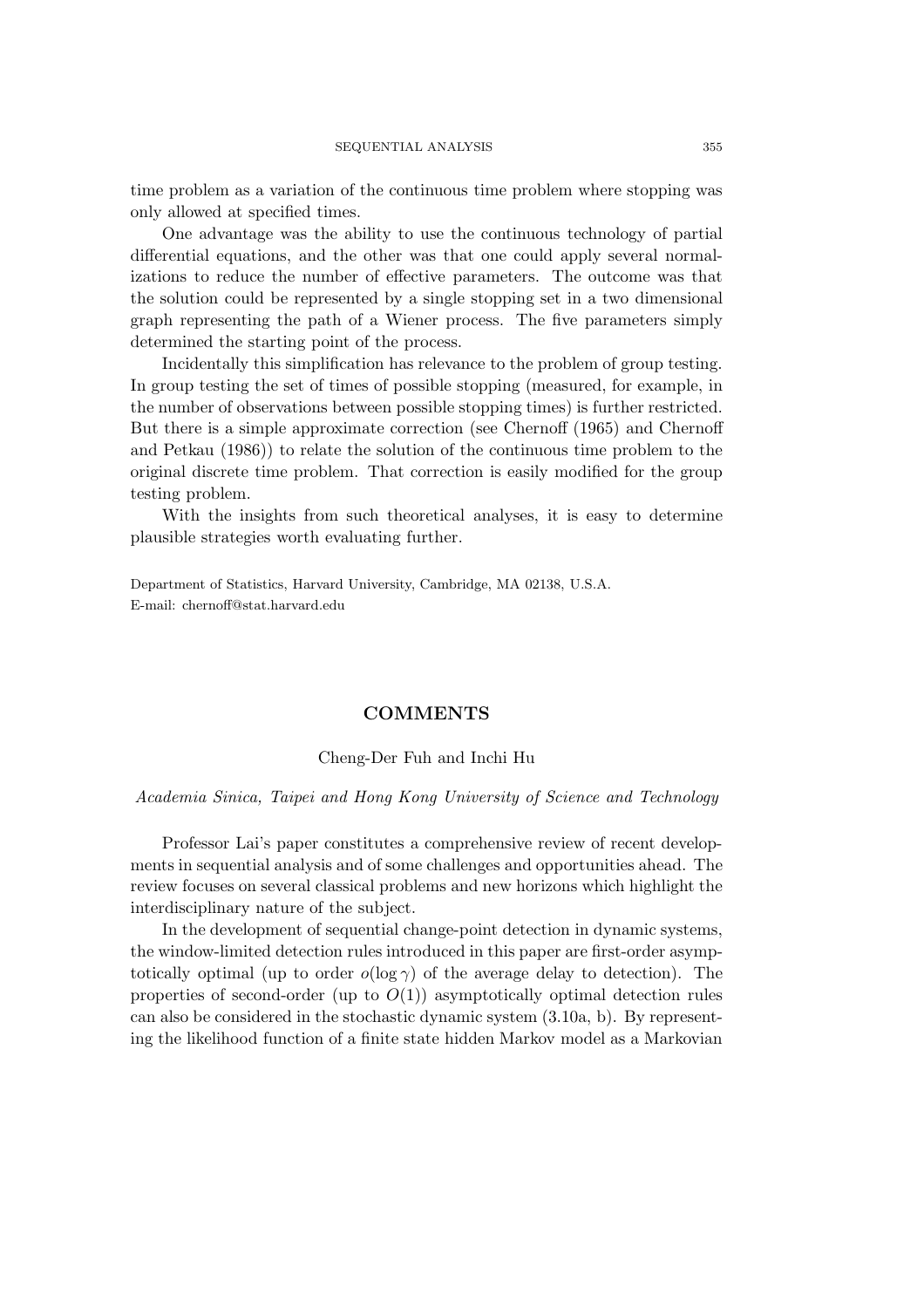time problem as a variation of the continuous time problem where stopping was only allowed at specified times.

One advantage was the ability to use the continuous technology of partial differential equations, and the other was that one could apply several normalizations to reduce the number of effective parameters. The outcome was that the solution could be represented by a single stopping set in a two dimensional graph representing the path of a Wiener process. The five parameters simply determined the starting point of the process.

Incidentally this simplification has relevance to the problem of group testing. In group testing the set of times of possible stopping (measured, for example, in the number of observations between possible stopping times) is further restricted. But there is a simple approximate correction (see Chernoff (1965) and Chernoff and Petkau (1986)) to relate the solution of the continuous time problem to the original discrete time problem. That correction is easily modified for the group testing problem.

With the insights from such theoretical analyses, it is easy to determine plausible strategies worth evaluating further.

Department of Statistics, Harvard University, Cambridge, MA 02138, U.S.A.
E-mail: chernoff@stat.harvard.edu

## COMMENTS

Cheng-Der Fuh and Inchi Hu

*Academia Sinica, Taipei and Hong Kong University of Science and Technology*

Professor Lai's paper constitutes a comprehensive review of recent developments in sequential analysis and of some challenges and opportunities ahead. The review focuses on several classical problems and new horizons which highlight the interdisciplinary nature of the subject.

In the development of sequential change-point detection in dynamic systems, the window-limited detection rules introduced in this paper are first-order asymptotically optimal (up to order $o(\log \gamma)$ of the average delay to detection). The properties of second-order (up to $O(1)$) asymptotically optimal detection rules can also be considered in the stochastic dynamic system (3.10a, b). By representing the likelihood function of a finite state hidden Markov model as a Markovian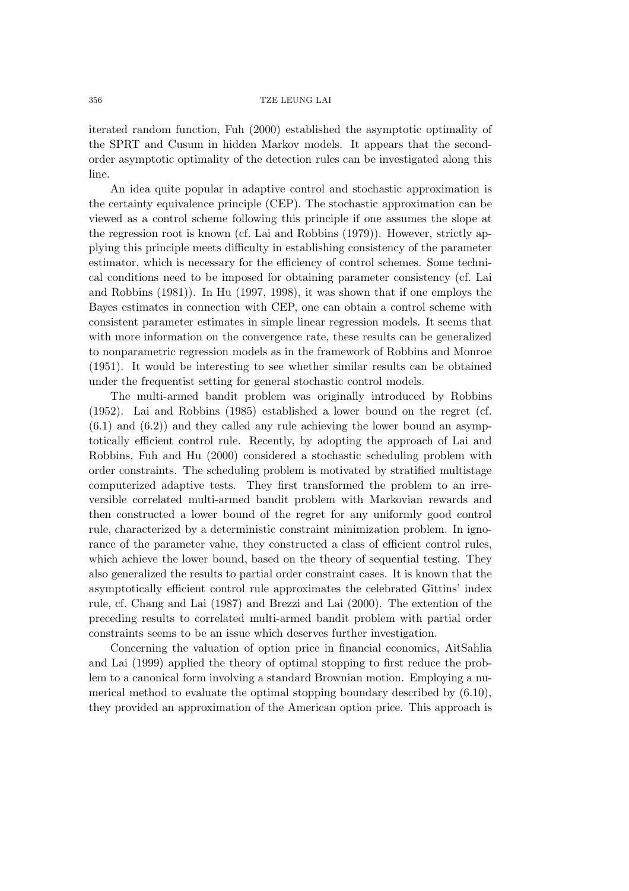iterated random function, Fuh (2000) established the asymptotic optimality of the SPRT and Cusum in hidden Markov models. It appears that the second-order asymptotic optimality of the detection rules can be investigated along this line.

An idea quite popular in adaptive control and stochastic approximation is the certainty equivalence principle (CEP). The stochastic approximation can be viewed as a control scheme following this principle if one assumes the slope at the regression root is known (cf. Lai and Robbins (1979)). However, strictly applying this principle meets difficulty in establishing consistency of the parameter estimator, which is necessary for the efficiency of control schemes. Some technical conditions need to be imposed for obtaining parameter consistency (cf. Lai and Robbins (1981)). In Hu (1997, 1998), it was shown that if one employs the Bayes estimates in connection with CEP, one can obtain a control scheme with consistent parameter estimates in simple linear regression models. It seems that with more information on the convergence rate, these results can be generalized to nonparametric regression models as in the framework of Robbins and Monroe (1951). It would be interesting to see whether similar results can be obtained under the frequentist setting for general stochastic control models.

The multi-armed bandit problem was originally introduced by Robbins (1952). Lai and Robbins (1985) established a lower bound on the regret (cf. (6.1) and (6.2)) and they called any rule achieving the lower bound an asymptotically efficient control rule. Recently, by adopting the approach of Lai and Robbins, Fuh and Hu (2000) considered a stochastic scheduling problem with order constraints. The scheduling problem is motivated by stratified multistage computerized adaptive tests. They first transformed the problem to an irreversible correlated multi-armed bandit problem with Markovian rewards and then constructed a lower bound of the regret for any uniformly good control rule, characterized by a deterministic constraint minimization problem. In ignorance of the parameter value, they constructed a class of efficient control rules, which achieve the lower bound, based on the theory of sequential testing. They also generalized the results to partial order constraint cases. It is known that the asymptotically efficient control rule approximates the celebrated Gittins' index rule, cf. Chang and Lai (1987) and Brezzi and Lai (2000). The extention of the preceding results to correlated multi-armed bandit problem with partial order constraints seems to be an issue which deserves further investigation.

Concerning the valuation of option price in financial economics, AitSahlia and Lai (1999) applied the theory of optimal stopping to first reduce the problem to a canonical form involving a standard Brownian motion. Employing a numerical method to evaluate the optimal stopping boundary described by (6.10), they provided an approximation of the American option price. This approach is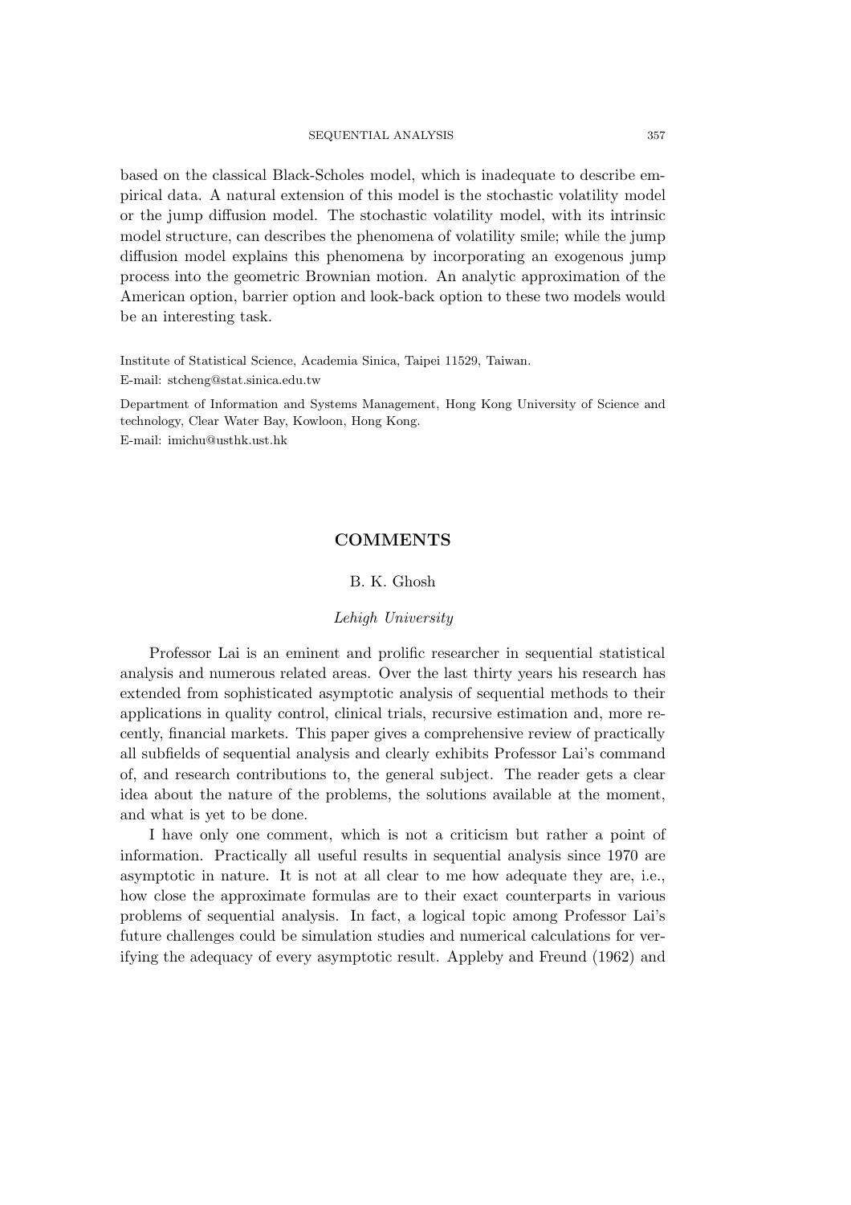based on the classical Black-Scholes model, which is inadequate to describe empirical data. A natural extension of this model is the stochastic volatility model or the jump diffusion model. The stochastic volatility model, with its intrinsic model structure, can describes the phenomena of volatility smile; while the jump diffusion model explains this phenomena by incorporating an exogenous jump process into the geometric Brownian motion. An analytic approximation of the American option, barrier option and look-back option to these two models would be an interesting task.

Institute of Statistical Science, Academia Sinica, Taipei 11529, Taiwan.
E-mail: stcheng@stat.sinica.edu.tw

Department of Information and Systems Management, Hong Kong University of Science and technology, Clear Water Bay, Kowloon, Hong Kong.
E-mail: imichu@usthk.ust.hk

## COMMENTS

B. K. Ghosh

*Lehigh University*

Professor Lai is an eminent and prolific researcher in sequential statistical analysis and numerous related areas. Over the last thirty years his research has extended from sophisticated asymptotic analysis of sequential methods to their applications in quality control, clinical trials, recursive estimation and, more recently, financial markets. This paper gives a comprehensive review of practically all subfields of sequential analysis and clearly exhibits Professor Lai's command of, and research contributions to, the general subject. The reader gets a clear idea about the nature of the problems, the solutions available at the moment, and what is yet to be done.

I have only one comment, which is not a criticism but rather a point of information. Practically all useful results in sequential analysis since 1970 are asymptotic in nature. It is not at all clear to me how adequate they are, i.e., how close the approximate formulas are to their exact counterparts in various problems of sequential analysis. In fact, a logical topic among Professor Lai's future challenges could be simulation studies and numerical calculations for verifying the adequacy of every asymptotic result. Appleby and Freund (1962) and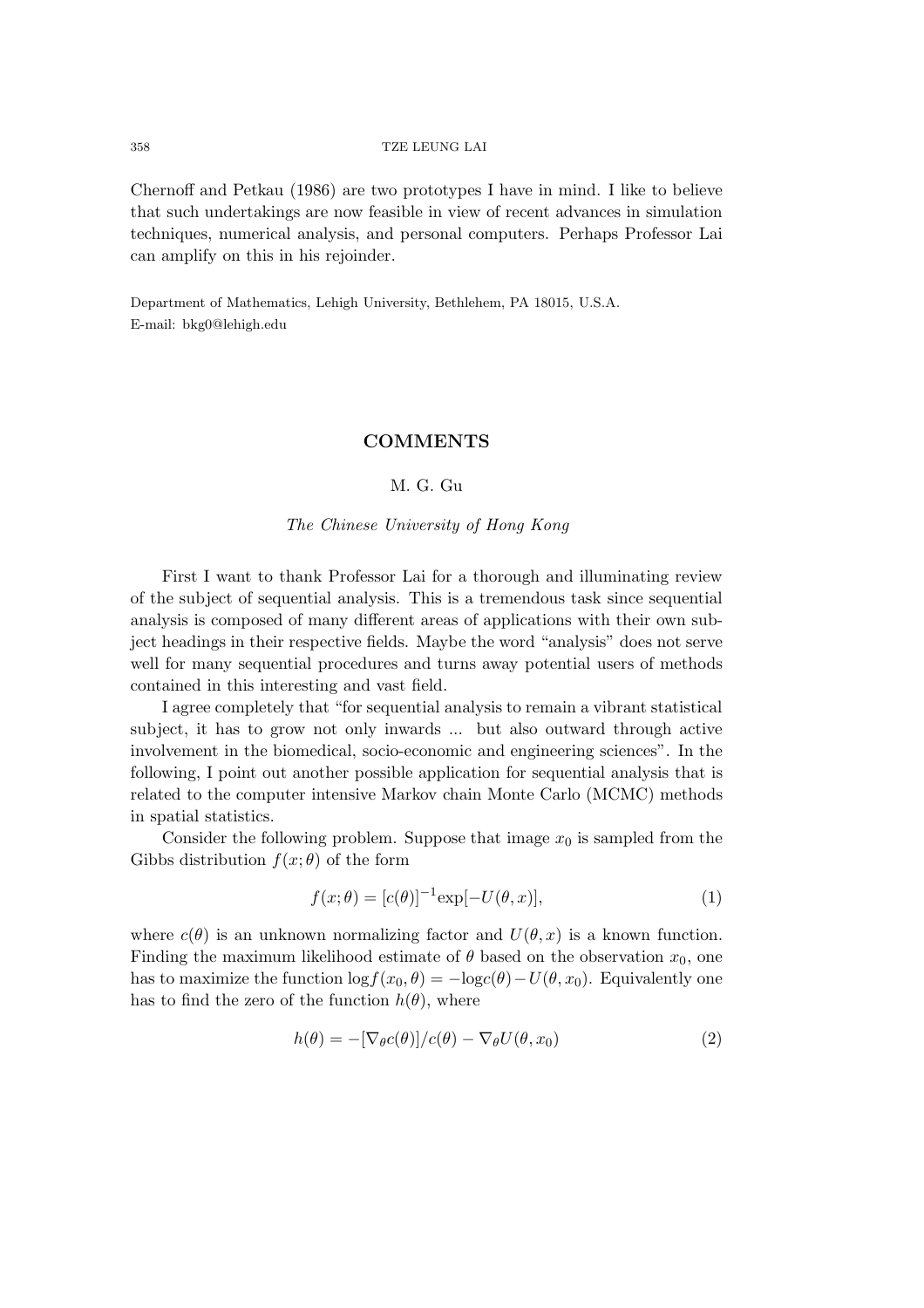Chernoff and Petkau (1986) are two prototypes I have in mind. I like to believe that such undertakings are now feasible in view of recent advances in simulation techniques, numerical analysis, and personal computers. Perhaps Professor Lai can amplify on this in his rejoinder.

Department of Mathematics, Lehigh University, Bethlehem, PA 18015, U.S.A.
E-mail: bkg0@lehigh.edu

## COMMENTS

M. G. Gu

*The Chinese University of Hong Kong*

First I want to thank Professor Lai for a thorough and illuminating review of the subject of sequential analysis. This is a tremendous task since sequential analysis is composed of many different areas of applications with their own subject headings in their respective fields. Maybe the word "analysis" does not serve well for many sequential procedures and turns away potential users of methods contained in this interesting and vast field.

I agree completely that "for sequential analysis to remain a vibrant statistical subject, it has to grow not only inwards ... but also outward through active involvement in the biomedical, socio-economic and engineering sciences". In the following, I point out another possible application for sequential analysis that is related to the computer intensive Markov chain Monte Carlo (MCMC) methods in spatial statistics.

Consider the following problem. Suppose that image $x_0$ is sampled from the Gibbs distribution $f(x;\theta)$ of the form

$$f(x;\theta) = [c(\theta)]^{-1}\exp[-U(\theta,x)], \tag{1}$$

where $c(\theta)$ is an unknown normalizing factor and $U(\theta,x)$ is a known function. Finding the maximum likelihood estimate of $\theta$ based on the observation $x_0$, one has to maximize the function $\log f(x_0,\theta) = -\log c(\theta) - U(\theta,x_0)$. Equivalently one has to find the zero of the function $h(\theta)$, where

$$h(\theta) = -[\nabla_\theta c(\theta)]/c(\theta) - \nabla_\theta U(\theta,x_0) \tag{2}$$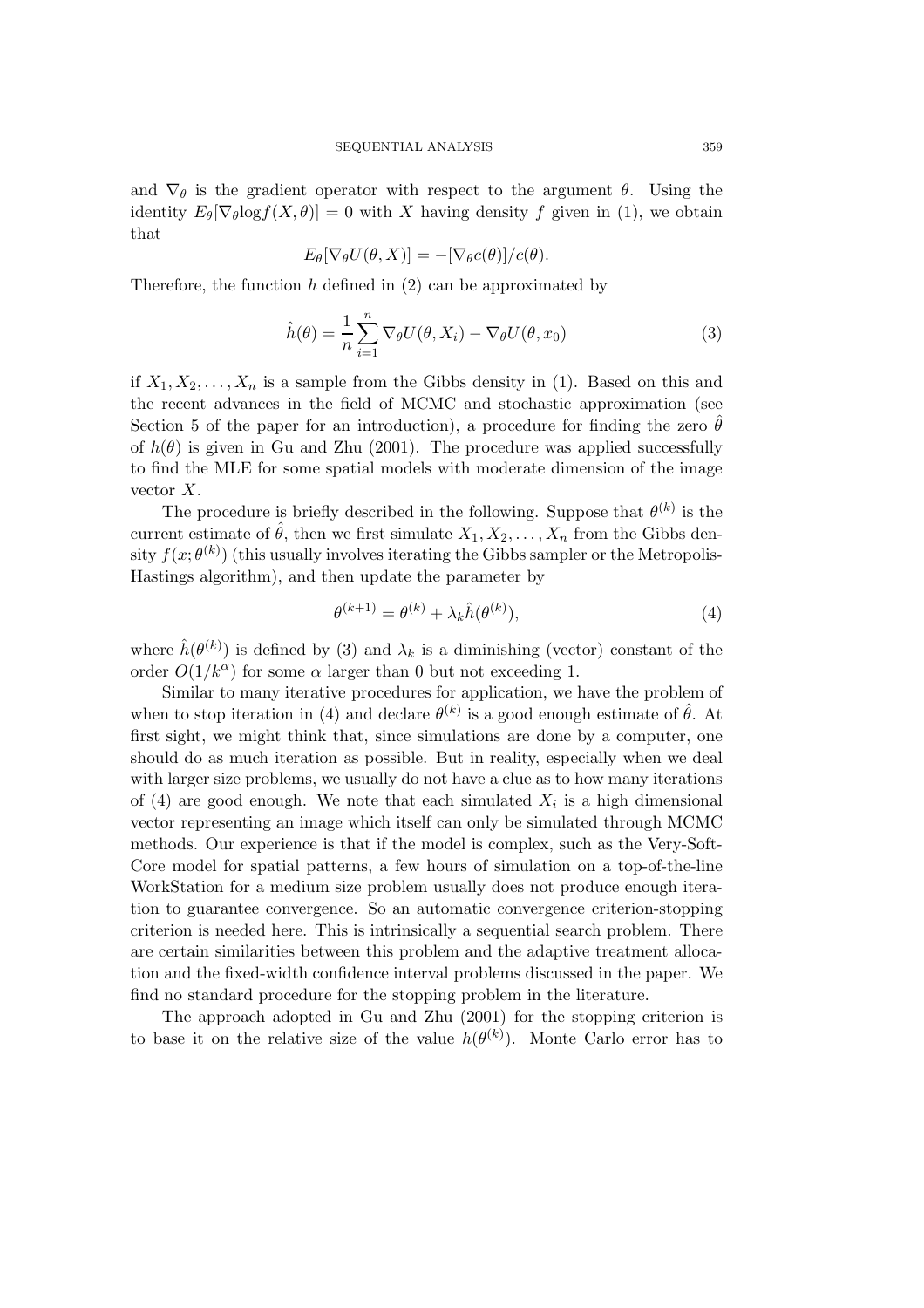and $\nabla_\theta$ is the gradient operator with respect to the argument $\theta$. Using the identity $E_\theta[\nabla_\theta \log f(X, \theta)] = 0$ with $X$ having density $f$ given in (1), we obtain that

$$E_\theta[\nabla_\theta U(\theta, X)] = -[\nabla_\theta c(\theta)]/c(\theta).$$

Therefore, the function $h$ defined in (2) can be approximated by

$$\hat{h}(\theta) = \frac{1}{n} \sum_{i=1}^{n} \nabla_\theta U(\theta, X_i) - \nabla_\theta U(\theta, x_0) \tag{3}$$

if $X_1, X_2, \ldots, X_n$ is a sample from the Gibbs density in (1). Based on this and the recent advances in the field of MCMC and stochastic approximation (see Section 5 of the paper for an introduction), a procedure for finding the zero $\hat{\theta}$ of $h(\theta)$ is given in Gu and Zhu (2001). The procedure was applied successfully to find the MLE for some spatial models with moderate dimension of the image vector $X$.

The procedure is briefly described in the following. Suppose that $\theta^{(k)}$ is the current estimate of $\hat{\theta}$, then we first simulate $X_1, X_2, \ldots, X_n$ from the Gibbs density $f(x; \theta^{(k)})$ (this usually involves iterating the Gibbs sampler or the Metropolis-Hastings algorithm), and then update the parameter by

$$\theta^{(k+1)} = \theta^{(k)} + \lambda_k \hat{h}(\theta^{(k)}), \tag{4}$$

where $\hat{h}(\theta^{(k)})$ is defined by (3) and $\lambda_k$ is a diminishing (vector) constant of the order $O(1/k^\alpha)$ for some $\alpha$ larger than 0 but not exceeding 1.

Similar to many iterative procedures for application, we have the problem of when to stop iteration in (4) and declare $\theta^{(k)}$ is a good enough estimate of $\hat{\theta}$. At first sight, we might think that, since simulations are done by a computer, one should do as much iteration as possible. But in reality, especially when we deal with larger size problems, we usually do not have a clue as to how many iterations of (4) are good enough. We note that each simulated $X_i$ is a high dimensional vector representing an image which itself can only be simulated through MCMC methods. Our experience is that if the model is complex, such as the Very-Soft-Core model for spatial patterns, a few hours of simulation on a top-of-the-line WorkStation for a medium size problem usually does not produce enough iteration to guarantee convergence. So an automatic convergence criterion-stopping criterion is needed here. This is intrinsically a sequential search problem. There are certain similarities between this problem and the adaptive treatment allocation and the fixed-width confidence interval problems discussed in the paper. We find no standard procedure for the stopping problem in the literature.

The approach adopted in Gu and Zhu (2001) for the stopping criterion is to base it on the relative size of the value $h(\theta^{(k)})$. Monte Carlo error has to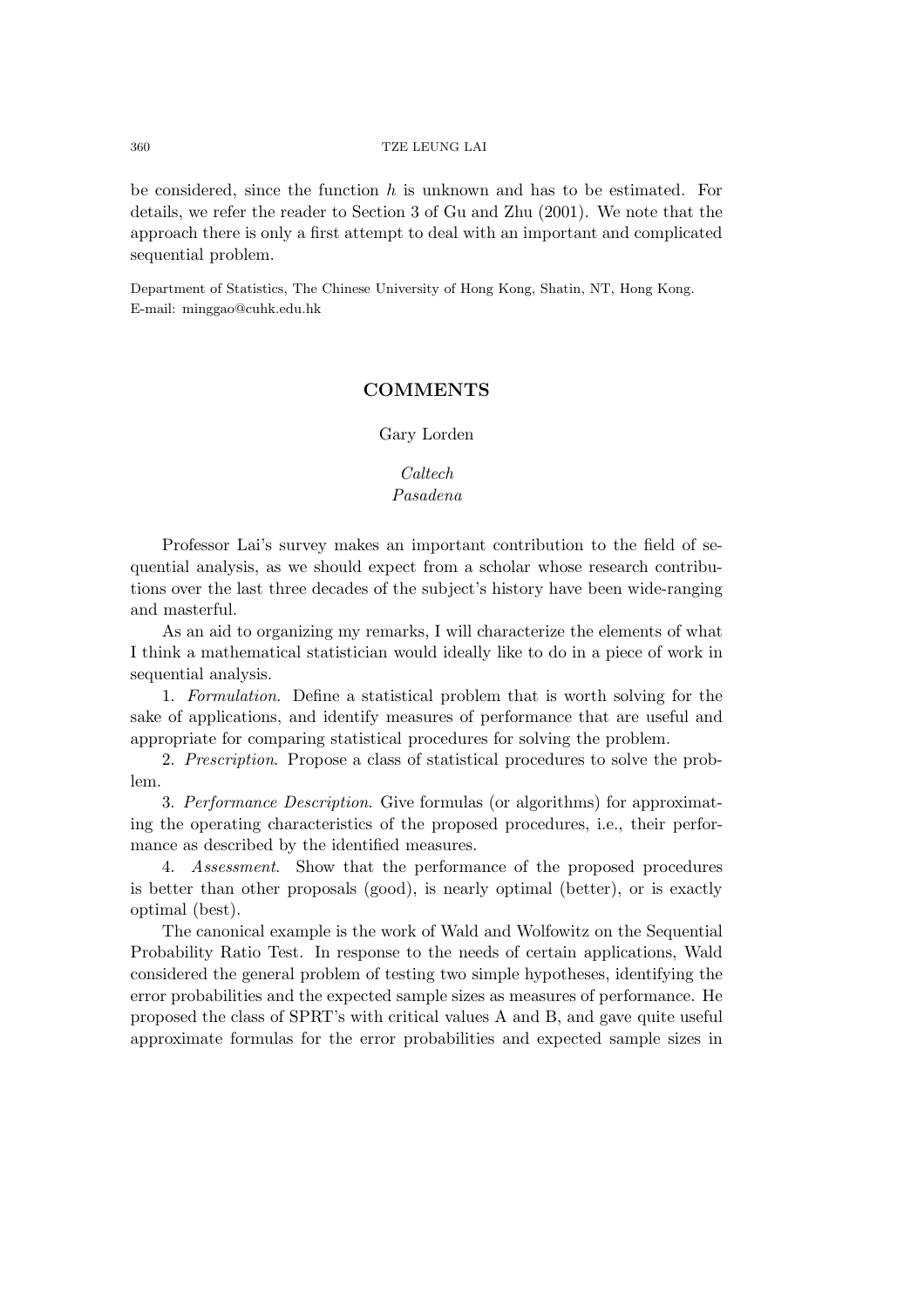be considered, since the function $h$ is unknown and has to be estimated. For details, we refer the reader to Section 3 of Gu and Zhu (2001). We note that the approach there is only a first attempt to deal with an important and complicated sequential problem.

Department of Statistics, The Chinese University of Hong Kong, Shatin, NT, Hong Kong.
E-mail: minggao@cuhk.edu.hk

## COMMENTS

Gary Lorden

*Caltech*
*Pasadena*

Professor Lai's survey makes an important contribution to the field of sequential analysis, as we should expect from a scholar whose research contributions over the last three decades of the subject's history have been wide-ranging and masterful.

As an aid to organizing my remarks, I will characterize the elements of what I think a mathematical statistician would ideally like to do in a piece of work in sequential analysis.

1. *Formulation*. Define a statistical problem that is worth solving for the sake of applications, and identify measures of performance that are useful and appropriate for comparing statistical procedures for solving the problem.

2. *Prescription*. Propose a class of statistical procedures to solve the problem.

3. *Performance Description*. Give formulas (or algorithms) for approximating the operating characteristics of the proposed procedures, i.e., their performance as described by the identified measures.

4. *Assessment*. Show that the performance of the proposed procedures is better than other proposals (good), is nearly optimal (better), or is exactly optimal (best).

The canonical example is the work of Wald and Wolfowitz on the Sequential Probability Ratio Test. In response to the needs of certain applications, Wald considered the general problem of testing two simple hypotheses, identifying the error probabilities and the expected sample sizes as measures of performance. He proposed the class of SPRT's with critical values A and B, and gave quite useful approximate formulas for the error probabilities and expected sample sizes in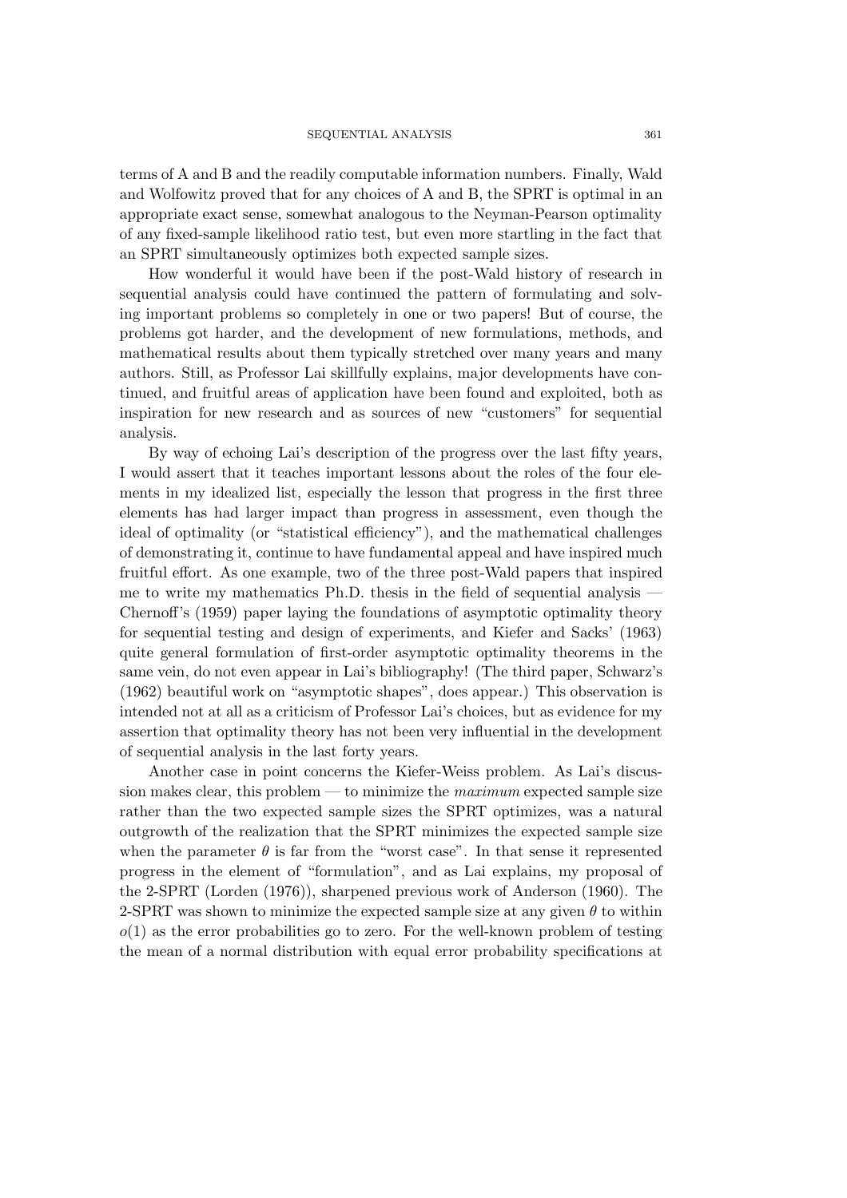terms of A and B and the readily computable information numbers. Finally, Wald and Wolfowitz proved that for any choices of A and B, the SPRT is optimal in an appropriate exact sense, somewhat analogous to the Neyman-Pearson optimality of any fixed-sample likelihood ratio test, but even more startling in the fact that an SPRT simultaneously optimizes both expected sample sizes.

How wonderful it would have been if the post-Wald history of research in sequential analysis could have continued the pattern of formulating and solving important problems so completely in one or two papers! But of course, the problems got harder, and the development of new formulations, methods, and mathematical results about them typically stretched over many years and many authors. Still, as Professor Lai skillfully explains, major developments have continued, and fruitful areas of application have been found and exploited, both as inspiration for new research and as sources of new "customers" for sequential analysis.

By way of echoing Lai's description of the progress over the last fifty years, I would assert that it teaches important lessons about the roles of the four elements in my idealized list, especially the lesson that progress in the first three elements has had larger impact than progress in assessment, even though the ideal of optimality (or "statistical efficiency"), and the mathematical challenges of demonstrating it, continue to have fundamental appeal and have inspired much fruitful effort. As one example, two of the three post-Wald papers that inspired me to write my mathematics Ph.D. thesis in the field of sequential analysis — Chernoff's (1959) paper laying the foundations of asymptotic optimality theory for sequential testing and design of experiments, and Kiefer and Sacks' (1963) quite general formulation of first-order asymptotic optimality theorems in the same vein, do not even appear in Lai's bibliography! (The third paper, Schwarz's (1962) beautiful work on "asymptotic shapes", does appear.) This observation is intended not at all as a criticism of Professor Lai's choices, but as evidence for my assertion that optimality theory has not been very influential in the development of sequential analysis in the last forty years.

Another case in point concerns the Kiefer-Weiss problem. As Lai's discussion makes clear, this problem — to minimize the *maximum* expected sample size rather than the two expected sample sizes the SPRT optimizes, was a natural outgrowth of the realization that the SPRT minimizes the expected sample size when the parameter $\theta$ is far from the "worst case". In that sense it represented progress in the element of "formulation", and as Lai explains, my proposal of the 2-SPRT (Lorden (1976)), sharpened previous work of Anderson (1960). The 2-SPRT was shown to minimize the expected sample size at any given $\theta$ to within $o(1)$ as the error probabilities go to zero. For the well-known problem of testing the mean of a normal distribution with equal error probability specifications at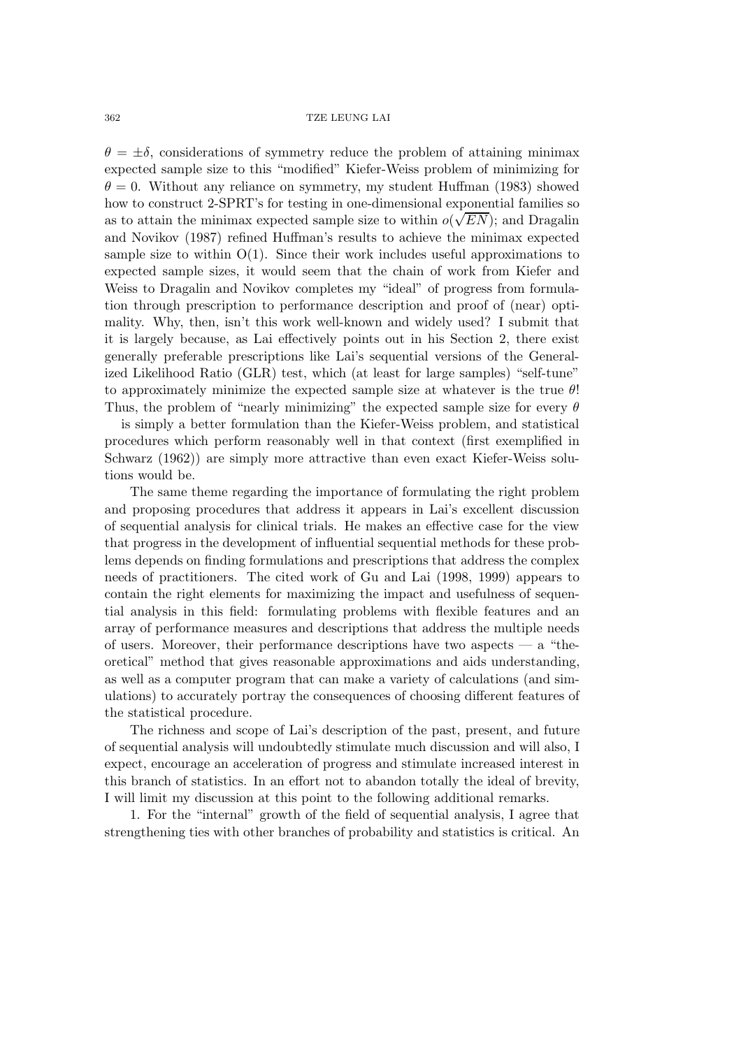$\theta = \pm\delta$, considerations of symmetry reduce the problem of attaining minimax expected sample size to this "modified" Kiefer-Weiss problem of minimizing for $\theta = 0$. Without any reliance on symmetry, my student Huffman (1983) showed how to construct 2-SPRT's for testing in one-dimensional exponential families so as to attain the minimax expected sample size to within $o(\sqrt{EN})$; and Dragalin and Novikov (1987) refined Huffman's results to achieve the minimax expected sample size to within O(1). Since their work includes useful approximations to expected sample sizes, it would seem that the chain of work from Kiefer and Weiss to Dragalin and Novikov completes my "ideal" of progress from formulation through prescription to performance description and proof of (near) optimality. Why, then, isn't this work well-known and widely used? I submit that it is largely because, as Lai effectively points out in his Section 2, there exist generally preferable prescriptions like Lai's sequential versions of the Generalized Likelihood Ratio (GLR) test, which (at least for large samples) "self-tune" to approximately minimize the expected sample size at whatever is the true $\theta$! Thus, the problem of "nearly minimizing" the expected sample size for every $\theta$ is simply a better formulation than the Kiefer-Weiss problem, and statistical procedures which perform reasonably well in that context (first exemplified in Schwarz (1962)) are simply more attractive than even exact Kiefer-Weiss solutions would be.

The same theme regarding the importance of formulating the right problem and proposing procedures that address it appears in Lai's excellent discussion of sequential analysis for clinical trials. He makes an effective case for the view that progress in the development of influential sequential methods for these problems depends on finding formulations and prescriptions that address the complex needs of practitioners. The cited work of Gu and Lai (1998, 1999) appears to contain the right elements for maximizing the impact and usefulness of sequential analysis in this field: formulating problems with flexible features and an array of performance measures and descriptions that address the multiple needs of users. Moreover, their performance descriptions have two aspects — a "theoretical" method that gives reasonable approximations and aids understanding, as well as a computer program that can make a variety of calculations (and simulations) to accurately portray the consequences of choosing different features of the statistical procedure.

The richness and scope of Lai's description of the past, present, and future of sequential analysis will undoubtedly stimulate much discussion and will also, I expect, encourage an acceleration of progress and stimulate increased interest in this branch of statistics. In an effort not to abandon totally the ideal of brevity, I will limit my discussion at this point to the following additional remarks.

1. For the "internal" growth of the field of sequential analysis, I agree that strengthening ties with other branches of probability and statistics is critical. An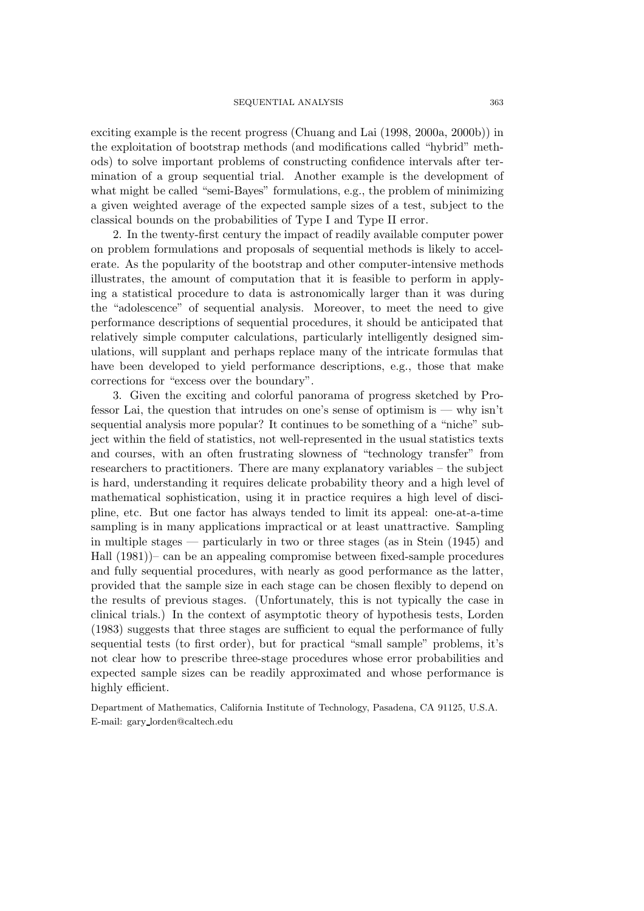exciting example is the recent progress (Chuang and Lai (1998, 2000a, 2000b)) in the exploitation of bootstrap methods (and modifications called "hybrid" methods) to solve important problems of constructing confidence intervals after termination of a group sequential trial. Another example is the development of what might be called "semi-Bayes" formulations, e.g., the problem of minimizing a given weighted average of the expected sample sizes of a test, subject to the classical bounds on the probabilities of Type I and Type II error.

2. In the twenty-first century the impact of readily available computer power on problem formulations and proposals of sequential methods is likely to accelerate. As the popularity of the bootstrap and other computer-intensive methods illustrates, the amount of computation that it is feasible to perform in applying a statistical procedure to data is astronomically larger than it was during the "adolescence" of sequential analysis. Moreover, to meet the need to give performance descriptions of sequential procedures, it should be anticipated that relatively simple computer calculations, particularly intelligently designed simulations, will supplant and perhaps replace many of the intricate formulas that have been developed to yield performance descriptions, e.g., those that make corrections for "excess over the boundary".

3. Given the exciting and colorful panorama of progress sketched by Professor Lai, the question that intrudes on one's sense of optimism is — why isn't sequential analysis more popular? It continues to be something of a "niche" subject within the field of statistics, not well-represented in the usual statistics texts and courses, with an often frustrating slowness of "technology transfer" from researchers to practitioners. There are many explanatory variables – the subject is hard, understanding it requires delicate probability theory and a high level of mathematical sophistication, using it in practice requires a high level of discipline, etc. But one factor has always tended to limit its appeal: one-at-a-time sampling is in many applications impractical or at least unattractive. Sampling in multiple stages — particularly in two or three stages (as in Stein (1945) and Hall (1981))– can be an appealing compromise between fixed-sample procedures and fully sequential procedures, with nearly as good performance as the latter, provided that the sample size in each stage can be chosen flexibly to depend on the results of previous stages. (Unfortunately, this is not typically the case in clinical trials.) In the context of asymptotic theory of hypothesis tests, Lorden (1983) suggests that three stages are sufficient to equal the performance of fully sequential tests (to first order), but for practical "small sample" problems, it's not clear how to prescribe three-stage procedures whose error probabilities and expected sample sizes can be readily approximated and whose performance is highly efficient.

Department of Mathematics, California Institute of Technology, Pasadena, CA 91125, U.S.A.
E-mail: gary_lorden@caltech.edu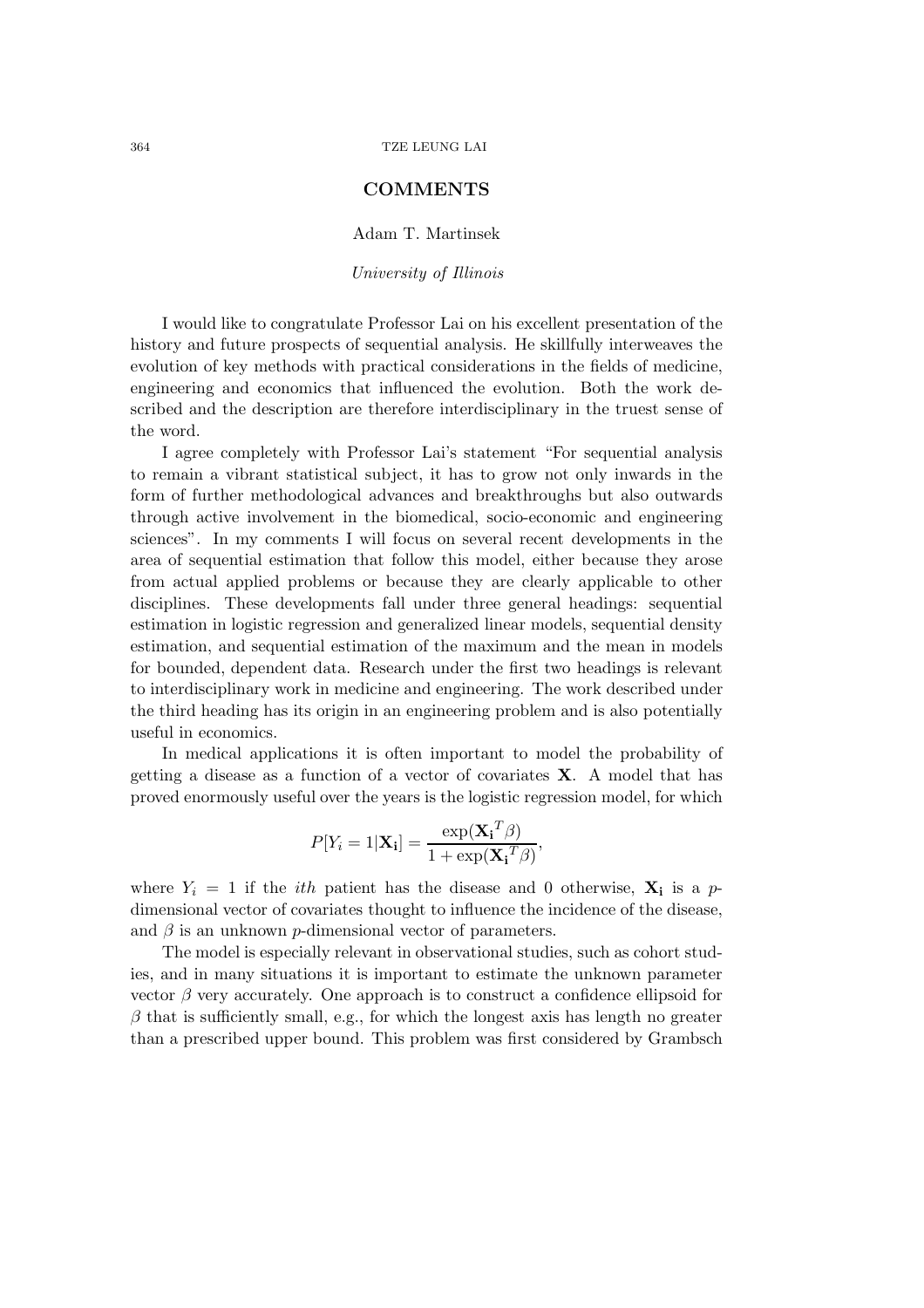## COMMENTS

Adam T. Martinsek

*University of Illinois*

I would like to congratulate Professor Lai on his excellent presentation of the history and future prospects of sequential analysis. He skillfully interweaves the evolution of key methods with practical considerations in the fields of medicine, engineering and economics that influenced the evolution. Both the work described and the description are therefore interdisciplinary in the truest sense of the word.

I agree completely with Professor Lai's statement "For sequential analysis to remain a vibrant statistical subject, it has to grow not only inwards in the form of further methodological advances and breakthroughs but also outwards through active involvement in the biomedical, socio-economic and engineering sciences". In my comments I will focus on several recent developments in the area of sequential estimation that follow this model, either because they arose from actual applied problems or because they are clearly applicable to other disciplines. These developments fall under three general headings: sequential estimation in logistic regression and generalized linear models, sequential density estimation, and sequential estimation of the maximum and the mean in models for bounded, dependent data. Research under the first two headings is relevant to interdisciplinary work in medicine and engineering. The work described under the third heading has its origin in an engineering problem and is also potentially useful in economics.

In medical applications it is often important to model the probability of getting a disease as a function of a vector of covariates $\mathbf{X}$. A model that has proved enormously useful over the years is the logistic regression model, for which

$$P[Y_i = 1|\mathbf{X_i}] = \frac{\exp(\mathbf{X_i}^T\beta)}{1 + \exp(\mathbf{X_i}^T\beta)},$$

where $Y_i = 1$ if the *ith* patient has the disease and 0 otherwise, $\mathbf{X_i}$ is a $p$-dimensional vector of covariates thought to influence the incidence of the disease, and $\beta$ is an unknown $p$-dimensional vector of parameters.

The model is especially relevant in observational studies, such as cohort studies, and in many situations it is important to estimate the unknown parameter vector $\beta$ very accurately. One approach is to construct a confidence ellipsoid for $\beta$ that is sufficiently small, e.g., for which the longest axis has length no greater than a prescribed upper bound. This problem was first considered by Grambsch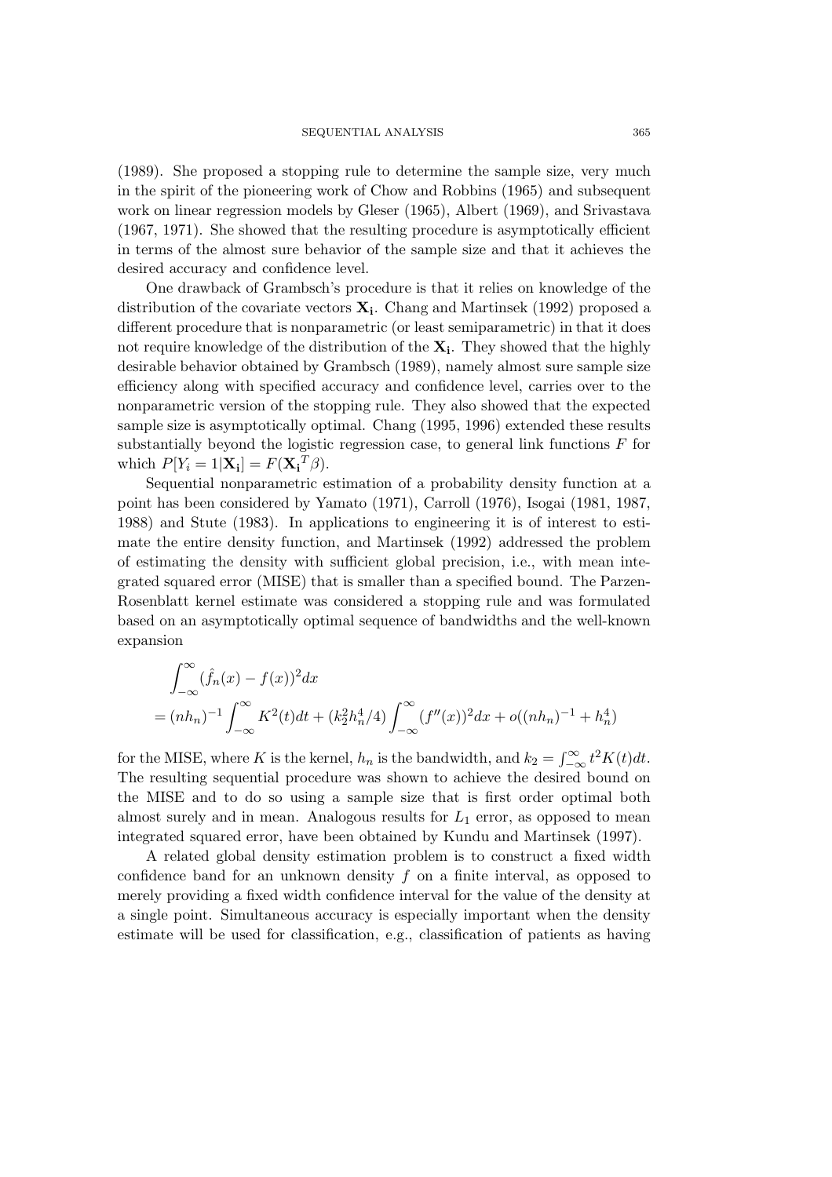(1989). She proposed a stopping rule to determine the sample size, very much in the spirit of the pioneering work of Chow and Robbins (1965) and subsequent work on linear regression models by Gleser (1965), Albert (1969), and Srivastava (1967, 1971). She showed that the resulting procedure is asymptotically efficient in terms of the almost sure behavior of the sample size and that it achieves the desired accuracy and confidence level.

One drawback of Grambsch's procedure is that it relies on knowledge of the distribution of the covariate vectors $\mathbf{X_i}$. Chang and Martinsek (1992) proposed a different procedure that is nonparametric (or least semiparametric) in that it does not require knowledge of the distribution of the $\mathbf{X_i}$. They showed that the highly desirable behavior obtained by Grambsch (1989), namely almost sure sample size efficiency along with specified accuracy and confidence level, carries over to the nonparametric version of the stopping rule. They also showed that the expected sample size is asymptotically optimal. Chang (1995, 1996) extended these results substantially beyond the logistic regression case, to general link functions $F$ for which $P[Y_i = 1|\mathbf{X_i}] = F(\mathbf{X_i}^T\beta)$.

Sequential nonparametric estimation of a probability density function at a point has been considered by Yamato (1971), Carroll (1976), Isogai (1981, 1987, 1988) and Stute (1983). In applications to engineering it is of interest to estimate the entire density function, and Martinsek (1992) addressed the problem of estimating the density with sufficient global precision, i.e., with mean integrated squared error (MISE) that is smaller than a specified bound. The Parzen-Rosenblatt kernel estimate was considered a stopping rule and was formulated based on an asymptotically optimal sequence of bandwidths and the well-known expansion

$$
\begin{aligned}
&\int_{-\infty}^{\infty}(\hat{f}_n(x) - f(x))^2 dx \\
&= (nh_n)^{-1}\int_{-\infty}^{\infty} K^2(t)dt + (k_2^2 h_n^4/4)\int_{-\infty}^{\infty}(f''(x))^2 dx + o((nh_n)^{-1} + h_n^4)
\end{aligned}
$$

for the MISE, where $K$ is the kernel, $h_n$ is the bandwidth, and $k_2 = \int_{-\infty}^{\infty} t^2 K(t)dt$. The resulting sequential procedure was shown to achieve the desired bound on the MISE and to do so using a sample size that is first order optimal both almost surely and in mean. Analogous results for $L_1$ error, as opposed to mean integrated squared error, have been obtained by Kundu and Martinsek (1997).

A related global density estimation problem is to construct a fixed width confidence band for an unknown density $f$ on a finite interval, as opposed to merely providing a fixed width confidence interval for the value of the density at a single point. Simultaneous accuracy is especially important when the density estimate will be used for classification, e.g., classification of patients as having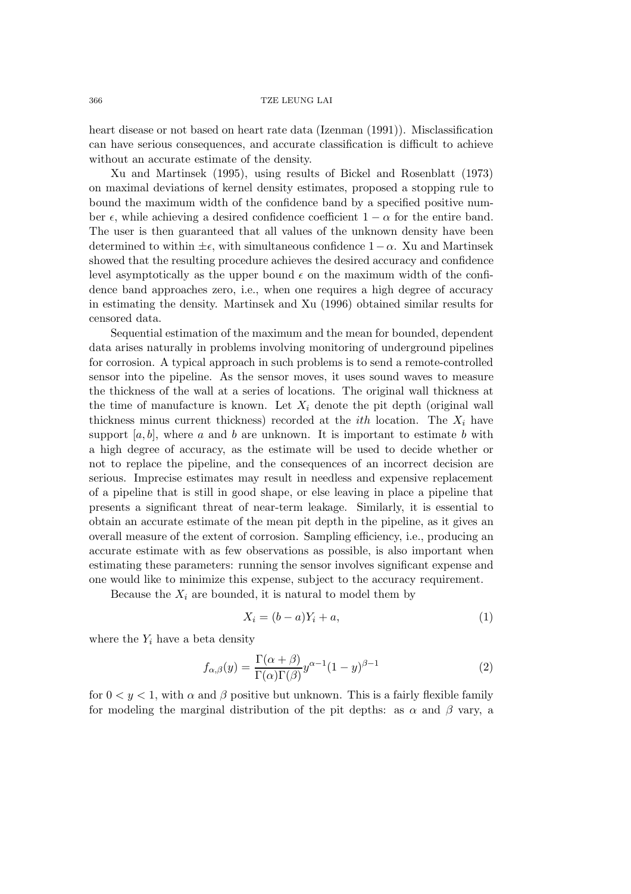heart disease or not based on heart rate data (Izenman (1991)). Misclassification can have serious consequences, and accurate classification is difficult to achieve without an accurate estimate of the density.

Xu and Martinsek (1995), using results of Bickel and Rosenblatt (1973) on maximal deviations of kernel density estimates, proposed a stopping rule to bound the maximum width of the confidence band by a specified positive number $\epsilon$, while achieving a desired confidence coefficient $1-\alpha$ for the entire band. The user is then guaranteed that all values of the unknown density have been determined to within $\pm\epsilon$, with simultaneous confidence $1-\alpha$. Xu and Martinsek showed that the resulting procedure achieves the desired accuracy and confidence level asymptotically as the upper bound $\epsilon$ on the maximum width of the confidence band approaches zero, i.e., when one requires a high degree of accuracy in estimating the density. Martinsek and Xu (1996) obtained similar results for censored data.

Sequential estimation of the maximum and the mean for bounded, dependent data arises naturally in problems involving monitoring of underground pipelines for corrosion. A typical approach in such problems is to send a remote-controlled sensor into the pipeline. As the sensor moves, it uses sound waves to measure the thickness of the wall at a series of locations. The original wall thickness at the time of manufacture is known. Let $X_i$ denote the pit depth (original wall thickness minus current thickness) recorded at the *ith* location. The $X_i$ have support $[a, b]$, where $a$ and $b$ are unknown. It is important to estimate $b$ with a high degree of accuracy, as the estimate will be used to decide whether or not to replace the pipeline, and the consequences of an incorrect decision are serious. Imprecise estimates may result in needless and expensive replacement of a pipeline that is still in good shape, or else leaving in place a pipeline that presents a significant threat of near-term leakage. Similarly, it is essential to obtain an accurate estimate of the mean pit depth in the pipeline, as it gives an overall measure of the extent of corrosion. Sampling efficiency, i.e., producing an accurate estimate with as few observations as possible, is also important when estimating these parameters: running the sensor involves significant expense and one would like to minimize this expense, subject to the accuracy requirement.

Because the $X_i$ are bounded, it is natural to model them by

$$X_i = (b-a)Y_i + a, \tag{1}$$

where the $Y_i$ have a beta density

$$f_{\alpha,\beta}(y) = \frac{\Gamma(\alpha+\beta)}{\Gamma(\alpha)\Gamma(\beta)} y^{\alpha-1}(1-y)^{\beta-1} \tag{2}$$

for $0 < y < 1$, with $\alpha$ and $\beta$ positive but unknown. This is a fairly flexible family for modeling the marginal distribution of the pit depths: as $\alpha$ and $\beta$ vary, a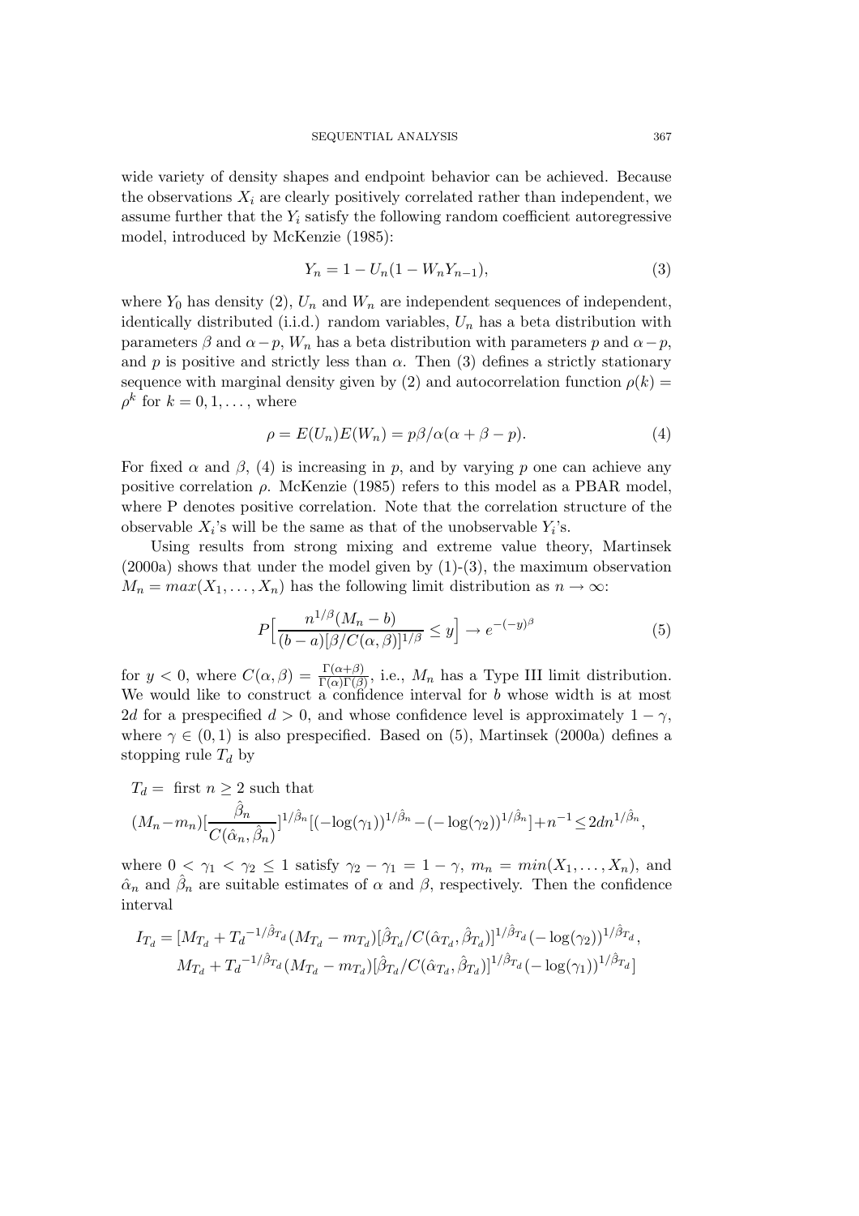wide variety of density shapes and endpoint behavior can be achieved. Because the observations $X_i$ are clearly positively correlated rather than independent, we assume further that the $Y_i$ satisfy the following random coefficient autoregressive model, introduced by McKenzie (1985):

$$Y_n = 1 - U_n(1 - W_n Y_{n-1}), \tag{3}$$

where $Y_0$ has density (2), $U_n$ and $W_n$ are independent sequences of independent, identically distributed (i.i.d.) random variables, $U_n$ has a beta distribution with parameters $\beta$ and $\alpha - p$, $W_n$ has a beta distribution with parameters $p$ and $\alpha - p$, and $p$ is positive and strictly less than $\alpha$. Then (3) defines a strictly stationary sequence with marginal density given by (2) and autocorrelation function $\rho(k) = \rho^k$ for $k = 0, 1, \ldots$, where

$$\rho = E(U_n)E(W_n) = p\beta/\alpha(\alpha + \beta - p). \tag{4}$$

For fixed $\alpha$ and $\beta$, (4) is increasing in $p$, and by varying $p$ one can achieve any positive correlation $\rho$. McKenzie (1985) refers to this model as a PBAR model, where P denotes positive correlation. Note that the correlation structure of the observable $X_i$'s will be the same as that of the unobservable $Y_i$'s.

Using results from strong mixing and extreme value theory, Martinsek (2000a) shows that under the model given by (1)-(3), the maximum observation $M_n = max(X_1, \ldots, X_n)$ has the following limit distribution as $n \to \infty$:

$$P\Big[\frac{n^{1/\beta}(M_n - b)}{(b-a)[\beta/C(\alpha,\beta)]^{1/\beta}} \le y\Big] \to e^{-(-y)^\beta} \tag{5}$$

for $y < 0$, where $C(\alpha, \beta) = \frac{\Gamma(\alpha+\beta)}{\Gamma(\alpha)\Gamma(\beta)}$, i.e., $M_n$ has a Type III limit distribution. We would like to construct a confidence interval for $b$ whose width is at most $2d$ for a prespecified $d > 0$, and whose confidence level is approximately $1 - \gamma$, where $\gamma \in (0, 1)$ is also prespecified. Based on (5), Martinsek (2000a) defines a stopping rule $T_d$ by

$$T_d = \text{ first } n \ge 2 \text{ such that}$$

$$(M_n - m_n)\Big[\frac{\hat{\beta}_n}{C(\hat{\alpha}_n, \hat{\beta}_n)}\Big]^{1/\hat{\beta}_n}[(-\log(\gamma_1))^{1/\hat{\beta}_n} - (-\log(\gamma_2))^{1/\hat{\beta}_n}] + n^{-1} \le 2dn^{1/\hat{\beta}_n},$$

where $0 < \gamma_1 < \gamma_2 \le 1$ satisfy $\gamma_2 - \gamma_1 = 1 - \gamma$, $m_n = min(X_1, \ldots, X_n)$, and $\hat{\alpha}_n$ and $\hat{\beta}_n$ are suitable estimates of $\alpha$ and $\beta$, respectively. Then the confidence interval

$$I_{T_d} = [M_{T_d} + {T_d}^{-1/\hat{\beta}_{T_d}}(M_{T_d} - m_{T_d})[\hat{\beta}_{T_d}/C(\hat{\alpha}_{T_d}, \hat{\beta}_{T_d})]^{1/\hat{\beta}_{T_d}}(-\log(\gamma_2))^{1/\hat{\beta}_{T_d}},$$
$$M_{T_d} + {T_d}^{-1/\hat{\beta}_{T_d}}(M_{T_d} - m_{T_d})[\hat{\beta}_{T_d}/C(\hat{\alpha}_{T_d}, \hat{\beta}_{T_d})]^{1/\hat{\beta}_{T_d}}(-\log(\gamma_1))^{1/\hat{\beta}_{T_d}}]$$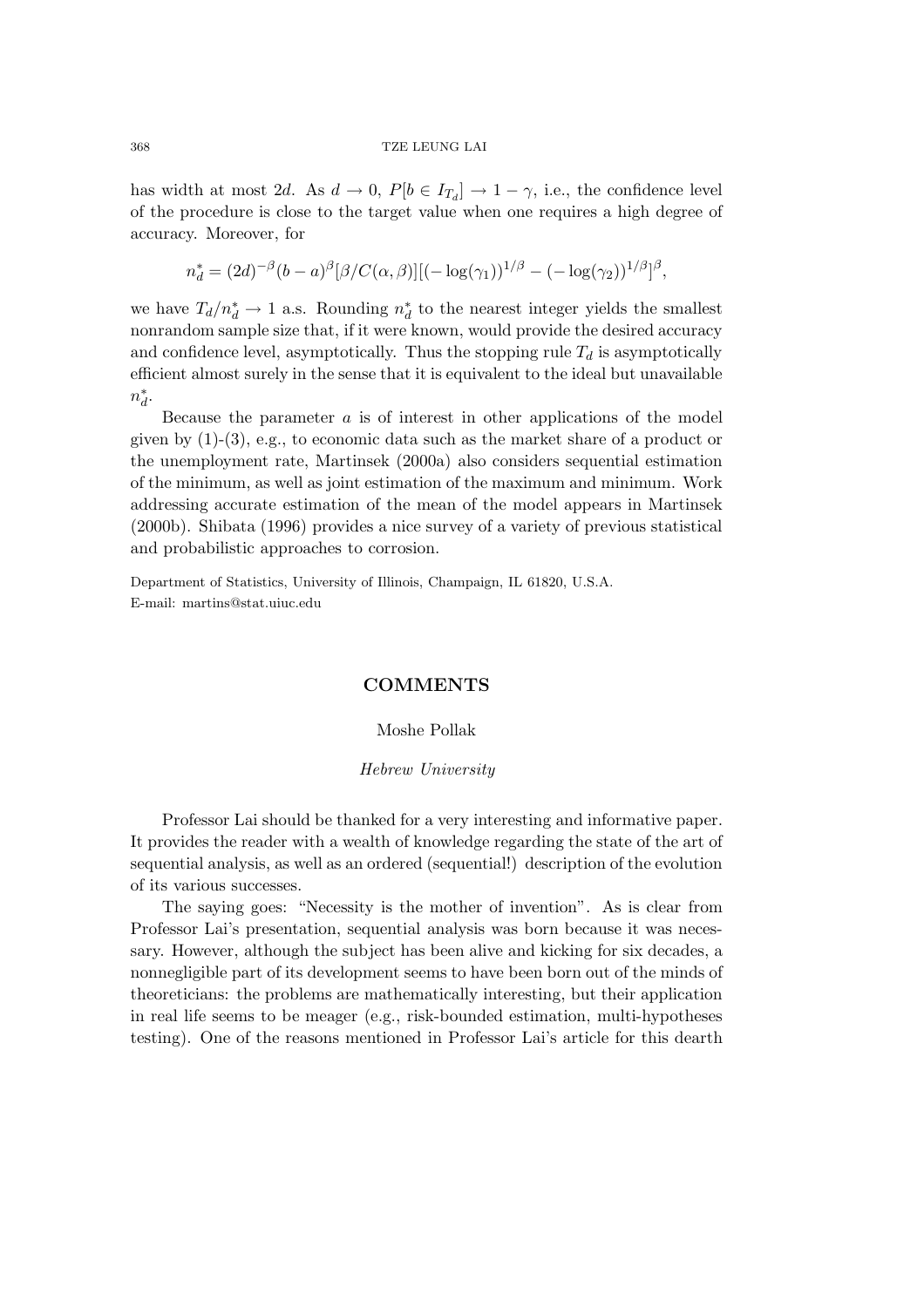has width at most $2d$. As $d \to 0$, $P[b \in I_{T_d}] \to 1 - \gamma$, i.e., the confidence level of the procedure is close to the target value when one requires a high degree of accuracy. Moreover, for

$$n_d^* = (2d)^{-\beta}(b-a)^{\beta}[\beta/C(\alpha,\beta)][(-\log(\gamma_1))^{1/\beta} - (-\log(\gamma_2))^{1/\beta}]^{\beta},$$

we have $T_d/n_d^* \to 1$ a.s. Rounding $n_d^*$ to the nearest integer yields the smallest nonrandom sample size that, if it were known, would provide the desired accuracy and confidence level, asymptotically. Thus the stopping rule $T_d$ is asymptotically efficient almost surely in the sense that it is equivalent to the ideal but unavailable $n_d^*$.

Because the parameter $a$ is of interest in other applications of the model given by (1)-(3), e.g., to economic data such as the market share of a product or the unemployment rate, Martinsek (2000a) also considers sequential estimation of the minimum, as well as joint estimation of the maximum and minimum. Work addressing accurate estimation of the mean of the model appears in Martinsek (2000b). Shibata (1996) provides a nice survey of a variety of previous statistical and probabilistic approaches to corrosion.

Department of Statistics, University of Illinois, Champaign, IL 61820, U.S.A.
E-mail: martins@stat.uiuc.edu

## COMMENTS

Moshe Pollak

*Hebrew University*

Professor Lai should be thanked for a very interesting and informative paper. It provides the reader with a wealth of knowledge regarding the state of the art of sequential analysis, as well as an ordered (sequential!) description of the evolution of its various successes.

The saying goes: "Necessity is the mother of invention". As is clear from Professor Lai's presentation, sequential analysis was born because it was necessary. However, although the subject has been alive and kicking for six decades, a nonnegligible part of its development seems to have been born out of the minds of theoreticians: the problems are mathematically interesting, but their application in real life seems to be meager (e.g., risk-bounded estimation, multi-hypotheses testing). One of the reasons mentioned in Professor Lai's article for this dearth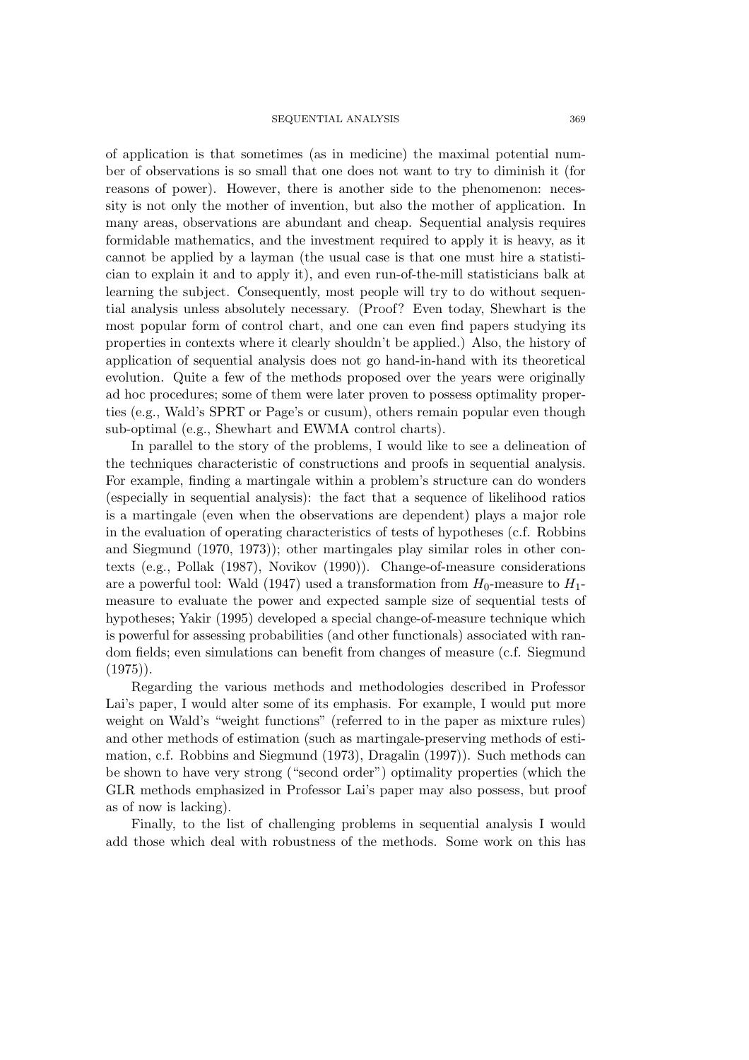of application is that sometimes (as in medicine) the maximal potential number of observations is so small that one does not want to try to diminish it (for reasons of power). However, there is another side to the phenomenon: necessity is not only the mother of invention, but also the mother of application. In many areas, observations are abundant and cheap. Sequential analysis requires formidable mathematics, and the investment required to apply it is heavy, as it cannot be applied by a layman (the usual case is that one must hire a statistician to explain it and to apply it), and even run-of-the-mill statisticians balk at learning the subject. Consequently, most people will try to do without sequential analysis unless absolutely necessary. (Proof? Even today, Shewhart is the most popular form of control chart, and one can even find papers studying its properties in contexts where it clearly shouldn't be applied.) Also, the history of application of sequential analysis does not go hand-in-hand with its theoretical evolution. Quite a few of the methods proposed over the years were originally ad hoc procedures; some of them were later proven to possess optimality properties (e.g., Wald's SPRT or Page's or cusum), others remain popular even though sub-optimal (e.g., Shewhart and EWMA control charts).

In parallel to the story of the problems, I would like to see a delineation of the techniques characteristic of constructions and proofs in sequential analysis. For example, finding a martingale within a problem's structure can do wonders (especially in sequential analysis): the fact that a sequence of likelihood ratios is a martingale (even when the observations are dependent) plays a major role in the evaluation of operating characteristics of tests of hypotheses (c.f. Robbins and Siegmund (1970, 1973)); other martingales play similar roles in other contexts (e.g., Pollak (1987), Novikov (1990)). Change-of-measure considerations are a powerful tool: Wald (1947) used a transformation from $H_0$-measure to $H_1$-measure to evaluate the power and expected sample size of sequential tests of hypotheses; Yakir (1995) developed a special change-of-measure technique which is powerful for assessing probabilities (and other functionals) associated with random fields; even simulations can benefit from changes of measure (c.f. Siegmund (1975)).

Regarding the various methods and methodologies described in Professor Lai's paper, I would alter some of its emphasis. For example, I would put more weight on Wald's "weight functions" (referred to in the paper as mixture rules) and other methods of estimation (such as martingale-preserving methods of estimation, c.f. Robbins and Siegmund (1973), Dragalin (1997)). Such methods can be shown to have very strong ("second order") optimality properties (which the GLR methods emphasized in Professor Lai's paper may also possess, but proof as of now is lacking).

Finally, to the list of challenging problems in sequential analysis I would add those which deal with robustness of the methods. Some work on this has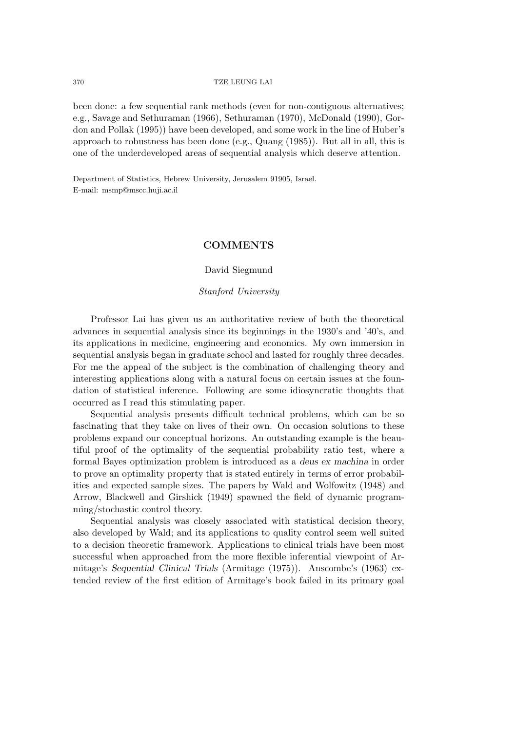been done: a few sequential rank methods (even for non-contiguous alternatives; e.g., Savage and Sethuraman (1966), Sethuraman (1970), McDonald (1990), Gordon and Pollak (1995)) have been developed, and some work in the line of Huber's approach to robustness has been done (e.g., Quang (1985)). But all in all, this is one of the underdeveloped areas of sequential analysis which deserve attention.

Department of Statistics, Hebrew University, Jerusalem 91905, Israel.
E-mail: msmp@mscc.huji.ac.il

## COMMENTS

David Siegmund

*Stanford University*

Professor Lai has given us an authoritative review of both the theoretical advances in sequential analysis since its beginnings in the 1930's and '40's, and its applications in medicine, engineering and economics. My own immersion in sequential analysis began in graduate school and lasted for roughly three decades. For me the appeal of the subject is the combination of challenging theory and interesting applications along with a natural focus on certain issues at the foundation of statistical inference. Following are some idiosyncratic thoughts that occurred as I read this stimulating paper.

Sequential analysis presents difficult technical problems, which can be so fascinating that they take on lives of their own. On occasion solutions to these problems expand our conceptual horizons. An outstanding example is the beautiful proof of the optimality of the sequential probability ratio test, where a formal Bayes optimization problem is introduced as a *deus ex machina* in order to prove an optimality property that is stated entirely in terms of error probabilities and expected sample sizes. The papers by Wald and Wolfowitz (1948) and Arrow, Blackwell and Girshick (1949) spawned the field of dynamic programming/stochastic control theory.

Sequential analysis was closely associated with statistical decision theory, also developed by Wald; and its applications to quality control seem well suited to a decision theoretic framework. Applications to clinical trials have been most successful when approached from the more flexible inferential viewpoint of Armitage's *Sequential Clinical Trials* (Armitage (1975)). Anscombe's (1963) extended review of the first edition of Armitage's book failed in its primary goal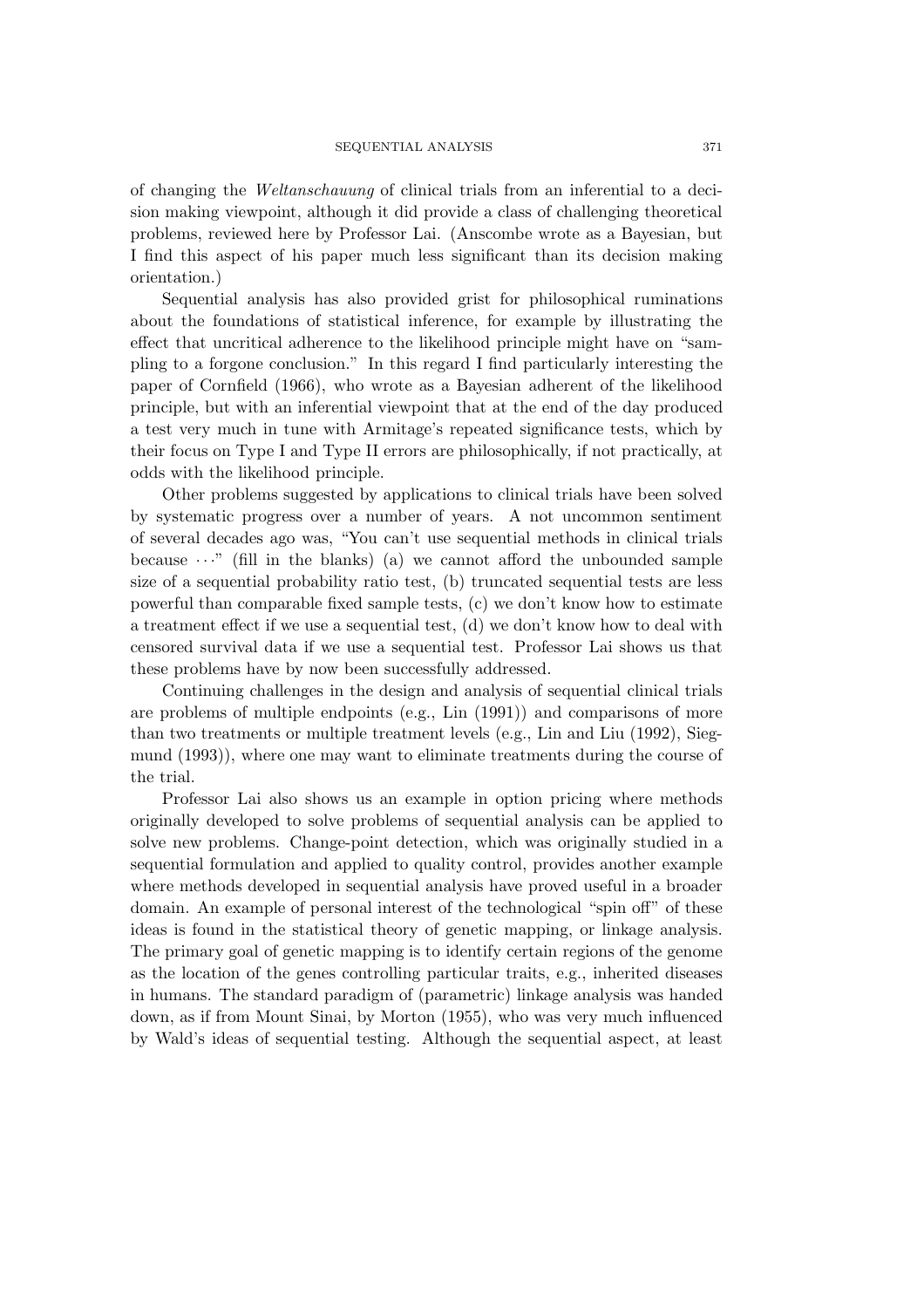of changing the *Weltanschauung* of clinical trials from an inferential to a decision making viewpoint, although it did provide a class of challenging theoretical problems, reviewed here by Professor Lai. (Anscombe wrote as a Bayesian, but I find this aspect of his paper much less significant than its decision making orientation.)

Sequential analysis has also provided grist for philosophical ruminations about the foundations of statistical inference, for example by illustrating the effect that uncritical adherence to the likelihood principle might have on "sampling to a forgone conclusion." In this regard I find particularly interesting the paper of Cornfield (1966), who wrote as a Bayesian adherent of the likelihood principle, but with an inferential viewpoint that at the end of the day produced a test very much in tune with Armitage's repeated significance tests, which by their focus on Type I and Type II errors are philosophically, if not practically, at odds with the likelihood principle.

Other problems suggested by applications to clinical trials have been solved by systematic progress over a number of years. A not uncommon sentiment of several decades ago was, "You can't use sequential methods in clinical trials because $\cdots$" (fill in the blanks) (a) we cannot afford the unbounded sample size of a sequential probability ratio test, (b) truncated sequential tests are less powerful than comparable fixed sample tests, (c) we don't know how to estimate a treatment effect if we use a sequential test, (d) we don't know how to deal with censored survival data if we use a sequential test. Professor Lai shows us that these problems have by now been successfully addressed.

Continuing challenges in the design and analysis of sequential clinical trials are problems of multiple endpoints (e.g., Lin (1991)) and comparisons of more than two treatments or multiple treatment levels (e.g., Lin and Liu (1992), Siegmund (1993)), where one may want to eliminate treatments during the course of the trial.

Professor Lai also shows us an example in option pricing where methods originally developed to solve problems of sequential analysis can be applied to solve new problems. Change-point detection, which was originally studied in a sequential formulation and applied to quality control, provides another example where methods developed in sequential analysis have proved useful in a broader domain. An example of personal interest of the technological "spin off" of these ideas is found in the statistical theory of genetic mapping, or linkage analysis. The primary goal of genetic mapping is to identify certain regions of the genome as the location of the genes controlling particular traits, e.g., inherited diseases in humans. The standard paradigm of (parametric) linkage analysis was handed down, as if from Mount Sinai, by Morton (1955), who was very much influenced by Wald's ideas of sequential testing. Although the sequential aspect, at least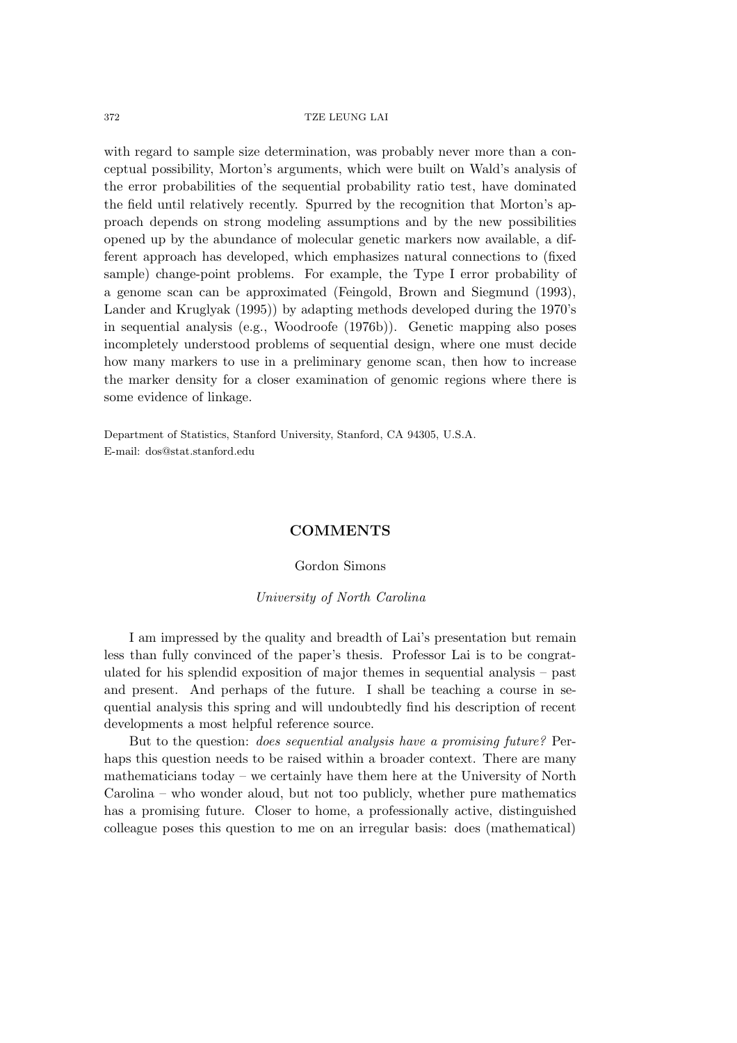with regard to sample size determination, was probably never more than a conceptual possibility, Morton's arguments, which were built on Wald's analysis of the error probabilities of the sequential probability ratio test, have dominated the field until relatively recently. Spurred by the recognition that Morton's approach depends on strong modeling assumptions and by the new possibilities opened up by the abundance of molecular genetic markers now available, a different approach has developed, which emphasizes natural connections to (fixed sample) change-point problems. For example, the Type I error probability of a genome scan can be approximated (Feingold, Brown and Siegmund (1993), Lander and Kruglyak (1995)) by adapting methods developed during the 1970's in sequential analysis (e.g., Woodroofe (1976b)). Genetic mapping also poses incompletely understood problems of sequential design, where one must decide how many markers to use in a preliminary genome scan, then how to increase the marker density for a closer examination of genomic regions where there is some evidence of linkage.

Department of Statistics, Stanford University, Stanford, CA 94305, U.S.A.
E-mail: dos@stat.stanford.edu

## COMMENTS

Gordon Simons

*University of North Carolina*

I am impressed by the quality and breadth of Lai's presentation but remain less than fully convinced of the paper's thesis. Professor Lai is to be congratulated for his splendid exposition of major themes in sequential analysis – past and present. And perhaps of the future. I shall be teaching a course in sequential analysis this spring and will undoubtedly find his description of recent developments a most helpful reference source.

But to the question: *does sequential analysis have a promising future?* Perhaps this question needs to be raised within a broader context. There are many mathematicians today – we certainly have them here at the University of North Carolina – who wonder aloud, but not too publicly, whether pure mathematics has a promising future. Closer to home, a professionally active, distinguished colleague poses this question to me on an irregular basis: does (mathematical)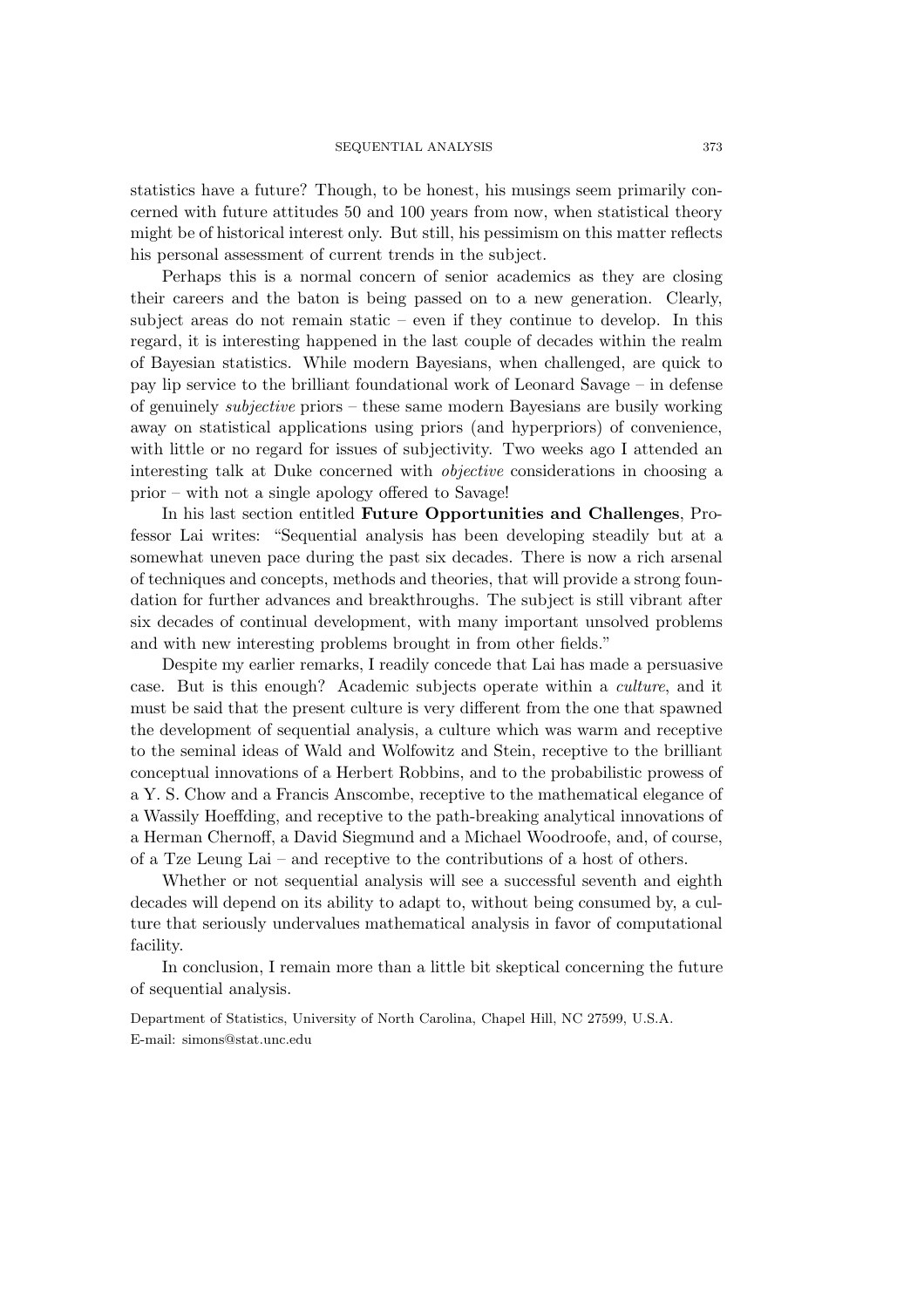statistics have a future? Though, to be honest, his musings seem primarily concerned with future attitudes 50 and 100 years from now, when statistical theory might be of historical interest only. But still, his pessimism on this matter reflects his personal assessment of current trends in the subject.

Perhaps this is a normal concern of senior academics as they are closing their careers and the baton is being passed on to a new generation. Clearly, subject areas do not remain static – even if they continue to develop. In this regard, it is interesting happened in the last couple of decades within the realm of Bayesian statistics. While modern Bayesians, when challenged, are quick to pay lip service to the brilliant foundational work of Leonard Savage – in defense of genuinely *subjective* priors – these same modern Bayesians are busily working away on statistical applications using priors (and hyperpriors) of convenience, with little or no regard for issues of subjectivity. Two weeks ago I attended an interesting talk at Duke concerned with *objective* considerations in choosing a prior – with not a single apology offered to Savage!

In his last section entitled **Future Opportunities and Challenges**, Professor Lai writes: "Sequential analysis has been developing steadily but at a somewhat uneven pace during the past six decades. There is now a rich arsenal of techniques and concepts, methods and theories, that will provide a strong foundation for further advances and breakthroughs. The subject is still vibrant after six decades of continual development, with many important unsolved problems and with new interesting problems brought in from other fields."

Despite my earlier remarks, I readily concede that Lai has made a persuasive case. But is this enough? Academic subjects operate within a *culture*, and it must be said that the present culture is very different from the one that spawned the development of sequential analysis, a culture which was warm and receptive to the seminal ideas of Wald and Wolfowitz and Stein, receptive to the brilliant conceptual innovations of a Herbert Robbins, and to the probabilistic prowess of a Y. S. Chow and a Francis Anscombe, receptive to the mathematical elegance of a Wassily Hoeffding, and receptive to the path-breaking analytical innovations of a Herman Chernoff, a David Siegmund and a Michael Woodroofe, and, of course, of a Tze Leung Lai – and receptive to the contributions of a host of others.

Whether or not sequential analysis will see a successful seventh and eighth decades will depend on its ability to adapt to, without being consumed by, a culture that seriously undervalues mathematical analysis in favor of computational facility.

In conclusion, I remain more than a little bit skeptical concerning the future of sequential analysis.

Department of Statistics, University of North Carolina, Chapel Hill, NC 27599, U.S.A.
E-mail: simons@stat.unc.edu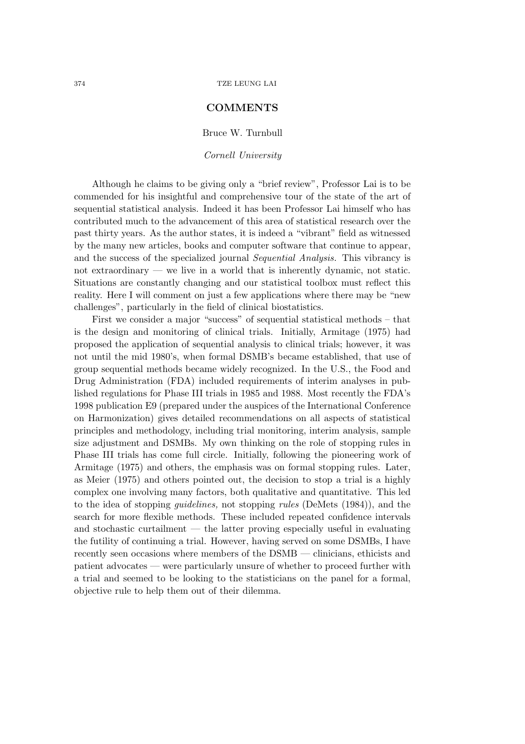## COMMENTS

Bruce W. Turnbull

*Cornell University*

Although he claims to be giving only a "brief review", Professor Lai is to be commended for his insightful and comprehensive tour of the state of the art of sequential statistical analysis. Indeed it has been Professor Lai himself who has contributed much to the advancement of this area of statistical research over the past thirty years. As the author states, it is indeed a "vibrant" field as witnessed by the many new articles, books and computer software that continue to appear, and the success of the specialized journal *Sequential Analysis.* This vibrancy is not extraordinary — we live in a world that is inherently dynamic, not static. Situations are constantly changing and our statistical toolbox must reflect this reality. Here I will comment on just a few applications where there may be "new challenges", particularly in the field of clinical biostatistics.

First we consider a major "success" of sequential statistical methods – that is the design and monitoring of clinical trials. Initially, Armitage (1975) had proposed the application of sequential analysis to clinical trials; however, it was not until the mid 1980's, when formal DSMB's became established, that use of group sequential methods became widely recognized. In the U.S., the Food and Drug Administration (FDA) included requirements of interim analyses in published regulations for Phase III trials in 1985 and 1988. Most recently the FDA's 1998 publication E9 (prepared under the auspices of the International Conference on Harmonization) gives detailed recommendations on all aspects of statistical principles and methodology, including trial monitoring, interim analysis, sample size adjustment and DSMBs. My own thinking on the role of stopping rules in Phase III trials has come full circle. Initially, following the pioneering work of Armitage (1975) and others, the emphasis was on formal stopping rules. Later, as Meier (1975) and others pointed out, the decision to stop a trial is a highly complex one involving many factors, both qualitative and quantitative. This led to the idea of stopping *guidelines,* not stopping *rules* (DeMets (1984)), and the search for more flexible methods. These included repeated confidence intervals and stochastic curtailment — the latter proving especially useful in evaluating the futility of continuing a trial. However, having served on some DSMBs, I have recently seen occasions where members of the DSMB — clinicians, ethicists and patient advocates — were particularly unsure of whether to proceed further with a trial and seemed to be looking to the statisticians on the panel for a formal, objective rule to help them out of their dilemma.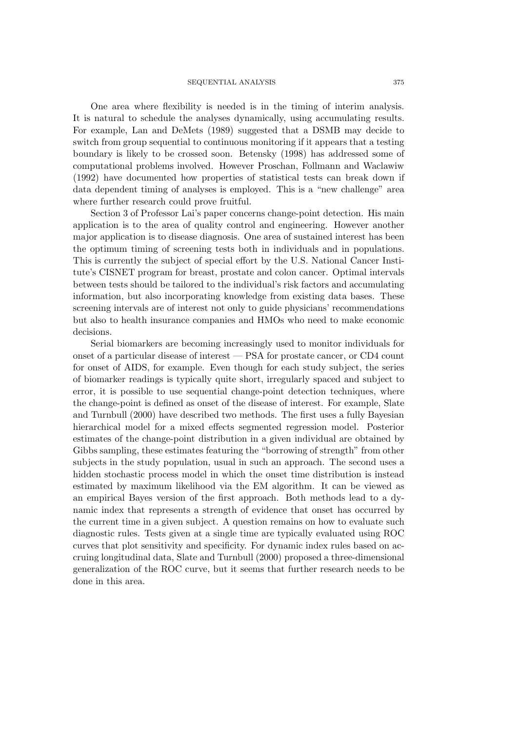One area where flexibility is needed is in the timing of interim analysis. It is natural to schedule the analyses dynamically, using accumulating results. For example, Lan and DeMets (1989) suggested that a DSMB may decide to switch from group sequential to continuous monitoring if it appears that a testing boundary is likely to be crossed soon. Betensky (1998) has addressed some of computational problems involved. However Proschan, Follmann and Waclawiw (1992) have documented how properties of statistical tests can break down if data dependent timing of analyses is employed. This is a "new challenge" area where further research could prove fruitful.

Section 3 of Professor Lai's paper concerns change-point detection. His main application is to the area of quality control and engineering. However another major application is to disease diagnosis. One area of sustained interest has been the optimum timing of screening tests both in individuals and in populations. This is currently the subject of special effort by the U.S. National Cancer Institute's CISNET program for breast, prostate and colon cancer. Optimal intervals between tests should be tailored to the individual's risk factors and accumulating information, but also incorporating knowledge from existing data bases. These screening intervals are of interest not only to guide physicians' recommendations but also to health insurance companies and HMOs who need to make economic decisions.

Serial biomarkers are becoming increasingly used to monitor individuals for onset of a particular disease of interest — PSA for prostate cancer, or CD4 count for onset of AIDS, for example. Even though for each study subject, the series of biomarker readings is typically quite short, irregularly spaced and subject to error, it is possible to use sequential change-point detection techniques, where the change-point is defined as onset of the disease of interest. For example, Slate and Turnbull (2000) have described two methods. The first uses a fully Bayesian hierarchical model for a mixed effects segmented regression model. Posterior estimates of the change-point distribution in a given individual are obtained by Gibbs sampling, these estimates featuring the "borrowing of strength" from other subjects in the study population, usual in such an approach. The second uses a hidden stochastic process model in which the onset time distribution is instead estimated by maximum likelihood via the EM algorithm. It can be viewed as an empirical Bayes version of the first approach. Both methods lead to a dynamic index that represents a strength of evidence that onset has occurred by the current time in a given subject. A question remains on how to evaluate such diagnostic rules. Tests given at a single time are typically evaluated using ROC curves that plot sensitivity and specificity. For dynamic index rules based on accruing longitudinal data, Slate and Turnbull (2000) proposed a three-dimensional generalization of the ROC curve, but it seems that further research needs to be done in this area.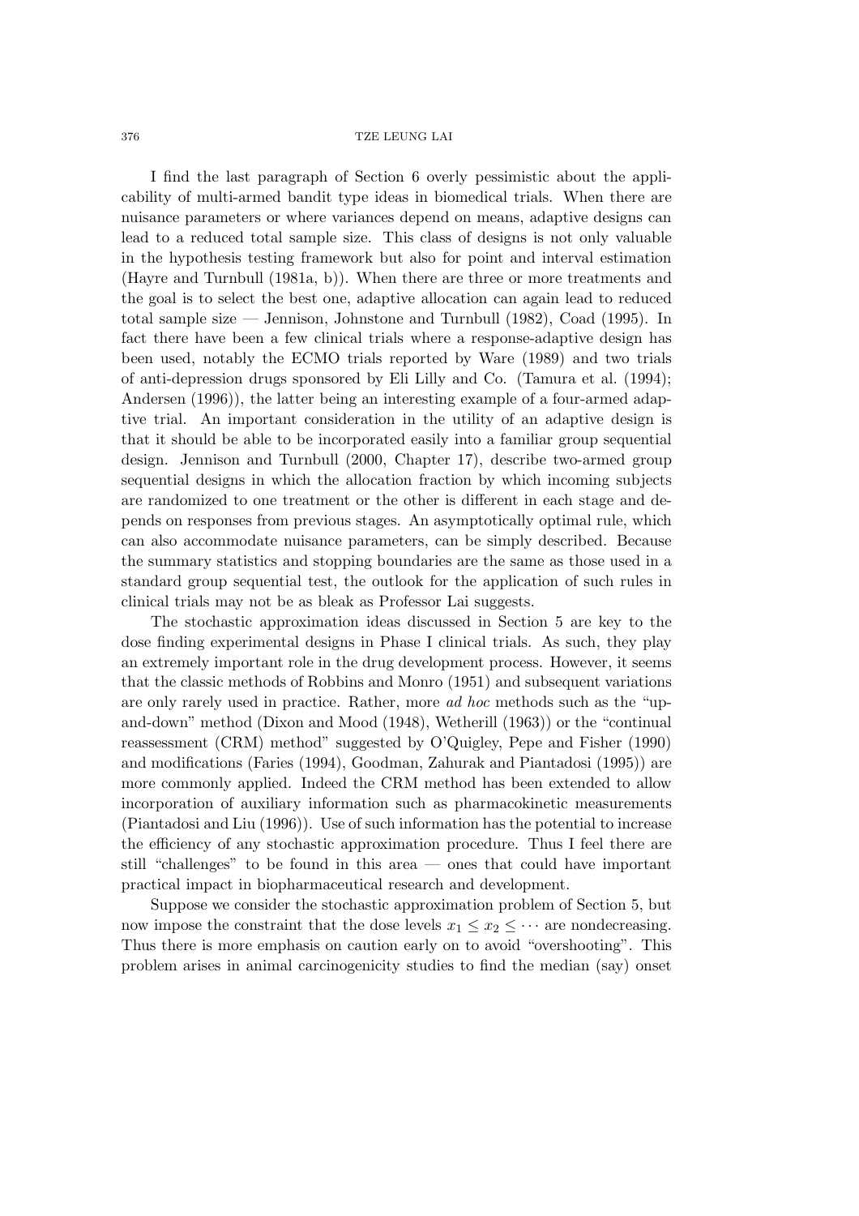I find the last paragraph of Section 6 overly pessimistic about the applicability of multi-armed bandit type ideas in biomedical trials. When there are nuisance parameters or where variances depend on means, adaptive designs can lead to a reduced total sample size. This class of designs is not only valuable in the hypothesis testing framework but also for point and interval estimation (Hayre and Turnbull (1981a, b)). When there are three or more treatments and the goal is to select the best one, adaptive allocation can again lead to reduced total sample size — Jennison, Johnstone and Turnbull (1982), Coad (1995). In fact there have been a few clinical trials where a response-adaptive design has been used, notably the ECMO trials reported by Ware (1989) and two trials of anti-depression drugs sponsored by Eli Lilly and Co. (Tamura et al. (1994); Andersen (1996)), the latter being an interesting example of a four-armed adaptive trial. An important consideration in the utility of an adaptive design is that it should be able to be incorporated easily into a familiar group sequential design. Jennison and Turnbull (2000, Chapter 17), describe two-armed group sequential designs in which the allocation fraction by which incoming subjects are randomized to one treatment or the other is different in each stage and depends on responses from previous stages. An asymptotically optimal rule, which can also accommodate nuisance parameters, can be simply described. Because the summary statistics and stopping boundaries are the same as those used in a standard group sequential test, the outlook for the application of such rules in clinical trials may not be as bleak as Professor Lai suggests.

The stochastic approximation ideas discussed in Section 5 are key to the dose finding experimental designs in Phase I clinical trials. As such, they play an extremely important role in the drug development process. However, it seems that the classic methods of Robbins and Monro (1951) and subsequent variations are only rarely used in practice. Rather, more *ad hoc* methods such as the "up-and-down" method (Dixon and Mood (1948), Wetherill (1963)) or the "continual reassessment (CRM) method" suggested by O'Quigley, Pepe and Fisher (1990) and modifications (Faries (1994), Goodman, Zahurak and Piantadosi (1995)) are more commonly applied. Indeed the CRM method has been extended to allow incorporation of auxiliary information such as pharmacokinetic measurements (Piantadosi and Liu (1996)). Use of such information has the potential to increase the efficiency of any stochastic approximation procedure. Thus I feel there are still "challenges" to be found in this area — ones that could have important practical impact in biopharmaceutical research and development.

Suppose we consider the stochastic approximation problem of Section 5, but now impose the constraint that the dose levels $x_1 \leq x_2 \leq \cdots$ are nondecreasing. Thus there is more emphasis on caution early on to avoid "overshooting". This problem arises in animal carcinogenicity studies to find the median (say) onset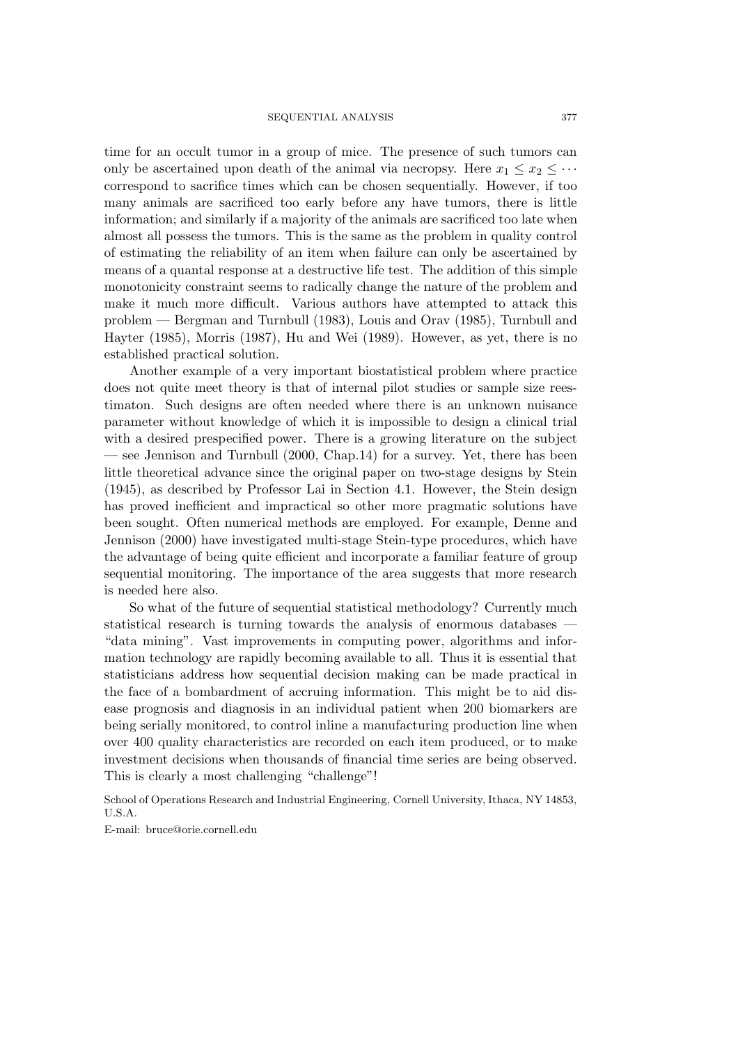time for an occult tumor in a group of mice. The presence of such tumors can only be ascertained upon death of the animal via necropsy. Here $x_1 \leq x_2 \leq \cdots$ correspond to sacrifice times which can be chosen sequentially. However, if too many animals are sacrificed too early before any have tumors, there is little information; and similarly if a majority of the animals are sacrificed too late when almost all possess the tumors. This is the same as the problem in quality control of estimating the reliability of an item when failure can only be ascertained by means of a quantal response at a destructive life test. The addition of this simple monotonicity constraint seems to radically change the nature of the problem and make it much more difficult. Various authors have attempted to attack this problem — Bergman and Turnbull (1983), Louis and Orav (1985), Turnbull and Hayter (1985), Morris (1987), Hu and Wei (1989). However, as yet, there is no established practical solution.

Another example of a very important biostatistical problem where practice does not quite meet theory is that of internal pilot studies or sample size reestimaton. Such designs are often needed where there is an unknown nuisance parameter without knowledge of which it is impossible to design a clinical trial with a desired prespecified power. There is a growing literature on the subject — see Jennison and Turnbull (2000, Chap.14) for a survey. Yet, there has been little theoretical advance since the original paper on two-stage designs by Stein (1945), as described by Professor Lai in Section 4.1. However, the Stein design has proved inefficient and impractical so other more pragmatic solutions have been sought. Often numerical methods are employed. For example, Denne and Jennison (2000) have investigated multi-stage Stein-type procedures, which have the advantage of being quite efficient and incorporate a familiar feature of group sequential monitoring. The importance of the area suggests that more research is needed here also.

So what of the future of sequential statistical methodology? Currently much statistical research is turning towards the analysis of enormous databases — "data mining". Vast improvements in computing power, algorithms and information technology are rapidly becoming available to all. Thus it is essential that statisticians address how sequential decision making can be made practical in the face of a bombardment of accruing information. This might be to aid disease prognosis and diagnosis in an individual patient when 200 biomarkers are being serially monitored, to control inline a manufacturing production line when over 400 quality characteristics are recorded on each item produced, or to make investment decisions when thousands of financial time series are being observed. This is clearly a most challenging "challenge"!

School of Operations Research and Industrial Engineering, Cornell University, Ithaca, NY 14853, U.S.A.

E-mail: bruce@orie.cornell.edu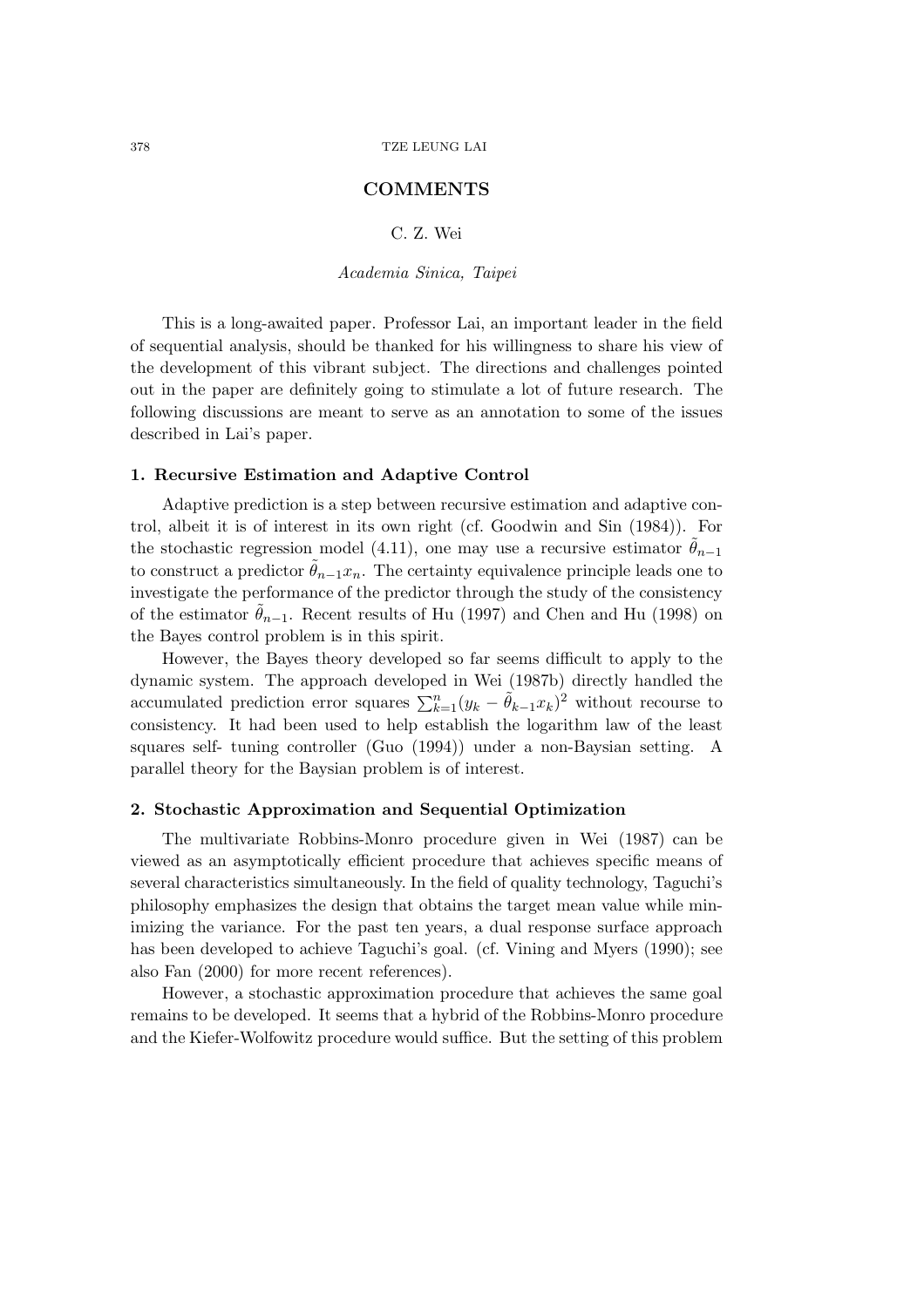## COMMENTS

C. Z. Wei

*Academia Sinica, Taipei*

This is a long-awaited paper. Professor Lai, an important leader in the field of sequential analysis, should be thanked for his willingness to share his view of the development of this vibrant subject. The directions and challenges pointed out in the paper are definitely going to stimulate a lot of future research. The following discussions are meant to serve as an annotation to some of the issues described in Lai's paper.

### 1. Recursive Estimation and Adaptive Control

Adaptive prediction is a step between recursive estimation and adaptive control, albeit it is of interest in its own right (cf. Goodwin and Sin (1984)). For the stochastic regression model (4.11), one may use a recursive estimator $\tilde{\theta}_{n-1}$ to construct a predictor $\tilde{\theta}_{n-1}x_n$. The certainty equivalence principle leads one to investigate the performance of the predictor through the study of the consistency of the estimator $\tilde{\theta}_{n-1}$. Recent results of Hu (1997) and Chen and Hu (1998) on the Bayes control problem is in this spirit.

However, the Bayes theory developed so far seems difficult to apply to the dynamic system. The approach developed in Wei (1987b) directly handled the accumulated prediction error squares $\sum_{k=1}^{n}(y_k - \tilde{\theta}_{k-1}x_k)^2$ without recourse to consistency. It had been used to help establish the logarithm law of the least squares self- tuning controller (Guo (1994)) under a non-Baysian setting. A parallel theory for the Baysian problem is of interest.

### 2. Stochastic Approximation and Sequential Optimization

The multivariate Robbins-Monro procedure given in Wei (1987) can be viewed as an asymptotically efficient procedure that achieves specific means of several characteristics simultaneously. In the field of quality technology, Taguchi's philosophy emphasizes the design that obtains the target mean value while minimizing the variance. For the past ten years, a dual response surface approach has been developed to achieve Taguchi's goal. (cf. Vining and Myers (1990); see also Fan (2000) for more recent references).

However, a stochastic approximation procedure that achieves the same goal remains to be developed. It seems that a hybrid of the Robbins-Monro procedure and the Kiefer-Wolfowitz procedure would suffice. But the setting of this problem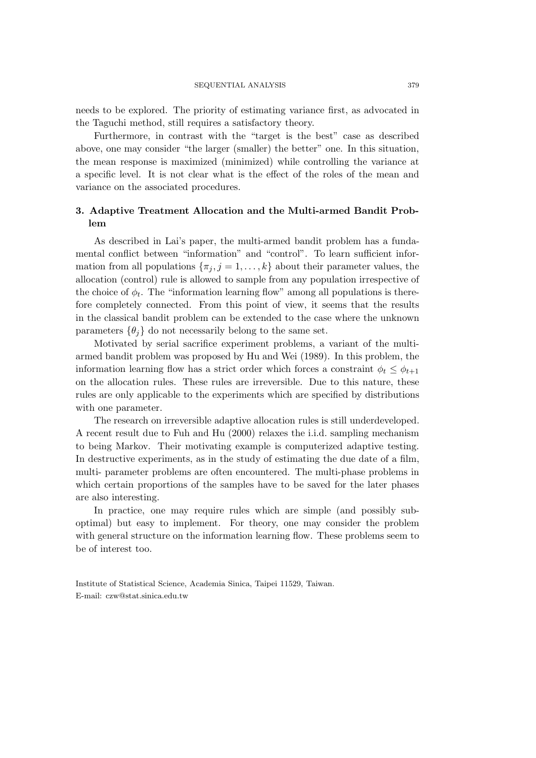needs to be explored. The priority of estimating variance first, as advocated in the Taguchi method, still requires a satisfactory theory.

Furthermore, in contrast with the "target is the best" case as described above, one may consider "the larger (smaller) the better" one. In this situation, the mean response is maximized (minimized) while controlling the variance at a specific level. It is not clear what is the effect of the roles of the mean and variance on the associated procedures.

## 3. Adaptive Treatment Allocation and the Multi-armed Bandit Problem

As described in Lai's paper, the multi-armed bandit problem has a fundamental conflict between "information" and "control". To learn sufficient information from all populations $\{\pi_j, j = 1, \ldots, k\}$ about their parameter values, the allocation (control) rule is allowed to sample from any population irrespective of the choice of $\phi_t$. The "information learning flow" among all populations is therefore completely connected. From this point of view, it seems that the results in the classical bandit problem can be extended to the case where the unknown parameters $\{\theta_j\}$ do not necessarily belong to the same set.

Motivated by serial sacrifice experiment problems, a variant of the multi-armed bandit problem was proposed by Hu and Wei (1989). In this problem, the information learning flow has a strict order which forces a constraint $\phi_t \leq \phi_{t+1}$ on the allocation rules. These rules are irreversible. Due to this nature, these rules are only applicable to the experiments which are specified by distributions with one parameter.

The research on irreversible adaptive allocation rules is still underdeveloped. A recent result due to Fuh and Hu (2000) relaxes the i.i.d. sampling mechanism to being Markov. Their motivating example is computerized adaptive testing. In destructive experiments, as in the study of estimating the due date of a film, multi- parameter problems are often encountered. The multi-phase problems in which certain proportions of the samples have to be saved for the later phases are also interesting.

In practice, one may require rules which are simple (and possibly sub-optimal) but easy to implement. For theory, one may consider the problem with general structure on the information learning flow. These problems seem to be of interest too.

Institute of Statistical Science, Academia Sinica, Taipei 11529, Taiwan.
E-mail: czw@stat.sinica.edu.tw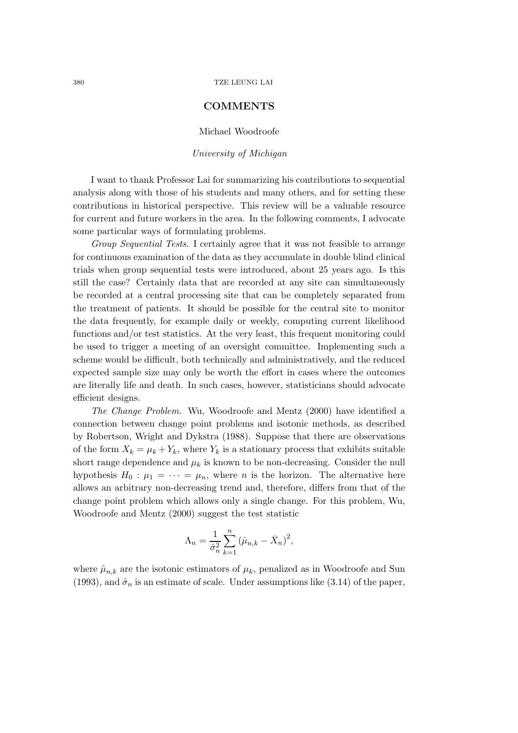## COMMENTS

Michael Woodroofe

*University of Michigan*

I want to thank Professor Lai for summarizing his contributions to sequential analysis along with those of his students and many others, and for setting these contributions in historical perspective. This review will be a valuable resource for current and future workers in the area. In the following comments, I advocate some particular ways of formulating problems.

*Group Sequential Tests.* I certainly agree that it was not feasible to arrange for continuous examination of the data as they accumulate in double blind clinical trials when group sequential tests were introduced, about 25 years ago. Is this still the case? Certainly data that are recorded at any site can simultaneously be recorded at a central processing site that can be completely separated from the treatment of patients. It should be possible for the central site to monitor the data frequently, for example daily or weekly, computing current likelihood functions and/or test statistics. At the very least, this frequent monitoring could be used to trigger a meeting of an oversight committee. Implementing such a scheme would be difficult, both technically and administratively, and the reduced expected sample size may only be worth the effort in cases where the outcomes are literally life and death. In such cases, however, statisticians should advocate efficient designs.

*The Change Problem.* Wu, Woodroofe and Mentz (2000) have identified a connection between change point problems and isotonic methods, as described by Robertson, Wright and Dykstra (1988). Suppose that there are observations of the form $X_k = \mu_k + Y_k$, where $Y_k$ is a stationary process that exhibits suitable short range dependence and $\mu_k$ is known to be non-decreasing. Consider the null hypothesis $H_0 : \mu_1 = \cdots = \mu_n$, where $n$ is the horizon. The alternative here allows an arbitrary non-decreasing trend and, therefore, differs from that of the change point problem which allows only a single change. For this problem, Wu, Woodroofe and Mentz (2000) suggest the test statistic

$$\Lambda_n = \frac{1}{\hat{\sigma}_n^2} \sum_{k=1}^{n} (\hat{\mu}_{n,k} - \bar{X}_n)^2,$$

where $\hat{\mu}_{n,k}$ are the isotonic estimators of $\mu_k$, penalized as in Woodroofe and Sun (1993), and $\hat{\sigma}_n$ is an estimate of scale. Under assumptions like (3.14) of the paper,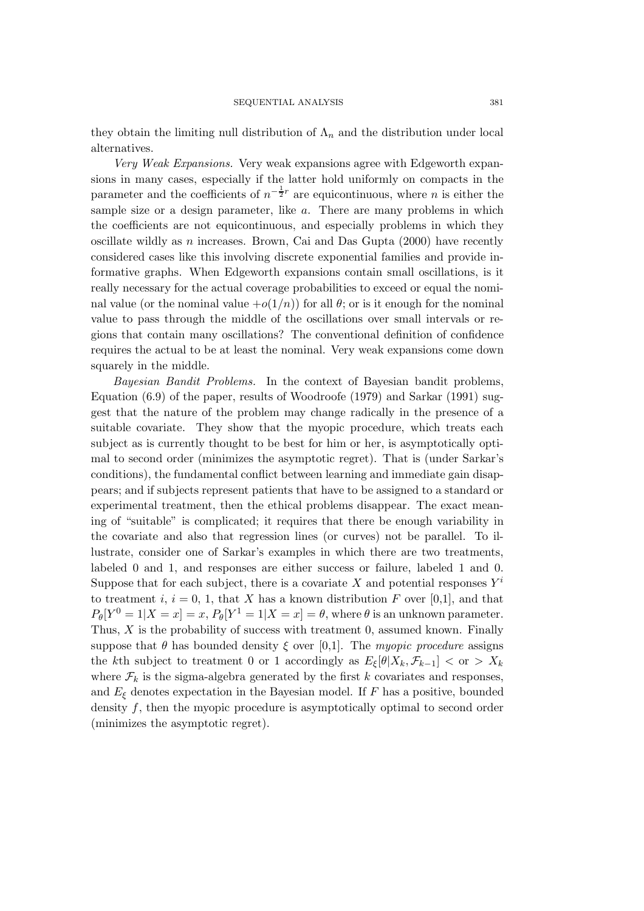they obtain the limiting null distribution of $\Lambda_n$ and the distribution under local alternatives.

*Very Weak Expansions.* Very weak expansions agree with Edgeworth expansions in many cases, especially if the latter hold uniformly on compacts in the parameter and the coefficients of $n^{-\frac{1}{2}r}$ are equicontinuous, where $n$ is either the sample size or a design parameter, like $a$. There are many problems in which the coefficients are not equicontinuous, and especially problems in which they oscillate wildly as $n$ increases. Brown, Cai and Das Gupta (2000) have recently considered cases like this involving discrete exponential families and provide informative graphs. When Edgeworth expansions contain small oscillations, is it really necessary for the actual coverage probabilities to exceed or equal the nominal value (or the nominal value $+o(1/n)$) for all $\theta$; or is it enough for the nominal value to pass through the middle of the oscillations over small intervals or regions that contain many oscillations? The conventional definition of confidence requires the actual to be at least the nominal. Very weak expansions come down squarely in the middle.

*Bayesian Bandit Problems.* In the context of Bayesian bandit problems, Equation (6.9) of the paper, results of Woodroofe (1979) and Sarkar (1991) suggest that the nature of the problem may change radically in the presence of a suitable covariate. They show that the myopic procedure, which treats each subject as is currently thought to be best for him or her, is asymptotically optimal to second order (minimizes the asymptotic regret). That is (under Sarkar's conditions), the fundamental conflict between learning and immediate gain disappears; and if subjects represent patients that have to be assigned to a standard or experimental treatment, then the ethical problems disappear. The exact meaning of "suitable" is complicated; it requires that there be enough variability in the covariate and also that regression lines (or curves) not be parallel. To illustrate, consider one of Sarkar's examples in which there are two treatments, labeled 0 and 1, and responses are either success or failure, labeled 1 and 0. Suppose that for each subject, there is a covariate $X$ and potential responses $Y^i$ to treatment $i$, $i = 0,\ 1$, that $X$ has a known distribution $F$ over [0,1], and that $P_\theta[Y^0 = 1|X = x] = x$, $P_\theta[Y^1 = 1|X = x] = \theta$, where $\theta$ is an unknown parameter. Thus, $X$ is the probability of success with treatment 0, assumed known. Finally suppose that $\theta$ has bounded density $\xi$ over [0,1]. The *myopic procedure* assigns the $k$th subject to treatment 0 or 1 accordingly as $E_\xi[\theta|X_k, \mathcal{F}_{k-1}] <$ or $> X_k$ where $\mathcal{F}_k$ is the sigma-algebra generated by the first $k$ covariates and responses, and $E_\xi$ denotes expectation in the Bayesian model. If $F$ has a positive, bounded density $f$, then the myopic procedure is asymptotically optimal to second order (minimizes the asymptotic regret).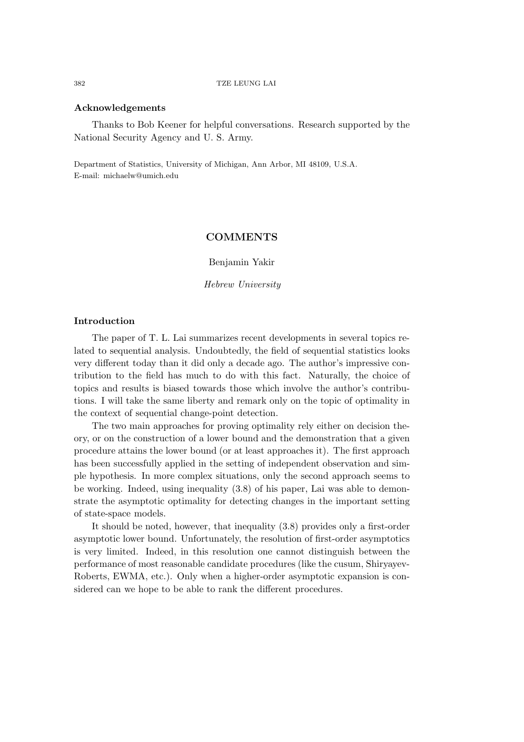**Acknowledgements**

Thanks to Bob Keener for helpful conversations. Research supported by the National Security Agency and U. S. Army.

Department of Statistics, University of Michigan, Ann Arbor, MI 48109, U.S.A.
E-mail: michaelw@umich.edu

## COMMENTS

Benjamin Yakir

*Hebrew University*

### Introduction

The paper of T. L. Lai summarizes recent developments in several topics related to sequential analysis. Undoubtedly, the field of sequential statistics looks very different today than it did only a decade ago. The author's impressive contribution to the field has much to do with this fact. Naturally, the choice of topics and results is biased towards those which involve the author's contributions. I will take the same liberty and remark only on the topic of optimality in the context of sequential change-point detection.

The two main approaches for proving optimality rely either on decision theory, or on the construction of a lower bound and the demonstration that a given procedure attains the lower bound (or at least approaches it). The first approach has been successfully applied in the setting of independent observation and simple hypothesis. In more complex situations, only the second approach seems to be working. Indeed, using inequality (3.8) of his paper, Lai was able to demonstrate the asymptotic optimality for detecting changes in the important setting of state-space models.

It should be noted, however, that inequality (3.8) provides only a first-order asymptotic lower bound. Unfortunately, the resolution of first-order asymptotics is very limited. Indeed, in this resolution one cannot distinguish between the performance of most reasonable candidate procedures (like the cusum, Shiryayev-Roberts, EWMA, etc.). Only when a higher-order asymptotic expansion is considered can we hope to be able to rank the different procedures.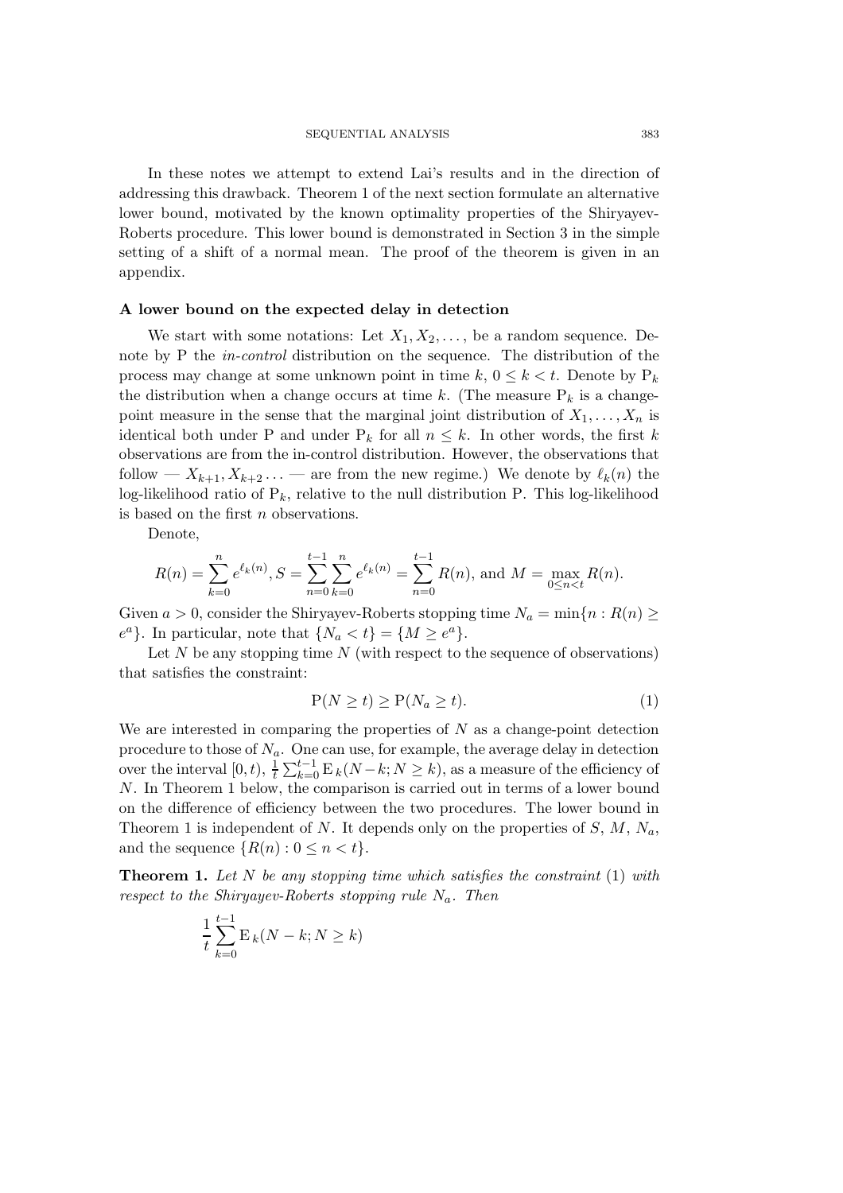In these notes we attempt to extend Lai's results and in the direction of addressing this drawback. Theorem 1 of the next section formulate an alternative lower bound, motivated by the known optimality properties of the Shiryayev-Roberts procedure. This lower bound is demonstrated in Section 3 in the simple setting of a shift of a normal mean. The proof of the theorem is given in an appendix.

## A lower bound on the expected delay in detection

We start with some notations: Let $X_1, X_2, \ldots,$ be a random sequence. Denote by $\mathrm{P}$ the *in-control* distribution on the sequence. The distribution of the process may change at some unknown point in time $k$, $0 \leq k < t$. Denote by $\mathrm{P}_k$ the distribution when a change occurs at time $k$. (The measure $\mathrm{P}_k$ is a change-point measure in the sense that the marginal joint distribution of $X_1, \ldots, X_n$ is identical both under $\mathrm{P}$ and under $\mathrm{P}_k$ for all $n \leq k$. In other words, the first $k$ observations are from the in-control distribution. However, the observations that follow — $X_{k+1}, X_{k+2} \ldots$ — are from the new regime.) We denote by $\ell_k(n)$ the log-likelihood ratio of $\mathrm{P}_k$, relative to the null distribution $\mathrm{P}$. This log-likelihood is based on the first $n$ observations.

Denote,

$$R(n) = \sum_{k=0}^{n} e^{\ell_k(n)}, S = \sum_{n=0}^{t-1} \sum_{k=0}^{n} e^{\ell_k(n)} = \sum_{n=0}^{t-1} R(n), \text{ and } M = \max_{0 \leq n < t} R(n).$$

Given $a > 0$, consider the Shiryayev-Roberts stopping time $N_a = \min\{n : R(n) \geq e^a\}$. In particular, note that $\{N_a < t\} = \{M \geq e^a\}$.

Let $N$ be any stopping time $N$ (with respect to the sequence of observations) that satisfies the constraint:

$$\mathrm{P}(N \geq t) \geq \mathrm{P}(N_a \geq t). \tag{1}$$

We are interested in comparing the properties of $N$ as a change-point detection procedure to those of $N_a$. One can use, for example, the average delay in detection over the interval $[0, t)$, $\frac{1}{t}\sum_{k=0}^{t-1} \mathrm{E}_k(N-k; N \geq k)$, as a measure of the efficiency of $N$. In Theorem 1 below, the comparison is carried out in terms of a lower bound on the difference of efficiency between the two procedures. The lower bound in Theorem 1 is independent of $N$. It depends only on the properties of $S$, $M$, $N_a$, and the sequence $\{R(n) : 0 \leq n < t\}$.

**Theorem 1.** *Let $N$ be any stopping time which satisfies the constraint* (1) *with respect to the Shiryayev-Roberts stopping rule $N_a$. Then*

$$\frac{1}{t}\sum_{k=0}^{t-1} \mathrm{E}_k(N - k; N \geq k)$$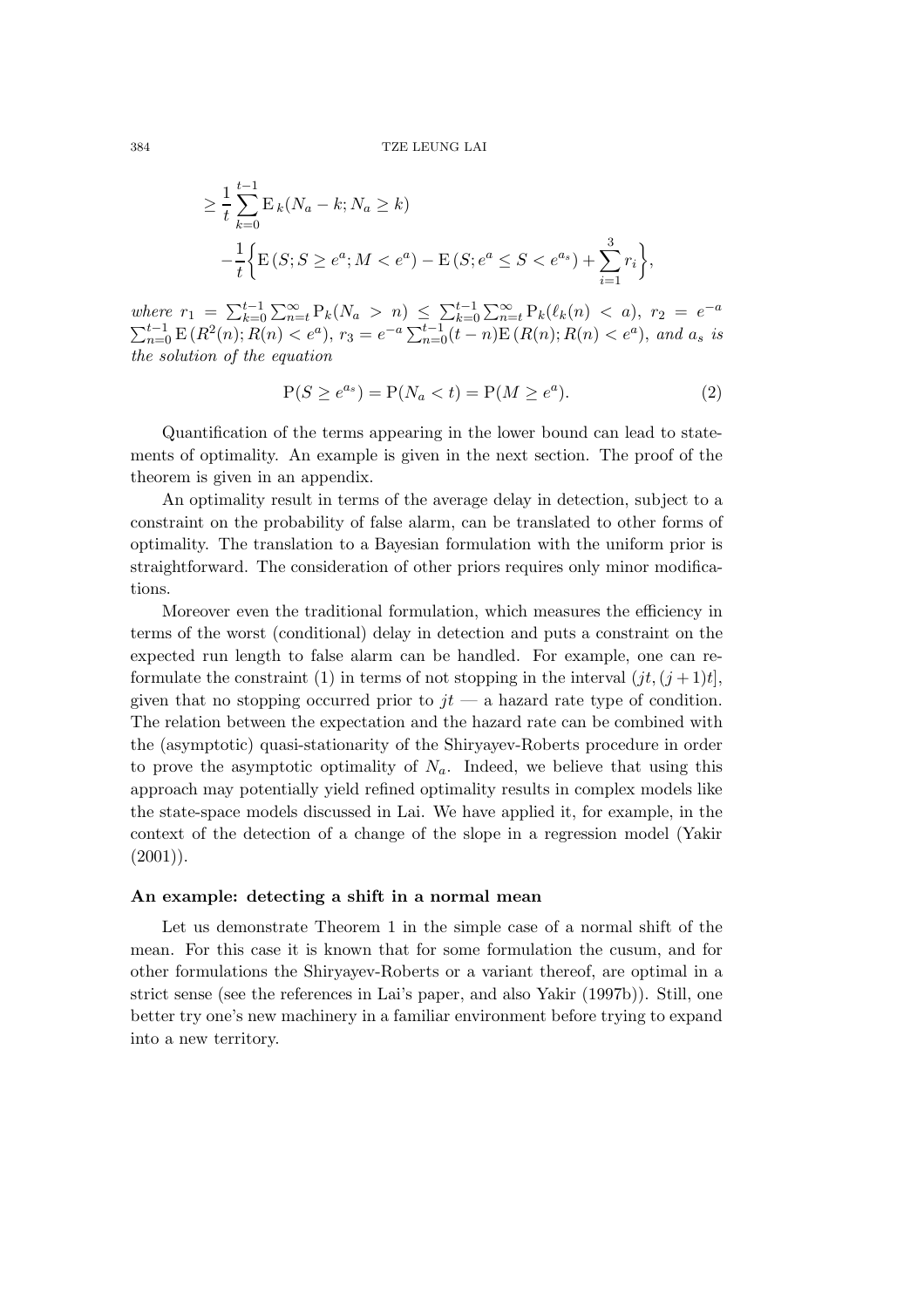$$\geq \frac{1}{t}\sum_{k=0}^{t-1} \mathrm{E}_k(N_a - k; N_a \geq k)$$

$$-\frac{1}{t}\Big\{\mathrm{E}\,(S; S \geq e^a; M < e^a) - \mathrm{E}\,(S; e^a \leq S < e^{a_s}) + \sum_{i=1}^{3} r_i\Big\},$$

*where* $r_1 = \sum_{k=0}^{t-1}\sum_{n=t}^{\infty} \mathrm{P}_k(N_a > n) \leq \sum_{k=0}^{t-1}\sum_{n=t}^{\infty} \mathrm{P}_k(\ell_k(n) < a)$, $r_2 = e^{-a}\sum_{n=0}^{t-1} \mathrm{E}\,(R^2(n); R(n) < e^a)$, $r_3 = e^{-a}\sum_{n=0}^{t-1}(t-n)\mathrm{E}\,(R(n); R(n) < e^a)$, *and* $a_s$ *is the solution of the equation*

$$\mathrm{P}(S \geq e^{a_s}) = \mathrm{P}(N_a < t) = \mathrm{P}(M \geq e^a). \tag{2}$$

Quantification of the terms appearing in the lower bound can lead to statements of optimality. An example is given in the next section. The proof of the theorem is given in an appendix.

An optimality result in terms of the average delay in detection, subject to a constraint on the probability of false alarm, can be translated to other forms of optimality. The translation to a Bayesian formulation with the uniform prior is straightforward. The consideration of other priors requires only minor modifications.

Moreover even the traditional formulation, which measures the efficiency in terms of the worst (conditional) delay in detection and puts a constraint on the expected run length to false alarm can be handled. For example, one can reformulate the constraint (1) in terms of not stopping in the interval $(jt, (j+1)t]$, given that no stopping occurred prior to $jt$ — a hazard rate type of condition. The relation between the expectation and the hazard rate can be combined with the (asymptotic) quasi-stationarity of the Shiryayev-Roberts procedure in order to prove the asymptotic optimality of $N_a$. Indeed, we believe that using this approach may potentially yield refined optimality results in complex models like the state-space models discussed in Lai. We have applied it, for example, in the context of the detection of a change of the slope in a regression model (Yakir (2001)).

**An example: detecting a shift in a normal mean**

Let us demonstrate Theorem 1 in the simple case of a normal shift of the mean. For this case it is known that for some formulation the cusum, and for other formulations the Shiryayev-Roberts or a variant thereof, are optimal in a strict sense (see the references in Lai's paper, and also Yakir (1997b)). Still, one better try one's new machinery in a familiar environment before trying to expand into a new territory.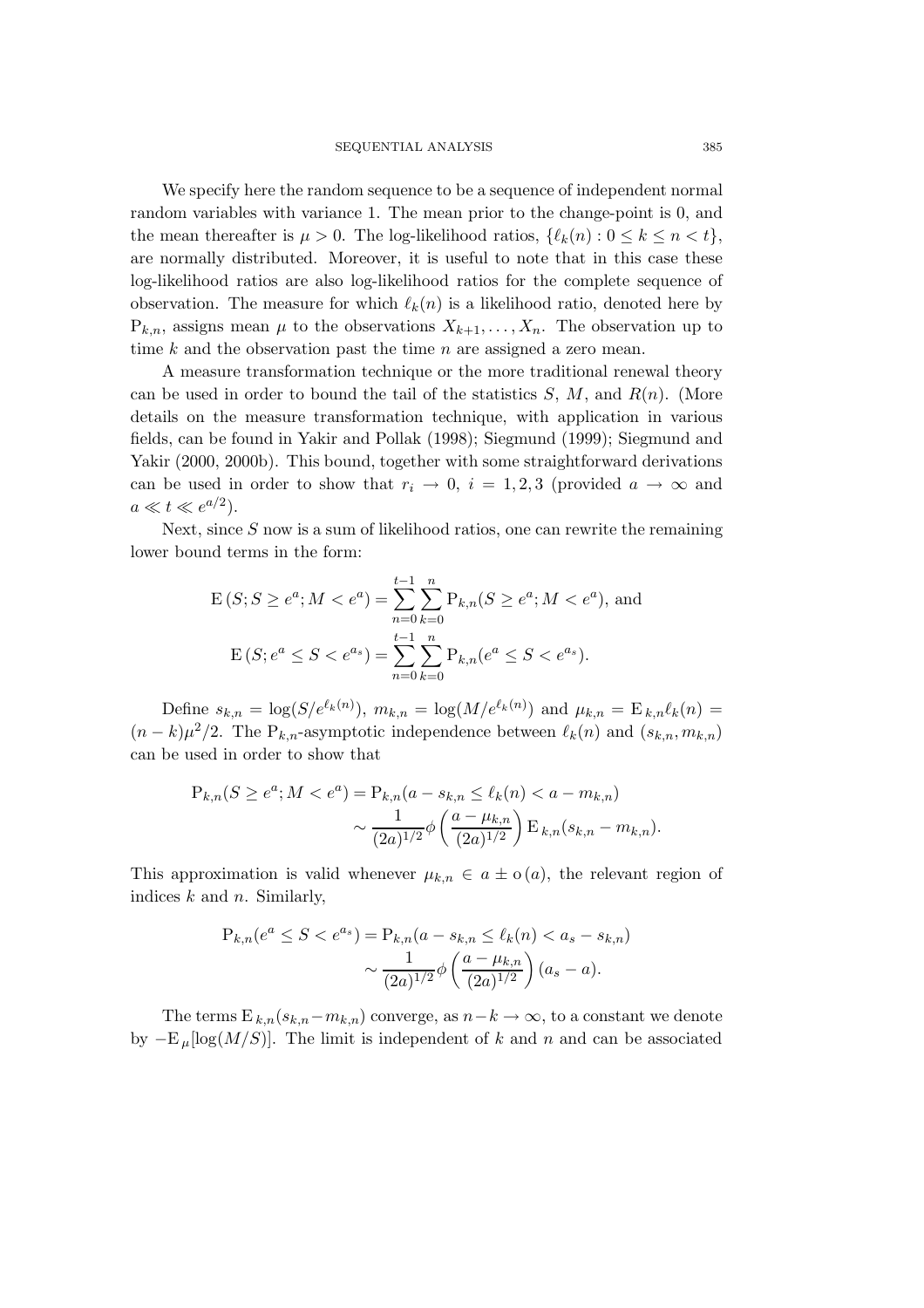We specify here the random sequence to be a sequence of independent normal random variables with variance 1. The mean prior to the change-point is 0, and the mean thereafter is $\mu > 0$. The log-likelihood ratios, $\{\ell_k(n) : 0 \le k \le n < t\}$, are normally distributed. Moreover, it is useful to note that in this case these log-likelihood ratios are also log-likelihood ratios for the complete sequence of observation. The measure for which $\ell_k(n)$ is a likelihood ratio, denoted here by $\mathrm{P}_{k,n}$, assigns mean $\mu$ to the observations $X_{k+1}, \ldots, X_n$. The observation up to time $k$ and the observation past the time $n$ are assigned a zero mean.

A measure transformation technique or the more traditional renewal theory can be used in order to bound the tail of the statistics $S$, $M$, and $R(n)$. (More details on the measure transformation technique, with application in various fields, can be found in Yakir and Pollak (1998); Siegmund (1999); Siegmund and Yakir (2000, 2000b). This bound, together with some straightforward derivations can be used in order to show that $r_i \to 0$, $i = 1, 2, 3$ (provided $a \to \infty$ and $a \ll t \ll e^{a/2}$).

Next, since $S$ now is a sum of likelihood ratios, one can rewrite the remaining lower bound terms in the form:

$$\mathrm{E}\,(S; S \ge e^a; M < e^a) = \sum_{n=0}^{t-1} \sum_{k=0}^{n} \mathrm{P}_{k,n}(S \ge e^a; M < e^a), \text{ and}$$

$$\mathrm{E}\,(S; e^a \le S < e^{a_s}) = \sum_{n=0}^{t-1} \sum_{k=0}^{n} \mathrm{P}_{k,n}(e^a \le S < e^{a_s}).$$

Define $s_{k,n} = \log(S/e^{\ell_k(n)})$, $m_{k,n} = \log(M/e^{\ell_k(n)})$ and $\mu_{k,n} = \mathrm{E}_{\,k,n}\ell_k(n) = (n-k)\mu^2/2$. The $\mathrm{P}_{k,n}$-asymptotic independence between $\ell_k(n)$ and $(s_{k,n}, m_{k,n})$ can be used in order to show that

$$\begin{aligned}
\mathrm{P}_{k,n}(S \ge e^a; M < e^a) &= \mathrm{P}_{k,n}(a - s_{k,n} \le \ell_k(n) < a - m_{k,n}) \\
&\sim \frac{1}{(2a)^{1/2}} \phi\left(\frac{a - \mu_{k,n}}{(2a)^{1/2}}\right) \mathrm{E}_{\,k,n}(s_{k,n} - m_{k,n}).
\end{aligned}$$

This approximation is valid whenever $\mu_{k,n} \in a \pm \mathrm{o}\,(a)$, the relevant region of indices $k$ and $n$. Similarly,

$$\begin{aligned}
\mathrm{P}_{k,n}(e^a \le S < e^{a_s}) &= \mathrm{P}_{k,n}(a - s_{k,n} \le \ell_k(n) < a_s - s_{k,n}) \\
&\sim \frac{1}{(2a)^{1/2}} \phi\left(\frac{a - \mu_{k,n}}{(2a)^{1/2}}\right) (a_s - a).
\end{aligned}$$

The terms $\mathrm{E}_{\,k,n}(s_{k,n} - m_{k,n})$ converge, as $n - k \to \infty$, to a constant we denote by $-\mathrm{E}_{\,\mu}[\log(M/S)]$. The limit is independent of $k$ and $n$ and can be associated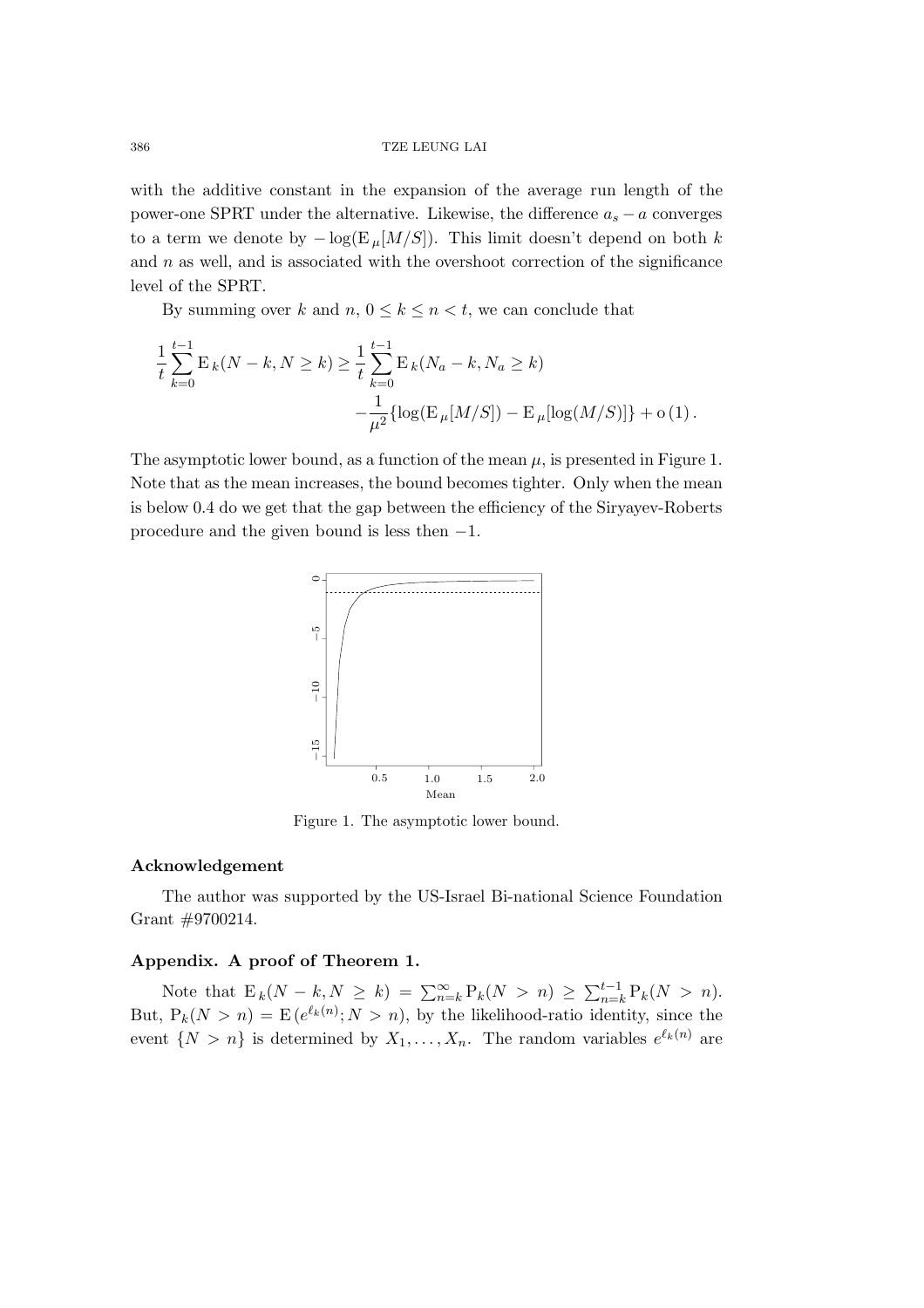with the additive constant in the expansion of the average run length of the power-one SPRT under the alternative. Likewise, the difference $a_s - a$ converges to a term we denote by $-\log(\mathrm{E}_\mu[M/S])$. This limit doesn't depend on both $k$ and $n$ as well, and is associated with the overshoot correction of the significance level of the SPRT.

By summing over $k$ and $n$, $0 \le k \le n < t$, we can conclude that

$$\frac{1}{t}\sum_{k=0}^{t-1} \mathrm{E}_k(N-k, N \ge k) \ge \frac{1}{t}\sum_{k=0}^{t-1} \mathrm{E}_k(N_a - k, N_a \ge k) - \frac{1}{\mu^2}\{\log(\mathrm{E}_\mu[M/S]) - \mathrm{E}_\mu[\log(M/S)]\} + \mathrm{o}(1).$$

The asymptotic lower bound, as a function of the mean $\mu$, is presented in Figure 1. Note that as the mean increases, the bound becomes tighter. Only when the mean is below 0.4 do we get that the gap between the efficiency of the Siryayev-Roberts procedure and the given bound is less then $-1$.

Figure 1. The asymptotic lower bound.

### Acknowledgement

The author was supported by the US-Israel Bi-national Science Foundation Grant #9700214.

### Appendix. A proof of Theorem 1.

Note that $\mathrm{E}_k(N-k, N \ge k) = \sum_{n=k}^{\infty} \mathrm{P}_k(N > n) \ge \sum_{n=k}^{t-1} \mathrm{P}_k(N > n)$. But, $\mathrm{P}_k(N > n) = \mathrm{E}(e^{\ell_k(n)}; N > n)$, by the likelihood-ratio identity, since the event $\{N > n\}$ is determined by $X_1, \ldots, X_n$. The random variables $e^{\ell_k(n)}$ are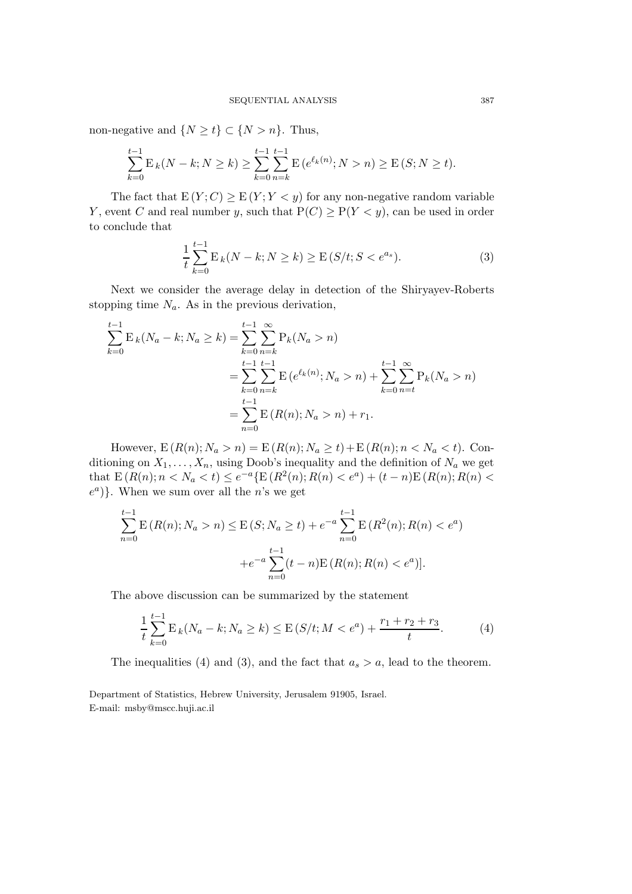non-negative and $\{N \geq t\} \subset \{N > n\}$. Thus,

$$\sum_{k=0}^{t-1} \mathrm{E}_k(N-k; N \geq k) \geq \sum_{k=0}^{t-1}\sum_{n=k}^{t-1} \mathrm{E}\,(e^{\ell_k(n)}; N > n) \geq \mathrm{E}\,(S; N \geq t).$$

The fact that $\mathrm{E}\,(Y;C) \geq \mathrm{E}\,(Y; Y < y)$ for any non-negative random variable $Y$, event $C$ and real number $y$, such that $\mathrm{P}(C) \geq \mathrm{P}(Y < y)$, can be used in order to conclude that

$$\frac{1}{t}\sum_{k=0}^{t-1} \mathrm{E}_k(N-k; N \geq k) \geq \mathrm{E}\,(S/t; S < e^{a_s}). \tag{3}$$

Next we consider the average delay in detection of the Shiryayev-Roberts stopping time $N_a$. As in the previous derivation,

$$\begin{aligned}
\sum_{k=0}^{t-1} \mathrm{E}_k(N_a-k; N_a \geq k) &= \sum_{k=0}^{t-1}\sum_{n=k}^{\infty} \mathrm{P}_k(N_a > n)\\
&= \sum_{k=0}^{t-1}\sum_{n=k}^{t-1} \mathrm{E}\,(e^{\ell_k(n)}; N_a > n) + \sum_{k=0}^{t-1}\sum_{n=t}^{\infty} \mathrm{P}_k(N_a > n)\\
&= \sum_{n=0}^{t-1} \mathrm{E}\,(R(n); N_a > n) + r_1.
\end{aligned}$$

However, $\mathrm{E}\,(R(n); N_a > n) = \mathrm{E}\,(R(n); N_a \geq t) + \mathrm{E}\,(R(n); n < N_a < t)$. Conditioning on $X_1, \ldots, X_n$, using Doob's inequality and the definition of $N_a$ we get that $\mathrm{E}\,(R(n); n < N_a < t) \leq e^{-a}\{\mathrm{E}\,(R^2(n); R(n) < e^a) + (t-n)\mathrm{E}\,(R(n); R(n) < e^a)\}$. When we sum over all the $n$'s we get

$$\begin{aligned}
\sum_{n=0}^{t-1} \mathrm{E}\,(R(n); N_a > n) \leq \mathrm{E}\,(S; N_a \geq t) &+ e^{-a}\sum_{n=0}^{t-1} \mathrm{E}\,(R^2(n); R(n) < e^a)\\
&+ e^{-a}\sum_{n=0}^{t-1}(t-n)\mathrm{E}\,(R(n); R(n) < e^a)].
\end{aligned}$$

The above discussion can be summarized by the statement

$$\frac{1}{t}\sum_{k=0}^{t-1} \mathrm{E}_k(N_a-k; N_a \geq k) \leq \mathrm{E}\,(S/t; M < e^a) + \frac{r_1+r_2+r_3}{t}. \tag{4}$$

The inequalities (4) and (3), and the fact that $a_s > a$, lead to the theorem.

Department of Statistics, Hebrew University, Jerusalem 91905, Israel.
E-mail: msby@mscc.huji.ac.il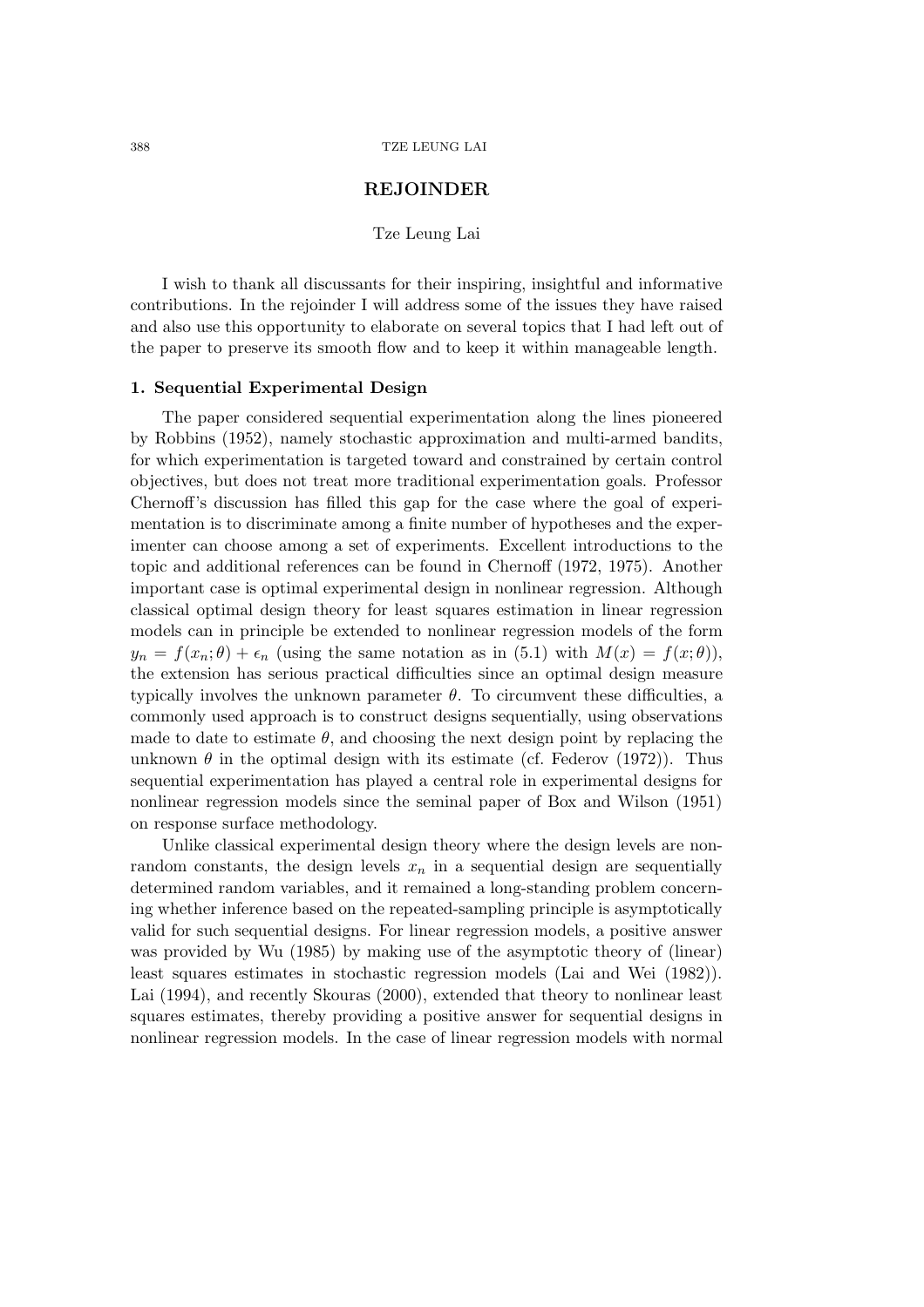## REJOINDER

Tze Leung Lai

I wish to thank all discussants for their inspiring, insightful and informative contributions. In the rejoinder I will address some of the issues they have raised and also use this opportunity to elaborate on several topics that I had left out of the paper to preserve its smooth flow and to keep it within manageable length.

### 1. Sequential Experimental Design

The paper considered sequential experimentation along the lines pioneered by Robbins (1952), namely stochastic approximation and multi-armed bandits, for which experimentation is targeted toward and constrained by certain control objectives, but does not treat more traditional experimentation goals. Professor Chernoff's discussion has filled this gap for the case where the goal of experimentation is to discriminate among a finite number of hypotheses and the experimenter can choose among a set of experiments. Excellent introductions to the topic and additional references can be found in Chernoff (1972, 1975). Another important case is optimal experimental design in nonlinear regression. Although classical optimal design theory for least squares estimation in linear regression models can in principle be extended to nonlinear regression models of the form $y_n = f(x_n;\theta) + \epsilon_n$ (using the same notation as in (5.1) with $M(x) = f(x;\theta)$), the extension has serious practical difficulties since an optimal design measure typically involves the unknown parameter $\theta$. To circumvent these difficulties, a commonly used approach is to construct designs sequentially, using observations made to date to estimate $\theta$, and choosing the next design point by replacing the unknown $\theta$ in the optimal design with its estimate (cf. Federov (1972)). Thus sequential experimentation has played a central role in experimental designs for nonlinear regression models since the seminal paper of Box and Wilson (1951) on response surface methodology.

Unlike classical experimental design theory where the design levels are nonrandom constants, the design levels $x_n$ in a sequential design are sequentially determined random variables, and it remained a long-standing problem concerning whether inference based on the repeated-sampling principle is asymptotically valid for such sequential designs. For linear regression models, a positive answer was provided by Wu (1985) by making use of the asymptotic theory of (linear) least squares estimates in stochastic regression models (Lai and Wei (1982)). Lai (1994), and recently Skouras (2000), extended that theory to nonlinear least squares estimates, thereby providing a positive answer for sequential designs in nonlinear regression models. In the case of linear regression models with normal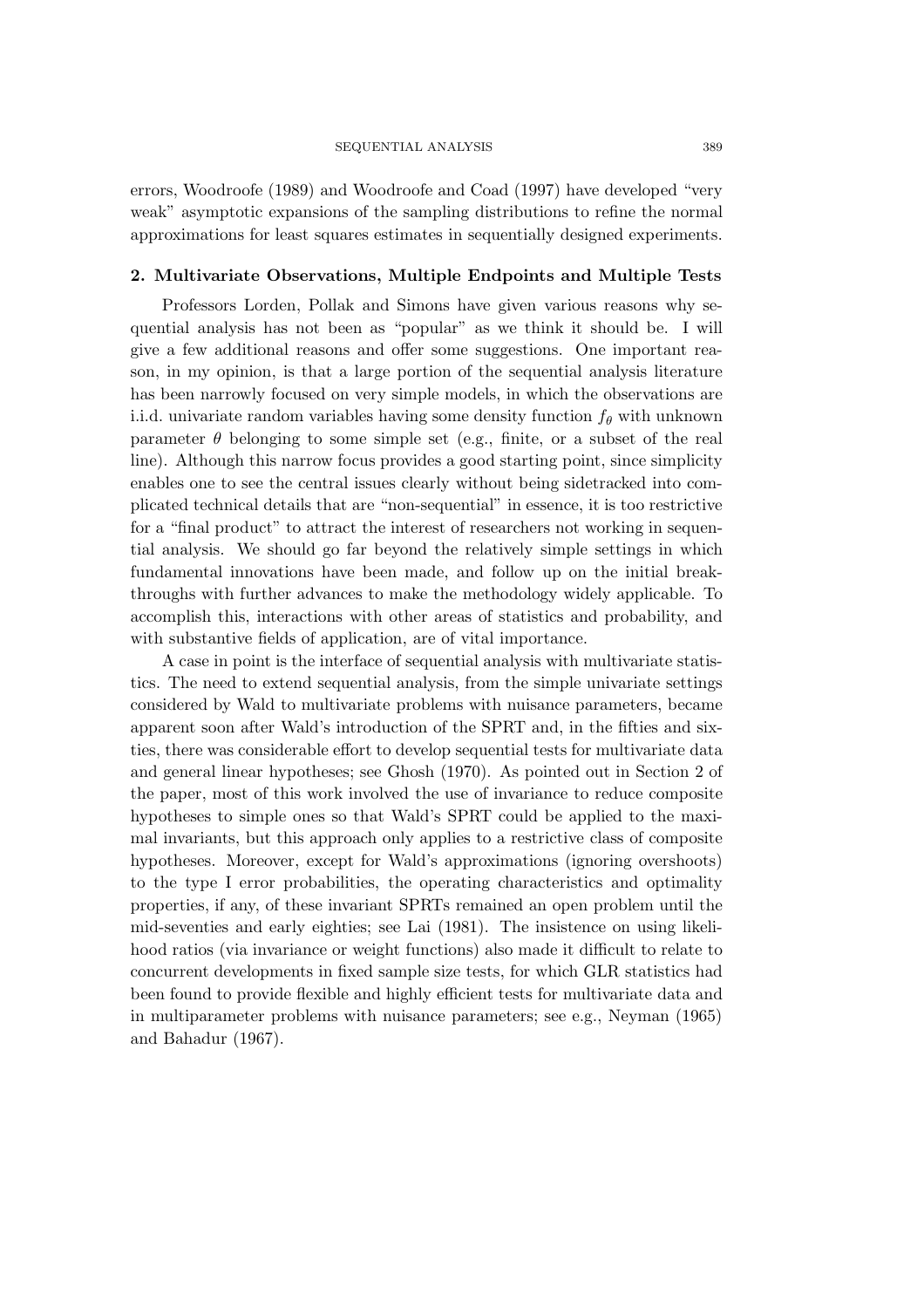errors, Woodroofe (1989) and Woodroofe and Coad (1997) have developed "very weak" asymptotic expansions of the sampling distributions to refine the normal approximations for least squares estimates in sequentially designed experiments.

## 2. Multivariate Observations, Multiple Endpoints and Multiple Tests

Professors Lorden, Pollak and Simons have given various reasons why sequential analysis has not been as "popular" as we think it should be. I will give a few additional reasons and offer some suggestions. One important reason, in my opinion, is that a large portion of the sequential analysis literature has been narrowly focused on very simple models, in which the observations are i.i.d. univariate random variables having some density function $f_\theta$ with unknown parameter $\theta$ belonging to some simple set (e.g., finite, or a subset of the real line). Although this narrow focus provides a good starting point, since simplicity enables one to see the central issues clearly without being sidetracked into complicated technical details that are "non-sequential" in essence, it is too restrictive for a "final product" to attract the interest of researchers not working in sequential analysis. We should go far beyond the relatively simple settings in which fundamental innovations have been made, and follow up on the initial breakthroughs with further advances to make the methodology widely applicable. To accomplish this, interactions with other areas of statistics and probability, and with substantive fields of application, are of vital importance.

A case in point is the interface of sequential analysis with multivariate statistics. The need to extend sequential analysis, from the simple univariate settings considered by Wald to multivariate problems with nuisance parameters, became apparent soon after Wald's introduction of the SPRT and, in the fifties and sixties, there was considerable effort to develop sequential tests for multivariate data and general linear hypotheses; see Ghosh (1970). As pointed out in Section 2 of the paper, most of this work involved the use of invariance to reduce composite hypotheses to simple ones so that Wald's SPRT could be applied to the maximal invariants, but this approach only applies to a restrictive class of composite hypotheses. Moreover, except for Wald's approximations (ignoring overshoots) to the type I error probabilities, the operating characteristics and optimality properties, if any, of these invariant SPRTs remained an open problem until the mid-seventies and early eighties; see Lai (1981). The insistence on using likelihood ratios (via invariance or weight functions) also made it difficult to relate to concurrent developments in fixed sample size tests, for which GLR statistics had been found to provide flexible and highly efficient tests for multivariate data and in multiparameter problems with nuisance parameters; see e.g., Neyman (1965) and Bahadur (1967).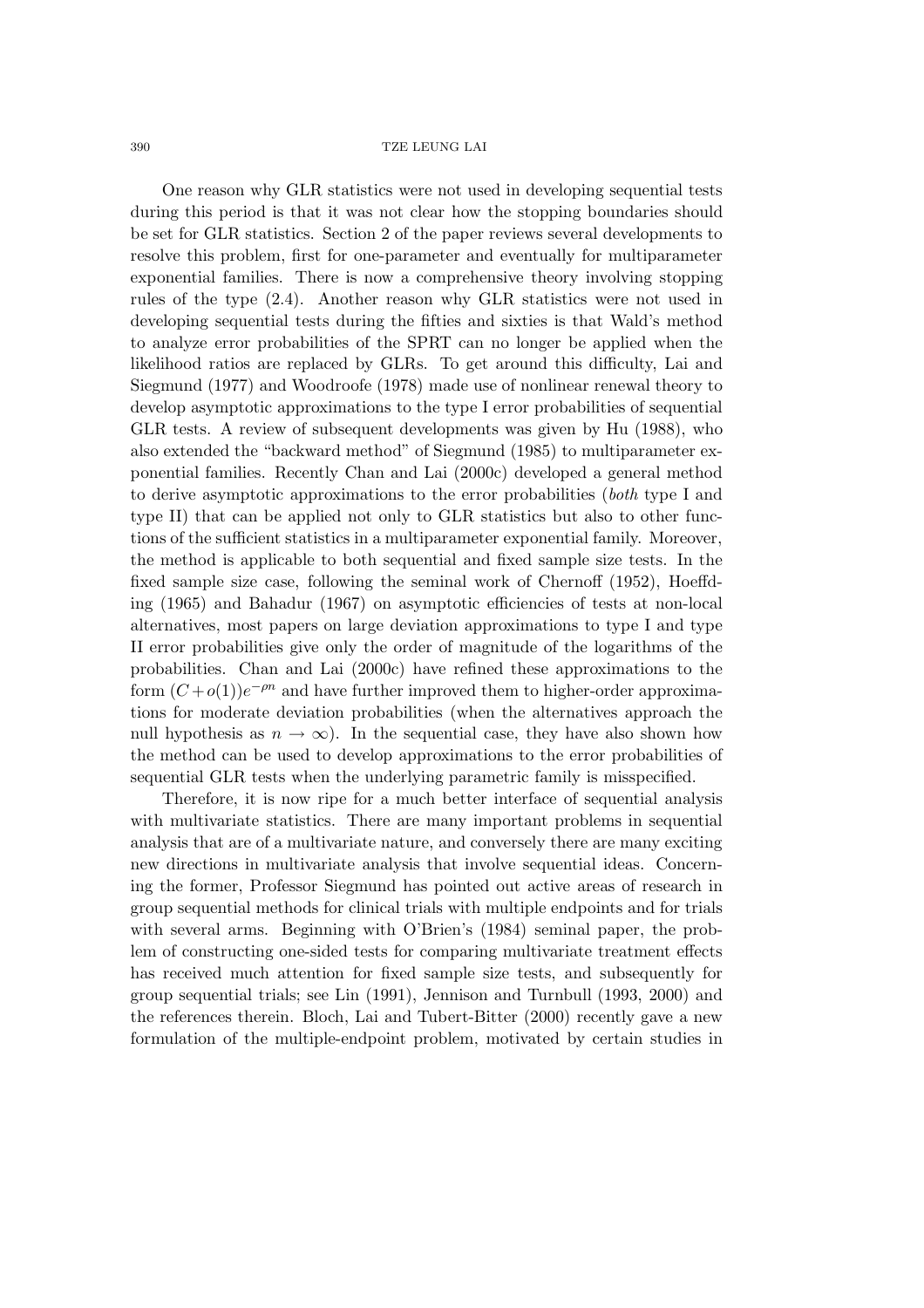One reason why GLR statistics were not used in developing sequential tests during this period is that it was not clear how the stopping boundaries should be set for GLR statistics. Section 2 of the paper reviews several developments to resolve this problem, first for one-parameter and eventually for multiparameter exponential families. There is now a comprehensive theory involving stopping rules of the type (2.4). Another reason why GLR statistics were not used in developing sequential tests during the fifties and sixties is that Wald's method to analyze error probabilities of the SPRT can no longer be applied when the likelihood ratios are replaced by GLRs. To get around this difficulty, Lai and Siegmund (1977) and Woodroofe (1978) made use of nonlinear renewal theory to develop asymptotic approximations to the type I error probabilities of sequential GLR tests. A review of subsequent developments was given by Hu (1988), who also extended the "backward method" of Siegmund (1985) to multiparameter exponential families. Recently Chan and Lai (2000c) developed a general method to derive asymptotic approximations to the error probabilities (*both* type I and type II) that can be applied not only to GLR statistics but also to other functions of the sufficient statistics in a multiparameter exponential family. Moreover, the method is applicable to both sequential and fixed sample size tests. In the fixed sample size case, following the seminal work of Chernoff (1952), Hoeffding (1965) and Bahadur (1967) on asymptotic efficiencies of tests at non-local alternatives, most papers on large deviation approximations to type I and type II error probabilities give only the order of magnitude of the logarithms of the probabilities. Chan and Lai (2000c) have refined these approximations to the form $(C + o(1))e^{-\rho n}$ and have further improved them to higher-order approximations for moderate deviation probabilities (when the alternatives approach the null hypothesis as $n \to \infty$). In the sequential case, they have also shown how the method can be used to develop approximations to the error probabilities of sequential GLR tests when the underlying parametric family is misspecified.

Therefore, it is now ripe for a much better interface of sequential analysis with multivariate statistics. There are many important problems in sequential analysis that are of a multivariate nature, and conversely there are many exciting new directions in multivariate analysis that involve sequential ideas. Concerning the former, Professor Siegmund has pointed out active areas of research in group sequential methods for clinical trials with multiple endpoints and for trials with several arms. Beginning with O'Brien's (1984) seminal paper, the problem of constructing one-sided tests for comparing multivariate treatment effects has received much attention for fixed sample size tests, and subsequently for group sequential trials; see Lin (1991), Jennison and Turnbull (1993, 2000) and the references therein. Bloch, Lai and Tubert-Bitter (2000) recently gave a new formulation of the multiple-endpoint problem, motivated by certain studies in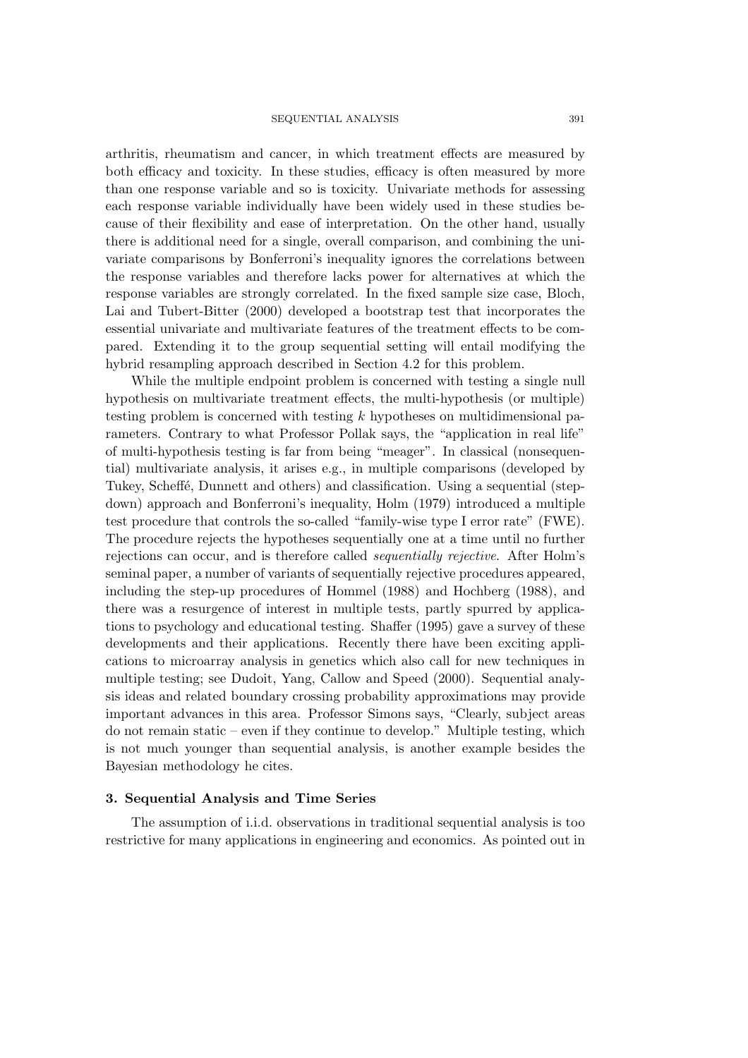arthritis, rheumatism and cancer, in which treatment effects are measured by both efficacy and toxicity. In these studies, efficacy is often measured by more than one response variable and so is toxicity. Univariate methods for assessing each response variable individually have been widely used in these studies because of their flexibility and ease of interpretation. On the other hand, usually there is additional need for a single, overall comparison, and combining the univariate comparisons by Bonferroni's inequality ignores the correlations between the response variables and therefore lacks power for alternatives at which the response variables are strongly correlated. In the fixed sample size case, Bloch, Lai and Tubert-Bitter (2000) developed a bootstrap test that incorporates the essential univariate and multivariate features of the treatment effects to be compared. Extending it to the group sequential setting will entail modifying the hybrid resampling approach described in Section 4.2 for this problem.

While the multiple endpoint problem is concerned with testing a single null hypothesis on multivariate treatment effects, the multi-hypothesis (or multiple) testing problem is concerned with testing $k$ hypotheses on multidimensional parameters. Contrary to what Professor Pollak says, the "application in real life" of multi-hypothesis testing is far from being "meager". In classical (nonsequential) multivariate analysis, it arises e.g., in multiple comparisons (developed by Tukey, Scheffé, Dunnett and others) and classification. Using a sequential (stepdown) approach and Bonferroni's inequality, Holm (1979) introduced a multiple test procedure that controls the so-called "family-wise type I error rate" (FWE). The procedure rejects the hypotheses sequentially one at a time until no further rejections can occur, and is therefore called *sequentially rejective*. After Holm's seminal paper, a number of variants of sequentially rejective procedures appeared, including the step-up procedures of Hommel (1988) and Hochberg (1988), and there was a resurgence of interest in multiple tests, partly spurred by applications to psychology and educational testing. Shaffer (1995) gave a survey of these developments and their applications. Recently there have been exciting applications to microarray analysis in genetics which also call for new techniques in multiple testing; see Dudoit, Yang, Callow and Speed (2000). Sequential analysis ideas and related boundary crossing probability approximations may provide important advances in this area. Professor Simons says, "Clearly, subject areas do not remain static – even if they continue to develop." Multiple testing, which is not much younger than sequential analysis, is another example besides the Bayesian methodology he cites.

### 3. Sequential Analysis and Time Series

The assumption of i.i.d. observations in traditional sequential analysis is too restrictive for many applications in engineering and economics. As pointed out in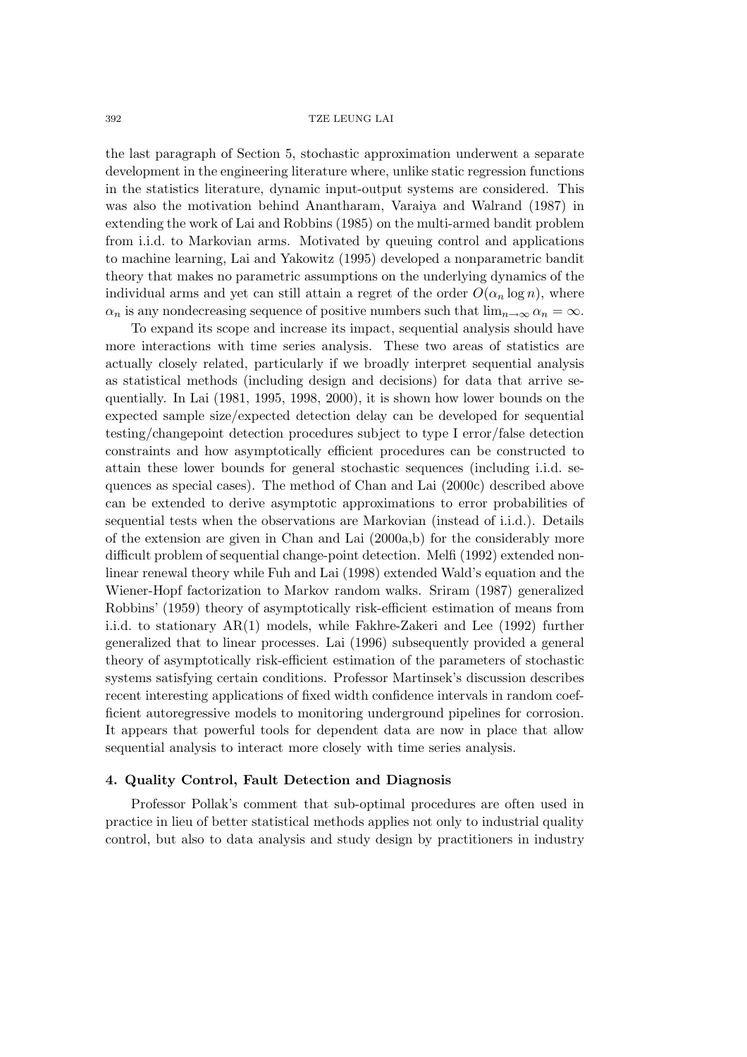the last paragraph of Section 5, stochastic approximation underwent a separate development in the engineering literature where, unlike static regression functions in the statistics literature, dynamic input-output systems are considered. This was also the motivation behind Anantharam, Varaiya and Walrand (1987) in extending the work of Lai and Robbins (1985) on the multi-armed bandit problem from i.i.d. to Markovian arms. Motivated by queuing control and applications to machine learning, Lai and Yakowitz (1995) developed a nonparametric bandit theory that makes no parametric assumptions on the underlying dynamics of the individual arms and yet can still attain a regret of the order $O(\alpha_n \log n)$, where $\alpha_n$ is any nondecreasing sequence of positive numbers such that $\lim_{n\to\infty} \alpha_n = \infty$.

To expand its scope and increase its impact, sequential analysis should have more interactions with time series analysis. These two areas of statistics are actually closely related, particularly if we broadly interpret sequential analysis as statistical methods (including design and decisions) for data that arrive sequentially. In Lai (1981, 1995, 1998, 2000), it is shown how lower bounds on the expected sample size/expected detection delay can be developed for sequential testing/changepoint detection procedures subject to type I error/false detection constraints and how asymptotically efficient procedures can be constructed to attain these lower bounds for general stochastic sequences (including i.i.d. sequences as special cases). The method of Chan and Lai (2000c) described above can be extended to derive asymptotic approximations to error probabilities of sequential tests when the observations are Markovian (instead of i.i.d.). Details of the extension are given in Chan and Lai (2000a,b) for the considerably more difficult problem of sequential change-point detection. Melfi (1992) extended nonlinear renewal theory while Fuh and Lai (1998) extended Wald's equation and the Wiener-Hopf factorization to Markov random walks. Sriram (1987) generalized Robbins' (1959) theory of asymptotically risk-efficient estimation of means from i.i.d. to stationary AR(1) models, while Fakhre-Zakeri and Lee (1992) further generalized that to linear processes. Lai (1996) subsequently provided a general theory of asymptotically risk-efficient estimation of the parameters of stochastic systems satisfying certain conditions. Professor Martinsek's discussion describes recent interesting applications of fixed width confidence intervals in random coefficient autoregressive models to monitoring underground pipelines for corrosion. It appears that powerful tools for dependent data are now in place that allow sequential analysis to interact more closely with time series analysis.

## 4. Quality Control, Fault Detection and Diagnosis

Professor Pollak's comment that sub-optimal procedures are often used in practice in lieu of better statistical methods applies not only to industrial quality control, but also to data analysis and study design by practitioners in industry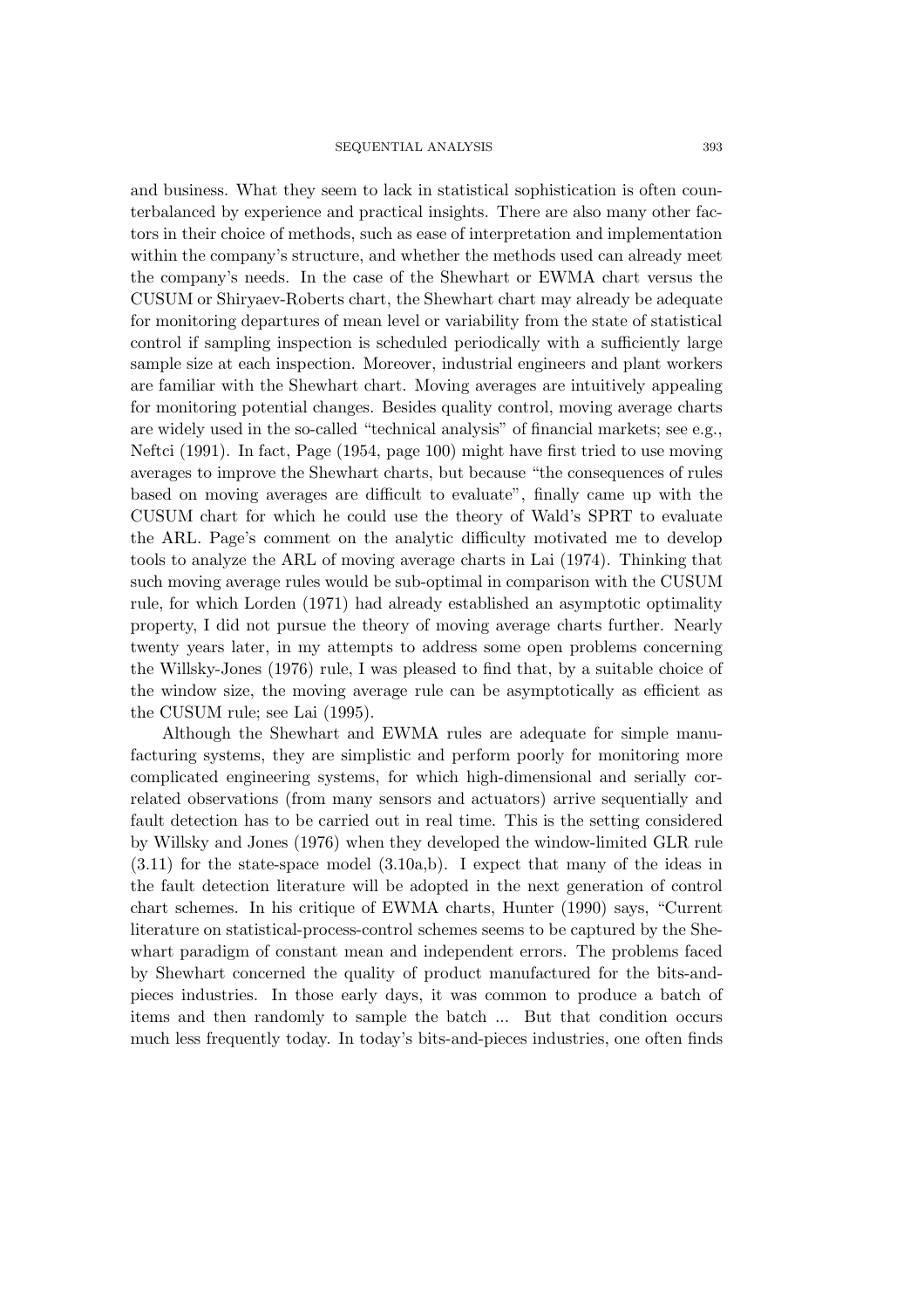and business. What they seem to lack in statistical sophistication is often counterbalanced by experience and practical insights. There are also many other factors in their choice of methods, such as ease of interpretation and implementation within the company's structure, and whether the methods used can already meet the company's needs. In the case of the Shewhart or EWMA chart versus the CUSUM or Shiryaev-Roberts chart, the Shewhart chart may already be adequate for monitoring departures of mean level or variability from the state of statistical control if sampling inspection is scheduled periodically with a sufficiently large sample size at each inspection. Moreover, industrial engineers and plant workers are familiar with the Shewhart chart. Moving averages are intuitively appealing for monitoring potential changes. Besides quality control, moving average charts are widely used in the so-called "technical analysis" of financial markets; see e.g., Neftci (1991). In fact, Page (1954, page 100) might have first tried to use moving averages to improve the Shewhart charts, but because "the consequences of rules based on moving averages are difficult to evaluate", finally came up with the CUSUM chart for which he could use the theory of Wald's SPRT to evaluate the ARL. Page's comment on the analytic difficulty motivated me to develop tools to analyze the ARL of moving average charts in Lai (1974). Thinking that such moving average rules would be sub-optimal in comparison with the CUSUM rule, for which Lorden (1971) had already established an asymptotic optimality property, I did not pursue the theory of moving average charts further. Nearly twenty years later, in my attempts to address some open problems concerning the Willsky-Jones (1976) rule, I was pleased to find that, by a suitable choice of the window size, the moving average rule can be asymptotically as efficient as the CUSUM rule; see Lai (1995).

Although the Shewhart and EWMA rules are adequate for simple manufacturing systems, they are simplistic and perform poorly for monitoring more complicated engineering systems, for which high-dimensional and serially correlated observations (from many sensors and actuators) arrive sequentially and fault detection has to be carried out in real time. This is the setting considered by Willsky and Jones (1976) when they developed the window-limited GLR rule (3.11) for the state-space model (3.10a,b). I expect that many of the ideas in the fault detection literature will be adopted in the next generation of control chart schemes. In his critique of EWMA charts, Hunter (1990) says, "Current literature on statistical-process-control schemes seems to be captured by the Shewhart paradigm of constant mean and independent errors. The problems faced by Shewhart concerned the quality of product manufactured for the bits-and-pieces industries. In those early days, it was common to produce a batch of items and then randomly to sample the batch ... But that condition occurs much less frequently today. In today's bits-and-pieces industries, one often finds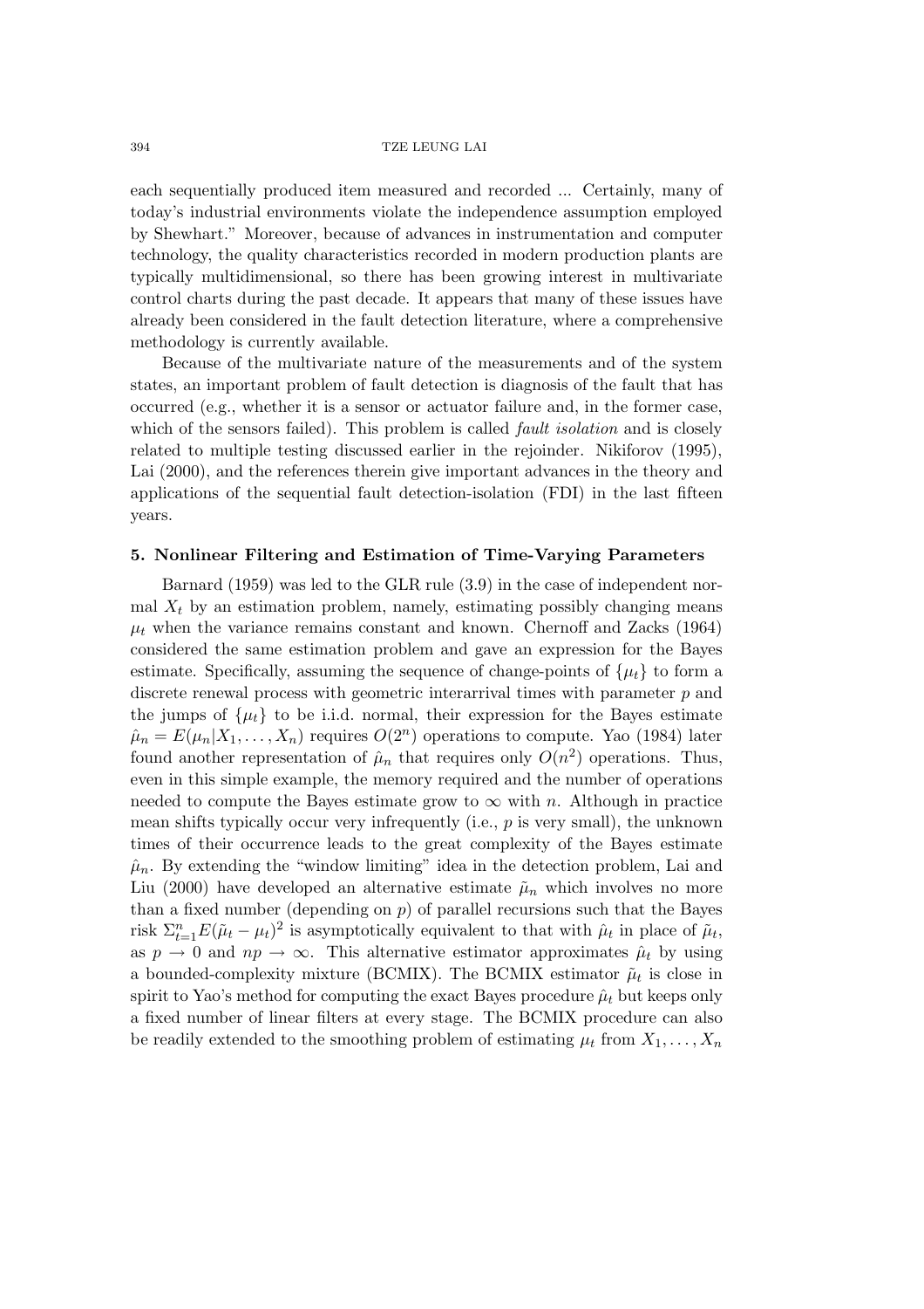each sequentially produced item measured and recorded ... Certainly, many of today's industrial environments violate the independence assumption employed by Shewhart." Moreover, because of advances in instrumentation and computer technology, the quality characteristics recorded in modern production plants are typically multidimensional, so there has been growing interest in multivariate control charts during the past decade. It appears that many of these issues have already been considered in the fault detection literature, where a comprehensive methodology is currently available.

Because of the multivariate nature of the measurements and of the system states, an important problem of fault detection is diagnosis of the fault that has occurred (e.g., whether it is a sensor or actuator failure and, in the former case, which of the sensors failed). This problem is called *fault isolation* and is closely related to multiple testing discussed earlier in the rejoinder. Nikiforov (1995), Lai (2000), and the references therein give important advances in the theory and applications of the sequential fault detection-isolation (FDI) in the last fifteen years.

## 5. Nonlinear Filtering and Estimation of Time-Varying Parameters

Barnard (1959) was led to the GLR rule (3.9) in the case of independent normal $X_t$ by an estimation problem, namely, estimating possibly changing means $\mu_t$ when the variance remains constant and known. Chernoff and Zacks (1964) considered the same estimation problem and gave an expression for the Bayes estimate. Specifically, assuming the sequence of change-points of $\{\mu_t\}$ to form a discrete renewal process with geometric interarrival times with parameter $p$ and the jumps of $\{\mu_t\}$ to be i.i.d. normal, their expression for the Bayes estimate $\hat{\mu}_n = E(\mu_n|X_1, \ldots, X_n)$ requires $O(2^n)$ operations to compute. Yao (1984) later found another representation of $\hat{\mu}_n$ that requires only $O(n^2)$ operations. Thus, even in this simple example, the memory required and the number of operations needed to compute the Bayes estimate grow to $\infty$ with $n$. Although in practice mean shifts typically occur very infrequently (i.e., $p$ is very small), the unknown times of their occurrence leads to the great complexity of the Bayes estimate $\hat{\mu}_n$. By extending the "window limiting" idea in the detection problem, Lai and Liu (2000) have developed an alternative estimate $\tilde{\mu}_n$ which involves no more than a fixed number (depending on $p$) of parallel recursions such that the Bayes risk $\Sigma_{t=1}^n E(\tilde{\mu}_t - \mu_t)^2$ is asymptotically equivalent to that with $\hat{\mu}_t$ in place of $\tilde{\mu}_t$, as $p \to 0$ and $np \to \infty$. This alternative estimator approximates $\hat{\mu}_t$ by using a bounded-complexity mixture (BCMIX). The BCMIX estimator $\tilde{\mu}_t$ is close in spirit to Yao's method for computing the exact Bayes procedure $\hat{\mu}_t$ but keeps only a fixed number of linear filters at every stage. The BCMIX procedure can also be readily extended to the smoothing problem of estimating $\mu_t$ from $X_1, \ldots, X_n$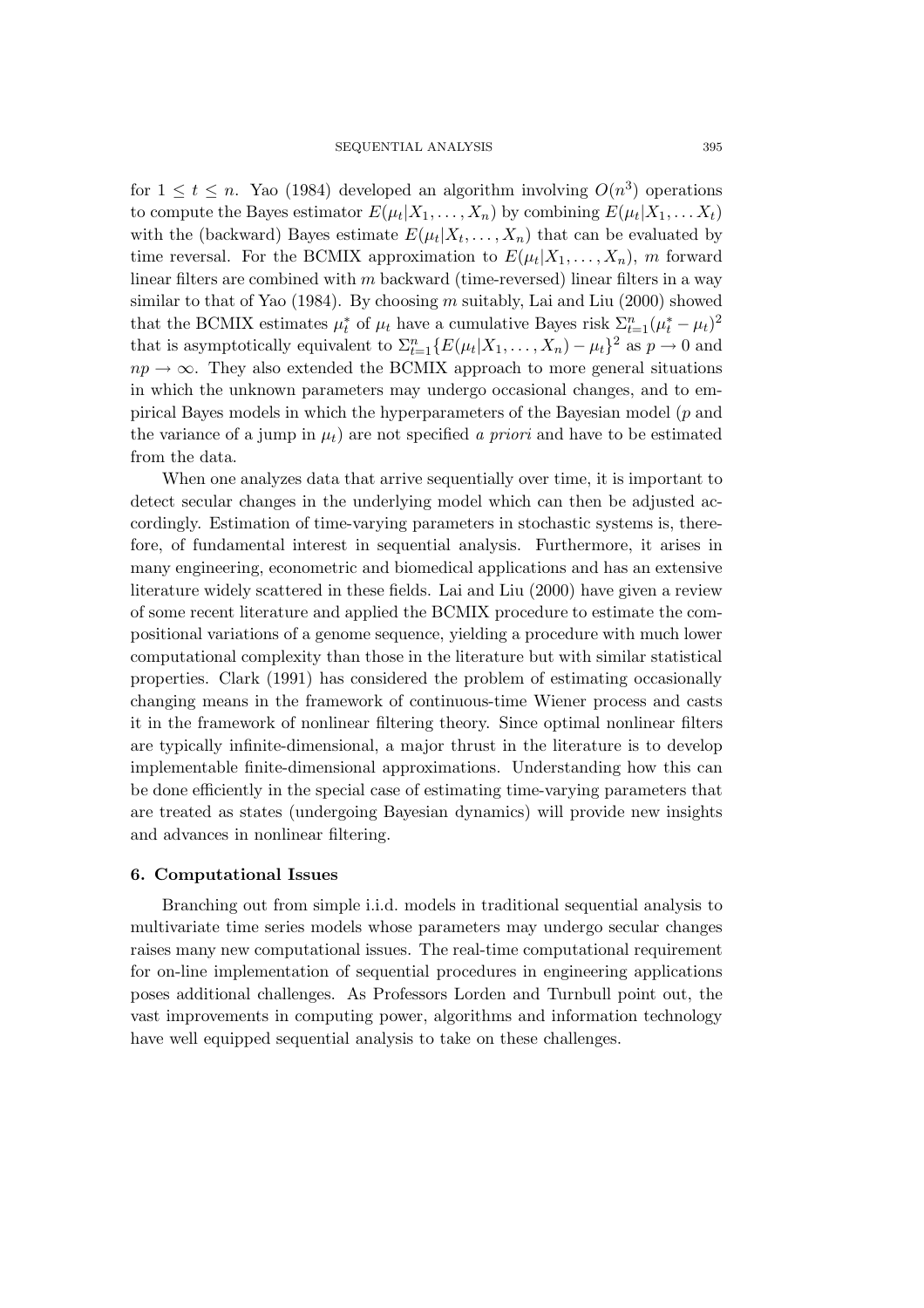for $1 \leq t \leq n$. Yao (1984) developed an algorithm involving $O(n^3)$ operations to compute the Bayes estimator $E(\mu_t|X_1, \ldots, X_n)$ by combining $E(\mu_t|X_1, \ldots X_t)$ with the (backward) Bayes estimate $E(\mu_t|X_t, \ldots, X_n)$ that can be evaluated by time reversal. For the BCMIX approximation to $E(\mu_t|X_1, \ldots, X_n)$, $m$ forward linear filters are combined with $m$ backward (time-reversed) linear filters in a way similar to that of Yao (1984). By choosing $m$ suitably, Lai and Liu (2000) showed that the BCMIX estimates $\mu_t^*$ of $\mu_t$ have a cumulative Bayes risk $\Sigma_{t=1}^n (\mu_t^* - \mu_t)^2$ that is asymptotically equivalent to $\Sigma_{t=1}^n \{E(\mu_t|X_1, \ldots, X_n) - \mu_t\}^2$ as $p \to 0$ and $np \to \infty$. They also extended the BCMIX approach to more general situations in which the unknown parameters may undergo occasional changes, and to empirical Bayes models in which the hyperparameters of the Bayesian model ($p$ and the variance of a jump in $\mu_t$) are not specified *a priori* and have to be estimated from the data.

When one analyzes data that arrive sequentially over time, it is important to detect secular changes in the underlying model which can then be adjusted accordingly. Estimation of time-varying parameters in stochastic systems is, therefore, of fundamental interest in sequential analysis. Furthermore, it arises in many engineering, econometric and biomedical applications and has an extensive literature widely scattered in these fields. Lai and Liu (2000) have given a review of some recent literature and applied the BCMIX procedure to estimate the compositional variations of a genome sequence, yielding a procedure with much lower computational complexity than those in the literature but with similar statistical properties. Clark (1991) has considered the problem of estimating occasionally changing means in the framework of continuous-time Wiener process and casts it in the framework of nonlinear filtering theory. Since optimal nonlinear filters are typically infinite-dimensional, a major thrust in the literature is to develop implementable finite-dimensional approximations. Understanding how this can be done efficiently in the special case of estimating time-varying parameters that are treated as states (undergoing Bayesian dynamics) will provide new insights and advances in nonlinear filtering.

## 6. Computational Issues

Branching out from simple i.i.d. models in traditional sequential analysis to multivariate time series models whose parameters may undergo secular changes raises many new computational issues. The real-time computational requirement for on-line implementation of sequential procedures in engineering applications poses additional challenges. As Professors Lorden and Turnbull point out, the vast improvements in computing power, algorithms and information technology have well equipped sequential analysis to take on these challenges.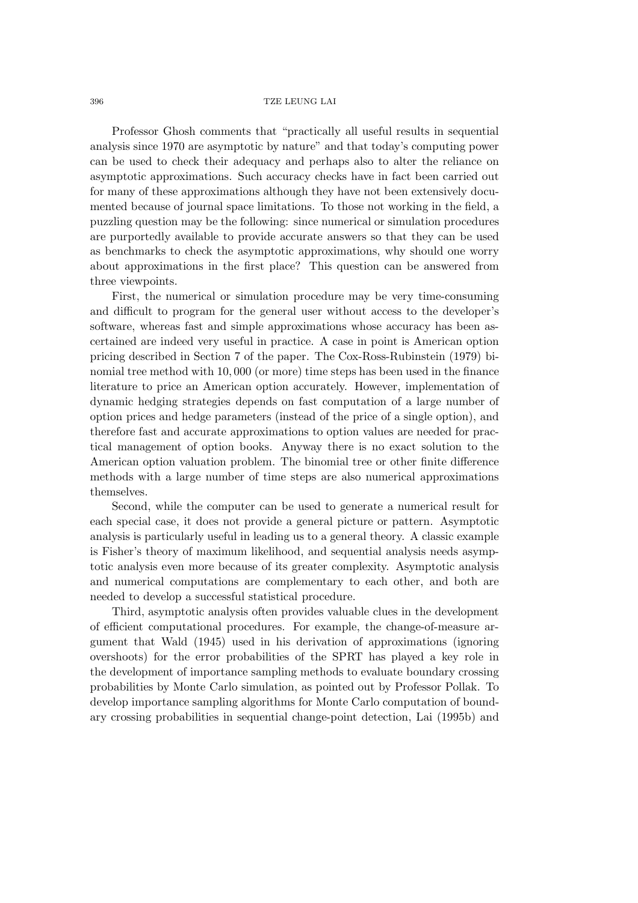Professor Ghosh comments that "practically all useful results in sequential analysis since 1970 are asymptotic by nature" and that today's computing power can be used to check their adequacy and perhaps also to alter the reliance on asymptotic approximations. Such accuracy checks have in fact been carried out for many of these approximations although they have not been extensively documented because of journal space limitations. To those not working in the field, a puzzling question may be the following: since numerical or simulation procedures are purportedly available to provide accurate answers so that they can be used as benchmarks to check the asymptotic approximations, why should one worry about approximations in the first place? This question can be answered from three viewpoints.

First, the numerical or simulation procedure may be very time-consuming and difficult to program for the general user without access to the developer's software, whereas fast and simple approximations whose accuracy has been ascertained are indeed very useful in practice. A case in point is American option pricing described in Section 7 of the paper. The Cox-Ross-Rubinstein (1979) binomial tree method with 10,000 (or more) time steps has been used in the finance literature to price an American option accurately. However, implementation of dynamic hedging strategies depends on fast computation of a large number of option prices and hedge parameters (instead of the price of a single option), and therefore fast and accurate approximations to option values are needed for practical management of option books. Anyway there is no exact solution to the American option valuation problem. The binomial tree or other finite difference methods with a large number of time steps are also numerical approximations themselves.

Second, while the computer can be used to generate a numerical result for each special case, it does not provide a general picture or pattern. Asymptotic analysis is particularly useful in leading us to a general theory. A classic example is Fisher's theory of maximum likelihood, and sequential analysis needs asymptotic analysis even more because of its greater complexity. Asymptotic analysis and numerical computations are complementary to each other, and both are needed to develop a successful statistical procedure.

Third, asymptotic analysis often provides valuable clues in the development of efficient computational procedures. For example, the change-of-measure argument that Wald (1945) used in his derivation of approximations (ignoring overshoots) for the error probabilities of the SPRT has played a key role in the development of importance sampling methods to evaluate boundary crossing probabilities by Monte Carlo simulation, as pointed out by Professor Pollak. To develop importance sampling algorithms for Monte Carlo computation of boundary crossing probabilities in sequential change-point detection, Lai (1995b) and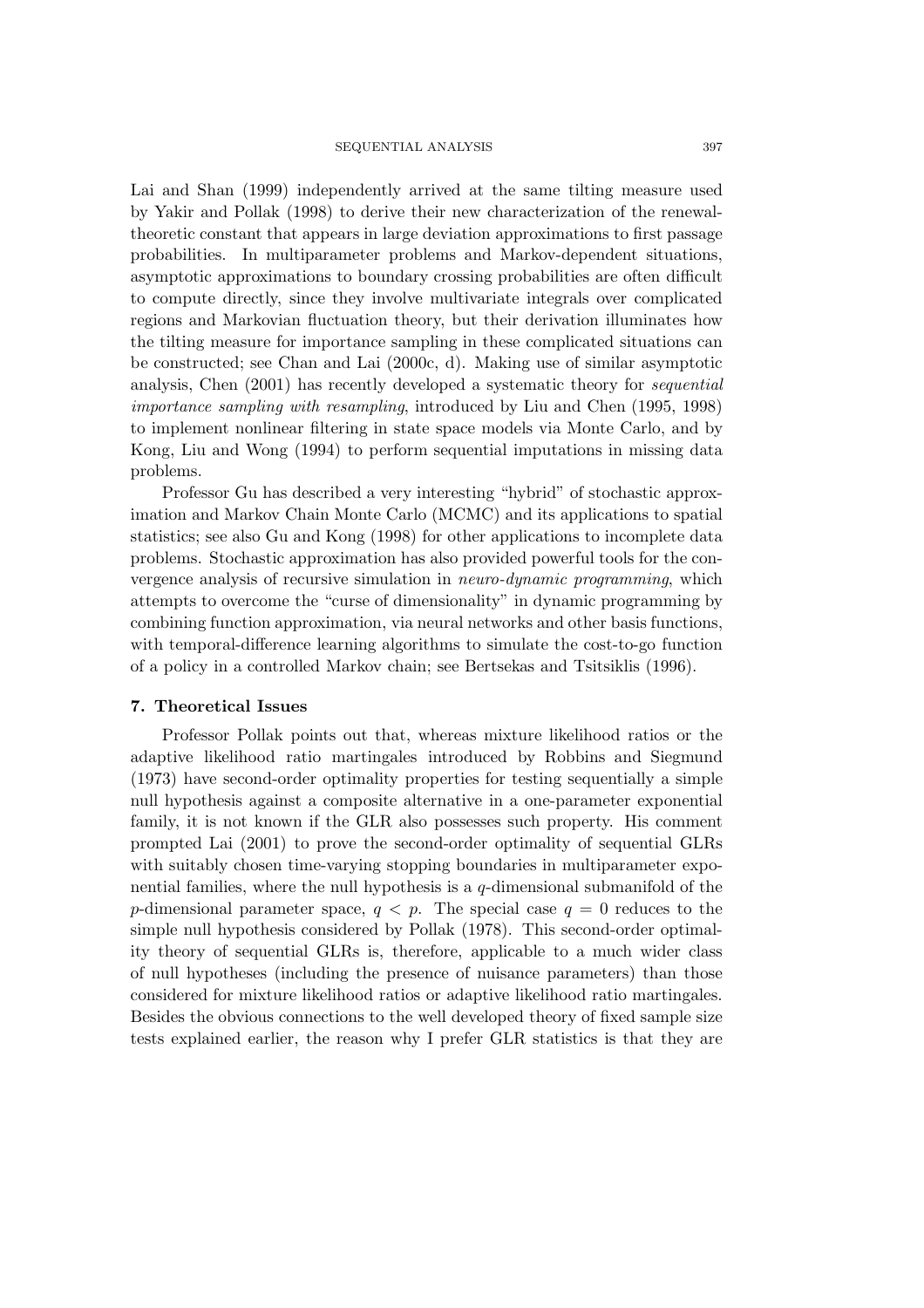Lai and Shan (1999) independently arrived at the same tilting measure used by Yakir and Pollak (1998) to derive their new characterization of the renewal-theoretic constant that appears in large deviation approximations to first passage probabilities. In multiparameter problems and Markov-dependent situations, asymptotic approximations to boundary crossing probabilities are often difficult to compute directly, since they involve multivariate integrals over complicated regions and Markovian fluctuation theory, but their derivation illuminates how the tilting measure for importance sampling in these complicated situations can be constructed; see Chan and Lai (2000c, d). Making use of similar asymptotic analysis, Chen (2001) has recently developed a systematic theory for *sequential importance sampling with resampling*, introduced by Liu and Chen (1995, 1998) to implement nonlinear filtering in state space models via Monte Carlo, and by Kong, Liu and Wong (1994) to perform sequential imputations in missing data problems.

Professor Gu has described a very interesting "hybrid" of stochastic approximation and Markov Chain Monte Carlo (MCMC) and its applications to spatial statistics; see also Gu and Kong (1998) for other applications to incomplete data problems. Stochastic approximation has also provided powerful tools for the convergence analysis of recursive simulation in *neuro-dynamic programming*, which attempts to overcome the "curse of dimensionality" in dynamic programming by combining function approximation, via neural networks and other basis functions, with temporal-difference learning algorithms to simulate the cost-to-go function of a policy in a controlled Markov chain; see Bertsekas and Tsitsiklis (1996).

### 7. Theoretical Issues

Professor Pollak points out that, whereas mixture likelihood ratios or the adaptive likelihood ratio martingales introduced by Robbins and Siegmund (1973) have second-order optimality properties for testing sequentially a simple null hypothesis against a composite alternative in a one-parameter exponential family, it is not known if the GLR also possesses such property. His comment prompted Lai (2001) to prove the second-order optimality of sequential GLRs with suitably chosen time-varying stopping boundaries in multiparameter exponential families, where the null hypothesis is a $q$-dimensional submanifold of the $p$-dimensional parameter space, $q < p$. The special case $q = 0$ reduces to the simple null hypothesis considered by Pollak (1978). This second-order optimality theory of sequential GLRs is, therefore, applicable to a much wider class of null hypotheses (including the presence of nuisance parameters) than those considered for mixture likelihood ratios or adaptive likelihood ratio martingales. Besides the obvious connections to the well developed theory of fixed sample size tests explained earlier, the reason why I prefer GLR statistics is that they are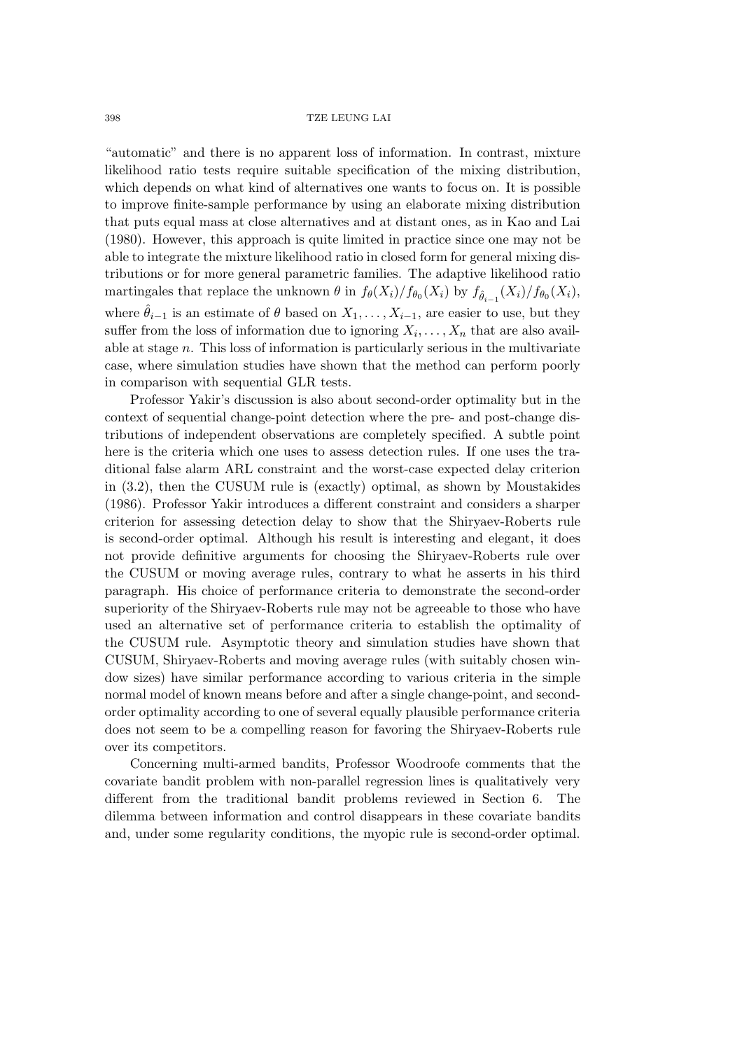"automatic" and there is no apparent loss of information. In contrast, mixture likelihood ratio tests require suitable specification of the mixing distribution, which depends on what kind of alternatives one wants to focus on. It is possible to improve finite-sample performance by using an elaborate mixing distribution that puts equal mass at close alternatives and at distant ones, as in Kao and Lai (1980). However, this approach is quite limited in practice since one may not be able to integrate the mixture likelihood ratio in closed form for general mixing distributions or for more general parametric families. The adaptive likelihood ratio martingales that replace the unknown $\theta$ in $f_\theta(X_i)/f_{\theta_0}(X_i)$ by $f_{\hat{\theta}_{i-1}}(X_i)/f_{\theta_0}(X_i)$, where $\hat{\theta}_{i-1}$ is an estimate of $\theta$ based on $X_1, \ldots, X_{i-1}$, are easier to use, but they suffer from the loss of information due to ignoring $X_i, \ldots, X_n$ that are also available at stage $n$. This loss of information is particularly serious in the multivariate case, where simulation studies have shown that the method can perform poorly in comparison with sequential GLR tests.

Professor Yakir's discussion is also about second-order optimality but in the context of sequential change-point detection where the pre- and post-change distributions of independent observations are completely specified. A subtle point here is the criteria which one uses to assess detection rules. If one uses the traditional false alarm ARL constraint and the worst-case expected delay criterion in (3.2), then the CUSUM rule is (exactly) optimal, as shown by Moustakides (1986). Professor Yakir introduces a different constraint and considers a sharper criterion for assessing detection delay to show that the Shiryaev-Roberts rule is second-order optimal. Although his result is interesting and elegant, it does not provide definitive arguments for choosing the Shiryaev-Roberts rule over the CUSUM or moving average rules, contrary to what he asserts in his third paragraph. His choice of performance criteria to demonstrate the second-order superiority of the Shiryaev-Roberts rule may not be agreeable to those who have used an alternative set of performance criteria to establish the optimality of the CUSUM rule. Asymptotic theory and simulation studies have shown that CUSUM, Shiryaev-Roberts and moving average rules (with suitably chosen window sizes) have similar performance according to various criteria in the simple normal model of known means before and after a single change-point, and second-order optimality according to one of several equally plausible performance criteria does not seem to be a compelling reason for favoring the Shiryaev-Roberts rule over its competitors.

Concerning multi-armed bandits, Professor Woodroofe comments that the covariate bandit problem with non-parallel regression lines is qualitatively very different from the traditional bandit problems reviewed in Section 6. The dilemma between information and control disappears in these covariate bandits and, under some regularity conditions, the myopic rule is second-order optimal.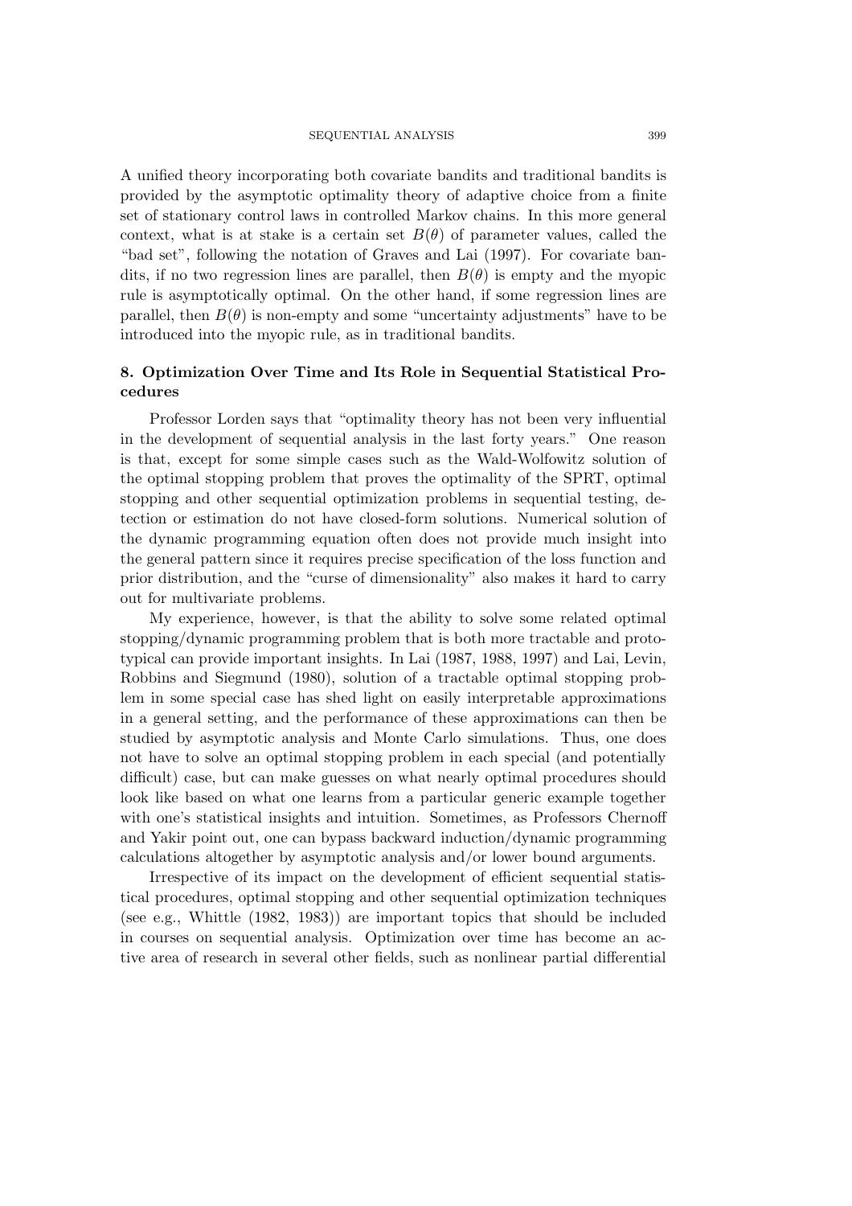A unified theory incorporating both covariate bandits and traditional bandits is provided by the asymptotic optimality theory of adaptive choice from a finite set of stationary control laws in controlled Markov chains. In this more general context, what is at stake is a certain set $B(\theta)$ of parameter values, called the "bad set", following the notation of Graves and Lai (1997). For covariate bandits, if no two regression lines are parallel, then $B(\theta)$ is empty and the myopic rule is asymptotically optimal. On the other hand, if some regression lines are parallel, then $B(\theta)$ is non-empty and some "uncertainty adjustments" have to be introduced into the myopic rule, as in traditional bandits.

## 8. Optimization Over Time and Its Role in Sequential Statistical Procedures

Professor Lorden says that "optimality theory has not been very influential in the development of sequential analysis in the last forty years." One reason is that, except for some simple cases such as the Wald-Wolfowitz solution of the optimal stopping problem that proves the optimality of the SPRT, optimal stopping and other sequential optimization problems in sequential testing, detection or estimation do not have closed-form solutions. Numerical solution of the dynamic programming equation often does not provide much insight into the general pattern since it requires precise specification of the loss function and prior distribution, and the "curse of dimensionality" also makes it hard to carry out for multivariate problems.

My experience, however, is that the ability to solve some related optimal stopping/dynamic programming problem that is both more tractable and prototypical can provide important insights. In Lai (1987, 1988, 1997) and Lai, Levin, Robbins and Siegmund (1980), solution of a tractable optimal stopping problem in some special case has shed light on easily interpretable approximations in a general setting, and the performance of these approximations can then be studied by asymptotic analysis and Monte Carlo simulations. Thus, one does not have to solve an optimal stopping problem in each special (and potentially difficult) case, but can make guesses on what nearly optimal procedures should look like based on what one learns from a particular generic example together with one's statistical insights and intuition. Sometimes, as Professors Chernoff and Yakir point out, one can bypass backward induction/dynamic programming calculations altogether by asymptotic analysis and/or lower bound arguments.

Irrespective of its impact on the development of efficient sequential statistical procedures, optimal stopping and other sequential optimization techniques (see e.g., Whittle (1982, 1983)) are important topics that should be included in courses on sequential analysis. Optimization over time has become an active area of research in several other fields, such as nonlinear partial differential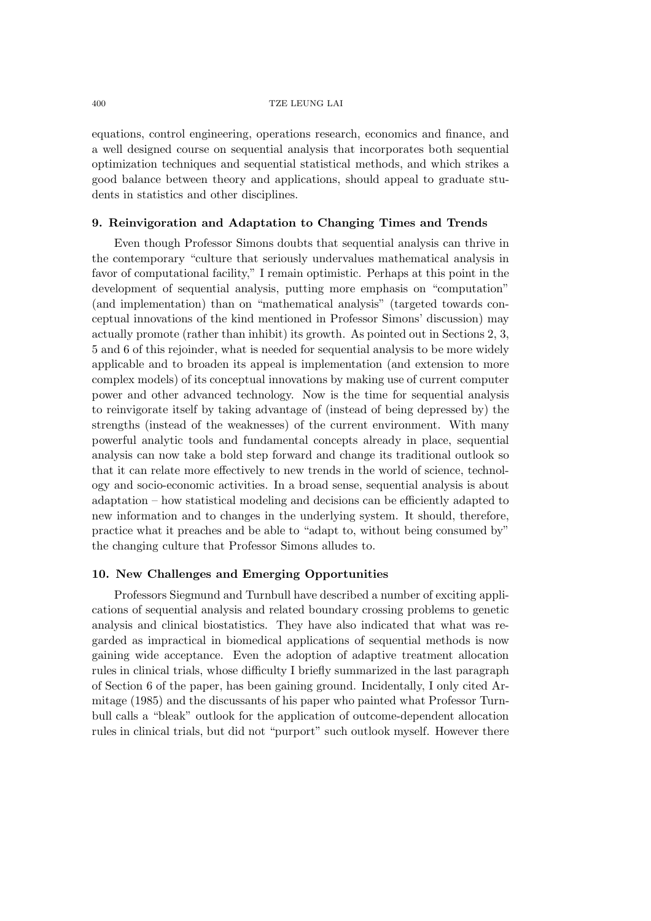equations, control engineering, operations research, economics and finance, and a well designed course on sequential analysis that incorporates both sequential optimization techniques and sequential statistical methods, and which strikes a good balance between theory and applications, should appeal to graduate students in statistics and other disciplines.

## 9. Reinvigoration and Adaptation to Changing Times and Trends

Even though Professor Simons doubts that sequential analysis can thrive in the contemporary "culture that seriously undervalues mathematical analysis in favor of computational facility," I remain optimistic. Perhaps at this point in the development of sequential analysis, putting more emphasis on "computation" (and implementation) than on "mathematical analysis" (targeted towards conceptual innovations of the kind mentioned in Professor Simons' discussion) may actually promote (rather than inhibit) its growth. As pointed out in Sections 2, 3, 5 and 6 of this rejoinder, what is needed for sequential analysis to be more widely applicable and to broaden its appeal is implementation (and extension to more complex models) of its conceptual innovations by making use of current computer power and other advanced technology. Now is the time for sequential analysis to reinvigorate itself by taking advantage of (instead of being depressed by) the strengths (instead of the weaknesses) of the current environment. With many powerful analytic tools and fundamental concepts already in place, sequential analysis can now take a bold step forward and change its traditional outlook so that it can relate more effectively to new trends in the world of science, technology and socio-economic activities. In a broad sense, sequential analysis is about adaptation – how statistical modeling and decisions can be efficiently adapted to new information and to changes in the underlying system. It should, therefore, practice what it preaches and be able to "adapt to, without being consumed by" the changing culture that Professor Simons alludes to.

## 10. New Challenges and Emerging Opportunities

Professors Siegmund and Turnbull have described a number of exciting applications of sequential analysis and related boundary crossing problems to genetic analysis and clinical biostatistics. They have also indicated that what was regarded as impractical in biomedical applications of sequential methods is now gaining wide acceptance. Even the adoption of adaptive treatment allocation rules in clinical trials, whose difficulty I briefly summarized in the last paragraph of Section 6 of the paper, has been gaining ground. Incidentally, I only cited Armitage (1985) and the discussants of his paper who painted what Professor Turnbull calls a "bleak" outlook for the application of outcome-dependent allocation rules in clinical trials, but did not "purport" such outlook myself. However there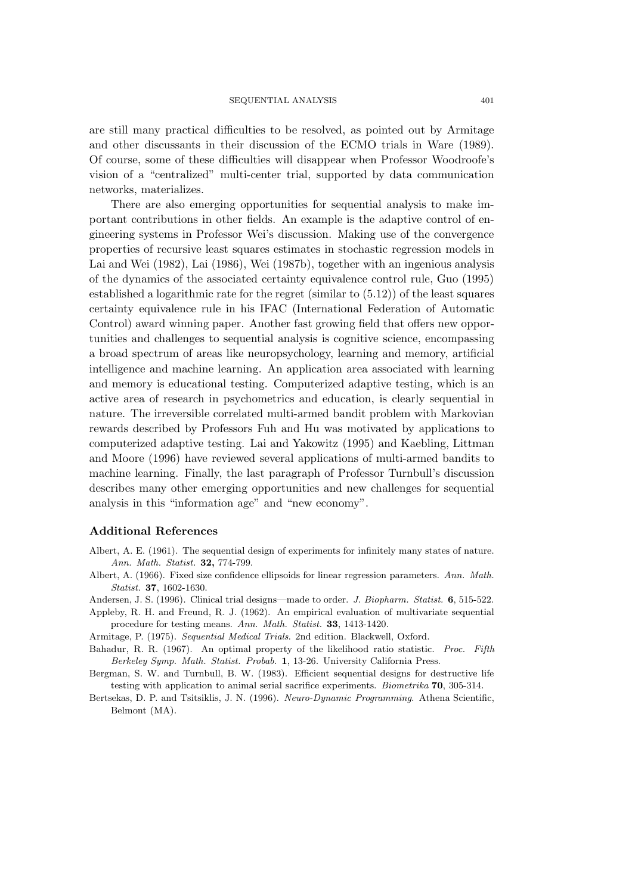are still many practical difficulties to be resolved, as pointed out by Armitage and other discussants in their discussion of the ECMO trials in Ware (1989). Of course, some of these difficulties will disappear when Professor Woodroofe's vision of a "centralized" multi-center trial, supported by data communication networks, materializes.

There are also emerging opportunities for sequential analysis to make important contributions in other fields. An example is the adaptive control of engineering systems in Professor Wei's discussion. Making use of the convergence properties of recursive least squares estimates in stochastic regression models in Lai and Wei (1982), Lai (1986), Wei (1987b), together with an ingenious analysis of the dynamics of the associated certainty equivalence control rule, Guo (1995) established a logarithmic rate for the regret (similar to (5.12)) of the least squares certainty equivalence rule in his IFAC (International Federation of Automatic Control) award winning paper. Another fast growing field that offers new opportunities and challenges to sequential analysis is cognitive science, encompassing a broad spectrum of areas like neuropsychology, learning and memory, artificial intelligence and machine learning. An application area associated with learning and memory is educational testing. Computerized adaptive testing, which is an active area of research in psychometrics and education, is clearly sequential in nature. The irreversible correlated multi-armed bandit problem with Markovian rewards described by Professors Fuh and Hu was motivated by applications to computerized adaptive testing. Lai and Yakowitz (1995) and Kaebling, Littman and Moore (1996) have reviewed several applications of multi-armed bandits to machine learning. Finally, the last paragraph of Professor Turnbull's discussion describes many other emerging opportunities and new challenges for sequential analysis in this "information age" and "new economy".

### Additional References

Albert, A. E. (1961). The sequential design of experiments for infinitely many states of nature. *Ann. Math. Statist.* **32,** 774-799.

Albert, A. (1966). Fixed size confidence ellipsoids for linear regression parameters. *Ann. Math. Statist.* **37**, 1602-1630.

Andersen, J. S. (1996). Clinical trial designs—made to order. *J. Biopharm. Statist.* **6**, 515-522.

Appleby, R. H. and Freund, R. J. (1962). An empirical evaluation of multivariate sequential procedure for testing means. *Ann. Math. Statist.* **33**, 1413-1420.

Armitage, P. (1975). *Sequential Medical Trials*. 2nd edition. Blackwell, Oxford.

Bahadur, R. R. (1967). An optimal property of the likelihood ratio statistic. *Proc. Fifth Berkeley Symp. Math. Statist. Probab.* **1**, 13-26. University California Press.

Bergman, S. W. and Turnbull, B. W. (1983). Efficient sequential designs for destructive life testing with application to animal serial sacrifice experiments. *Biometrika* **70**, 305-314.

Bertsekas, D. P. and Tsitsiklis, J. N. (1996). *Neuro-Dynamic Programming*. Athena Scientific, Belmont (MA).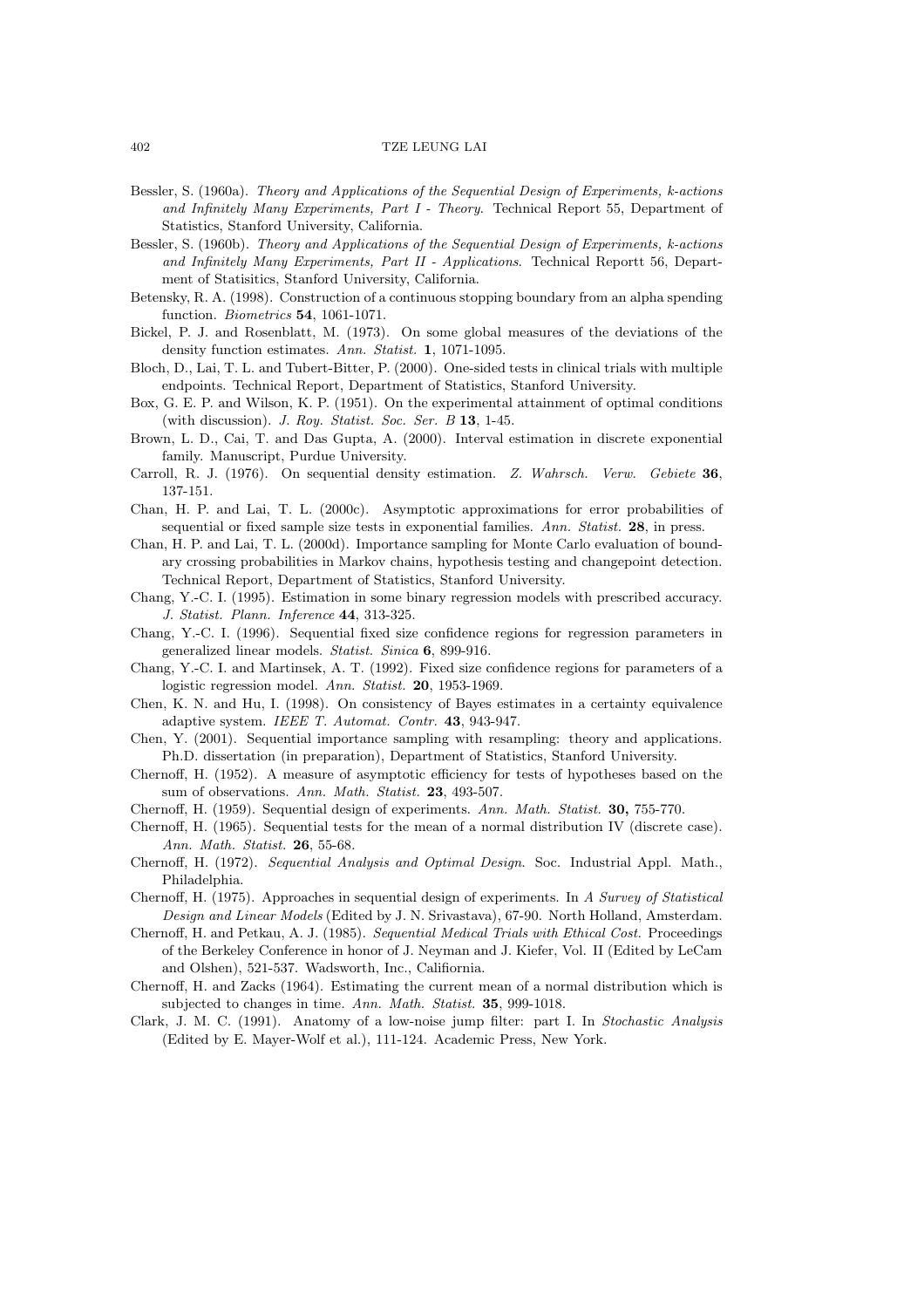Bessler, S. (1960a). *Theory and Applications of the Sequential Design of Experiments, k-actions and Infinitely Many Experiments, Part I - Theory*. Technical Report 55, Department of Statistics, Stanford University, California.

Bessler, S. (1960b). *Theory and Applications of the Sequential Design of Experiments, k-actions and Infinitely Many Experiments, Part II - Applications*. Technical Reportt 56, Department of Statisitics, Stanford University, California.

Betensky, R. A. (1998). Construction of a continuous stopping boundary from an alpha spending function. *Biometrics* **54**, 1061-1071.

Bickel, P. J. and Rosenblatt, M. (1973). On some global measures of the deviations of the density function estimates. *Ann. Statist.* **1**, 1071-1095.

Bloch, D., Lai, T. L. and Tubert-Bitter, P. (2000). One-sided tests in clinical trials with multiple endpoints. Technical Report, Department of Statistics, Stanford University.

Box, G. E. P. and Wilson, K. P. (1951). On the experimental attainment of optimal conditions (with discussion). *J. Roy. Statist. Soc. Ser. B* **13**, 1-45.

Brown, L. D., Cai, T. and Das Gupta, A. (2000). Interval estimation in discrete exponential family. Manuscript, Purdue University.

Carroll, R. J. (1976). On sequential density estimation. *Z. Wahrsch. Verw. Gebiete* **36**, 137-151.

Chan, H. P. and Lai, T. L. (2000c). Asymptotic approximations for error probabilities of sequential or fixed sample size tests in exponential families. *Ann. Statist.* **28**, in press.

Chan, H. P. and Lai, T. L. (2000d). Importance sampling for Monte Carlo evaluation of boundary crossing probabilities in Markov chains, hypothesis testing and changepoint detection. Technical Report, Department of Statistics, Stanford University.

Chang, Y.-C. I. (1995). Estimation in some binary regression models with prescribed accuracy. *J. Statist. Plann. Inference* **44**, 313-325.

Chang, Y.-C. I. (1996). Sequential fixed size confidence regions for regression parameters in generalized linear models. *Statist. Sinica* **6**, 899-916.

Chang, Y.-C. I. and Martinsek, A. T. (1992). Fixed size confidence regions for parameters of a logistic regression model. *Ann. Statist.* **20**, 1953-1969.

Chen, K. N. and Hu, I. (1998). On consistency of Bayes estimates in a certainty equivalence adaptive system. *IEEE T. Automat. Contr.* **43**, 943-947.

Chen, Y. (2001). Sequential importance sampling with resampling: theory and applications. Ph.D. dissertation (in preparation), Department of Statistics, Stanford University.

Chernoff, H. (1952). A measure of asymptotic efficiency for tests of hypotheses based on the sum of observations. *Ann. Math. Statist.* **23**, 493-507.

Chernoff, H. (1959). Sequential design of experiments. *Ann. Math. Statist.* **30,** 755-770.

Chernoff, H. (1965). Sequential tests for the mean of a normal distribution IV (discrete case). *Ann. Math. Statist.* **26**, 55-68.

Chernoff, H. (1972). *Sequential Analysis and Optimal Design*. Soc. Industrial Appl. Math., Philadelphia.

Chernoff, H. (1975). Approaches in sequential design of experiments. In *A Survey of Statistical Design and Linear Models* (Edited by J. N. Srivastava), 67-90. North Holland, Amsterdam.

Chernoff, H. and Petkau, A. J. (1985). *Sequential Medical Trials with Ethical Cost*. Proceedings of the Berkeley Conference in honor of J. Neyman and J. Kiefer, Vol. II (Edited by LeCam and Olshen), 521-537. Wadsworth, Inc., Califiornia.

Chernoff, H. and Zacks (1964). Estimating the current mean of a normal distribution which is subjected to changes in time. *Ann. Math. Statist.* **35**, 999-1018.

Clark, J. M. C. (1991). Anatomy of a low-noise jump filter: part I. In *Stochastic Analysis* (Edited by E. Mayer-Wolf et al.), 111-124. Academic Press, New York.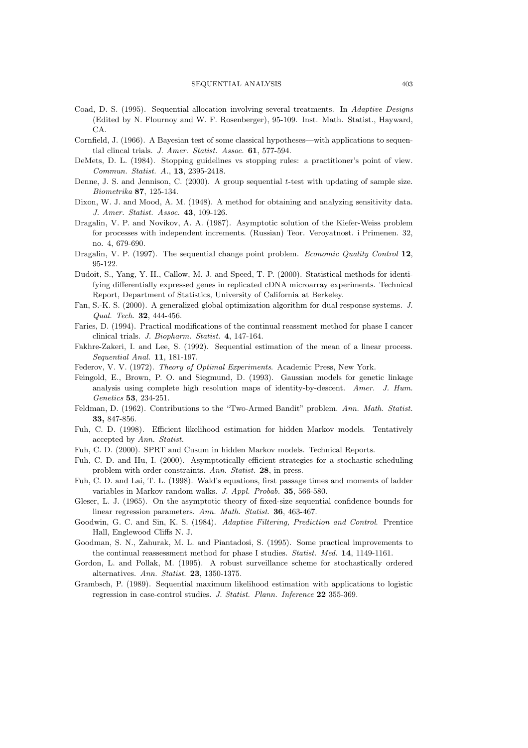Coad, D. S. (1995). Sequential allocation involving several treatments. In *Adaptive Designs* (Edited by N. Flournoy and W. F. Rosenberger), 95-109. Inst. Math. Statist., Hayward, CA.

Cornfield, J. (1966). A Bayesian test of some classical hypotheses—with applications to sequential clincal trials. *J. Amer. Statist. Assoc.* **61**, 577-594.

DeMets, D. L. (1984). Stopping guidelines vs stopping rules: a practitioner's point of view. *Commun. Statist. A.*, **13**, 2395-2418.

Denne, J. S. and Jennison, C. (2000). A group sequential *t*-test with updating of sample size. *Biometrika* **87**, 125-134.

Dixon, W. J. and Mood, A. M. (1948). A method for obtaining and analyzing sensitivity data. *J. Amer. Statist. Assoc.* **43**, 109-126.

Dragalin, V. P. and Novikov, A. A. (1987). Asymptotic solution of the Kiefer-Weiss problem for processes with independent increments. (Russian) Teor. Veroyatnost. i Primenen. 32, no. 4, 679-690.

Dragalin, V. P. (1997). The sequential change point problem. *Economic Quality Control* **12**, 95-122.

Dudoit, S., Yang, Y. H., Callow, M. J. and Speed, T. P. (2000). Statistical methods for identifying differentially expressed genes in replicated cDNA microarray experiments. Technical Report, Department of Statistics, University of California at Berkeley.

Fan, S.-K. S. (2000). A generalized global optimization algorithm for dual response systems. *J. Qual. Tech.* **32**, 444-456.

Faries, D. (1994). Practical modifications of the continual reassment method for phase I cancer clinical trials. *J. Biopharm. Statist.* **4**, 147-164.

Fakhre-Zakeri, I. and Lee, S. (1992). Sequential estimation of the mean of a linear process. *Sequential Anal.* **11**, 181-197.

Federov, V. V. (1972). *Theory of Optimal Experiments*. Academic Press, New York.

Feingold, E., Brown, P. O. and Siegmund, D. (1993). Gaussian models for genetic linkage analysis using complete high resolution maps of identity-by-descent. *Amer. J. Hum. Genetics* **53**, 234-251.

Feldman, D. (1962). Contributions to the "Two-Armed Bandit" problem. *Ann. Math. Statist.* **33,** 847-856.

Fuh, C. D. (1998). Efficient likelihood estimation for hidden Markov models. Tentatively accepted by *Ann. Statist.*

Fuh, C. D. (2000). SPRT and Cusum in hidden Markov models. Technical Reports.

Fuh, C. D. and Hu, I. (2000). Asymptotically efficient strategies for a stochastic scheduling problem with order constraints. *Ann. Statist.* **28**, in press.

Fuh, C. D. and Lai, T. L. (1998). Wald's equations, first passage times and moments of ladder variables in Markov random walks. *J. Appl. Probab.* **35**, 566-580.

Gleser, L. J. (1965). On the asymptotic theory of fixed-size sequential confidence bounds for linear regression parameters. *Ann. Math. Statist.* **36**, 463-467.

Goodwin, G. C. and Sin, K. S. (1984). *Adaptive Filtering, Prediction and Control*. Prentice Hall, Englewood Cliffs N. J.

Goodman, S. N., Zahurak, M. L. and Piantadosi, S. (1995). Some practical improvements to the continual reassessment method for phase I studies. *Statist. Med.* **14**, 1149-1161.

Gordon, L. and Pollak, M. (1995). A robust surveillance scheme for stochastically ordered alternatives. *Ann. Statist.* **23**, 1350-1375.

Grambsch, P. (1989). Sequential maximum likelihood estimation with applications to logistic regression in case-control studies. *J. Statist. Plann. Inference* **22** 355-369.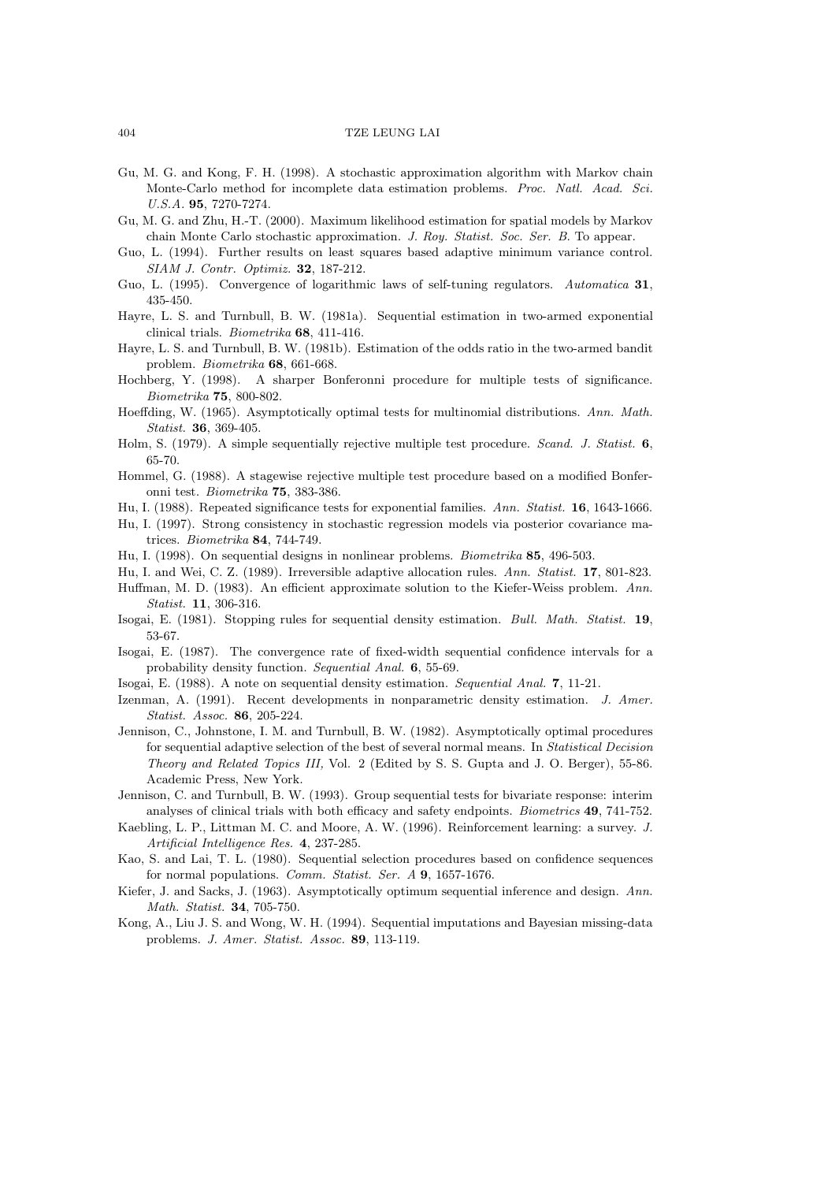Gu, M. G. and Kong, F. H. (1998). A stochastic approximation algorithm with Markov chain Monte-Carlo method for incomplete data estimation problems. *Proc. Natl. Acad. Sci. U.S.A.* **95**, 7270-7274.

Gu, M. G. and Zhu, H.-T. (2000). Maximum likelihood estimation for spatial models by Markov chain Monte Carlo stochastic approximation. *J. Roy. Statist. Soc. Ser. B.* To appear.

Guo, L. (1994). Further results on least squares based adaptive minimum variance control. *SIAM J. Contr. Optimiz.* **32**, 187-212.

Guo, L. (1995). Convergence of logarithmic laws of self-tuning regulators. *Automatica* **31**, 435-450.

Hayre, L. S. and Turnbull, B. W. (1981a). Sequential estimation in two-armed exponential clinical trials. *Biometrika* **68**, 411-416.

Hayre, L. S. and Turnbull, B. W. (1981b). Estimation of the odds ratio in the two-armed bandit problem. *Biometrika* **68**, 661-668.

Hochberg, Y. (1998). A sharper Bonferonni procedure for multiple tests of significance. *Biometrika* **75**, 800-802.

Hoeffding, W. (1965). Asymptotically optimal tests for multinomial distributions. *Ann. Math. Statist.* **36**, 369-405.

Holm, S. (1979). A simple sequentially rejective multiple test procedure. *Scand. J. Statist.* **6**, 65-70.

Hommel, G. (1988). A stagewise rejective multiple test procedure based on a modified Bonferonni test. *Biometrika* **75**, 383-386.

Hu, I. (1988). Repeated significance tests for exponential families. *Ann. Statist.* **16**, 1643-1666.

Hu, I. (1997). Strong consistency in stochastic regression models via posterior covariance matrices. *Biometrika* **84**, 744-749.

Hu, I. (1998). On sequential designs in nonlinear problems. *Biometrika* **85**, 496-503.

Hu, I. and Wei, C. Z. (1989). Irreversible adaptive allocation rules. *Ann. Statist.* **17**, 801-823.

Huffman, M. D. (1983). An efficient approximate solution to the Kiefer-Weiss problem. *Ann. Statist.* **11**, 306-316.

Isogai, E. (1981). Stopping rules for sequential density estimation. *Bull. Math. Statist.* **19**, 53-67.

Isogai, E. (1987). The convergence rate of fixed-width sequential confidence intervals for a probability density function. *Sequential Anal.* **6**, 55-69.

Isogai, E. (1988). A note on sequential density estimation. *Sequential Anal.* **7**, 11-21.

Izenman, A. (1991). Recent developments in nonparametric density estimation. *J. Amer. Statist. Assoc.* **86**, 205-224.

Jennison, C., Johnstone, I. M. and Turnbull, B. W. (1982). Asymptotically optimal procedures for sequential adaptive selection of the best of several normal means. In *Statistical Decision Theory and Related Topics III,* Vol. 2 (Edited by S. S. Gupta and J. O. Berger), 55-86. Academic Press, New York.

Jennison, C. and Turnbull, B. W. (1993). Group sequential tests for bivariate response: interim analyses of clinical trials with both efficacy and safety endpoints. *Biometrics* **49**, 741-752.

Kaebling, L. P., Littman M. C. and Moore, A. W. (1996). Reinforcement learning: a survey. *J. Artificial Intelligence Res.* **4**, 237-285.

Kao, S. and Lai, T. L. (1980). Sequential selection procedures based on confidence sequences for normal populations. *Comm. Statist. Ser. A* **9**, 1657-1676.

Kiefer, J. and Sacks, J. (1963). Asymptotically optimum sequential inference and design. *Ann. Math. Statist.* **34**, 705-750.

Kong, A., Liu J. S. and Wong, W. H. (1994). Sequential imputations and Bayesian missing-data problems. *J. Amer. Statist. Assoc.* **89**, 113-119.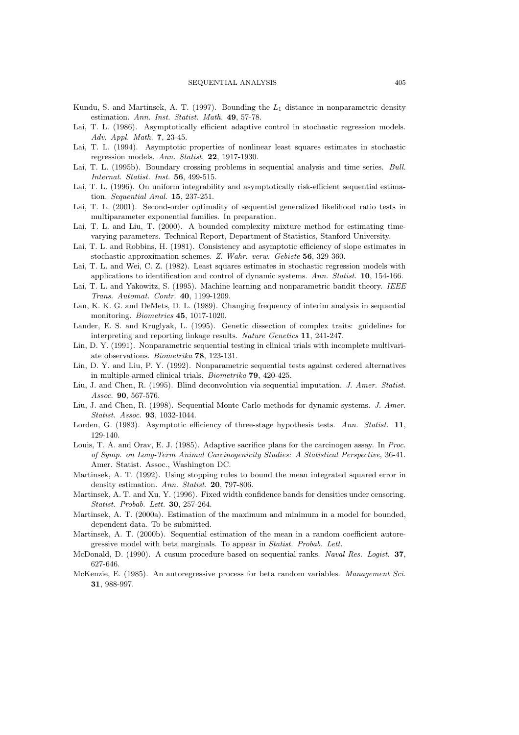Kundu, S. and Martinsek, A. T. (1997). Bounding the $L_1$ distance in nonparametric density estimation. *Ann. Inst. Statist. Math.* **49**, 57-78.

Lai, T. L. (1986). Asymptotically efficient adaptive control in stochastic regression models. *Adv. Appl. Math.* **7**, 23-45.

Lai, T. L. (1994). Asymptotic properties of nonlinear least squares estimates in stochastic regression models. *Ann. Statist.* **22**, 1917-1930.

Lai, T. L. (1995b). Boundary crossing problems in sequential analysis and time series. *Bull. Internat. Statist. Inst.* **56**, 499-515.

Lai, T. L. (1996). On uniform integrability and asymptotically risk-efficient sequential estimation. *Sequential Anal.* **15**, 237-251.

Lai, T. L. (2001). Second-order optimality of sequential generalized likelihood ratio tests in multiparameter exponential families. In preparation.

Lai, T. L. and Liu, T. (2000). A bounded complexity mixture method for estimating time-varying parameters. Technical Report, Department of Statistics, Stanford University.

Lai, T. L. and Robbins, H. (1981). Consistency and asymptotic efficiency of slope estimates in stochastic approximation schemes. *Z. Wahr. verw. Gebiete* **56**, 329-360.

Lai, T. L. and Wei, C. Z. (1982). Least squares estimates in stochastic regression models with applications to identification and control of dynamic systems. *Ann. Statist.* **10**, 154-166.

Lai, T. L. and Yakowitz, S. (1995). Machine learning and nonparametric bandit theory. *IEEE Trans. Automat. Contr.* **40**, 1199-1209.

Lan, K. K. G. and DeMets, D. L. (1989). Changing frequency of interim analysis in sequential monitoring. *Biometrics* **45**, 1017-1020.

Lander, E. S. and Kruglyak, L. (1995). Genetic dissection of complex traits: guidelines for interpreting and reporting linkage results. *Nature Genetics* **11**, 241-247.

Lin, D. Y. (1991). Nonparametric sequential testing in clinical trials with incomplete multivariate observations. *Biometrika* **78**, 123-131.

Lin, D. Y. and Liu, P. Y. (1992). Nonparametric sequential tests against ordered alternatives in multiple-armed clinical trials. *Biometrika* **79**, 420-425.

Liu, J. and Chen, R. (1995). Blind deconvolution via sequential imputation. *J. Amer. Statist. Assoc.* **90**, 567-576.

Liu, J. and Chen, R. (1998). Sequential Monte Carlo methods for dynamic systems. *J. Amer. Statist. Assoc.* **93**, 1032-1044.

Lorden, G. (1983). Asymptotic efficiency of three-stage hypothesis tests. *Ann. Statist.* **11**, 129-140.

Louis, T. A. and Orav, E. J. (1985). Adaptive sacrifice plans for the carcinogen assay. In *Proc. of Symp. on Long-Term Animal Carcinogenicity Studies: A Statistical Perspective*, 36-41. Amer. Statist. Assoc., Washington DC.

Martinsek, A. T. (1992). Using stopping rules to bound the mean integrated squared error in density estimation. *Ann. Statist.* **20**, 797-806.

Martinsek, A. T. and Xu, Y. (1996). Fixed width confidence bands for densities under censoring. *Statist. Probab. Lett.* **30**, 257-264.

Martinsek, A. T. (2000a). Estimation of the maximum and minimum in a model for bounded, dependent data. To be submitted.

Martinsek, A. T. (2000b). Sequential estimation of the mean in a random coefficient autoregressive model with beta marginals. To appear in *Statist. Probab. Lett.*

McDonald, D. (1990). A cusum procedure based on sequential ranks. *Naval Res. Logist.* **37**, 627-646.

McKenzie, E. (1985). An autoregressive process for beta random variables. *Management Sci.* **31**, 988-997.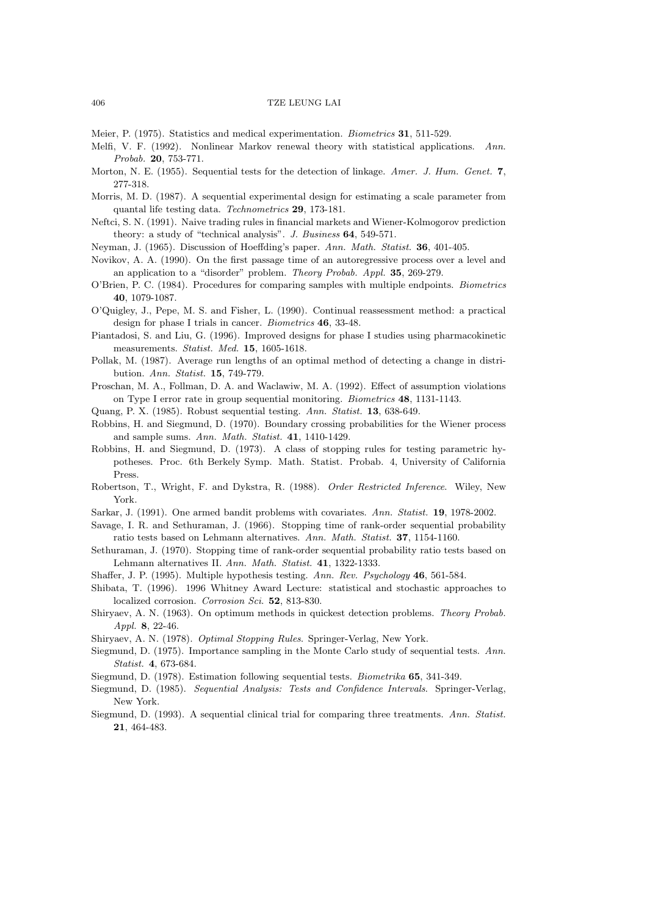Meier, P. (1975). Statistics and medical experimentation. *Biometrics* **31**, 511-529.

Melfi, V. F. (1992). Nonlinear Markov renewal theory with statistical applications. *Ann. Probab.* **20**, 753-771.

Morton, N. E. (1955). Sequential tests for the detection of linkage. *Amer. J. Hum. Genet.* **7**, 277-318.

Morris, M. D. (1987). A sequential experimental design for estimating a scale parameter from quantal life testing data. *Technometrics* **29**, 173-181.

Neftci, S. N. (1991). Naive trading rules in financial markets and Wiener-Kolmogorov prediction theory: a study of "technical analysis". *J. Business* **64**, 549-571.

Neyman, J. (1965). Discussion of Hoeffding's paper. *Ann. Math. Statist.* **36**, 401-405.

Novikov, A. A. (1990). On the first passage time of an autoregressive process over a level and an application to a "disorder" problem. *Theory Probab. Appl.* **35**, 269-279.

O'Brien, P. C. (1984). Procedures for comparing samples with multiple endpoints. *Biometrics* **40**, 1079-1087.

O'Quigley, J., Pepe, M. S. and Fisher, L. (1990). Continual reassessment method: a practical design for phase I trials in cancer. *Biometrics* **46**, 33-48.

Piantadosi, S. and Liu, G. (1996). Improved designs for phase I studies using pharmacokinetic measurements. *Statist. Med.* **15**, 1605-1618.

Pollak, M. (1987). Average run lengths of an optimal method of detecting a change in distribution. *Ann. Statist.* **15**, 749-779.

Proschan, M. A., Follman, D. A. and Waclawiw, M. A. (1992). Effect of assumption violations on Type I error rate in group sequential monitoring. *Biometrics* **48**, 1131-1143.

Quang, P. X. (1985). Robust sequential testing. *Ann. Statist.* **13**, 638-649.

Robbins, H. and Siegmund, D. (1970). Boundary crossing probabilities for the Wiener process and sample sums. *Ann. Math. Statist.* **41**, 1410-1429.

Robbins, H. and Siegmund, D. (1973). A class of stopping rules for testing parametric hypotheses. Proc. 6th Berkely Symp. Math. Statist. Probab. 4, University of California Press.

Robertson, T., Wright, F. and Dykstra, R. (1988). *Order Restricted Inference*. Wiley, New York.

Sarkar, J. (1991). One armed bandit problems with covariates. *Ann. Statist.* **19**, 1978-2002.

Savage, I. R. and Sethuraman, J. (1966). Stopping time of rank-order sequential probability ratio tests based on Lehmann alternatives. *Ann. Math. Statist.* **37**, 1154-1160.

Sethuraman, J. (1970). Stopping time of rank-order sequential probability ratio tests based on Lehmann alternatives II. *Ann. Math. Statist.* **41**, 1322-1333.

Shaffer, J. P. (1995). Multiple hypothesis testing. *Ann. Rev. Psychology* **46**, 561-584.

Shibata, T. (1996). 1996 Whitney Award Lecture: statistical and stochastic approaches to localized corrosion. *Corrosion Sci.* **52**, 813-830.

Shiryaev, A. N. (1963). On optimum methods in quickest detection problems. *Theory Probab. Appl.* **8**, 22-46.

Shiryaev, A. N. (1978). *Optimal Stopping Rules*. Springer-Verlag, New York.

Siegmund, D. (1975). Importance sampling in the Monte Carlo study of sequential tests. *Ann. Statist.* **4**, 673-684.

Siegmund, D. (1978). Estimation following sequential tests. *Biometrika* **65**, 341-349.

Siegmund, D. (1985). *Sequential Analysis: Tests and Confidence Intervals*. Springer-Verlag, New York.

Siegmund, D. (1993). A sequential clinical trial for comparing three treatments. *Ann. Statist.* **21**, 464-483.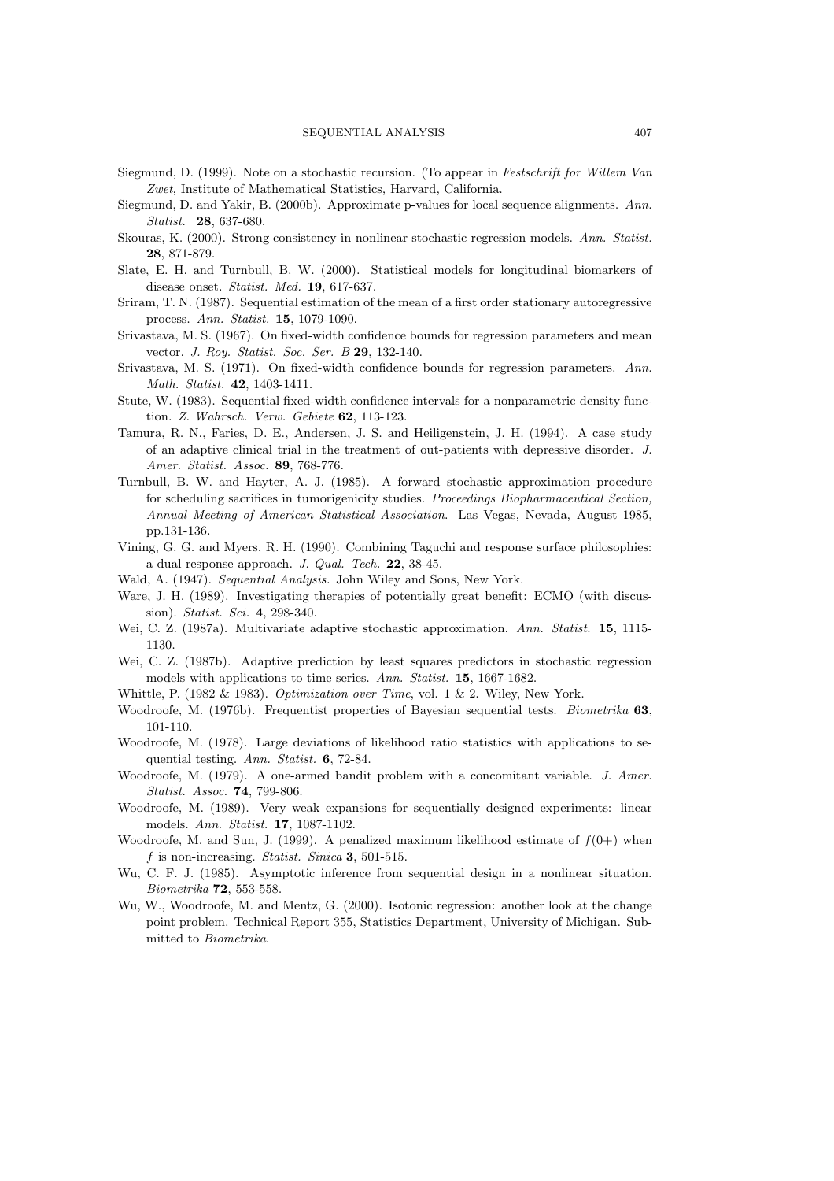Siegmund, D. (1999). Note on a stochastic recursion. (To appear in *Festschrift for Willem Van Zwet*, Institute of Mathematical Statistics, Harvard, California.

Siegmund, D. and Yakir, B. (2000b). Approximate p-values for local sequence alignments. *Ann. Statist.* **28**, 637-680.

Skouras, K. (2000). Strong consistency in nonlinear stochastic regression models. *Ann. Statist.* **28**, 871-879.

Slate, E. H. and Turnbull, B. W. (2000). Statistical models for longitudinal biomarkers of disease onset. *Statist. Med.* **19**, 617-637.

Sriram, T. N. (1987). Sequential estimation of the mean of a first order stationary autoregressive process. *Ann. Statist.* **15**, 1079-1090.

Srivastava, M. S. (1967). On fixed-width confidence bounds for regression parameters and mean vector. *J. Roy. Statist. Soc. Ser. B* **29**, 132-140.

Srivastava, M. S. (1971). On fixed-width confidence bounds for regression parameters. *Ann. Math. Statist.* **42**, 1403-1411.

Stute, W. (1983). Sequential fixed-width confidence intervals for a nonparametric density function. *Z. Wahrsch. Verw. Gebiete* **62**, 113-123.

Tamura, R. N., Faries, D. E., Andersen, J. S. and Heiligenstein, J. H. (1994). A case study of an adaptive clinical trial in the treatment of out-patients with depressive disorder. *J. Amer. Statist. Assoc.* **89**, 768-776.

Turnbull, B. W. and Hayter, A. J. (1985). A forward stochastic approximation procedure for scheduling sacrifices in tumorigenicity studies. *Proceedings Biopharmaceutical Section, Annual Meeting of American Statistical Association*. Las Vegas, Nevada, August 1985, pp.131-136.

Vining, G. G. and Myers, R. H. (1990). Combining Taguchi and response surface philosophies: a dual response approach. *J. Qual. Tech.* **22**, 38-45.

Wald, A. (1947). *Sequential Analysis*. John Wiley and Sons, New York.

Ware, J. H. (1989). Investigating therapies of potentially great benefit: ECMO (with discussion). *Statist. Sci.* **4**, 298-340.

Wei, C. Z. (1987a). Multivariate adaptive stochastic approximation. *Ann. Statist.* **15**, 1115-1130.

Wei, C. Z. (1987b). Adaptive prediction by least squares predictors in stochastic regression models with applications to time series. *Ann. Statist.* **15**, 1667-1682.

Whittle, P. (1982 & 1983). *Optimization over Time*, vol. 1 & 2. Wiley, New York.

Woodroofe, M. (1976b). Frequentist properties of Bayesian sequential tests. *Biometrika* **63**, 101-110.

Woodroofe, M. (1978). Large deviations of likelihood ratio statistics with applications to sequential testing. *Ann. Statist.* **6**, 72-84.

Woodroofe, M. (1979). A one-armed bandit problem with a concomitant variable. *J. Amer. Statist. Assoc.* **74**, 799-806.

Woodroofe, M. (1989). Very weak expansions for sequentially designed experiments: linear models. *Ann. Statist.* **17**, 1087-1102.

Woodroofe, M. and Sun, J. (1999). A penalized maximum likelihood estimate of $f(0+)$ when $f$ is non-increasing. *Statist. Sinica* **3**, 501-515.

Wu, C. F. J. (1985). Asymptotic inference from sequential design in a nonlinear situation. *Biometrika* **72**, 553-558.

Wu, W., Woodroofe, M. and Mentz, G. (2000). Isotonic regression: another look at the change point problem. Technical Report 355, Statistics Department, University of Michigan. Submitted to *Biometrika*.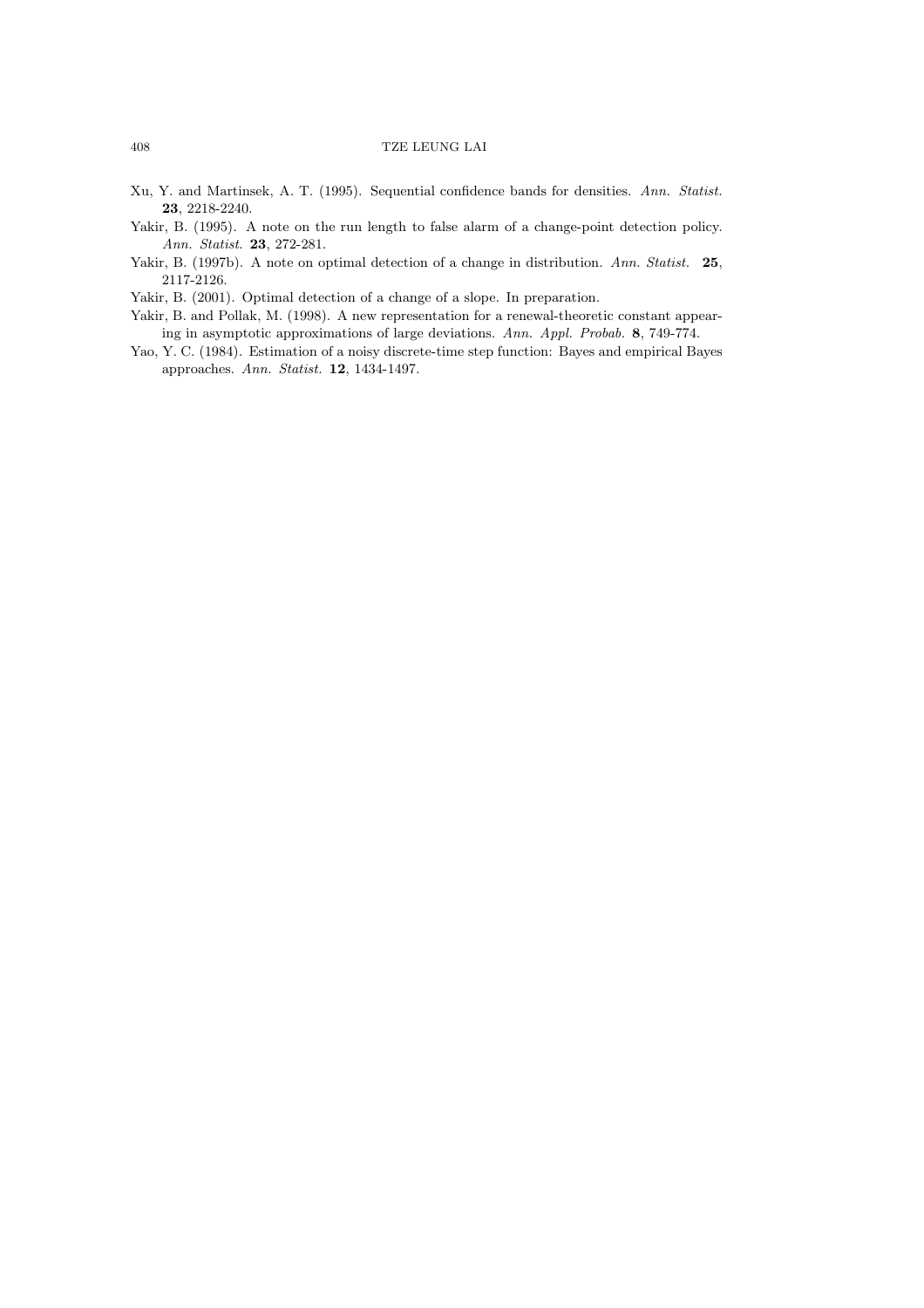Xu, Y. and Martinsek, A. T. (1995). Sequential confidence bands for densities. *Ann. Statist.* **23**, 2218-2240.

Yakir, B. (1995). A note on the run length to false alarm of a change-point detection policy. *Ann. Statist.* **23**, 272-281.

Yakir, B. (1997b). A note on optimal detection of a change in distribution. *Ann. Statist.* **25**, 2117-2126.

Yakir, B. (2001). Optimal detection of a change of a slope. In preparation.

Yakir, B. and Pollak, M. (1998). A new representation for a renewal-theoretic constant appearing in asymptotic approximations of large deviations. *Ann. Appl. Probab.* **8**, 749-774.

Yao, Y. C. (1984). Estimation of a noisy discrete-time step function: Bayes and empirical Bayes approaches. *Ann. Statist.* **12**, 1434-1497.